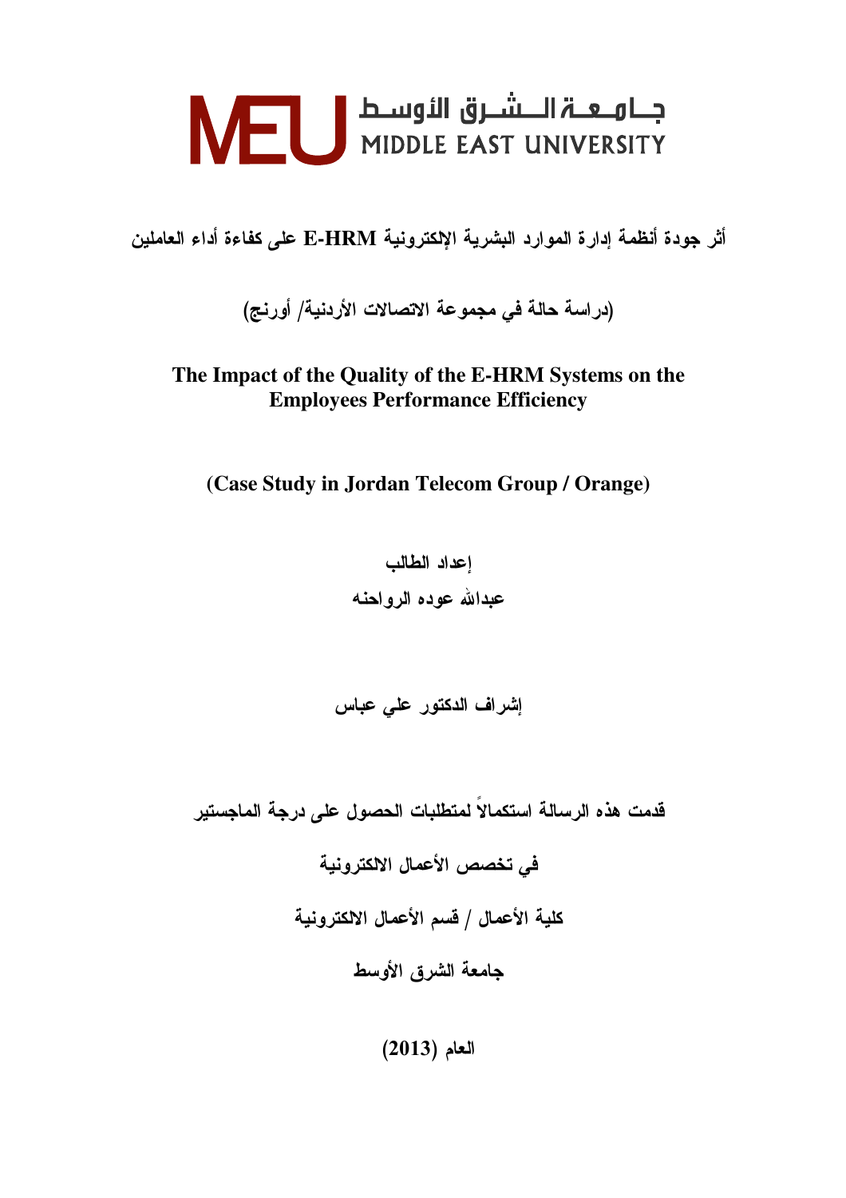جـامـعـة الـشـرق الأوسـط
MIDDLE EAST UNIVERSITY

# أثر جودة أنظمة إدارة الموارد البشرية الإلكترونية E-HRM على كفاءة أداء العاملين

## (دراسة حالة في مجموعة الاتصالات الأردنية/ أورنج)

# The Impact of the Quality of the E-HRM Systems on the Employees Performance Efficiency

## (Case Study in Jordan Telecom Group / Orange)

**إعداد الطالب**

**عبدالله عوده الرواحنه**

**إشراف الدكتور علي عباس**

**قدمت هذه الرسالة استكمالاً لمتطلبات الحصول على درجة الماجستير**

**في تخصص الأعمال الالكترونية**

**كلية الأعمال / قسم الأعمال الالكترونية**

**جامعة الشرق الأوسط**

**العام (2013)**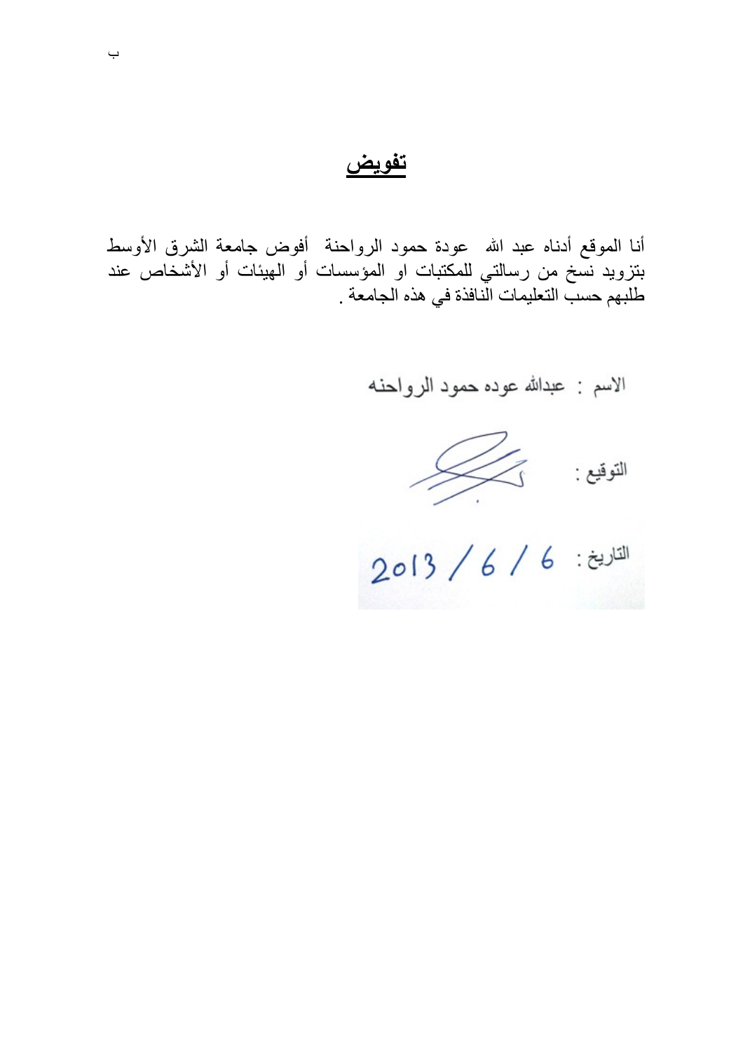# تفويض

أنا الموقع أدناه عبد الله عودة حمود الرواحنة أفوض جامعة الشرق الأوسط بتزويد نسخ من رسالتي للمكتبات او المؤسسات أو الهيئات أو الأشخاص عند طلبهم حسب التعليمات النافذة في هذه الجامعة .

الاسم : عبدالله عوده حمود الرواحنه

التوقيع :

التاريخ : 2013 / 6 / 6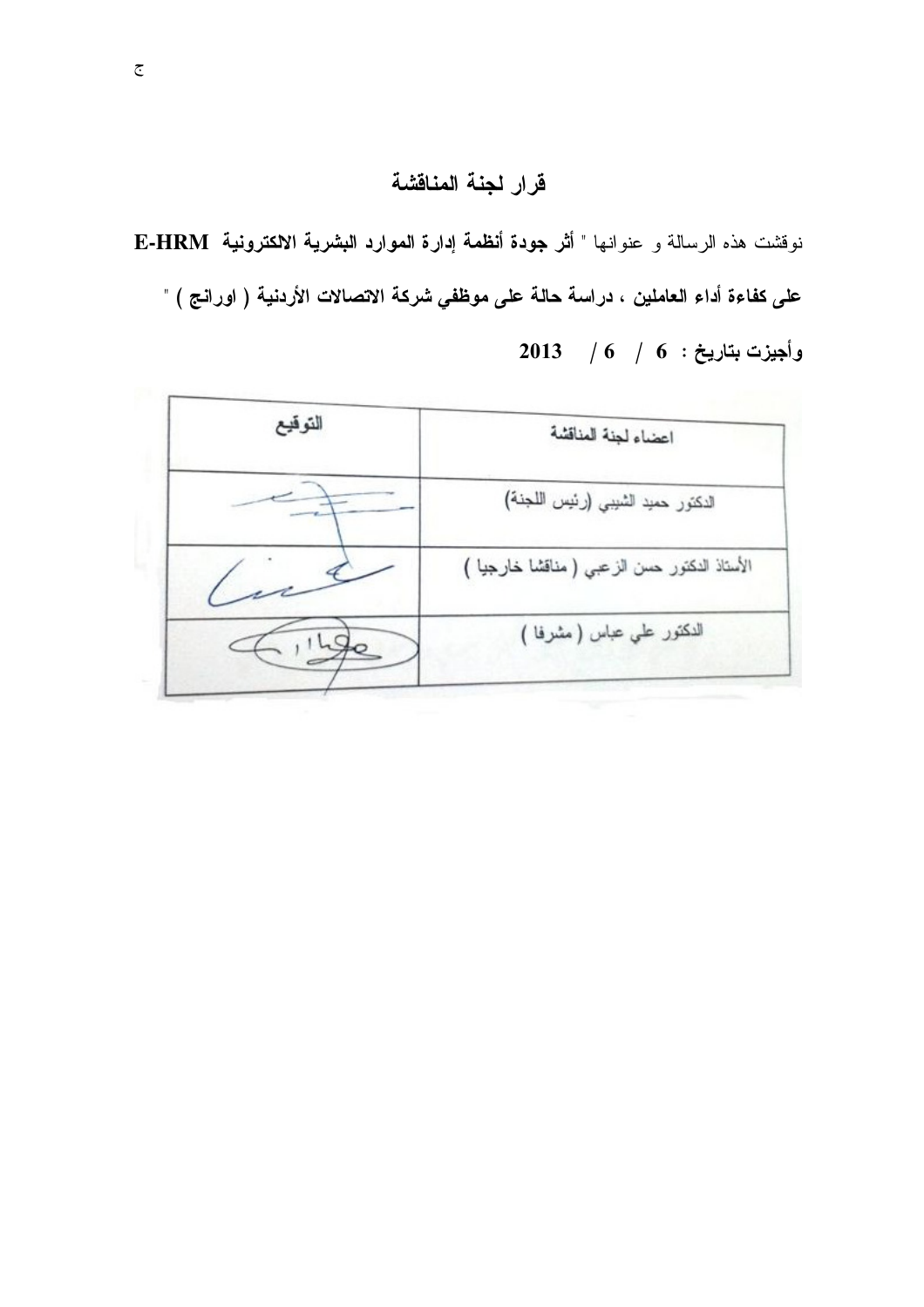# قرار لجنة المناقشة

نوقشت هذه الرسالة و عنوانها " **أثر جودة أنظمة إدارة الموارد البشرية الالكترونية E-HRM على كفاءة أداء العاملين ، دراسة حالة على موظفي شركة الاتصالات الأردنية ( اورانج )** "

**وأجيزت بتاريخ : 6 / 6 / 2013**

| اعضاء لجنة المناقشة | التوقيع |
| --- | --- |
| الدكتور حميد الشيبي (رئيس اللجنة) | |
| الأستاذ الدكتور حسن الزعبي ( مناقشا خارجيا ) | |
| الدكتور علي عباس ( مشرفا ) | |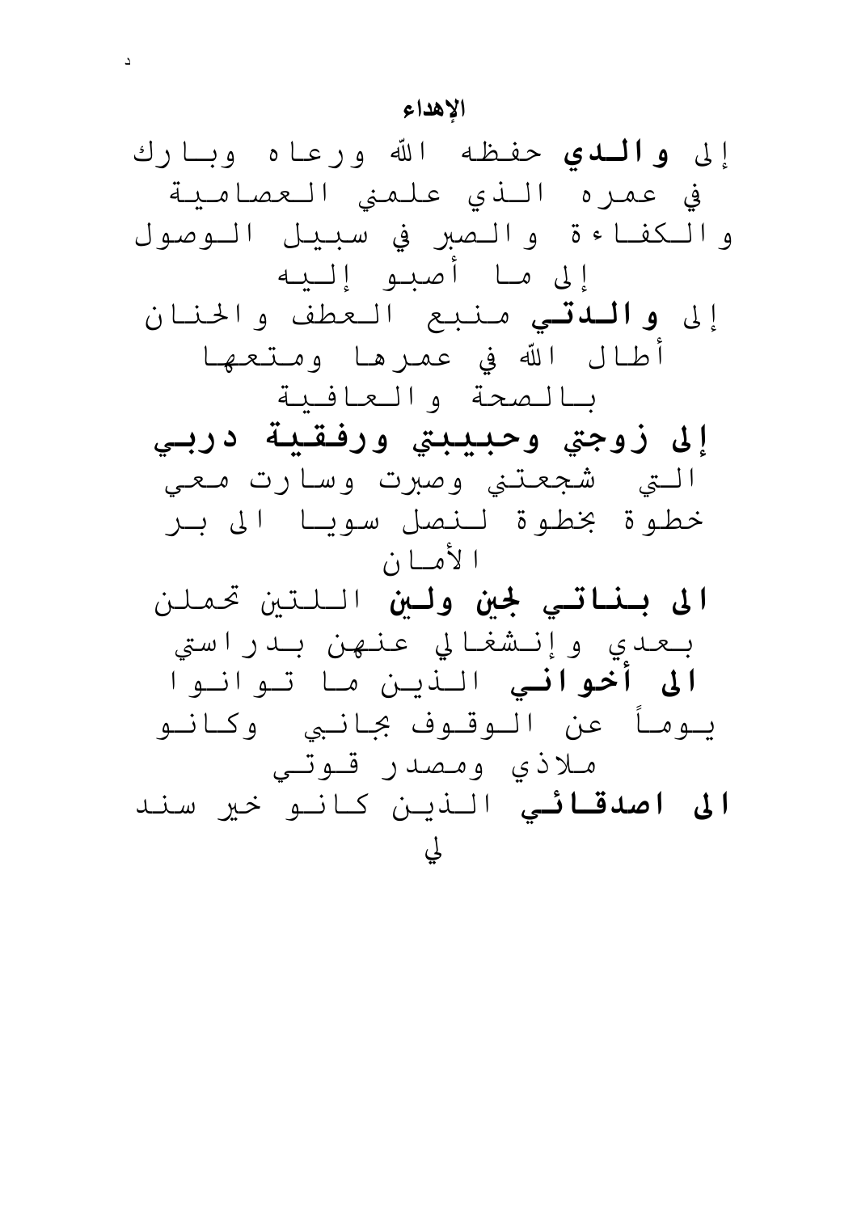## الإهداء

إلى **والدي** حفظه الله ورعاه وبارك في عمره الذي علمني العصامية والكفاءة والصبر في سبيل الوصول إلى ما أصبو إليه

إلى **والدتي** منبع العطف والحنان أطال الله في عمرها ومتعها بالصحة والعافية

**إلى زوجتي وحبيبتي ورفقية دربي** التي شجعتني وصبرت وسارت معي خطوة بخطوة لنصل سويا الى بر الأمان

**الى بناتي لجين ولين** اللتين تحملن بعدي وإنشغالي عنهن بدراستي

**الى أخواني** الذين ما توانوا يوماً عن الوقوف بجانبي وكانو ملاذي ومصدر قوتي

**الى اصدقائي** الذين كانو خير سند لي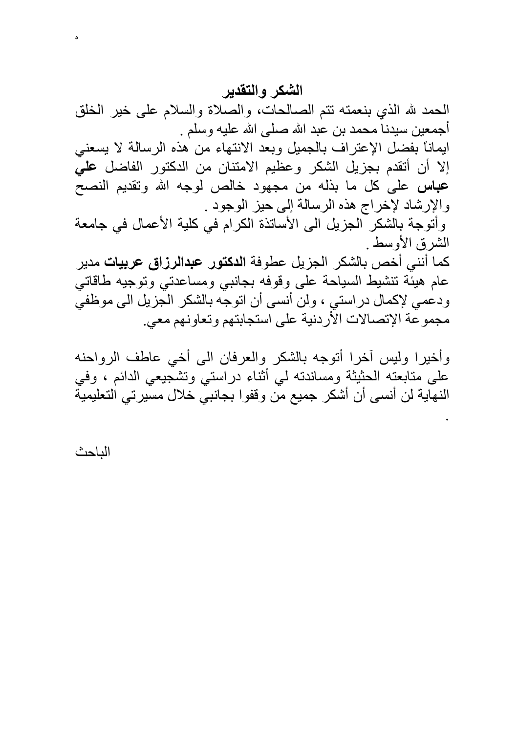## الشكر والتقدير

الحمد لله الذي بنعمته تتم الصالحات، والصلاة والسلام على خير الخلق أجمعين سيدنا محمد بن عبد الله صلى الله عليه وسلم .

ايماناً بفضل الإعتراف بالجميل وبعد الانتهاء من هذه الرسالة لا يسعني إلا أن أتقدم بجزيل الشكر وعظيم الامتنان من الدكتور الفاضل **علي عباس** على كل ما بذله من مجهود خالص لوجه الله وتقديم النصح والإرشاد لإخراج هذه الرسالة إلى حيز الوجود .

وأتوجة بالشكر الجزيل الى الأساتذة الكرام في كلية الأعمال في جامعة الشرق الأوسط .

كما أنني أخص بالشكر الجزيل عطوفة **الدكتور عبدالرزاق عربيات** مدير عام هيئة تنشيط السياحة على وقوفه بجانبي ومساعدتي وتوجيه طاقاتي ودعمي لإكمال دراستي ، ولن أنسى أن اتوجه بالشكر الجزيل الى موظفي مجموعة الإتصالات الأردنية على استجابتهم وتعاونهم معي.

وأخيرا وليس آخرا أتوجه بالشكر والعرفان الى أخي عاطف الرواحنه على متابعته الحثيثة ومساندته لي أثناء دراستي وتشجيعي الدائم ، وفي النهاية لن أنسى أن أشكر جميع من وقفوا بجانبي خلال مسيرتي التعليمية .

الباحث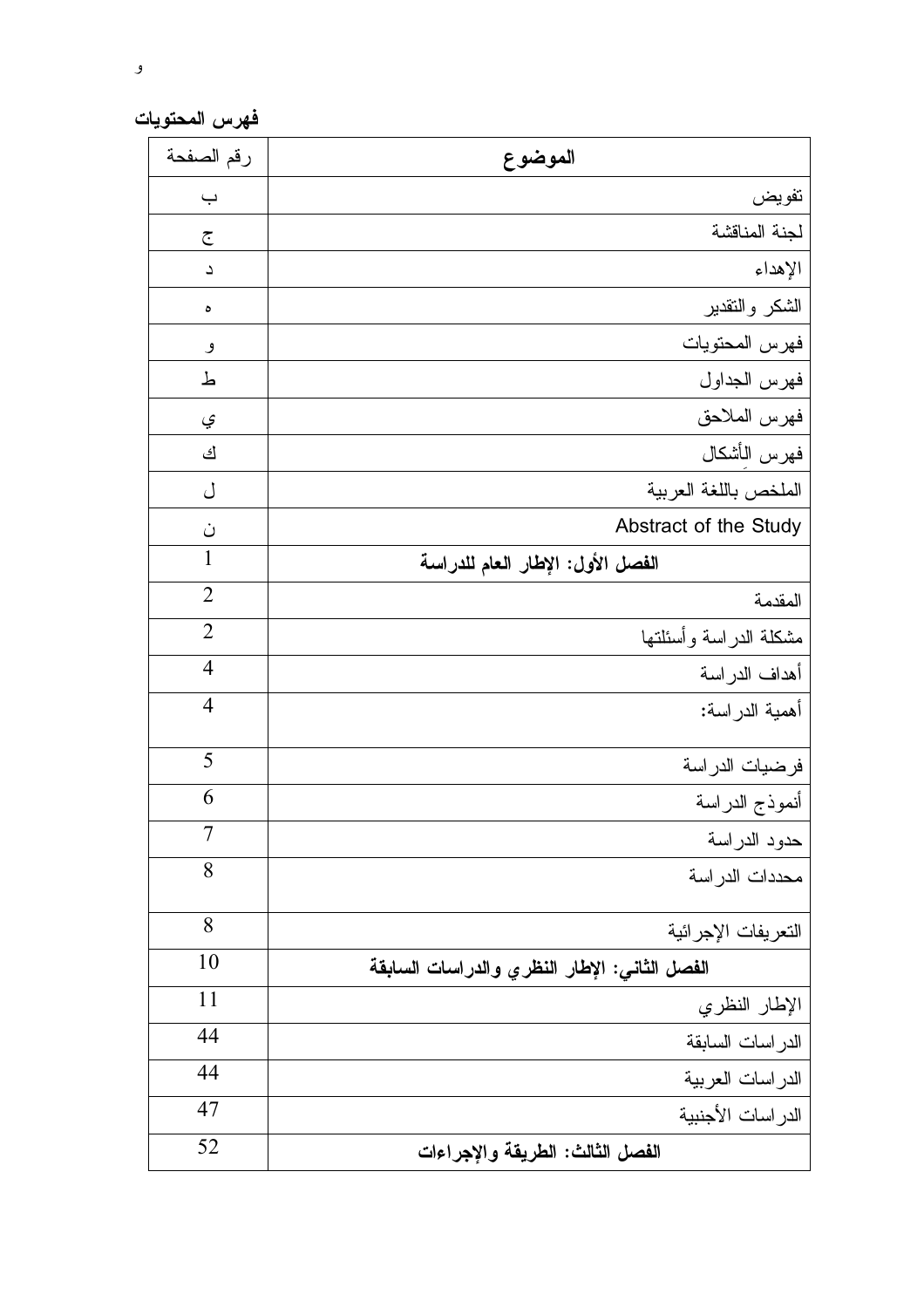**فهرس المحتويات**

| رقم الصفحة | **الموضوع** |
|---|---|
| ب | تفويض |
| ج | لجنة المناقشة |
| د | الإهداء |
| ه | الشكر والتقدير |
| و | فهرس المحتويات |
| ط | فهرس الجداول |
| ي | فهرس الملاحق |
| ك | فهرس الأشكال |
| ل | الملخص باللغة العربية |
| ن | Abstract of the Study |
| 1 | **الفصل الأول: الإطار العام للدراسة** |
| 2 | المقدمة |
| 2 | مشكلة الدراسة وأسئلتها |
| 4 | أهداف الدراسة |
| 4 | أهمية الدراسة: |
| 5 | فرضيات الدراسة |
| 6 | أنموذج الدراسة |
| 7 | حدود الدراسة |
| 8 | محددات الدراسة |
| 8 | التعريفات الإجرائية |
| 10 | **الفصل الثاني: الإطار النظري والدراسات السابقة** |
| 11 | الإطار النظري |
| 44 | الدراسات السابقة |
| 44 | الدراسات العربية |
| 47 | الدراسات الأجنبية |
| 52 | **الفصل الثالث: الطريقة والإجراءات** |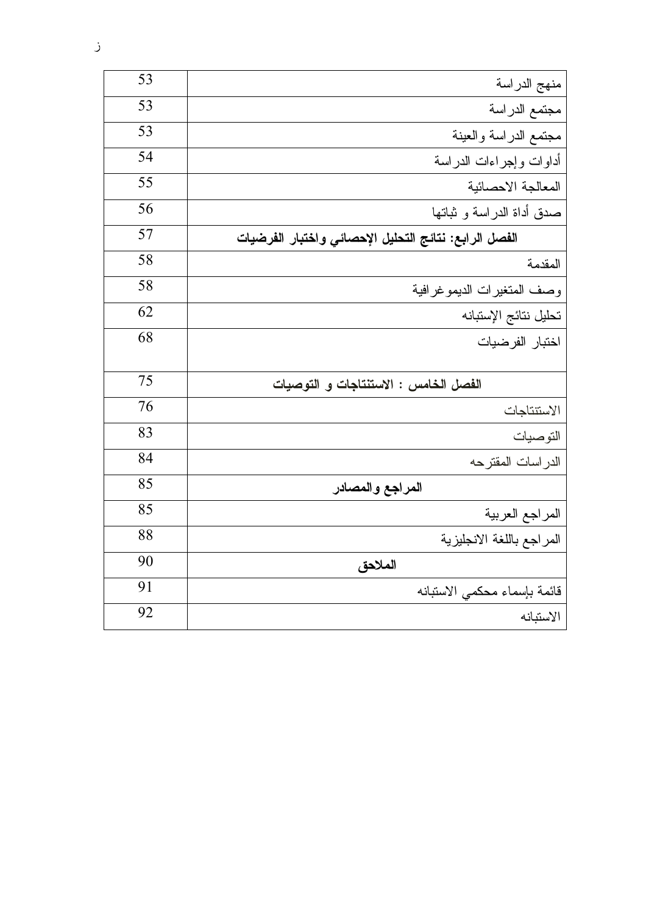| | |
|---|---|
| منهج الدراسة | 53 |
| مجتمع الدراسة | 53 |
| مجتمع الدراسة والعينة | 53 |
| أداوات وإجراءات الدراسة | 54 |
| المعالجة الاحصائية | 55 |
| صدق أداة الدراسة و ثباتها | 56 |
| **الفصل الرابع: نتائج التحليل الإحصائي واختبار الفرضيات** | 57 |
| المقدمة | 58 |
| وصف المتغيرات الديموغرافية | 58 |
| تحليل نتائج الإستبانه | 62 |
| اختبار الفرضيات | 68 |
| **الفصل الخامس : الاستنتاجات و التوصيات** | 75 |
| الاستنتاجات | 76 |
| التوصيات | 83 |
| الدراسات المقترحه | 84 |
| **المراجع والمصادر** | 85 |
| المراجع العربية | 85 |
| المراجع باللغة الانجليزية | 88 |
| **الملاحق** | 90 |
| قائمة بإسماء محكمي الاستبانه | 91 |
| الاستبانه | 92 |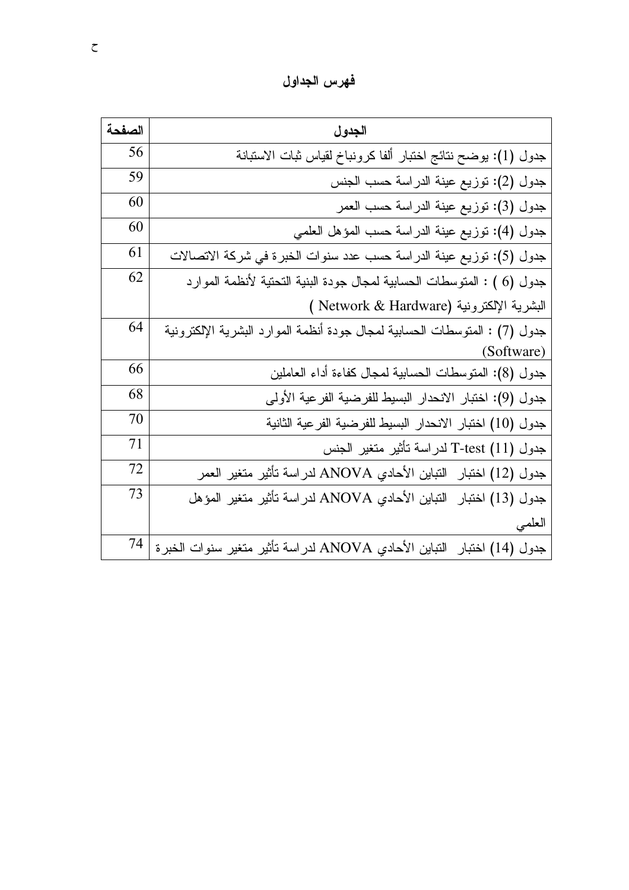# فهرس الجداول

| الجدول | الصفحة |
|---|---|
| جدول (1): يوضح نتائج اختبار ألفا كرونباخ لقياس ثبات الاستبانة | 56 |
| جدول (2): توزيع عينة الدراسة حسب الجنس | 59 |
| جدول (3): توزيع عينة الدراسة حسب العمر | 60 |
| جدول (4): توزيع عينة الدراسة حسب المؤهل العلمي | 60 |
| جدول (5): توزيع عينة الدراسة حسب عدد سنوات الخبرة في شركة الاتصالات | 61 |
| جدول (6 ) : المتوسطات الحسابية لمجال جودة البنية التحتية لأنظمة الموارد البشرية الإلكترونية (Network & Hardware ) | 62 |
| جدول (7) : المتوسطات الحسابية لمجال جودة أنظمة الموارد البشرية الإلكترونية (Software) | 64 |
| جدول (8): المتوسطات الحسابية لمجال كفاءة أداء العاملين | 66 |
| جدول (9): اختبار الانحدار البسيط للفرضية الفرعية الأولى | 68 |
| جدول (10) اختبار الانحدار البسيط للفرضية الفرعية الثانية | 70 |
| جدول (11) T-test لدراسة تأثير متغير الجنس | 71 |
| جدول (12) اختبار التباين الأحادي ANOVA لدراسة تأثير متغير العمر | 72 |
| جدول (13) اختبار التباين الأحادي ANOVA لدراسة تأثير متغير المؤهل العلمي | 73 |
| جدول (14) اختبار التباين الأحادي ANOVA لدراسة تأثير متغير سنوات الخبرة | 74 |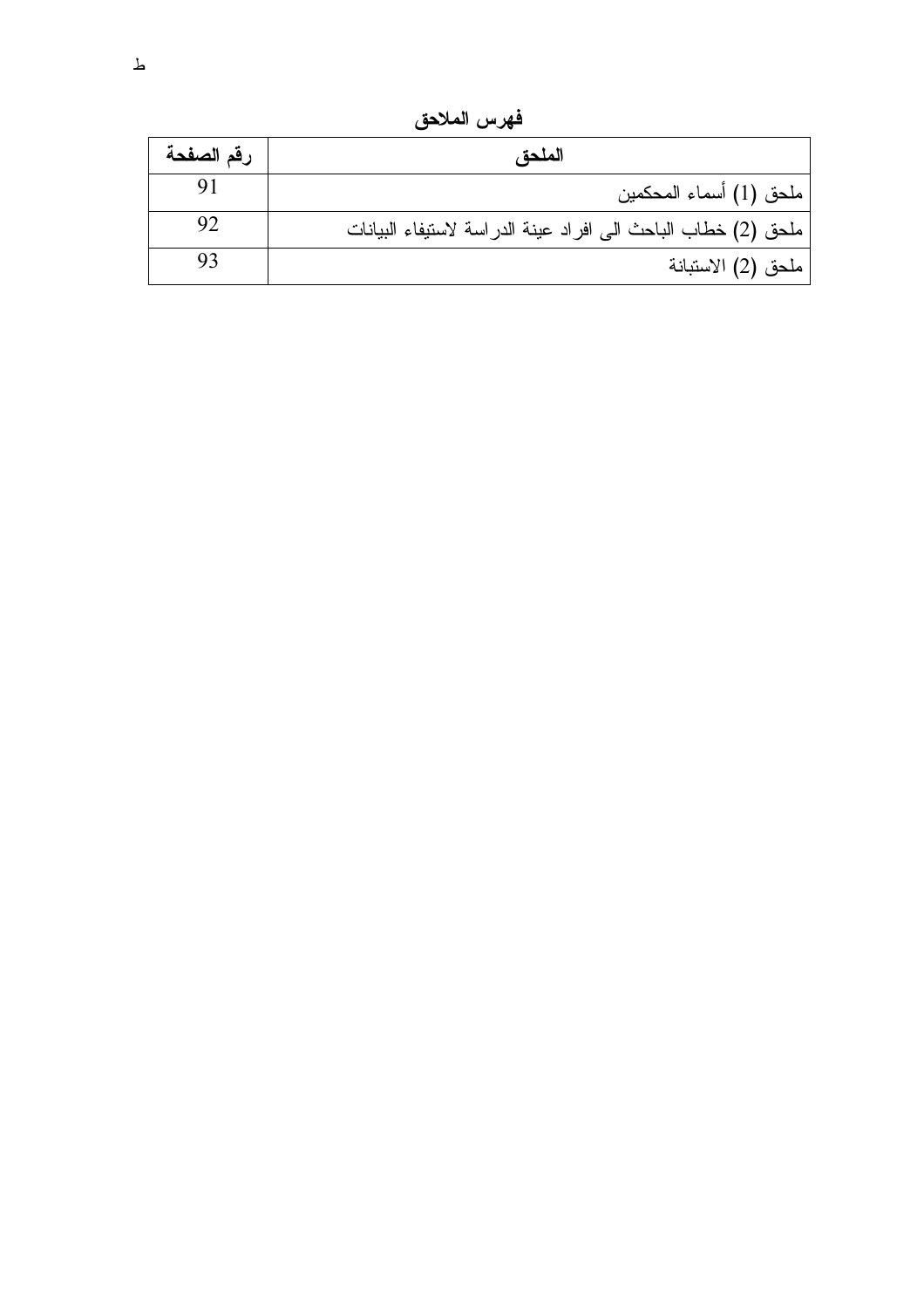## فهرس الملاحق

| رقم الصفحة | الملحق |
| --- | --- |
| 91 | ملحق (1) أسماء المحكمين |
| 92 | ملحق (2) خطاب الباحث الى افراد عينة الدراسة لاستيفاء البيانات |
| 93 | ملحق (2) الاستبانة |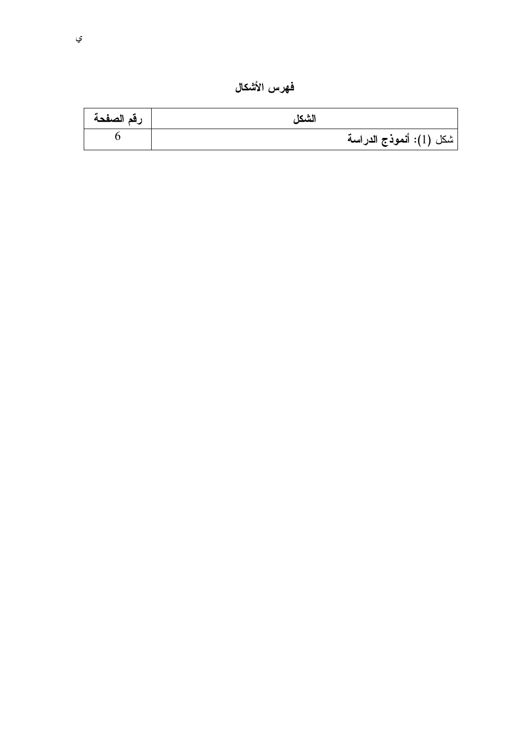# فهرس الأشكال

| الشكل | رقم الصفحة |
|---|---|
| شكل (1): **أنموذج الدراسة** | 6 |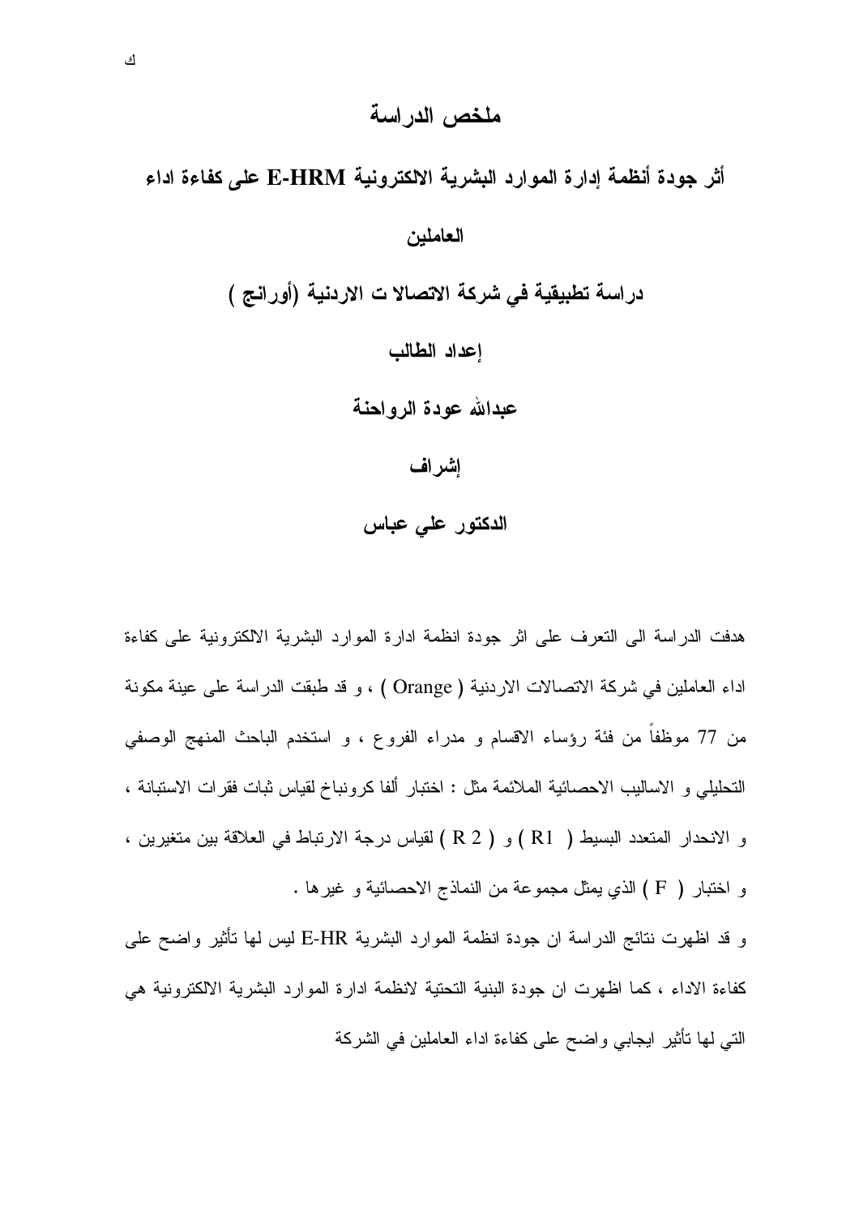# ملخص الدراسة

## أثر جودة أنظمة إدارة الموارد البشرية الالكترونية E-HRM على كفاءة اداء العاملين

## دراسة تطبيقية في شركة الاتصالا ت الاردنية (أورانج )

**إعداد الطالب**

**عبدالله عودة الرواحنة**

**إشراف**

**الدكتور علي عباس**

هدفت الدراسة الى التعرف على اثر جودة انظمة ادارة الموارد البشرية الالكترونية على كفاءة اداء العاملين في شركة الاتصالات الاردنية ( Orange ) ، و قد طبقت الدراسة على عينة مكونة من 77 موظفاً من فئة رؤساء الاقسام و مدراء الفروع ، و استخدم الباحث المنهج الوصفي التحليلي و الاساليب الاحصائية الملائمة مثل : اختبار ألفا كرونباخ لقياس ثبات فقرات الاستبانة ، و الانحدار المتعدد البسيط ( R1 ) و ( R 2 ) لقياس درجة الارتباط في العلاقة بين متغيرين ، و اختبار ( F ) الذي يمثل مجموعة من النماذج الاحصائية و غيرها .

و قد اظهرت نتائج الدراسة ان جودة انظمة الموارد البشرية E-HR ليس لها تأثير واضح على كفاءة الاداء ، كما اظهرت ان جودة البنية التحتية لانظمة ادارة الموارد البشرية الالكترونية هي التي لها تأثير ايجابي واضح على كفاءة اداء العاملين في الشركة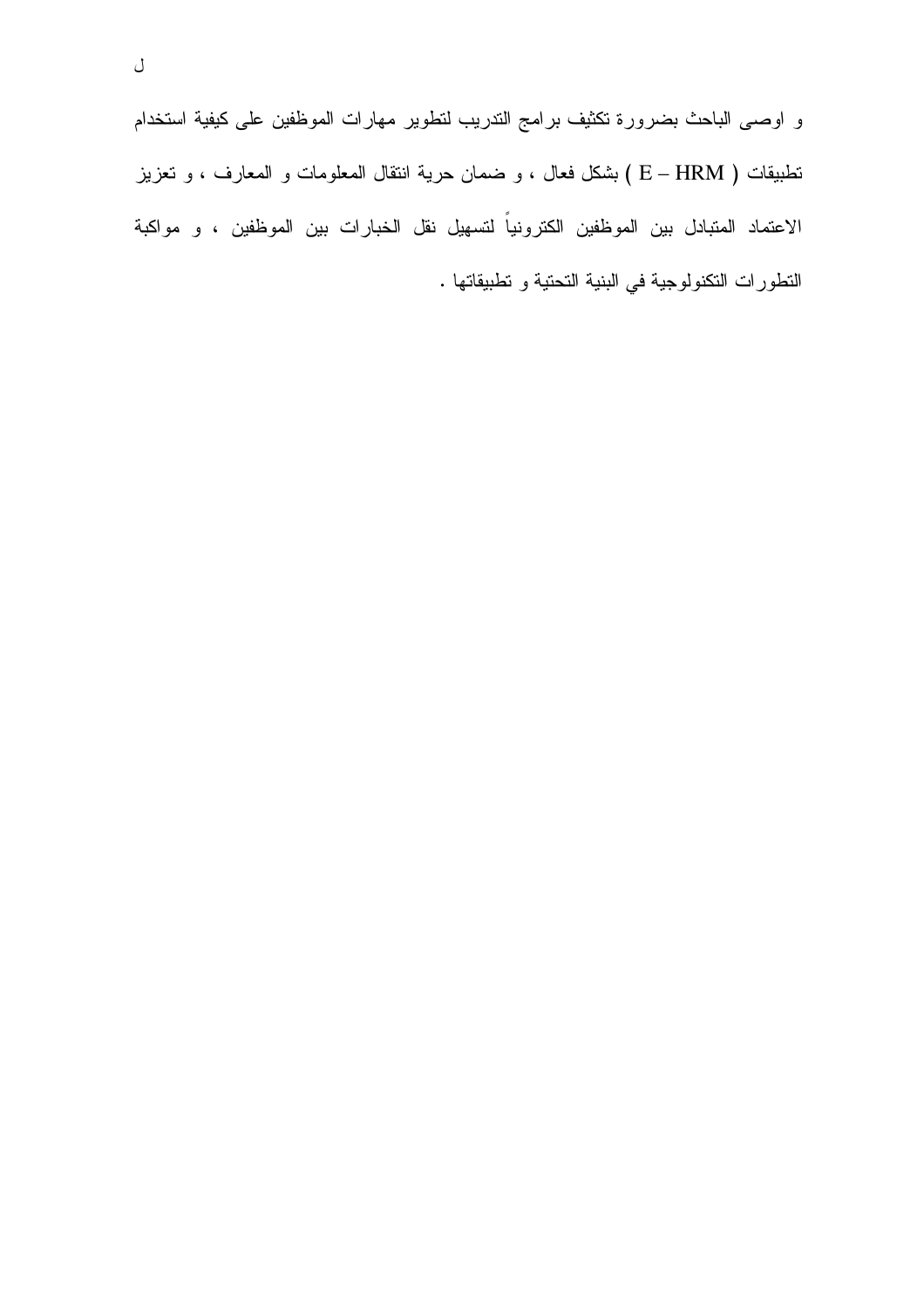و اوصى الباحث بضرورة تكثيف برامج التدريب لتطوير مهارات الموظفين على كيفية استخدام تطبيقات ( E – HRM ) بشكل فعال ، و ضمان حرية انتقال المعلومات و المعارف ، و تعزيز الاعتماد المتبادل بين الموظفين الكترونياً لتسهيل نقل الخبارات بين الموظفين ، و مواكبة التطورات التكنولوجية في البنية التحتية و تطبيقاتها .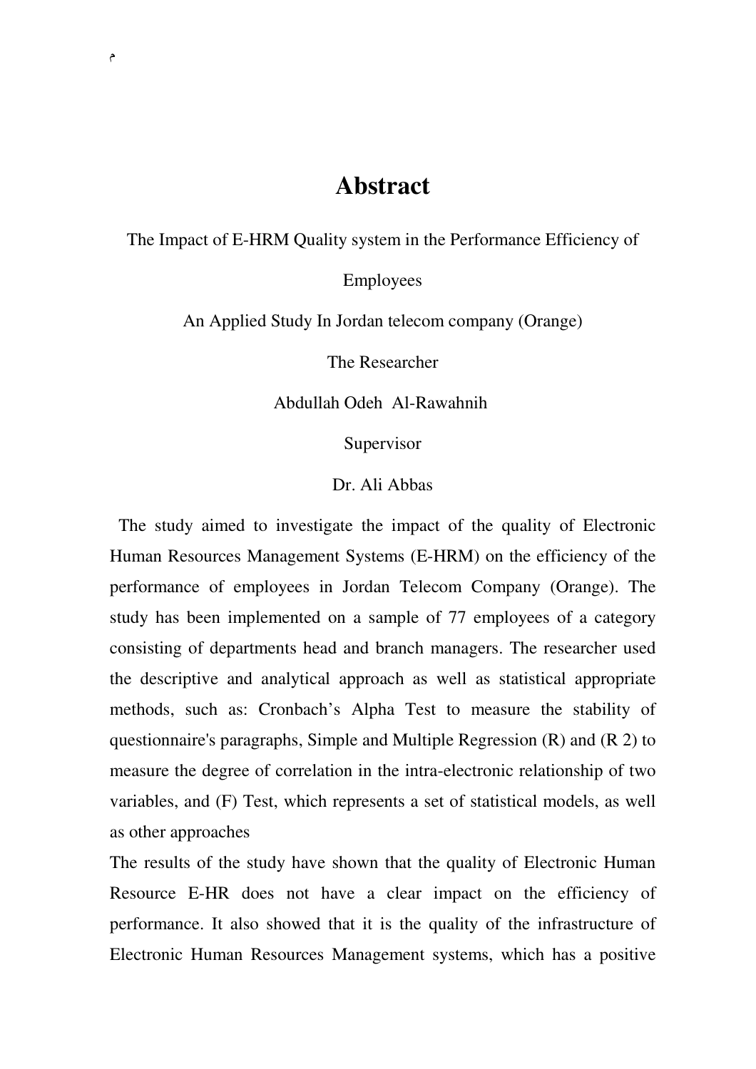# Abstract

The Impact of E-HRM Quality system in the Performance Efficiency of Employees

An Applied Study In Jordan telecom company (Orange)

The Researcher

Abdullah Odeh Al-Rawahnih

Supervisor

Dr. Ali Abbas

The study aimed to investigate the impact of the quality of Electronic Human Resources Management Systems (E-HRM) on the efficiency of the performance of employees in Jordan Telecom Company (Orange). The study has been implemented on a sample of 77 employees of a category consisting of departments head and branch managers. The researcher used the descriptive and analytical approach as well as statistical appropriate methods, such as: Cronbach's Alpha Test to measure the stability of questionnaire's paragraphs, Simple and Multiple Regression (R) and (R 2) to measure the degree of correlation in the intra-electronic relationship of two variables, and (F) Test, which represents a set of statistical models, as well as other approaches

The results of the study have shown that the quality of Electronic Human Resource E-HR does not have a clear impact on the efficiency of performance. It also showed that it is the quality of the infrastructure of Electronic Human Resources Management systems, which has a positive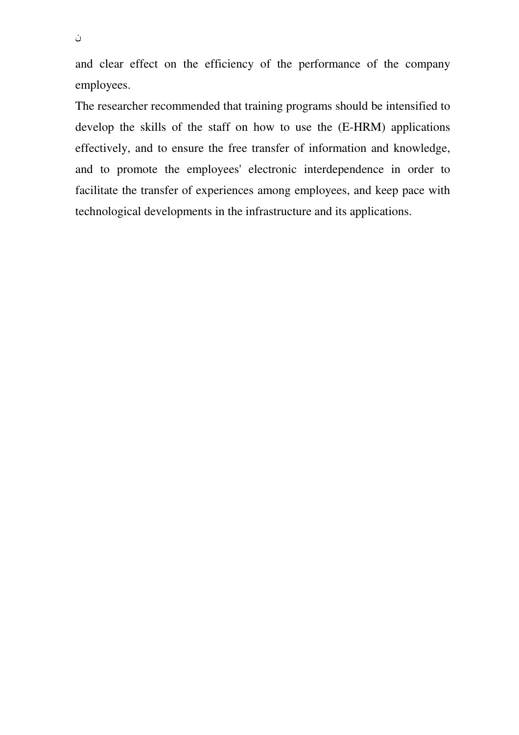and clear effect on the efficiency of the performance of the company employees.

The researcher recommended that training programs should be intensified to develop the skills of the staff on how to use the (E-HRM) applications effectively, and to ensure the free transfer of information and knowledge, and to promote the employees' electronic interdependence in order to facilitate the transfer of experiences among employees, and keep pace with technological developments in the infrastructure and its applications.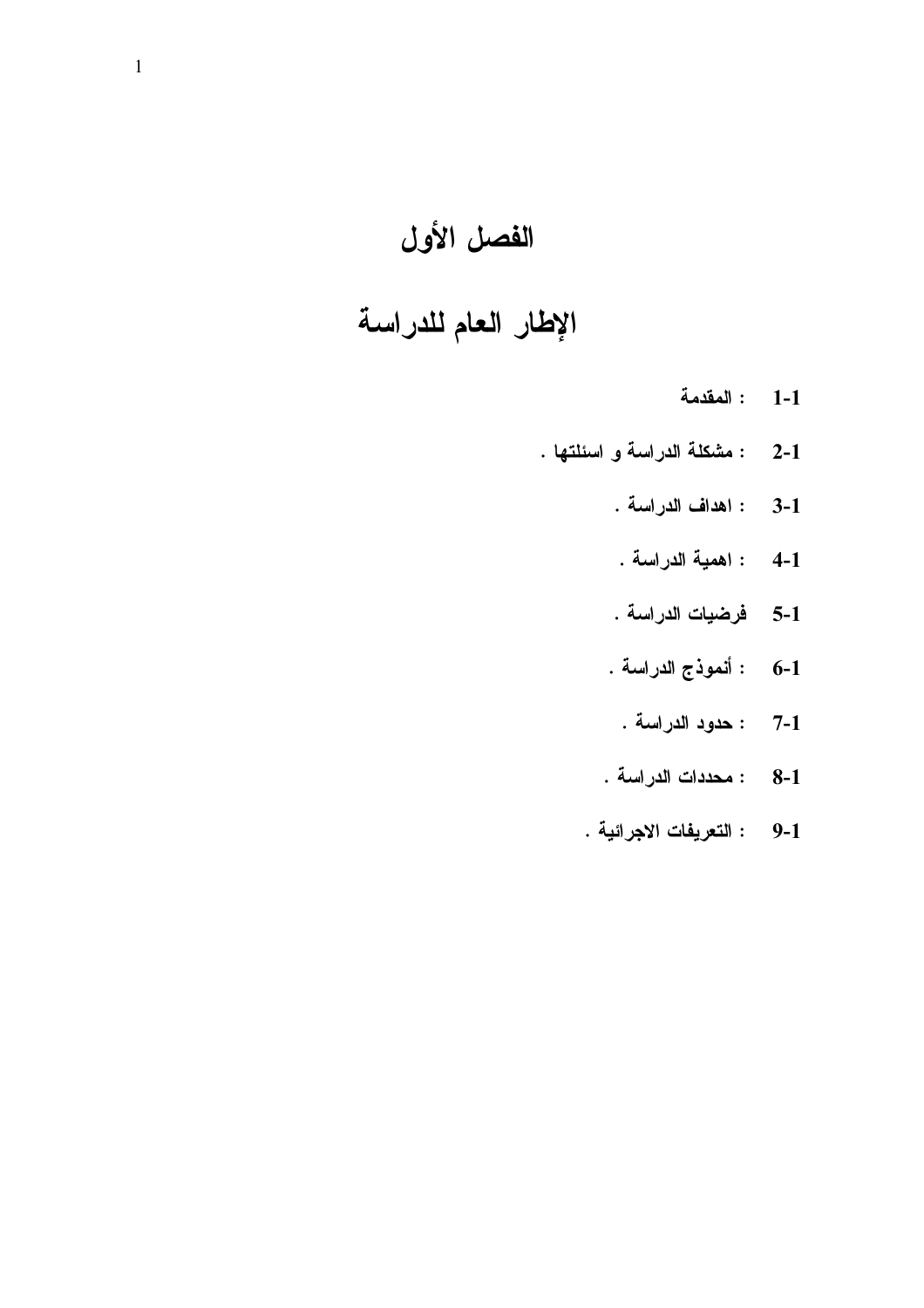# الفصل الأول

# الإطار العام للدراسة

1-1 : المقدمة

2-1 : مشكلة الدراسة و اسئلتها .

3-1 : اهداف الدراسة .

4-1 : اهمية الدراسة .

5-1 فرضيات الدراسة .

6-1 : أنموذج الدراسة .

7-1 : حدود الدراسة .

8-1 : محددات الدراسة .

9-1 : التعريفات الاجرائية .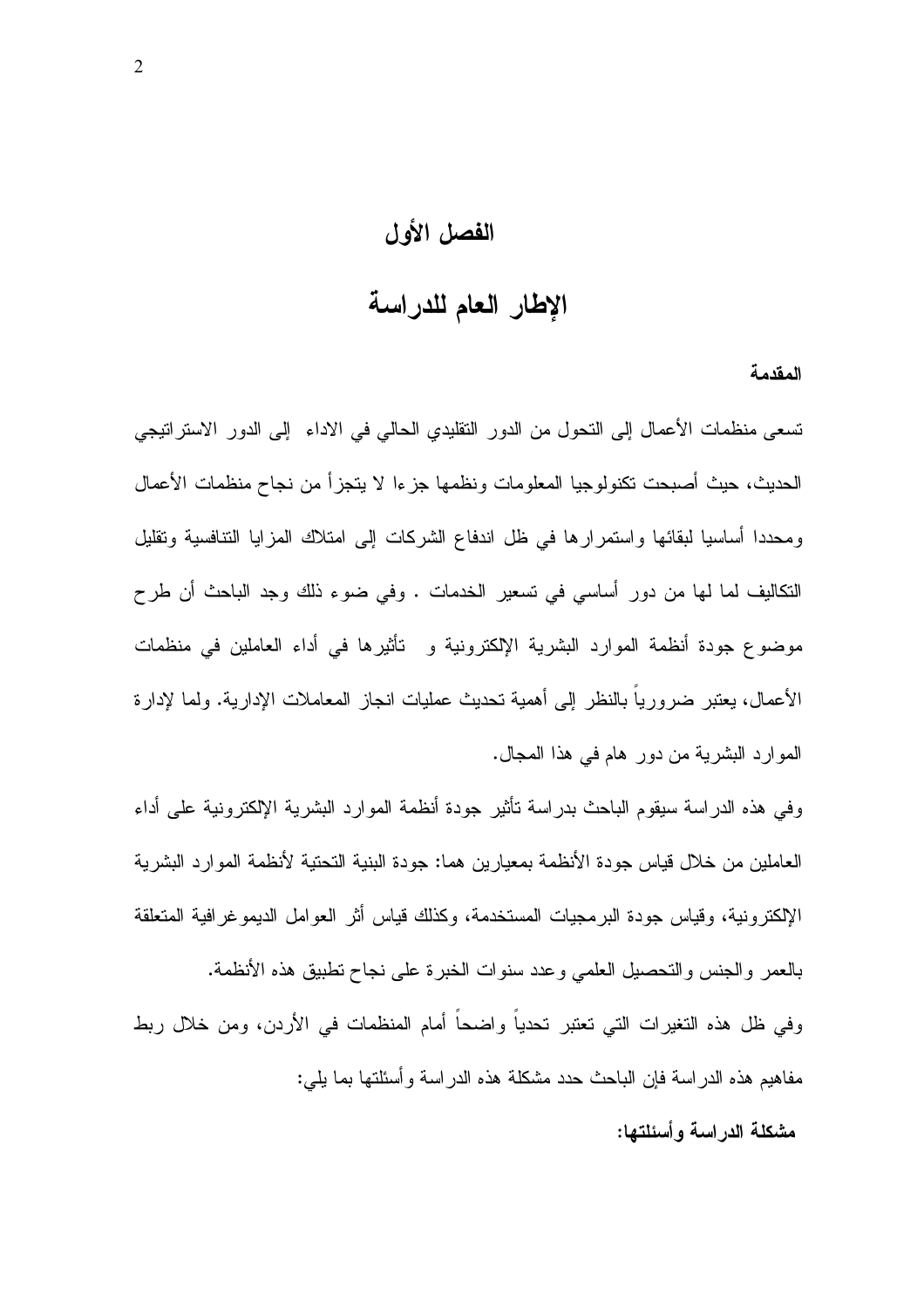# الفصل الأول

# الإطار العام للدراسة

**المقدمة**

تسعى منظمات الأعمال إلى التحول من الدور التقليدي الحالي في الاداء إلى الدور الاستراتيجي الحديث، حيث أصبحت تكنولوجيا المعلومات ونظمها جزءا لا يتجزأ من نجاح منظمات الأعمال ومحددا أساسيا لبقائها واستمرارها في ظل اندفاع الشركات إلى امتلاك المزايا التنافسية وتقليل التكاليف لما لها من دور أساسي في تسعير الخدمات . وفي ضوء ذلك وجد الباحث أن طرح موضوع جودة أنظمة الموارد البشرية الإلكترونية و تأثيرها في أداء العاملين في منظمات الأعمال، يعتبر ضرورياً بالنظر إلى أهمية تحديث عمليات انجاز المعاملات الإدارية. ولما لإدارة الموارد البشرية من دور هام في هذا المجال.

وفي هذه الدراسة سيقوم الباحث بدراسة تأثير جودة أنظمة الموارد البشرية الإلكترونية على أداء العاملين من خلال قياس جودة الأنظمة بمعيارين هما: جودة البنية التحتية لأنظمة الموارد البشرية الإلكترونية، وقياس جودة البرمجيات المستخدمة، وكذلك قياس أثر العوامل الديموغرافية المتعلقة بالعمر والجنس والتحصيل العلمي وعدد سنوات الخبرة على نجاح تطبيق هذه الأنظمة.

وفي ظل هذه التغيرات التي تعتبر تحدياً واضحاً أمام المنظمات في الأردن، ومن خلال ربط مفاهيم هذه الدراسة فإن الباحث حدد مشكلة هذه الدراسة وأسئلتها بما يلي:

**مشكلة الدراسة وأسئلتها:**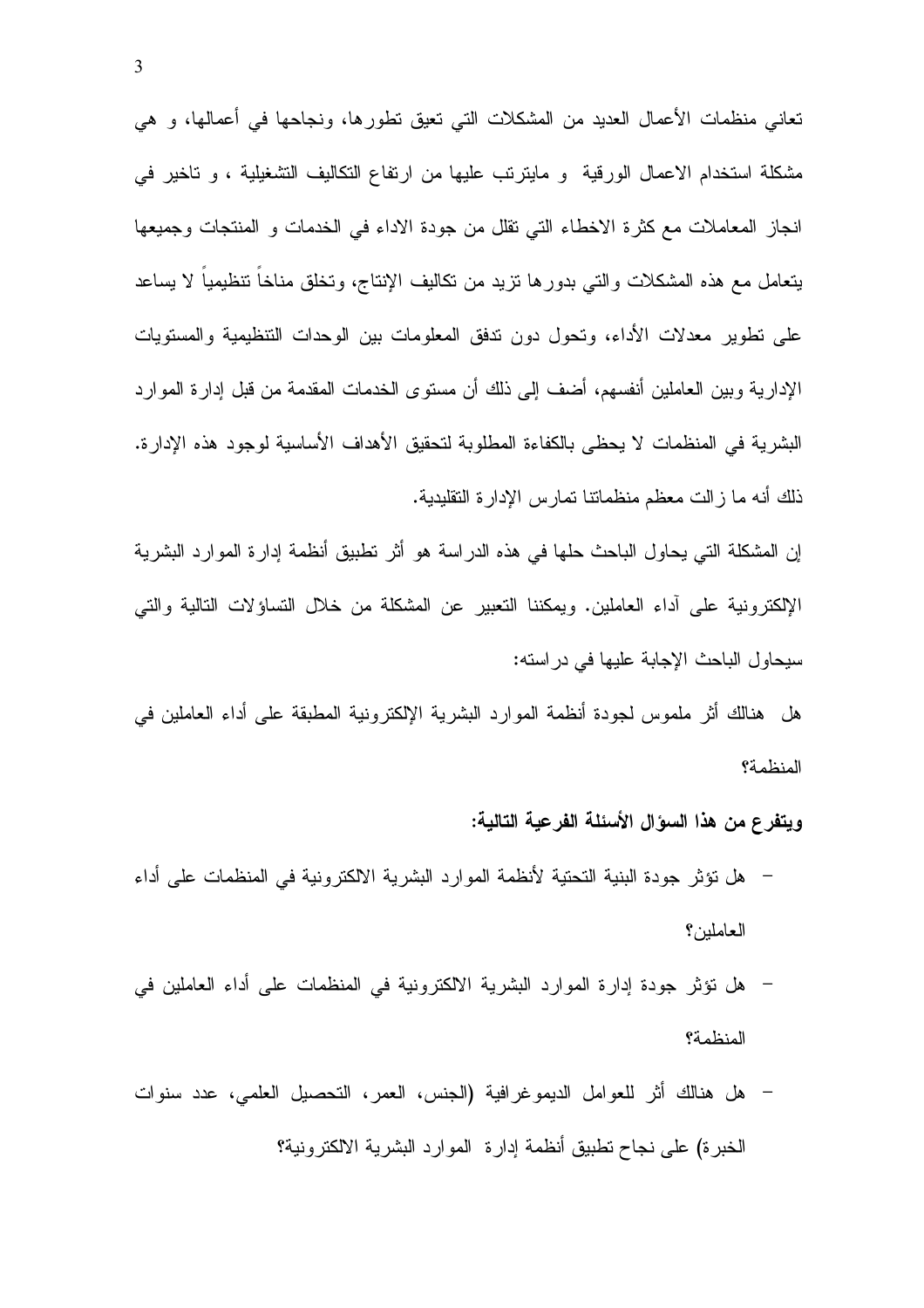تعاني منظمات الأعمال العديد من المشكلات التي تعيق تطورها، ونجاحها في أعمالها، و هي مشكلة استخدام الاعمال الورقية و مايترتب عليها من ارتفاع التكاليف التشغيلية ، و تاخير في انجاز المعاملات مع كثرة الاخطاء التي تقلل من جودة الاداء في الخدمات و المنتجات وجميعها يتعامل مع هذه المشكلات والتي بدورها تزيد من تكاليف الإنتاج، وتخلق مناخاً تنظيمياً لا يساعد على تطوير معدلات الأداء، وتحول دون تدفق المعلومات بين الوحدات التنظيمية والمستويات الإدارية وبين العاملين أنفسهم، أضف إلى ذلك أن مستوى الخدمات المقدمة من قبل إدارة الموارد البشرية في المنظمات لا يحظى بالكفاءة المطلوبة لتحقيق الأهداف الأساسية لوجود هذه الإدارة. ذلك أنه ما زالت معظم منظماتنا تمارس الإدارة التقليدية.

إن المشكلة التي يحاول الباحث حلها في هذه الدراسة هو أثر تطبيق أنظمة إدارة الموارد البشرية الإلكترونية على آداء العاملين. ويمكننا التعبير عن المشكلة من خلال التساؤلات التالية والتي سيحاول الباحث الإجابة عليها في دراسته:

هل هنالك أثر ملموس لجودة أنظمة الموارد البشرية الإلكترونية المطبقة على أداء العاملين في المنظمة؟

**ويتفرع من هذا السؤال الأسئلة الفرعية التالية:**

- هل تؤثر جودة البنية التحتية لأنظمة الموارد البشرية الالكترونية في المنظمات على أداء العاملين؟
- هل تؤثر جودة إدارة الموارد البشرية الالكترونية في المنظمات على أداء العاملين في المنظمة؟
- هل هنالك أثر للعوامل الديموغرافية (الجنس، العمر، التحصيل العلمي، عدد سنوات الخبرة) على نجاح تطبيق أنظمة إدارة الموارد البشرية الالكترونية؟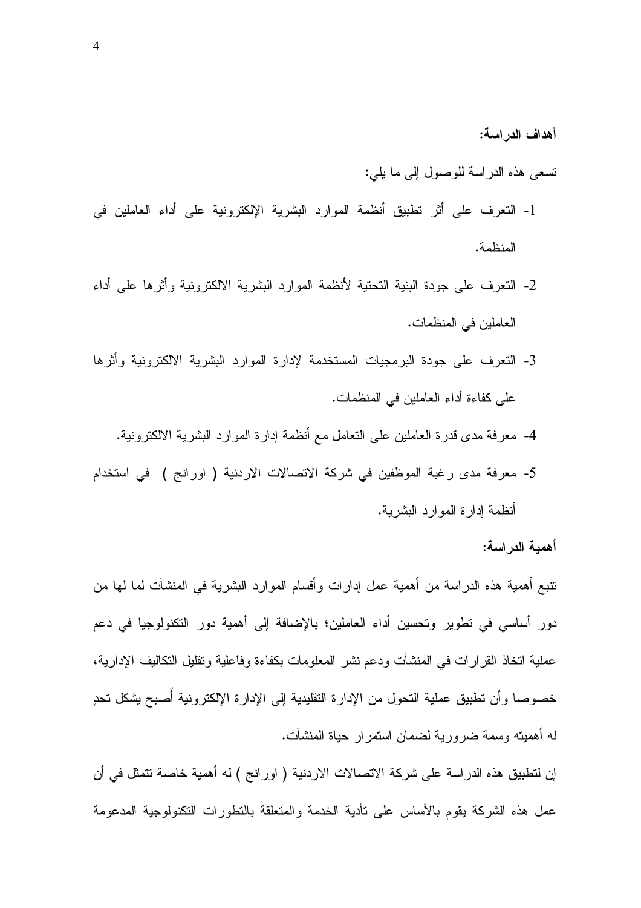**أهداف الدراسة:**

تسعى هذه الدراسة للوصول إلى ما يلي:

1- التعرف على أثر تطبيق أنظمة الموارد البشرية الإلكترونية على أداء العاملين في المنظمة.

2- التعرف على جودة البنية التحتية لأنظمة الموارد البشرية الالكترونية وأثرها على أداء العاملين في المنظمات.

3- التعرف على جودة البرمجيات المستخدمة لإدارة الموارد البشرية الالكترونية وأثرها على كفاءة أداء العاملين في المنظمات.

4- معرفة مدى قدرة العاملين على التعامل مع أنظمة إدارة الموارد البشرية الالكترونية.

5- معرفة مدى رغبة الموظفين في شركة الاتصالات الاردنية ( اورانج ) في استخدام أنظمة إدارة الموارد البشرية.

**أهمية الدراسة:**

تنبع أهمية هذه الدراسة من أهمية عمل إدارات وأقسام الموارد البشرية في المنشآت لما لها من دور أساسي في تطوير وتحسين أداء العاملين؛ بالإضافة إلى أهمية دور التكنولوجيا في دعم عملية اتخاذ القرارات في المنشآت ودعم نشر المعلومات بكفاءة وفاعلية وتقليل التكاليف الإدارية، خصوصا وأن تطبيق عملية التحول من الإدارة التقليدية إلى الإدارة الإلكترونية أَصبح يشكل تحدٍ له أهميته وسمة ضرورية لضمان استمرار حياة المنشآت.

إن لتطبيق هذه الدراسة على شركة الاتصالات الاردنية ( اورانج ) له أهمية خاصة تتمثل في أن عمل هذه الشركة يقوم بالأساس على تأدية الخدمة والمتعلقة بالتطورات التكنولوجية المدعومة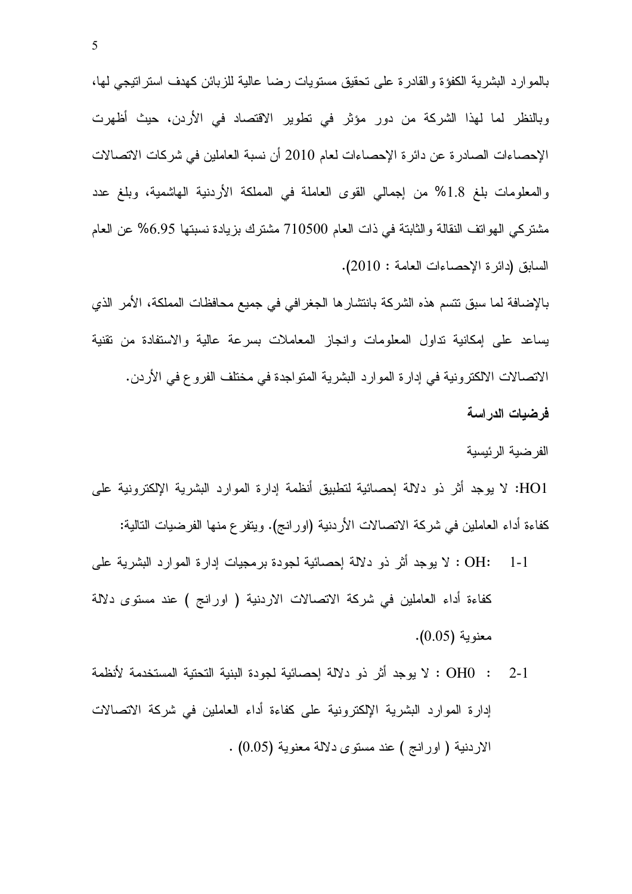بالموارد البشرية الكفؤة والقادرة على تحقيق مستويات رضا عالية للزبائن كهدف استراتيجي لها، وبالنظر لما لهذا الشركة من دور مؤثر في تطوير الاقتصاد في الأردن، حيث أظهرت الإحصاءات الصادرة عن دائرة الإحصاءات لعام 2010 أن نسبة العاملين في شركات الاتصالات والمعلومات بلغ 1.8% من إجمالي القوى العاملة في المملكة الأردنية الهاشمية، وبلغ عدد مشتركي الهواتف النقالة والثابتة في ذات العام 710500 مشترك بزيادة نسبتها 6.95% عن العام السابق (دائرة الإحصاءات العامة : 2010).

بالإضافة لما سبق تتسم هذه الشركة بانتشارها الجغرافي في جميع محافظات المملكة، الأمر الذي يساعد على إمكانية تداول المعلومات وانجاز المعاملات بسرعة عالية والاستفادة من تقنية الاتصالات الالكترونية في إدارة الموارد البشرية المتواجدة في مختلف الفروع في الأردن.

**فرضيات الدراسة**

الفرضية الرئيسية

HO1: لا يوجد أثر ذو دلالة إحصائية لتطبيق أنظمة إدارة الموارد البشرية الإلكترونية على كفاءة أداء العاملين في شركة الاتصالات الأردنية (اورانج). ويتفرع منها الفرضيات التالية:

1-1 :OH : لا يوجد أثر ذو دلالة إحصائية لجودة برمجيات إدارة الموارد البشرية على كفاءة أداء العاملين في شركة الاتصالات الاردنية ( اورانج ) عند مستوى دلالة معنوية (0.05).

2-1 : OH0 : لا يوجد أثر ذو دلالة إحصائية لجودة البنية التحتية المستخدمة لأنظمة إدارة الموارد البشرية الإلكترونية على كفاءة أداء العاملين في شركة الاتصالات الاردنية ( اورانج ) عند مستوى دلالة معنوية (0.05) .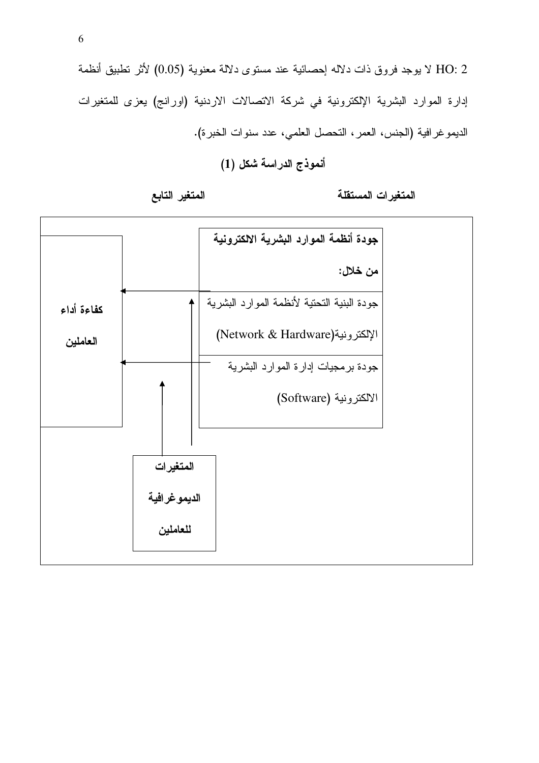HO: 2 لا يوجد فروق ذات دلاله إحصائية عند مستوى دلالة معنوية (0.05) لأثر تطبيق أنظمة إدارة الموارد البشرية الإلكترونية في شركة الاتصالات الاردنية (اورانج) يعزى للمتغيرات الديموغرافية (الجنس، العمر، التحصل العلمي، عدد سنوات الخبرة).

**أنموذج الدراسة شكل (1)**

**المتغيرات المستقلة** **المتغير التابع**

**جودة أنظمة الموارد البشرية الالكترونية من خلال:**

- جودة البنية التحتية لأنظمة الموارد البشرية الإلكترونية(Network & Hardware)
- جودة برمجيات إدارة الموارد البشرية الالكترونية (Software)

**كفاءة أداء العاملين**

**المتغيرات الديموغرافية للعاملين**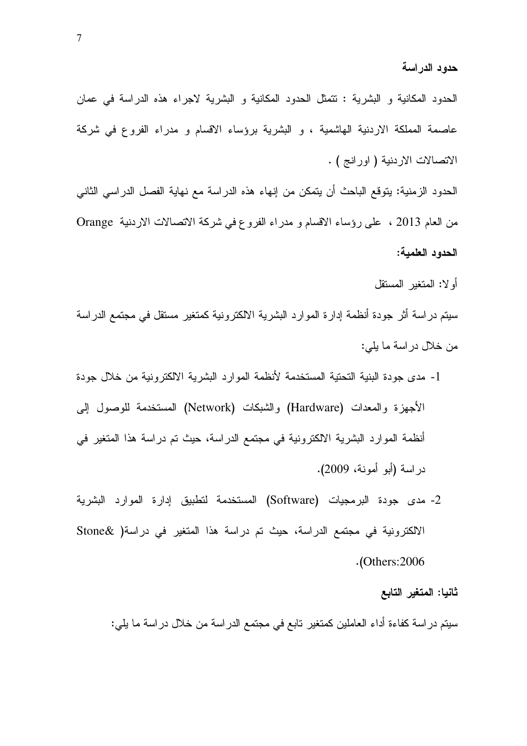**حدود الدراسة**

الحدود المكانية و البشرية : تتمثل الحدود المكانية و البشرية لاجراء هذه الدراسة في عمان عاصمة المملكة الاردنية الهاشمية ، و البشرية برؤساء الاقسام و مدراء الفروع في شركة الاتصالات الاردنية ( اورانج ) .

الحدود الزمنية: يتوقع الباحث أن يتمكن من إنهاء هذه الدراسة مع نهاية الفصل الدراسي الثاني من العام 2013 ، على رؤساء الاقسام و مدراء الفروع في شركة الاتصالات الاردنية Orange

**الحدود العلمية:**

أولا: المتغير المستقل

سيتم دراسة أثر جودة أنظمة إدارة الموارد البشرية الالكترونية كمتغير مستقل في مجتمع الدراسة من خلال دراسة ما يلي:

1- مدى جودة البنية التحتية المستخدمة لأنظمة الموارد البشرية الالكترونية من خلال جودة الأجهزة والمعدات (Hardware) والشبكات (Network) المستخدمة للوصول إلى أنظمة الموارد البشرية الالكترونية في مجتمع الدراسة، حيث تم دراسة هذا المتغير في دراسة (أبو أمونة، 2009).

2- مدى جودة البرمجيات (Software) المستخدمة لتطبيق إدارة الموارد البشرية الالكترونية في مجتمع الدراسة، حيث تم دراسة هذا المتغير في دراسة( Stone& Others:2006).

**ثانيا: المتغير التابع**

سيتم دراسة كفاءة أداء العاملين كمتغير تابع في مجتمع الدراسة من خلال دراسة ما يلي: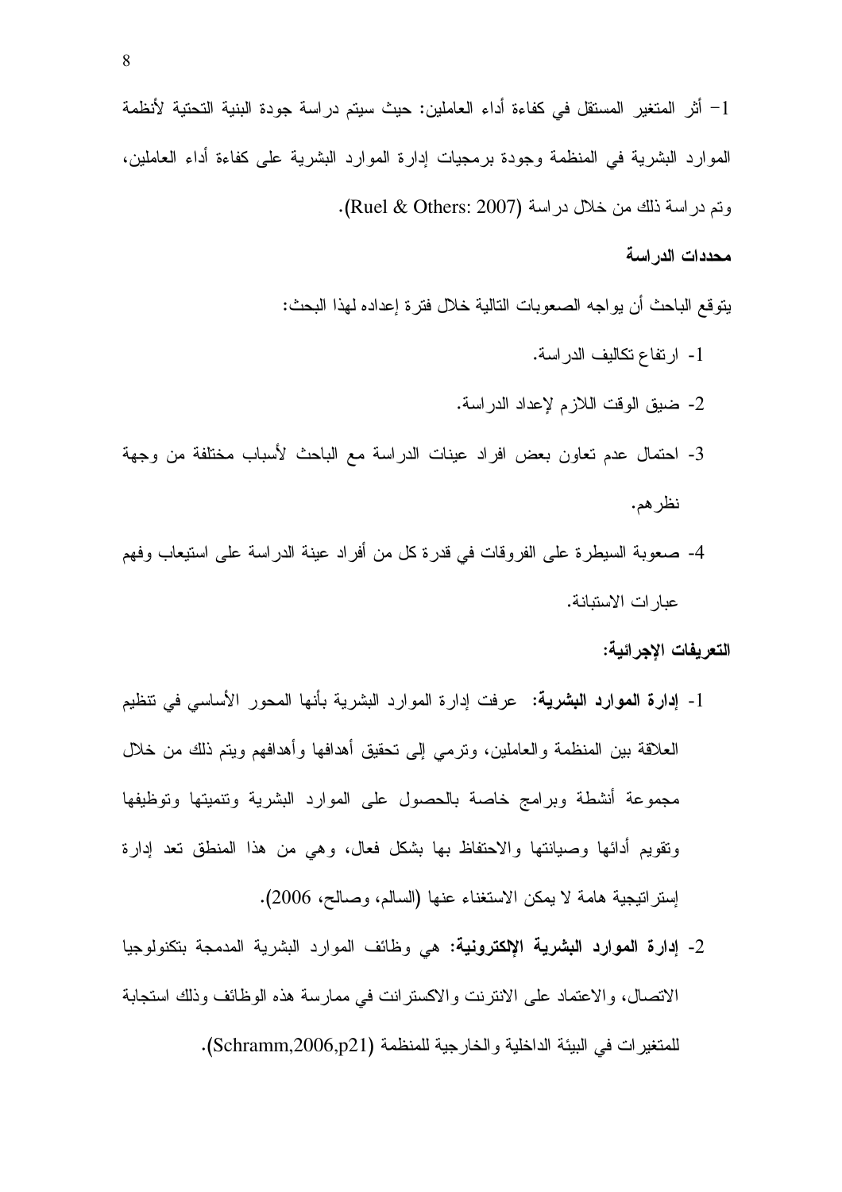1- أثر المتغير المستقل في كفاءة أداء العاملين: حيث سيتم دراسة جودة البنية التحتية لأنظمة الموارد البشرية في المنظمة وجودة برمجيات إدارة الموارد البشرية على كفاءة أداء العاملين، وتم دراسة ذلك من خلال دراسة (Ruel & Others: 2007).

**محددات الدراسة**

يتوقع الباحث أن يواجه الصعوبات التالية خلال فترة إعداده لهذا البحث:

1- ارتفاع تكاليف الدراسة.

2- ضيق الوقت اللازم لإعداد الدراسة.

3- احتمال عدم تعاون بعض افراد عينات الدراسة مع الباحث لأسباب مختلفة من وجهة نظرهم.

4- صعوبة السيطرة على الفروقات في قدرة كل من أفراد عينة الدراسة على استيعاب وفهم عبارات الاستبانة.

**التعريفات الإجرائية:**

1- **إدارة الموارد البشرية:** عرفت إدارة الموارد البشرية بأنها المحور الأساسي في تنظيم العلاقة بين المنظمة والعاملين، وترمي إلى تحقيق أهدافها وأهدافهم ويتم ذلك من خلال مجموعة أنشطة وبرامج خاصة بالحصول على الموارد البشرية وتنميتها وتوظيفها وتقويم أدائها وصيانتها والاحتفاظ بها بشكل فعال، وهي من هذا المنطق تعد إدارة إستراتيجية هامة لا يمكن الاستغناء عنها (السالم، وصالح، 2006).

2- **إدارة الموارد البشرية الإلكترونية:** هي وظائف الموارد البشرية المدمجة بتكنولوجيا الاتصال، والاعتماد على الانترنت والاكسترانت في ممارسة هذه الوظائف وذلك استجابة للمتغيرات في البيئة الداخلية والخارجية للمنظمة (Schramm,2006,p21).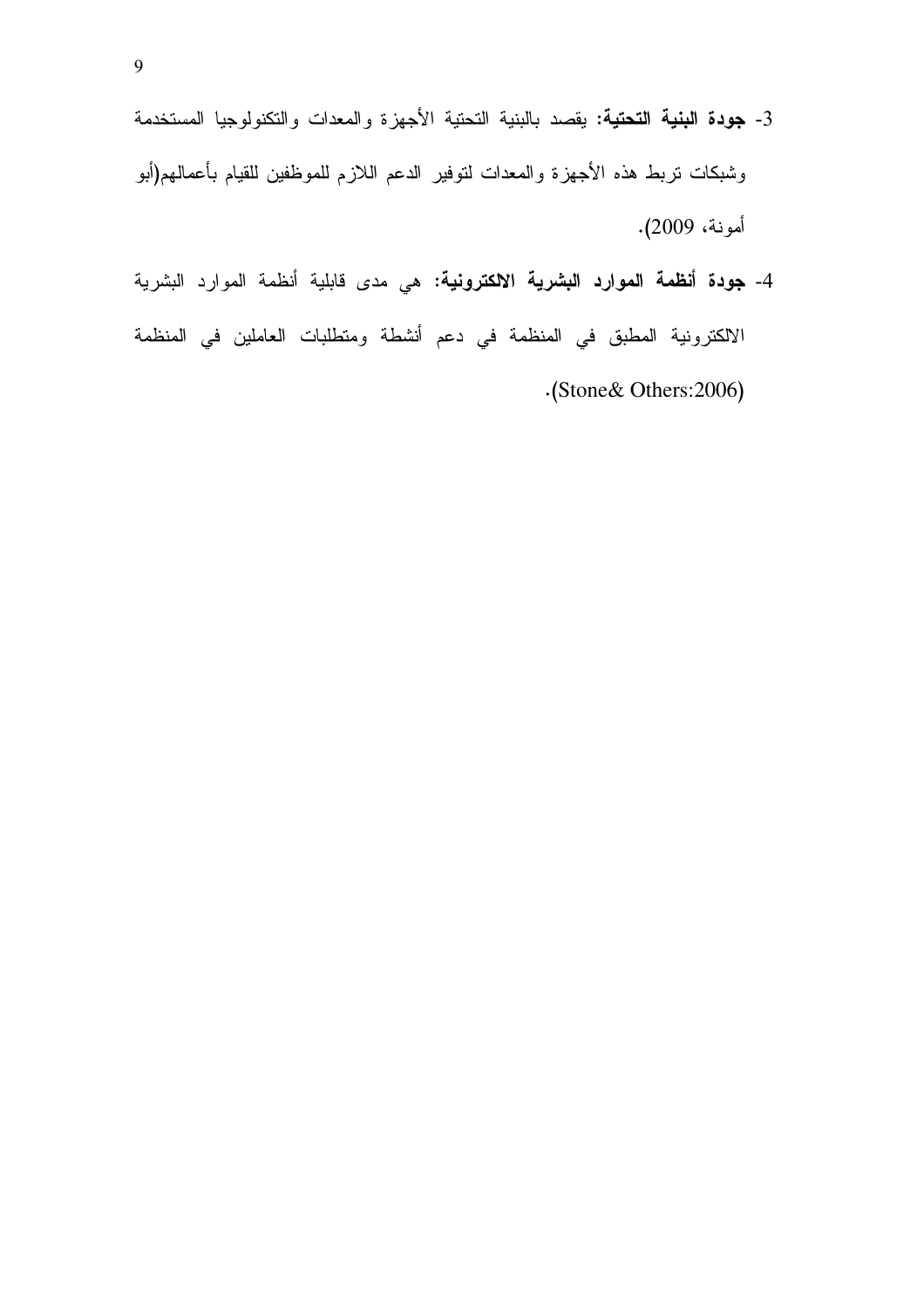3- **جودة البنية التحتية:** يقصد بالبنية التحتية الأجهزة والمعدات والتكنولوجيا المستخدمة وشبكات تربط هذه الأجهزة والمعدات لتوفير الدعم اللازم للموظفين للقيام بأعمالهم(أبو أمونة، 2009).

4- **جودة أنظمة الموارد البشرية الالكترونية:** هي مدى قابلية أنظمة الموارد البشرية الالكترونية المطبق في المنظمة في دعم أنشطة ومتطلبات العاملين في المنظمة (Stone& Others:2006).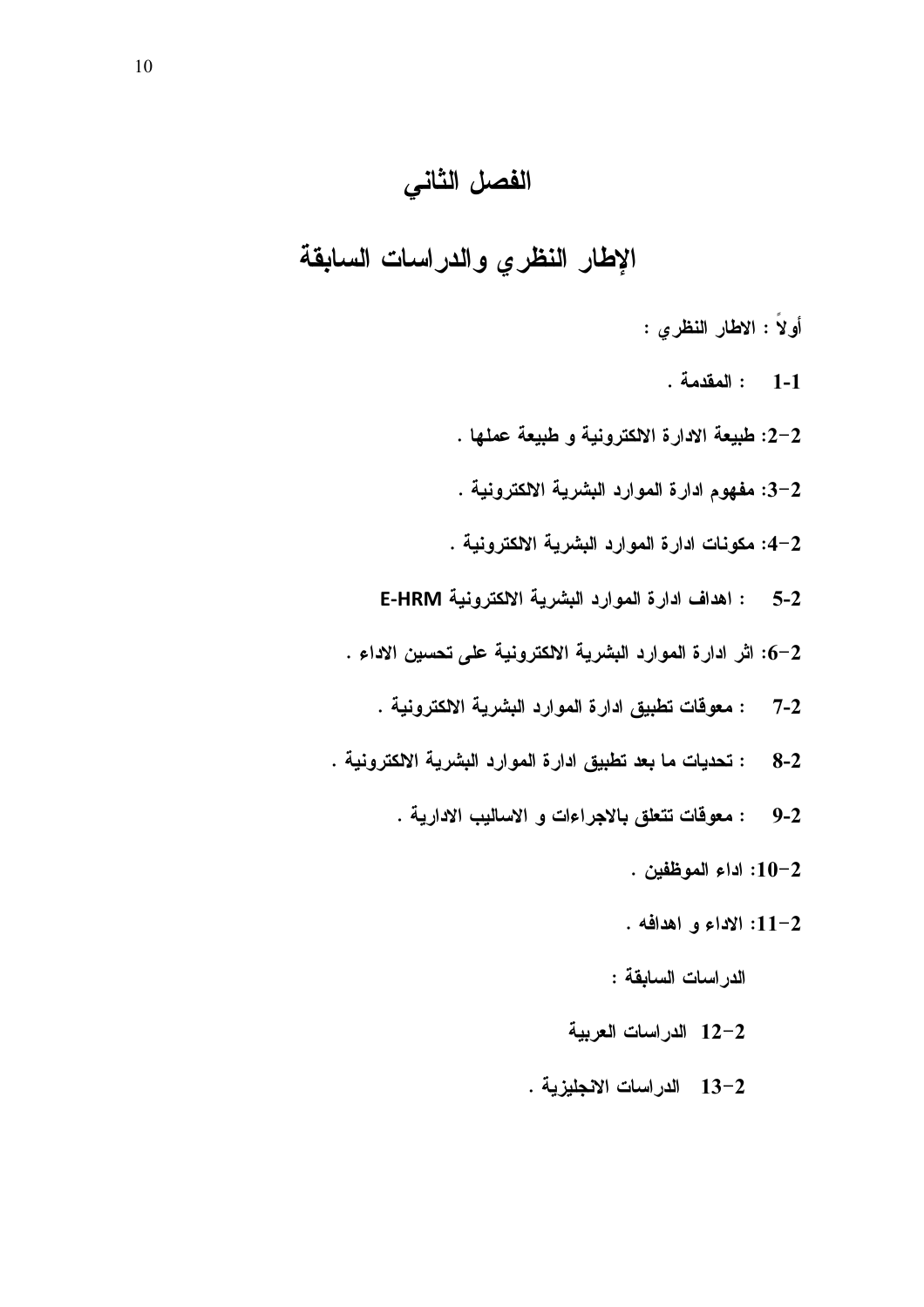# الفصل الثاني

## الإطار النظري والدراسات السابقة

**أولاً : الاطار النظري :**

**1-1 : المقدمة .**

**2-2: طبيعة الادارة الالكترونية و طبيعة عملها .**

**2-3: مفهوم ادارة الموارد البشرية الالكترونية .**

**2-4: مكونات ادارة الموارد البشرية الالكترونية .**

**5-2 : اهداف ادارة الموارد البشرية الالكترونية E-HRM**

**2-6: اثر ادارة الموارد البشرية الالكترونية على تحسين الاداء .**

**7-2 : معوقات تطبيق ادارة الموارد البشرية الالكترونية .**

**8-2 : تحديات ما بعد تطبيق ادارة الموارد البشرية الالكترونية .**

**9-2 : معوقات تتعلق بالاجراءات و الاساليب الادارية .**

**2-10: اداء الموظفين .**

**2-11: الاداء و اهدافه .**

**الدراسات السابقة :**

**2-12 الدراسات العربية**

**2-13 الدراسات الانجليزية .**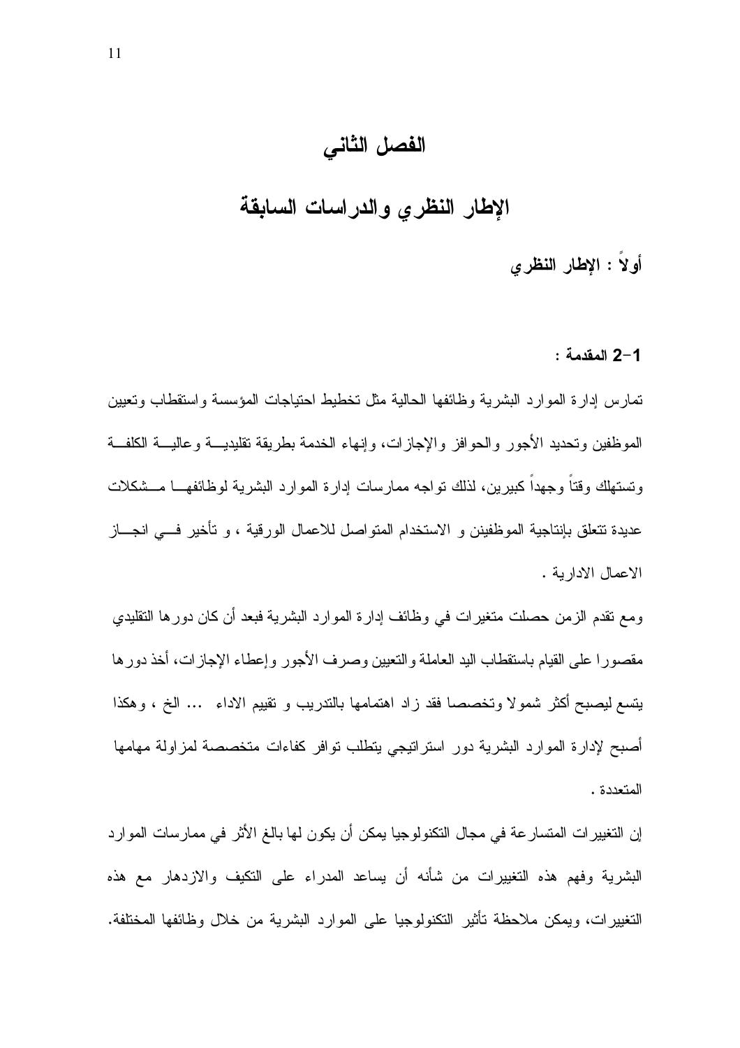# الفصل الثاني

# الإطار النظري والدراسات السابقة

## أولاً : الإطار النظري

### 2-1 المقدمة :

تمارس إدارة الموارد البشرية وظائفها الحالية مثل تخطيط احتياجات المؤسسة واستقطاب وتعيين الموظفين وتحديد الأجور والحوافز والإجازات، وإنهاء الخدمة بطريقة تقليدية وعالية الكلفة وتستهلك وقتاً وجهداً كبيرين، لذلك تواجه ممارسات إدارة الموارد البشرية لوظائفها مشكلات عديدة تتعلق بإنتاجية الموظفين و الاستخدام المتواصل للاعمال الورقية ، و تأخير في انجاز الاعمال الادارية .

ومع تقدم الزمن حصلت متغيرات في وظائف إدارة الموارد البشرية فبعد أن كان دورها التقليدي مقصورا على القيام باستقطاب اليد العاملة والتعيين وصرف الأجور وإعطاء الإجازات، أخذ دورها يتسع ليصبح أكثر شمولا وتخصصا فقد زاد اهتمامها بالتدريب و تقييم الاداء ... الخ ، وهكذا أصبح لإدارة الموارد البشرية دور استراتيجي يتطلب توافر كفاءات متخصصة لمزاولة مهامها المتعددة .

إن التغييرات المتسارعة في مجال التكنولوجيا يمكن أن يكون لها بالغ الأثر في ممارسات الموارد البشرية وفهم هذه التغييرات من شأنه أن يساعد المدراء على التكيف والازدهار مع هذه التغييرات، ويمكن ملاحظة تأثير التكنولوجيا على الموارد البشرية من خلال وظائفها المختلفة.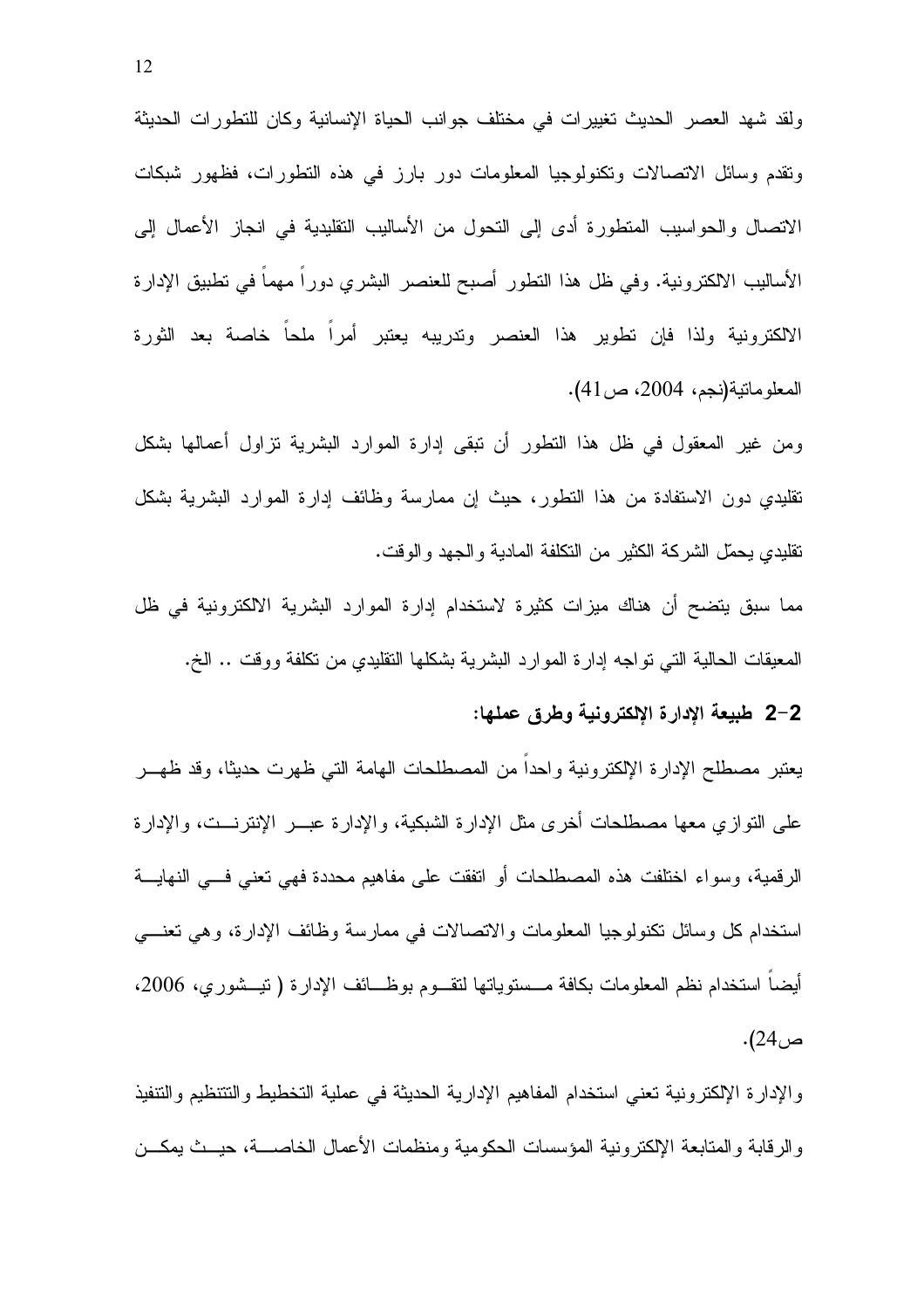ولقد شهد العصر الحديث تغييرات في مختلف جوانب الحياة الإنسانية وكان للتطورات الحديثة وتقدم وسائل الاتصالات وتكنولوجيا المعلومات دور بارز في هذه التطورات، فظهور شبكات الاتصال والحواسيب المتطورة أدى إلى التحول من الأساليب التقليدية في انجاز الأعمال إلى الأساليب الالكترونية. وفي ظل هذا التطور أصبح للعنصر البشري دوراً مهماً في تطبيق الإدارة الالكترونية ولذا فإن تطوير هذا العنصر وتدريبه يعتبر أمراً ملحاً خاصة بعد الثورة المعلوماتية(نجم، 2004، ص41).

ومن غير المعقول في ظل هذا التطور أن تبقى إدارة الموارد البشرية تزاول أعمالها بشكل تقليدي دون الاستفادة من هذا التطور، حيث إن ممارسة وظائف إدارة الموارد البشرية بشكل تقليدي يحمّل الشركة الكثير من التكلفة المادية والجهد والوقت.

مما سبق يتضح أن هناك ميزات كثيرة لاستخدام إدارة الموارد البشرية الالكترونية في ظل المعيقات الحالية التي تواجه إدارة الموارد البشرية بشكلها التقليدي من تكلفة ووقت .. الخ.

### 2-2 طبيعة الإدارة الإلكترونية وطرق عملها:

يعتبر مصطلح الإدارة الإلكترونية واحداً من المصطلحات الهامة التي ظهرت حديثا، وقد ظهر على التوازي معها مصطلحات أخرى مثل الإدارة الشبكية، والإدارة عبر الإنترنت، والإدارة الرقمية، وسواء اختلفت هذه المصطلحات أو اتفقت على مفاهيم محددة فهي تعني في النهاية استخدام كل وسائل تكنولوجيا المعلومات والاتصالات في ممارسة وظائف الإدارة، وهي تعني أيضاً استخدام نظم المعلومات بكافة مستوياتها لتقوم بوظائف الإدارة ( تيشوري، 2006، ص24).

والإدارة الإلكترونية تعني استخدام المفاهيم الإدارية الحديثة في عملية التخطيط والتنظيم والتنفيذ والرقابة والمتابعة الإلكترونية المؤسسات الحكومية ومنظمات الأعمال الخاصة، حيث يمكن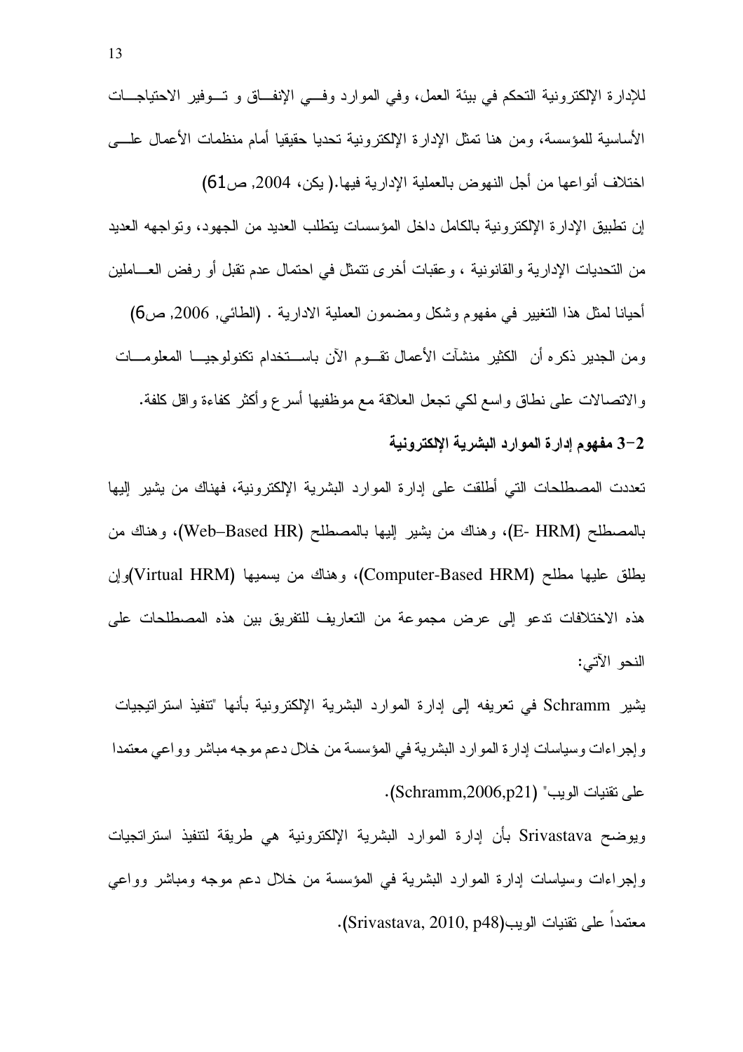للإدارة الإلكترونية التحكم في بيئة العمل، وفي الموارد وفـــي الإنفـــاق و تـــوفير الاحتياجـــات الأساسية للمؤسسة، ومن هنا تمثل الإدارة الإلكترونية تحديا حقيقيا أمام منظمات الأعمال علـــى اختلاف أنواعها من أجل النهوض بالعملية الإدارية فيها.( يكن، 2004, ص61)

إن تطبيق الإدارة الإلكترونية بالكامل داخل المؤسسات يتطلب العديد من الجهود، وتواجهه العديد من التحديات الإدارية والقانونية ، وعقبات أخرى تتمثل في احتمال عدم تقبل أو رفض العـــاملين أحيانا لمثل هذا التغيير في مفهوم وشكل ومضمون العملية الادارية . (الطائي, 2006, ص6)

ومن الجدير ذكره أن الكثير منشآت الأعمال تقـــوم الآن باســـتخدام تكنولوجيـــا المعلومـــات والاتصالات على نطاق واسع لكي تجعل العلاقة مع موظفيها أسرع وأكثر كفاءة واقل كلفة.

### 2-3 مفهوم إدارة الموارد البشرية الإلكترونية

تعددت المصطلحات التي أطلقت على إدارة الموارد البشرية الإلكترونية، فهناك من يشير إليها بالمصطلح (E- HRM)، وهناك من يشير إليها بالمصطلح (Web–Based HR)، وهناك من يطلق عليها مطلح (Computer-Based HRM)، وهناك من يسميها (Virtual HRM)وإن هذه الاختلافات تدعو إلى عرض مجموعة من التعاريف للتفريق بين هذه المصطلحات على النحو الآتي:

يشير Schramm في تعريفه إلى إدارة الموارد البشرية الإلكترونية بأنها "تنفيذ استراتيجيات وإجراءات وسياسات إدارة الموارد البشرية في المؤسسة من خلال دعم موجه مباشر وواعي معتمدا على تقنيات الويب" (Schramm,2006,p21).

ويوضح Srivastava بأن إدارة الموارد البشرية الإلكترونية هي طريقة لتنفيذ استراتجيات وإجراءات وسياسات إدارة الموارد البشرية في المؤسسة من خلال دعم موجه ومباشر وواعي معتمداً على تقنيات الويب(Srivastava, 2010, p48).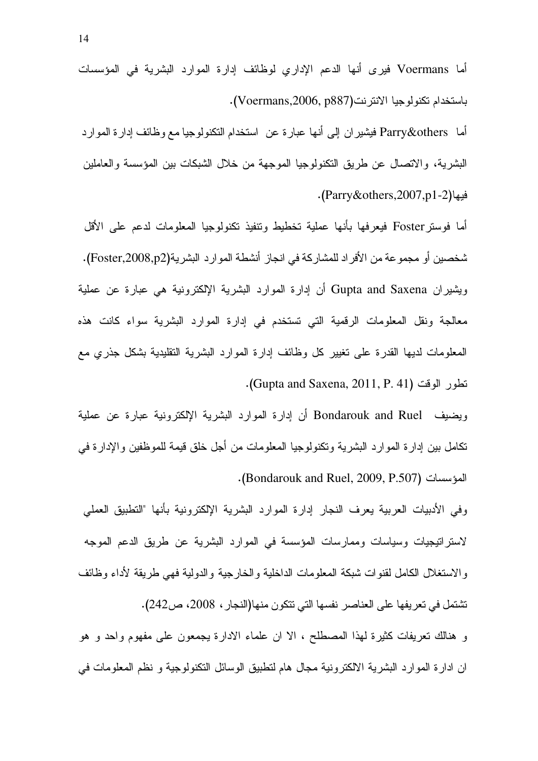أما Voermans فيرى أنها الدعم الإداري لوظائف إدارة الموارد البشرية في المؤسسات باستخدام تكنولوجيا الانترنت(Voermans,2006, p887).

أما Parry&others فيشيران إلى أنها عبارة عن استخدام التكنولوجيا مع وظائف إدارة الموارد البشرية، والاتصال عن طريق التكنولوجيا الموجهة من خلال الشبكات بين المؤسسة والعاملين فيها(Parry&others,2007,p1-2).

أما فوستر Foster فيعرفها بأنها عملية تخطيط وتنفيذ تكنولوجيا المعلومات لدعم على الأقل شخصين أو مجموعة من الأفراد للمشاركة في انجاز أنشطة الموارد البشرية(Foster,2008,p2).

ويشيران Gupta and Saxena أن إدارة الموارد البشرية الإلكترونية هي عبارة عن عملية معالجة ونقل المعلومات الرقمية التي تستخدم في إدارة الموارد البشرية سواء كانت هذه المعلومات لديها القدرة على تغيير كل وظائف إدارة الموارد البشرية التقليدية بشكل جذري مع تطور الوقت (Gupta and Saxena, 2011, P. 41).

ويضيف Bondarouk and Ruel أن إدارة الموارد البشرية الإلكترونية عبارة عن عملية تكامل بين إدارة الموارد البشرية وتكنولوجيا المعلومات من أجل خلق قيمة للموظفين والإدارة في المؤسسات (Bondarouk and Ruel, 2009, P.507).

وفي الأدبيات العربية يعرف النجار إدارة الموارد البشرية الإلكترونية بأنها "التطبيق العملي لاستراتيجيات وسياسات وممارسات المؤسسة في الموارد البشرية عن طريق الدعم الموجه والاستغلال الكامل لقنوات شبكة المعلومات الداخلية والخارجية والدولية فهي طريقة لأداء وظائف تشتمل في تعريفها على العناصر نفسها التي تتكون منها(النجار، 2008، ص242).

و هنالك تعريفات كثيرة لهذا المصطلح ، الا ان علماء الادارة يجمعون على مفهوم واحد و هو ان ادارة الموارد البشرية الالكترونية مجال هام لتطبيق الوسائل التكنولوجية و نظم المعلومات في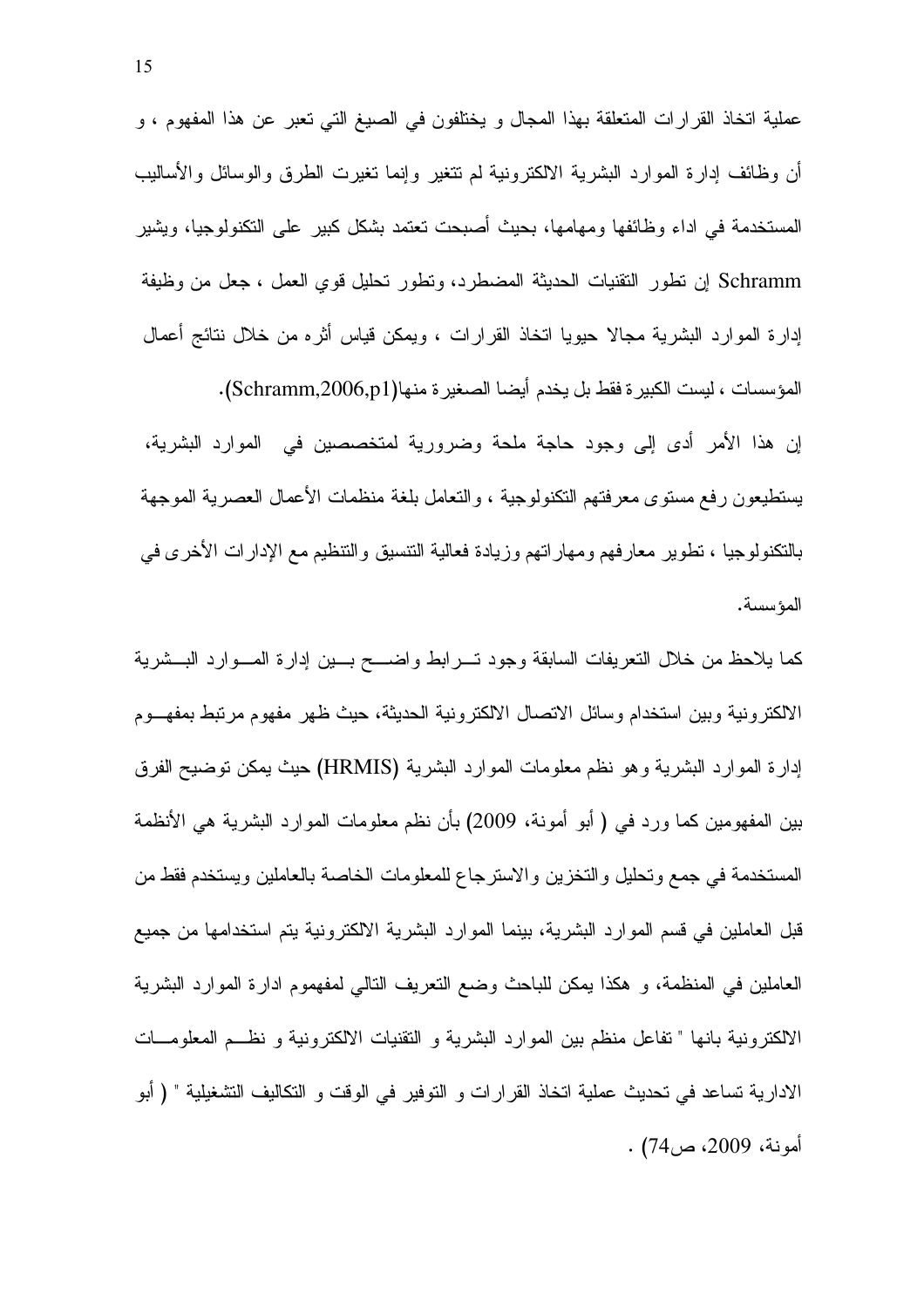عملية اتخاذ القرارات المتعلقة بهذا المجال و يختلفون في الصيغ التي تعبر عن هذا المفهوم ، و أن وظائف إدارة الموارد البشرية الالكترونية لم تتغير وإنما تغيرت الطرق والوسائل والأساليب المستخدمة في اداء وظائفها ومهامها، بحيث أصبحت تعتمد بشكل كبير على التكنولوجيا، ويشير Schramm إن تطور التقنيات الحديثة المضطرد، وتطور تحليل قوي العمل ، جعل من وظيفة إدارة الموارد البشرية مجالا حيويا اتخاذ القرارات ، ويمكن قياس أثره من خلال نتائج أعمال المؤسسات ، ليست الكبيرة فقط بل يخدم أيضا الصغيرة منها(Schramm,2006,p1).

إن هذا الأمر أدى إلى وجود حاجة ملحة وضرورية لمتخصصين في الموارد البشرية، يستطيعون رفع مستوى معرفتهم التكنولوجية ، والتعامل بلغة منظمات الأعمال العصرية الموجهة بالتكنولوجيا ، تطوير معارفهم ومهاراتهم وزيادة فعالية التنسيق والتنظيم مع الإدارات الأخرى في المؤسسة.

كما يلاحظ من خلال التعريفات السابقة وجود تـرابط واضـح بـين إدارة المـوارد البـشرية الالكترونية وبين استخدام وسائل الاتصال الالكترونية الحديثة، حيث ظهر مفهوم مرتبط بمفهـوم إدارة الموارد البشرية وهو نظم معلومات الموارد البشرية (HRMIS) حيث يمكن توضيح الفرق بين المفهومين كما ورد في ( أبو أمونة، 2009) بأن نظم معلومات الموارد البشرية هي الأنظمة المستخدمة في جمع وتحليل والتخزين والاسترجاع للمعلومات الخاصة بالعاملين ويستخدم فقط من قبل العاملين في قسم الموارد البشرية، بينما الموارد البشرية الالكترونية يتم استخدامها من جميع العاملين في المنظمة، و هكذا يمكن للباحث وضع التعريف التالي لمفهموم ادارة الموارد البشرية الالكترونية بانها " تفاعل منظم بين الموارد البشرية و التقنيات الالكترونية و نظـم المعلومـات الادارية تساعد في تحديث عملية اتخاذ القرارات و التوفير في الوقت و التكاليف التشغيلية " ( أبو أمونة، 2009، ص74) .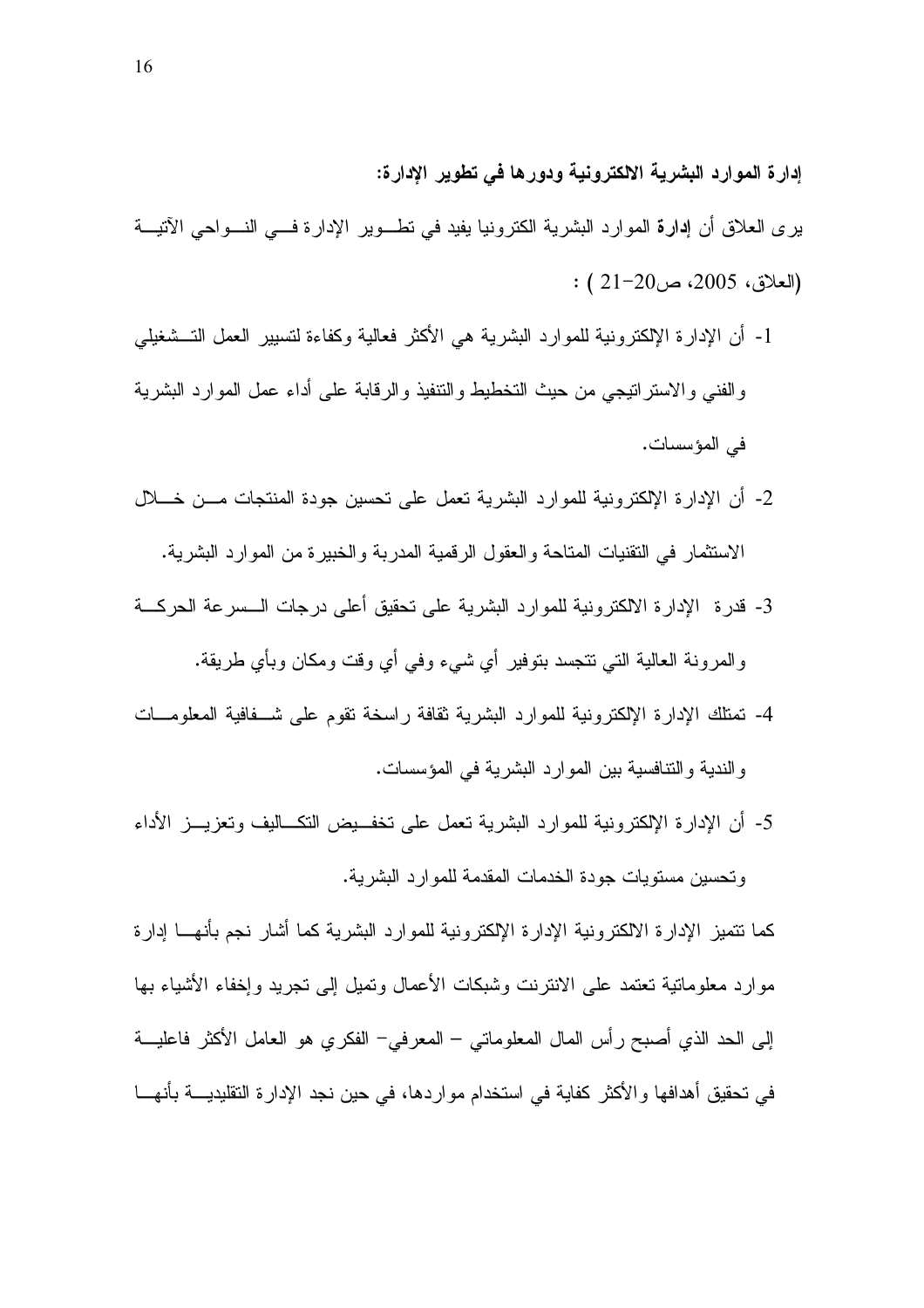**إدارة الموارد البشرية الالكترونية ودورها في تطوير الإدارة:**

يرى العلاق أن **إدارة** الموارد البشرية الكترونيا يفيد في تطوير الإدارة في النواحي الآتية (العلاق، 2005، ص20-21 ) :

1- أن الإدارة الإلكترونية للموارد البشرية هي الأكثر فعالية وكفاءة لتسيير العمل التشغيلي والفني والاستراتيجي من حيث التخطيط والتنفيذ والرقابة على أداء عمل الموارد البشرية في المؤسسات.
2- أن الإدارة الإلكترونية للموارد البشرية تعمل على تحسين جودة المنتجات من خلال الاستثمار في التقنيات المتاحة والعقول الرقمية المدربة والخبيرة من الموارد البشرية.
3- قدرة الإدارة الالكترونية للموارد البشرية على تحقيق أعلى درجات السرعة الحركة والمرونة العالية التي تتجسد بتوفير أي شيء وفي أي وقت ومكان وبأي طريقة.
4- تمتلك الإدارة الإلكترونية للموارد البشرية ثقافة راسخة تقوم على شفافية المعلومات والندية والتنافسية بين الموارد البشرية في المؤسسات.
5- أن الإدارة الإلكترونية للموارد البشرية تعمل على تخفيض التكاليف وتعزيز الأداء وتحسين مستويات جودة الخدمات المقدمة للموارد البشرية.

كما تتميز الإدارة الالكترونية الإدارة الإلكترونية للموارد البشرية كما أشار نجم بأنها إدارة موارد معلوماتية تعتمد على الانترنت وشبكات الأعمال وتميل إلى تجريد وإخفاء الأشياء بها إلى الحد الذي أصبح رأس المال المعلوماتي – المعرفي- الفكري هو العامل الأكثر فاعلية في تحقيق أهدافها والأكثر كفاية في استخدام مواردها، في حين نجد الإدارة التقليدية بأنها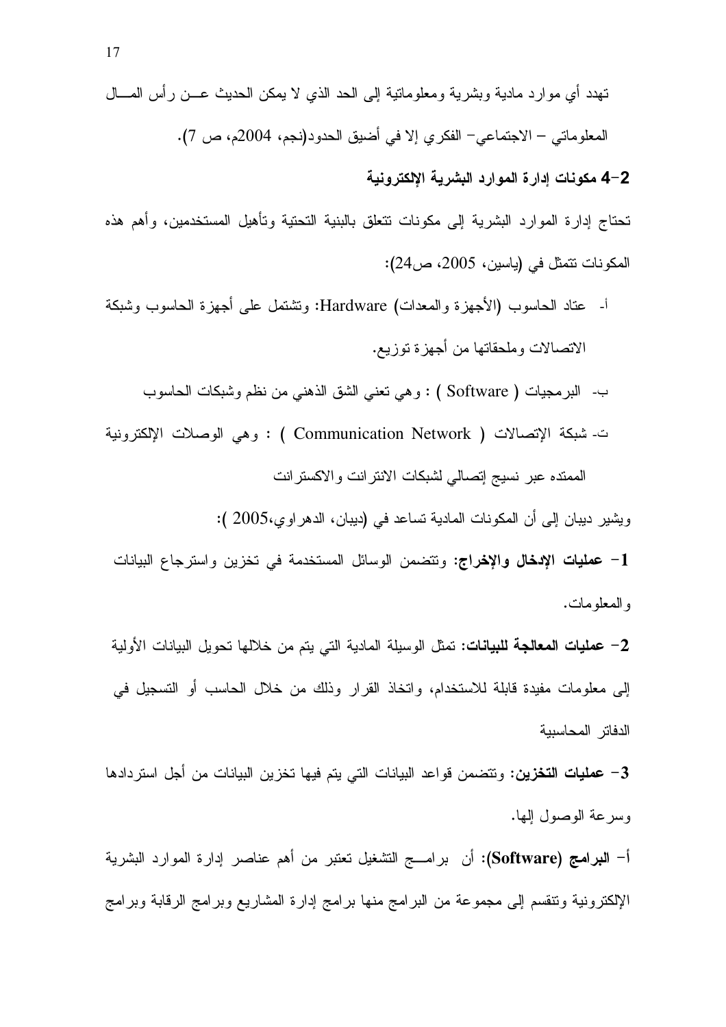تهدد أي موارد مادية وبشرية ومعلوماتية إلى الحد الذي لا يمكن الحديث عـن رأس المـال المعلوماتي – الاجتماعي– الفكري إلا في أضيق الحدود(نجم، 2004م، ص 7).

### 2-4 مكونات إدارة الموارد البشرية الإلكترونية

تحتاج إدارة الموارد البشرية إلى مكونات تتعلق بالبنية التحتية وتأهيل المستخدمين، وأهم هذه المكونات تتمثل في (ياسين، 2005، ص24):

أ- عتاد الحاسوب (الأجهزة والمعدات) Hardware: وتشتمل على أجهزة الحاسوب وشبكة الاتصالات وملحقاتها من أجهزة توزيع.

ب- البرمجيات ( Software ) : وهي تعني الشق الذهني من نظم وشبكات الحاسوب

ت- شبكة الإتصالات ( Communication Network ) : وهي الوصلات الإلكترونية الممتده عبر نسيج إتصالي لشبكات الانترانت والاكسترانت

ويشير ديبان إلى أن المكونات المادية تساعد في (ديبان، الدهراوي،2005 ):

1- **عمليات الإدخال والإخراج:** وتتضمن الوسائل المستخدمة في تخزين واسترجاع البيانات والمعلومات.

2- **عمليات المعالجة للبيانات:** تمثل الوسيلة المادية التي يتم من خلالها تحويل البيانات الأولية إلى معلومات مفيدة قابلة للاستخدام، واتخاذ القرار وذلك من خلال الحاسب أو التسجيل في الدفاتر المحاسبية

3- **عمليات التخزين:** وتتضمن قواعد البيانات التي يتم فيها تخزين البيانات من أجل استردادها وسرعة الوصول إلها.

أ- **البرامج (Software):** أن برامـج التشغيل تعتبر من أهم عناصر إدارة الموارد البشرية الإلكترونية وتنقسم إلى مجموعة من البرامج منها برامج إدارة المشاريع وبرامج الرقابة وبرامج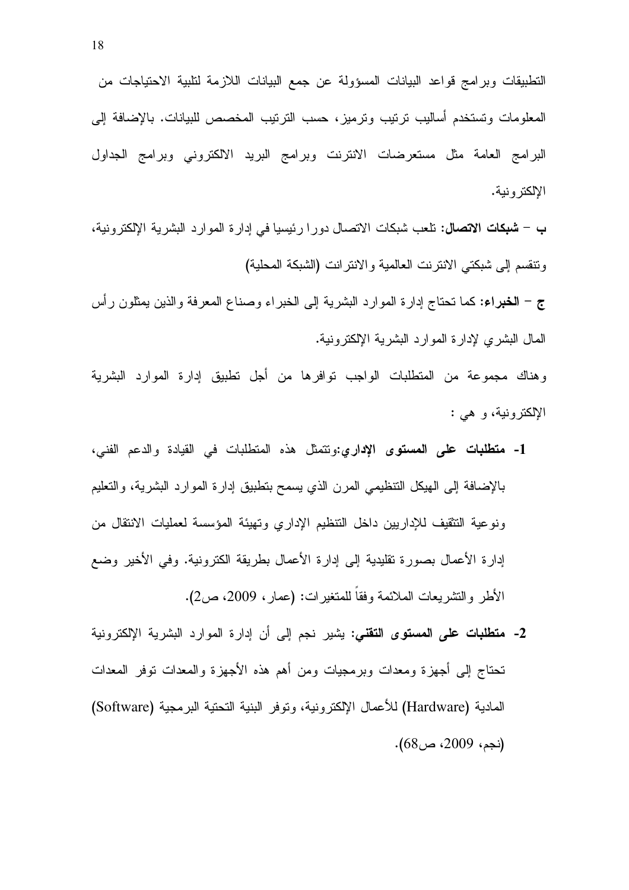التطبيقات وبرامج قواعد البيانات المسؤولة عن جمع البيانات اللازمة لتلبية الاحتياجات من المعلومات وتستخدم أساليب ترتيب وترميز، حسب الترتيب المخصص للبيانات. بالإضافة إلى البرامج العامة مثل مستعرضات الانترنت وبرامج البريد الالكتروني وبرامج الجداول الإلكترونية.

ب – **شبكات الاتصال:** تلعب شبكات الاتصال دورا رئيسيا في إدارة الموارد البشرية الإلكترونية، وتنقسم إلى شبكتي الانترنت العالمية والانترانت (الشبكة المحلية)

ج – **الخبراء:** كما تحتاج إدارة الموارد البشرية إلى الخبراء وصناع المعرفة والذين يمثلون رأس المال البشري لإدارة الموارد البشرية الإلكترونية.

وهناك مجموعة من المتطلبات الواجب توافرها من أجل تطبيق إدارة الموارد البشرية الإلكترونية، و هي :

1- **متطلبات على المستوى الإداري:**وتتمثل هذه المتطلبات في القيادة والدعم الفني، بالإضافة إلى الهيكل التنظيمي المرن الذي يسمح بتطبيق إدارة الموارد البشرية، والتعليم ونوعية التثقيف للإداريين داخل التنظيم الإداري وتهيئة المؤسسة لعمليات الانتقال من إدارة الأعمال بصورة تقليدية إلى إدارة الأعمال بطريقة الكترونية. وفي الأخير وضع الأطر والتشريعات الملائمة وفقاً للمتغيرات: (عمار، 2009، ص2).

2- **متطلبات على المستوى التقني:** يشير نجم إلى أن إدارة الموارد البشرية الإلكترونية تحتاج إلى أجهزة ومعدات وبرمجيات ومن أهم هذه الأجهزة والمعدات توفر المعدات المادية (Hardware) للأعمال الإلكترونية، وتوفر البنية التحتية البرمجية (Software) (نجم، 2009، ص68).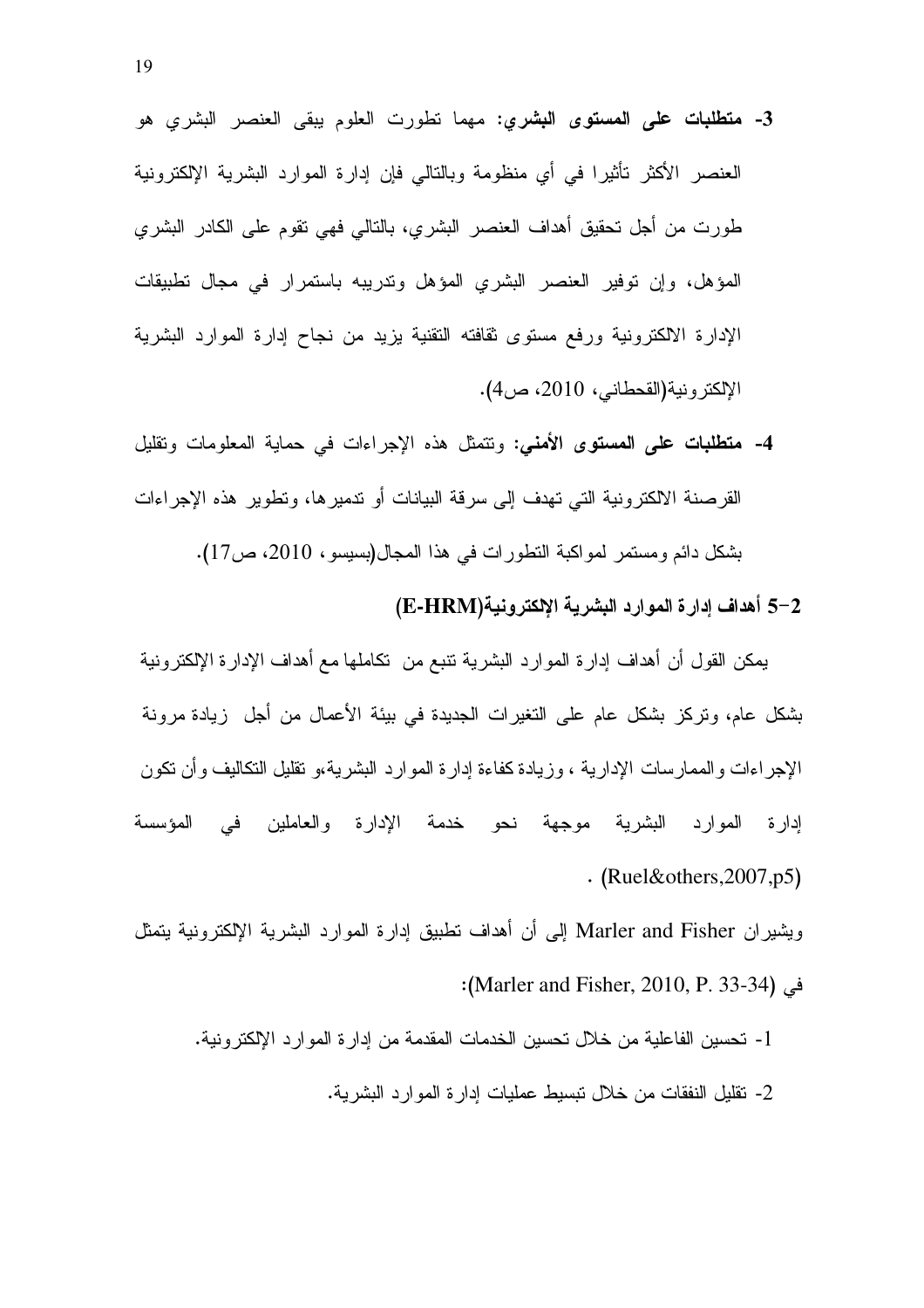3- **متطلبات على المستوى البشري:** مهما تطورت العلوم يبقى العنصر البشري هو العنصر الأكثر تأثيرا في أي منظومة وبالتالي فإن إدارة الموارد البشرية الإلكترونية طورت من أجل تحقيق أهداف العنصر البشري، بالتالي فهي تقوم على الكادر البشري المؤهل، وإن توفير العنصر البشري المؤهل وتدريبه باستمرار في مجال تطبيقات الإدارة الالكترونية ورفع مستوى ثقافته التقنية يزيد من نجاح إدارة الموارد البشرية الإلكترونية(القحطاني، 2010، ص4).

4- **متطلبات على المستوى الأمني:** وتتمثل هذه الإجراءات في حماية المعلومات وتقليل القرصنة الالكترونية التي تهدف إلى سرقة البيانات أو تدميرها، وتطوير هذه الإجراءات بشكل دائم ومستمر لمواكبة التطورات في هذا المجال(بسيسو، 2010، ص17).

### 2-5 أهداف إدارة الموارد البشرية الإلكترونية(E-HRM)

يمكن القول أن أهداف إدارة الموارد البشرية تنبع من تكاملها مع أهداف الإدارة الإلكترونية بشكل عام، وتركز بشكل عام على التغيرات الجديدة في بيئة الأعمال من أجل زيادة مرونة الإجراءات والممارسات الإدارية ، وزيادة كفاءة إدارة الموارد البشرية،و تقليل التكاليف وأن تكون إدارة الموارد البشرية موجهة نحو خدمة الإدارة والعاملين في المؤسسة (Ruel&others,2007,p5) .

ويشيران Marler and Fisher إلى أن أهداف تطبيق إدارة الموارد البشرية الإلكترونية يتمثل في (Marler and Fisher, 2010, P. 33-34):

1- تحسين الفاعلية من خلال تحسين الخدمات المقدمة من إدارة الموارد الإلكترونية.

2- تقليل النفقات من خلال تبسيط عمليات إدارة الموارد البشرية.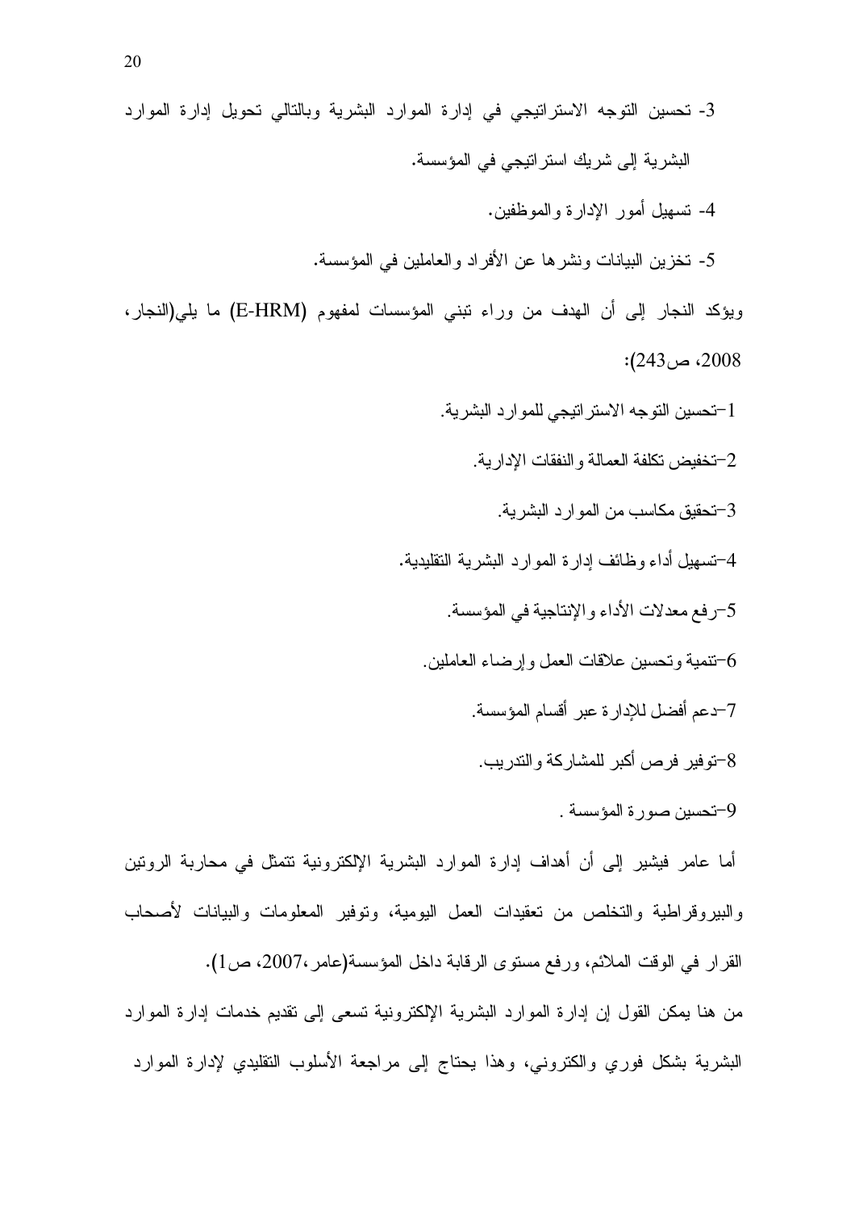3- تحسين التوجه الاستراتيجي في إدارة الموارد البشرية وبالتالي تحويل إدارة الموارد البشرية إلى شريك استراتيجي في المؤسسة.

4- تسهيل أمور الإدارة والموظفين.

5- تخزين البيانات ونشرها عن الأفراد والعاملين في المؤسسة.

ويؤكد النجار إلى أن الهدف من وراء تبني المؤسسات لمفهوم (E-HRM) ما يلي(النجار، 2008، ص243):

1-تحسين التوجه الاستراتيجي للموارد البشرية.

2-تخفيض تكلفة العمالة والنفقات الإدارية.

3-تحقيق مكاسب من الموارد البشرية.

4-تسهيل أداء وظائف إدارة الموارد البشرية التقليدية.

5-رفع معدلات الأداء والإنتاجية في المؤسسة.

6-تنمية وتحسين علاقات العمل وإرضاء العاملين.

7-دعم أفضل للإدارة عبر أقسام المؤسسة.

8-توفير فرص أكبر للمشاركة والتدريب.

9-تحسين صورة المؤسسة .

أما عامر فيشير إلى أن أهداف إدارة الموارد البشرية الإلكترونية تتمثل في محاربة الروتين والبيروقراطية والتخلص من تعقيدات العمل اليومية، وتوفير المعلومات والبيانات لأصحاب القرار في الوقت الملائم، ورفع مستوى الرقابة داخل المؤسسة(عامر،2007، ص1).

من هنا يمكن القول إن إدارة الموارد البشرية الإلكترونية تسعى إلى تقديم خدمات إدارة الموارد البشرية بشكل فوري والكتروني، وهذا يحتاج إلى مراجعة الأسلوب التقليدي لإدارة الموارد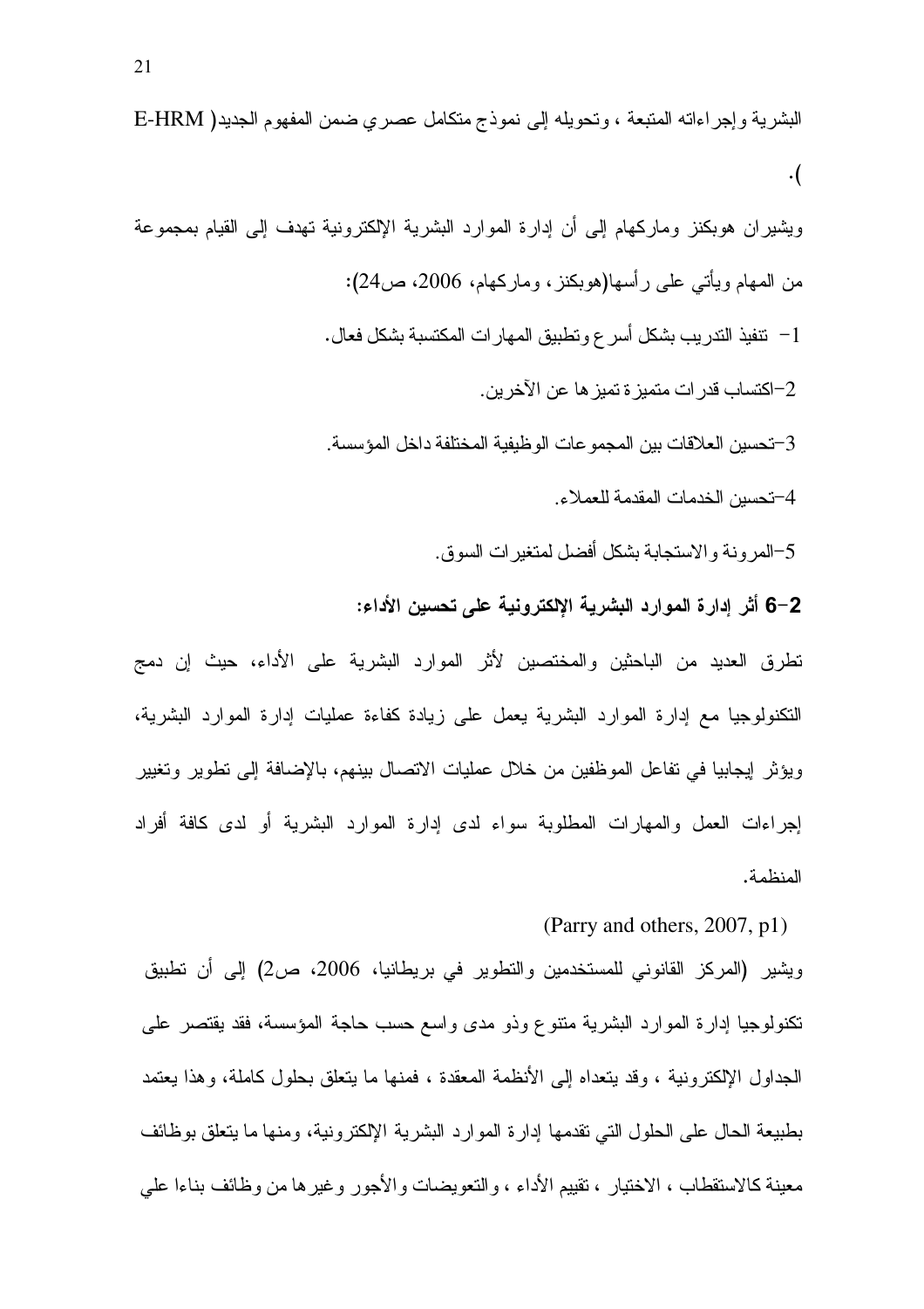البشرية وإجراءاته المتبعة ، وتحويله إلى نموذج متكامل عصري ضمن المفهوم الجديد( E-HRM ).

ويشيران هوبكنز وماركهام إلى أن إدارة الموارد البشرية الإلكترونية تهدف إلى القيام بمجموعة من المهام ويأتي على رأسها(هوبكنز، وماركهام، 2006، ص24):

1- تنفيذ التدريب بشكل أسرع وتطبيق المهارات المكتسبة بشكل فعال.

2-اكتساب قدرات متميزة تميزها عن الآخرين.

3-تحسين العلاقات بين المجموعات الوظيفية المختلفة داخل المؤسسة.

4-تحسين الخدمات المقدمة للعملاء.

5-المرونة والاستجابة بشكل أفضل لمتغيرات السوق.

**2-6 أثر إدارة الموارد البشرية الإلكترونية على تحسين الأداء:**

تطرق العديد من الباحثين والمختصين لأثر الموارد البشرية على الأداء، حيث إن دمج التكنولوجيا مع إدارة الموارد البشرية يعمل على زيادة كفاءة عمليات إدارة الموارد البشرية، ويؤثر إيجابيا في تفاعل الموظفين من خلال عمليات الاتصال بينهم، بالإضافة إلى تطوير وتغيير إجراءات العمل والمهارات المطلوبة سواء لدى إدارة الموارد البشرية أو لدى كافة أفراد المنظمة.

(Parry and others, 2007, p1)

ويشير (المركز القانوني للمستخدمين والتطوير في بريطانيا، 2006، ص2) إلى أن تطبيق تكنولوجيا إدارة الموارد البشرية متنوع وذو مدى واسع حسب حاجة المؤسسة، فقد يقتصر على الجداول الإلكترونية ، وقد يتعداه إلى الأنظمة المعقدة ، فمنها ما يتعلق بحلول كاملة، وهذا يعتمد بطبيعة الحال على الحلول التي تقدمها إدارة الموارد البشرية الإلكترونية، ومنها ما يتعلق بوظائف معينة كالاستقطاب ، الاختيار ، تقييم الأداء ، والتعويضات والأجور وغيرها من وظائف بناءا علي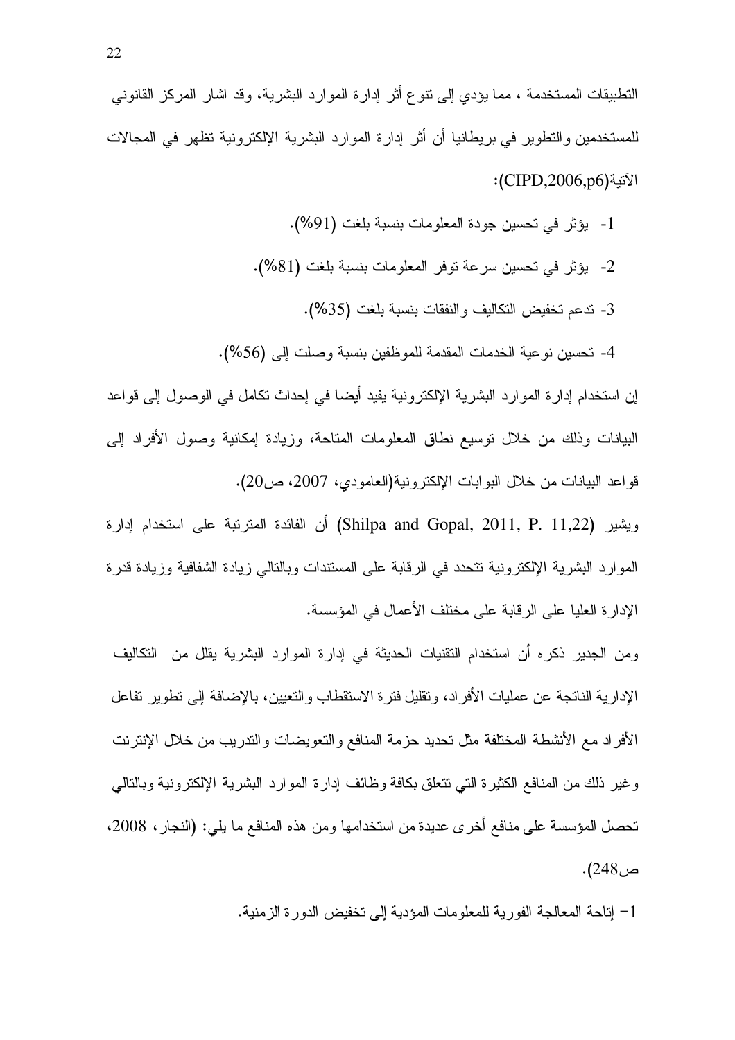التطبيقات المستخدمة ، مما يؤدي إلى تنوع أثر إدارة الموارد البشرية، وقد اشار المركز القانوني للمستخدمين والتطوير في بريطانيا أن أثر إدارة الموارد البشرية الإلكترونية تظهر في المجالات الآتية(CIPD,2006,p6):

1- يؤثر في تحسين جودة المعلومات بنسبة بلغت (91%).

2- يؤثر في تحسين سرعة توفر المعلومات بنسبة بلغت (81%).

3- تدعم تخفيض التكاليف والنفقات بنسبة بلغت (35%).

4- تحسين نوعية الخدمات المقدمة للموظفين بنسبة وصلت إلى (56%).

إن استخدام إدارة الموارد البشرية الإلكترونية يفيد أيضا في إحداث تكامل في الوصول إلى قواعد البيانات وذلك من خلال توسيع نطاق المعلومات المتاحة، وزيادة إمكانية وصول الأفراد إلى قواعد البيانات من خلال البوابات الإلكترونية(العامودي، 2007، ص20).

ويشير (Shilpa and Gopal, 2011, P. 11,22) أن الفائدة المترتبة على استخدام إدارة الموارد البشرية الإلكترونية تتحدد في الرقابة على المستندات وبالتالي زيادة الشفافية وزيادة قدرة الإدارة العليا على الرقابة على مختلف الأعمال في المؤسسة.

ومن الجدير ذكره أن استخدام التقنيات الحديثة في إدارة الموارد البشرية يقلل من التكاليف الإدارية الناتجة عن عمليات الأفراد، وتقليل فترة الاستقطاب والتعيين، بالإضافة إلى تطوير تفاعل الأفراد مع الأنشطة المختلفة مثل تحديد حزمة المنافع والتعويضات والتدريب من خلال الإنترنت وغير ذلك من المنافع الكثيرة التي تتعلق بكافة وظائف إدارة الموارد البشرية الإلكترونية وبالتالي تحصل المؤسسة على منافع أخرى عديدة من استخدامها ومن هذه المنافع ما يلي: (النجار، 2008، ص248).

1- إتاحة المعالجة الفورية للمعلومات المؤدية إلى تخفيض الدورة الزمنية.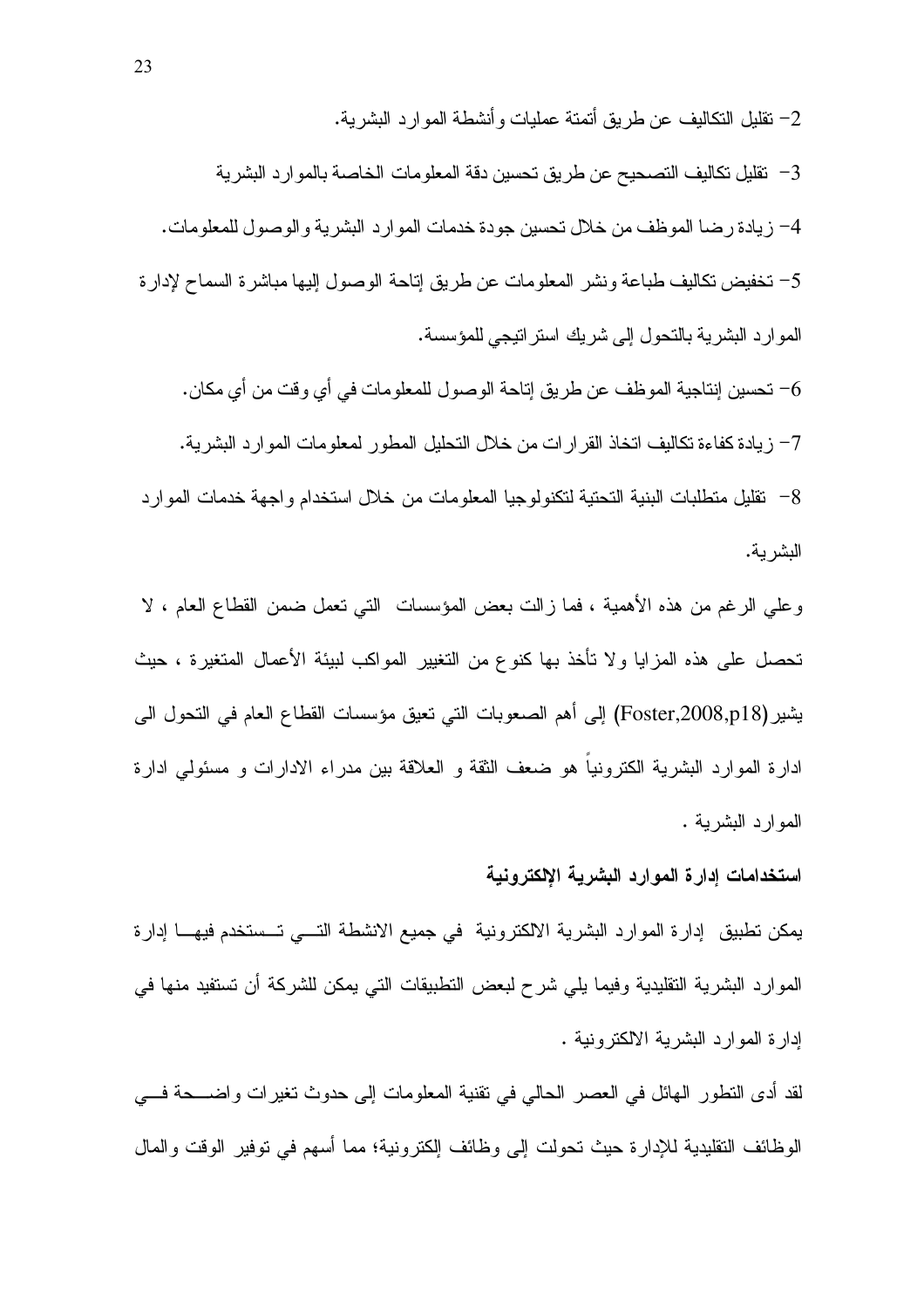2- تقليل التكاليف عن طريق أتمتة عمليات وأنشطة الموارد البشرية.

3- تقليل تكاليف التصحيح عن طريق تحسين دقة المعلومات الخاصة بالموارد البشرية

4- زيادة رضا الموظف من خلال تحسين جودة خدمات الموارد البشرية والوصول للمعلومات.

5- تخفيض تكاليف طباعة ونشر المعلومات عن طريق إتاحة الوصول إليها مباشرة السماح لإدارة الموارد البشرية بالتحول إلى شريك استراتيجي للمؤسسة.

6- تحسين إنتاجية الموظف عن طريق إتاحة الوصول للمعلومات في أي وقت من أي مكان.

7- زيادة كفاءة تكاليف اتخاذ القرارات من خلال التحليل المطور لمعلومات الموارد البشرية.

8- تقليل متطلبات البنية التحتية لتكنولوجيا المعلومات من خلال استخدام واجهة خدمات الموارد البشرية.

وعلي الرغم من هذه الأهمية ، فما زالت بعض المؤسسات التي تعمل ضمن القطاع العام ، لا تحصل على هذه المزايا ولا تأخذ بها كنوع من التغيير المواكب لبيئة الأعمال المتغيرة ، حيث يشير (Foster,2008,p18) إلى أهم الصعوبات التي تعيق مؤسسات القطاع العام في التحول الى ادارة الموارد البشرية الكترونياً هو ضعف الثقة و العلاقة بين مدراء الادارات و مسئولي ادارة الموارد البشرية .

**استخدامات إدارة الموارد البشرية الإلكترونية**

يمكن تطبيق إدارة الموارد البشرية الالكترونية في جميع الانشطة التي تستخدم فيها إدارة الموارد البشرية التقليدية وفيما يلي شرح لبعض التطبيقات التي يمكن للشركة أن تستفيد منها في إدارة الموارد البشرية الالكترونية .

لقد أدى التطور الهائل في العصر الحالي في تقنية المعلومات إلى حدوث تغيرات واضحة في الوظائف التقليدية للإدارة حيث تحولت إلى وظائف إلكترونية؛ مما أسهم في توفير الوقت والمال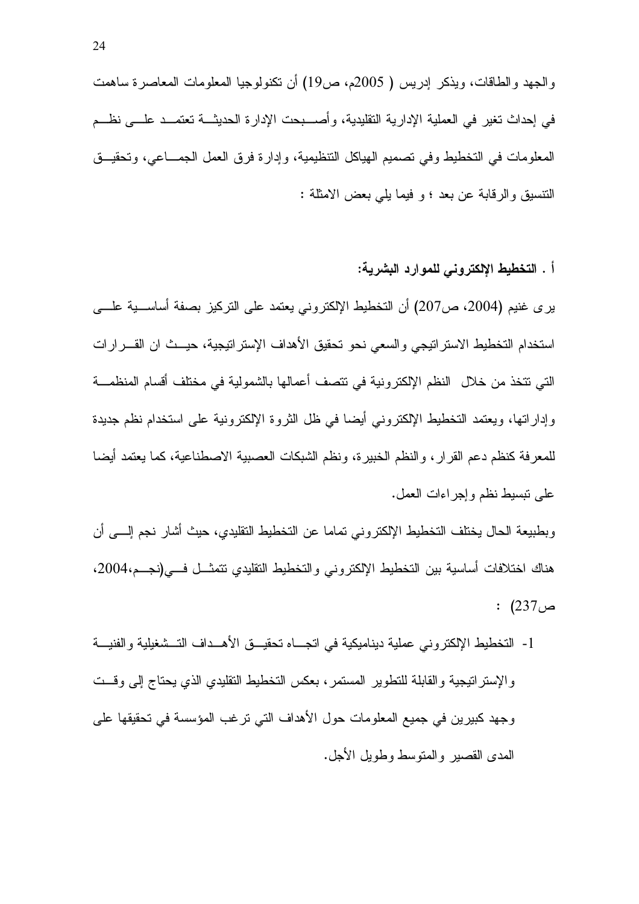والجهد والطاقات، ويذكر إدريس ( 2005م، ص19) أن تكنولوجيا المعلومات المعاصرة ساهمت في إحداث تغير في العملية الإدارية التقليدية، وأصبحت الإدارة الحديثة تعتمد على نظم المعلومات في التخطيط وفي تصميم الهياكل التنظيمية، وإدارة فرق العمل الجماعي، وتحقيق التنسيق والرقابة عن بعد ؛ و فيما يلي بعض الامثلة :

**أ . التخطيط الإلكتروني للموارد البشرية:**

يرى غنيم (2004، ص207) أن التخطيط الإلكتروني يعتمد على التركيز بصفة أساسية على استخدام التخطيط الاستراتيجي والسعي نحو تحقيق الأهداف الإستراتيجية، حيث ان القرارات التي تتخذ من خلال النظم الإلكترونية في تتصف أعمالها بالشمولية في مختلف أقسام المنظمة وإداراتها، ويعتمد التخطيط الإلكتروني أيضا في ظل الثروة الإلكترونية على استخدام نظم جديدة للمعرفة كنظم دعم القرار، والنظم الخبيرة، ونظم الشبكات العصبية الاصطناعية، كما يعتمد أيضا على تبسيط نظم وإجراءات العمل.

وبطبيعة الحال يختلف التخطيط الإلكتروني تماما عن التخطيط التقليدي، حيث أشار نجم إلى أن هناك اختلافات أساسية بين التخطيط الإلكتروني والتخطيط التقليدي تتمثل في(نجم،2004، ص237) :

1- التخطيط الإلكتروني عملية ديناميكية في اتجاه تحقيق الأهداف التشغيلية والفنية والإستراتيجية والقابلة للتطوير المستمر، بعكس التخطيط التقليدي الذي يحتاج إلى وقت وجهد كبيرين في جميع المعلومات حول الأهداف التي ترغب المؤسسة في تحقيقها على المدى القصير والمتوسط وطويل الأجل.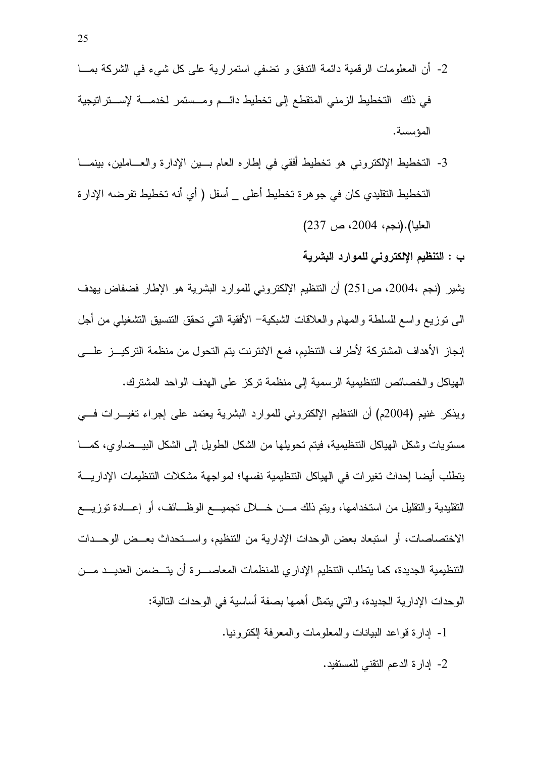2- أن المعلومات الرقمية دائمة التدفق و تضفي استمرارية على كل شيء في الشركة بما في ذلك التخطيط الزمني المتقطع إلى تخطيط دائم ومستمر لخدمة لإستراتيجية المؤسسة.

3- التخطيط الإلكتروني هو تخطيط أفقي في إطاره العام بين الإدارة والعاملين، بينما التخطيط التقليدي كان في جوهرة تخطيط أعلى _ أسفل ( أي أنه تخطيط تفرضه الإدارة العليا).(نجم، 2004، ص 237)

**ب : التنظيم الإلكتروني للموارد البشرية**

يشير (نجم ،2004، ص251) أن التنظيم الإلكتروني للموارد البشرية هو الإطار فضفاض يهدف الى توزيع واسع للسلطة والمهام والعلاقات الشبكية– الأفقية التي تحقق التنسيق التشغيلي من أجل إنجاز الأهداف المشتركة لأطراف التنظيم، فمع الانترنت يتم التحول من منظمة التركيز على الهياكل والخصائص التنظيمية الرسمية إلى منظمة تركز على الهدف الواحد المشترك.

ويذكر غنيم (2004م) أن التنظيم الإلكتروني للموارد البشرية يعتمد على إجراء تغيرات في مستويات وشكل الهياكل التنظيمية، فيتم تحويلها من الشكل الطويل إلى الشكل البيضاوي، كما يتطلب أيضا إحداث تغيرات في الهياكل التنظيمية نفسها؛ لمواجهة مشكلات التنظيمات الإدارية التقليدية والتقليل من استخدامها، ويتم ذلك من خلال تجميع الوظائف، أو إعادة توزيع الاختصاصات، أو استبعاد بعض الوحدات الإدارية من التنظيم، واستحداث بعض الوحدات التنظيمية الجديدة، كما يتطلب التنظيم الإداري للمنظمات المعاصرة أن يتضمن العديد من الوحدات الإدارية الجديدة، والتي يتمثل أهمها بصفة أساسية في الوحدات التالية:

1- إدارة قواعد البيانات والمعلومات والمعرفة إلكترونيا.

2- إدارة الدعم التقني للمستفيد.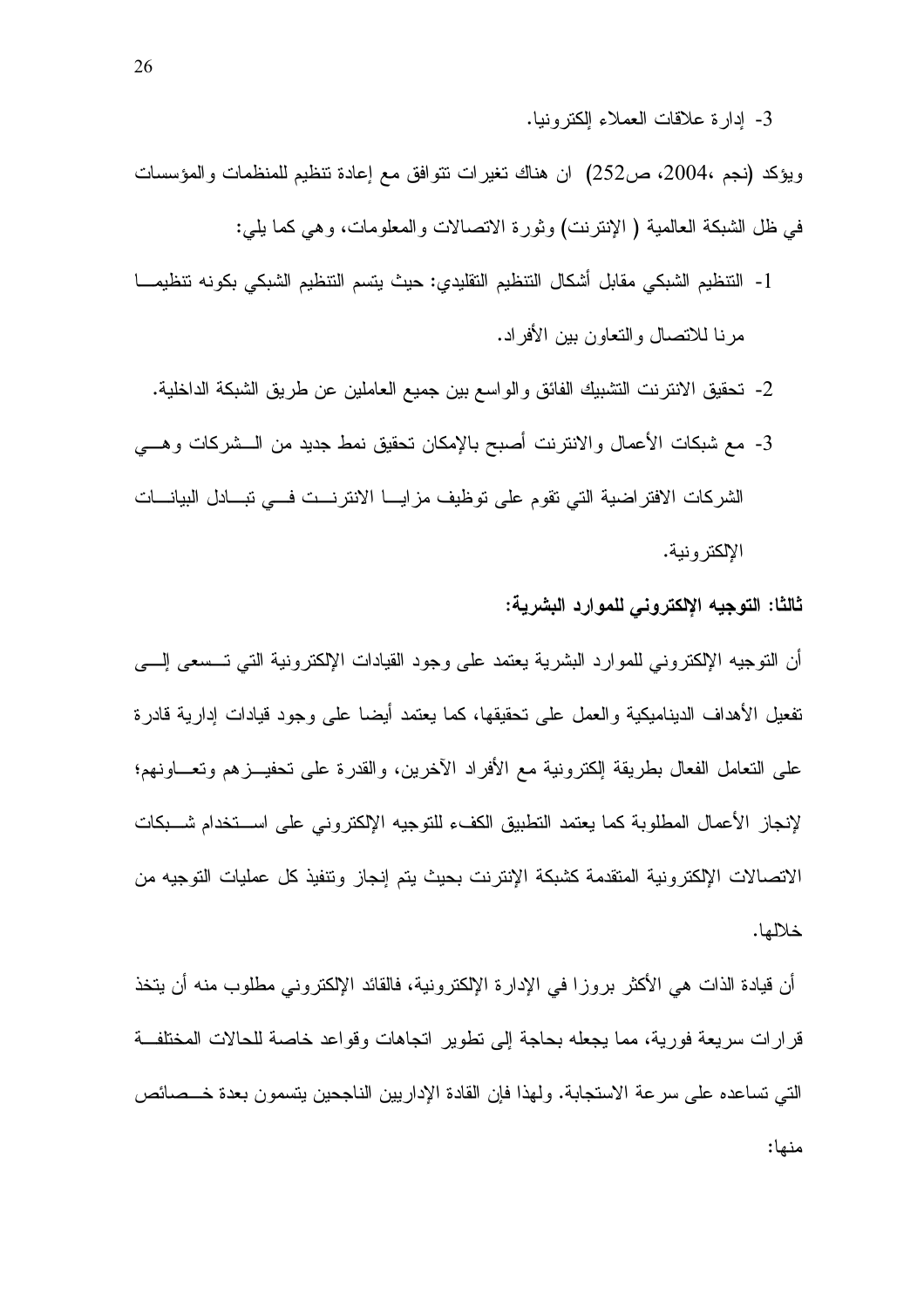3- إدارة علاقات العملاء إلكترونيا.

ويؤكد (نجم ،2004، ص252) ان هناك تغيرات تتوافق مع إعادة تنظيم للمنظمات والمؤسسات في ظل الشبكة العالمية ( الإنترنت) وثورة الاتصالات والمعلومات، وهي كما يلي:

1- التنظيم الشبكي مقابل أشكال التنظيم التقليدي: حيث يتسم التنظيم الشبكي بكونه تنظيما مرنا للاتصال والتعاون بين الأفراد.

2- تحقيق الانترنت التشبيك الفائق والواسع بين جميع العاملين عن طريق الشبكة الداخلية.

3- مع شبكات الأعمال والانترنت أصبح بالإمكان تحقيق نمط جديد من الشركات وهي الشركات الافتراضية التي تقوم على توظيف مزايا الانترنت في تبادل البيانات الإلكترونية.

**ثالثا: التوجيه الإلكتروني للموارد البشرية:**

أن التوجيه الإلكتروني للموارد البشرية يعتمد على وجود القيادات الإلكترونية التي تسعى إلى تفعيل الأهداف الديناميكية والعمل على تحقيقها، كما يعتمد أيضا على وجود قيادات إدارية قادرة على التعامل الفعال بطريقة إلكترونية مع الأفراد الآخرين، والقدرة على تحفيزهم وتعاونهم؛ لإنجاز الأعمال المطلوبة كما يعتمد التطبيق الكفء للتوجيه الإلكتروني على استخدام شبكات الاتصالات الإلكترونية المتقدمة كشبكة الإنترنت بحيث يتم إنجاز وتنفيذ كل عمليات التوجيه من خلالها.

أن قيادة الذات هي الأكثر بروزا في الإدارة الإلكترونية، فالقائد الإلكتروني مطلوب منه أن يتخذ قرارات سريعة فورية، مما يجعله بحاجة إلى تطوير اتجاهات وقواعد خاصة للحالات المختلفة التي تساعده على سرعة الاستجابة. ولهذا فإن القادة الإداريين الناجحين يتسمون بعدة خصائص منها: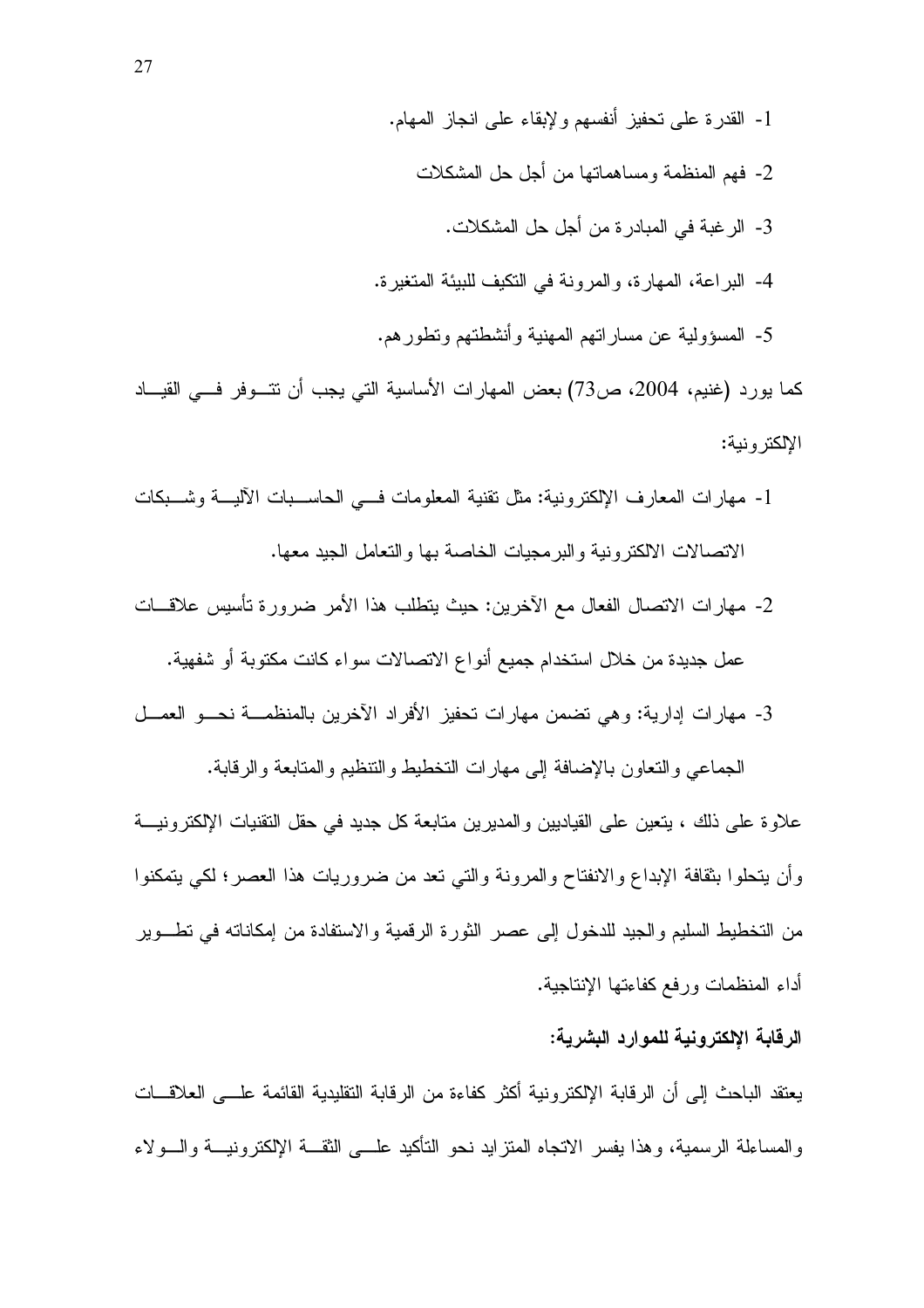1- القدرة على تحفيز أنفسهم والإبقاء على انجاز المهام.

2- فهم المنظمة ومساهماتها من أجل حل المشكلات

3- الرغبة في المبادرة من أجل حل المشكلات.

4- البراعة، المهارة، والمرونة في التكيف للبيئة المتغيرة.

5- المسؤولية عن مساراتهم المهنية وأنشطتهم وتطورهم.

كما يورد (غنيم، 2004، ص73) بعض المهارات الأساسية التي يجب أن تتوفر في القياد الإلكترونية:

1- مهارات المعارف الإلكترونية: مثل تقنية المعلومات في الحاسبات الآلية وشبكات الاتصالات الالكترونية والبرمجيات الخاصة بها والتعامل الجيد معها.

2- مهارات الاتصال الفعال مع الآخرين: حيث يتطلب هذا الأمر ضرورة تأسيس علاقات عمل جديدة من خلال استخدام جميع أنواع الاتصالات سواء كانت مكتوبة أو شفهية.

3- مهارات إدارية: وهي تضمن مهارات تحفيز الأفراد الآخرين بالمنظمة نحو العمل الجماعي والتعاون بالإضافة إلى مهارات التخطيط والتنظيم والمتابعة والرقابة.

علاوة على ذلك ، يتعين على القياديين والمديرين متابعة كل جديد في حقل التقنيات الإلكترونية وأن يتحلوا بثقافة الإبداع والانفتاح والمرونة والتي تعد من ضروريات هذا العصر؛ لكي يتمكنوا من التخطيط السليم والجيد للدخول إلى عصر الثورة الرقمية والاستفادة من إمكاناته في تطوير أداء المنظمات ورفع كفاءتها الإنتاجية.

**الرقابة الإلكترونية للموارد البشرية:**

يعتقد الباحث إلى أن الرقابة الإلكترونية أكثر كفاءة من الرقابة التقليدية القائمة على العلاقات والمساءلة الرسمية، وهذا يفسر الاتجاه المتزايد نحو التأكيد على الثقة الإلكترونية والولاء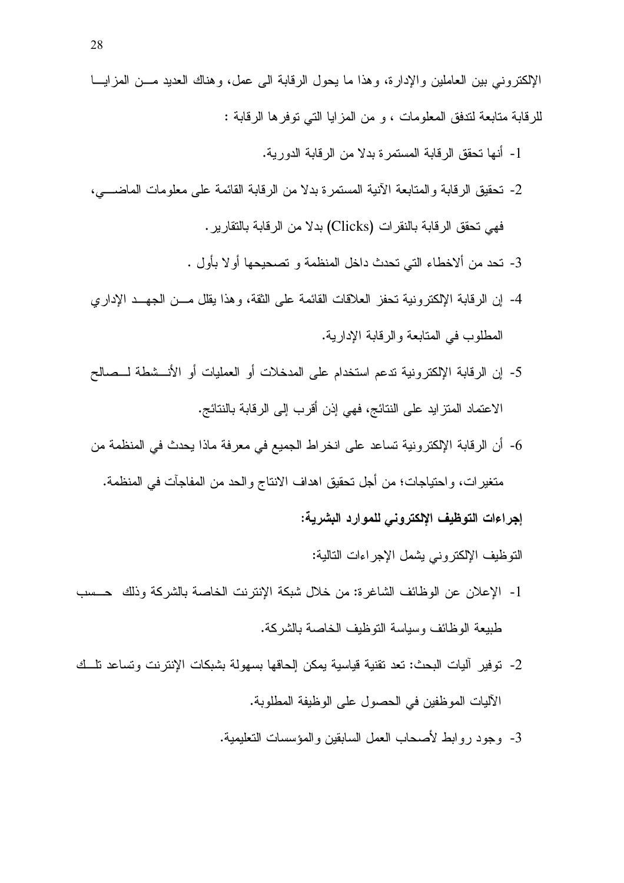الإلكتروني بين العاملين والإدارة، وهذا ما يحول الرقابة الى عمل، وهناك العديد من المزايا للرقابة متابعة لتدفق المعلومات ، و من المزايا التي توفرها الرقابة :

1- أنها تحقق الرقابة المستمرة بدلا من الرقابة الدورية.
2- تحقيق الرقابة والمتابعة الآنية المستمرة بدلا من الرقابة القائمة على معلومات الماضي، فهي تحقق الرقابة بالنقرات (Clicks) بدلا من الرقابة بالتقارير.
3- تحد من ألاخطاء التي تحدث داخل المنظمة و تصحيحها أولا بأول .
4- إن الرقابة الإلكترونية تحفز العلاقات القائمة على الثقة، وهذا يقلل من الجهد الإداري المطلوب في المتابعة والرقابة الإدارية.
5- إن الرقابة الإلكترونية تدعم استخدام على المدخلات أو العمليات أو الأنشطة لصالح الاعتماد المتزايد على النتائج، فهي إذن أقرب إلى الرقابة بالنتائج.
6- أن الرقابة الإلكترونية تساعد على انخراط الجميع في معرفة ماذا يحدث في المنظمة من متغيرات، واحتياجات؛ من أجل تحقيق اهداف الانتاج والحد من المفاجآت في المنظمة.

**إجراءات التوظيف الإلكتروني للموارد البشرية:**

التوظيف الإلكتروني يشمل الإجراءات التالية:

1- الإعلان عن الوظائف الشاغرة: من خلال شبكة الإنترنت الخاصة بالشركة وذلك حسب طبيعة الوظائف وسياسة التوظيف الخاصة بالشركة.
2- توفير آليات البحث: تعد تقنية قياسية يمكن إلحاقها بسهولة بشبكات الإنترنت وتساعد تلك الآليات الموظفين في الحصول على الوظيفة المطلوبة.
3- وجود روابط لأصحاب العمل السابقين والمؤسسات التعليمية.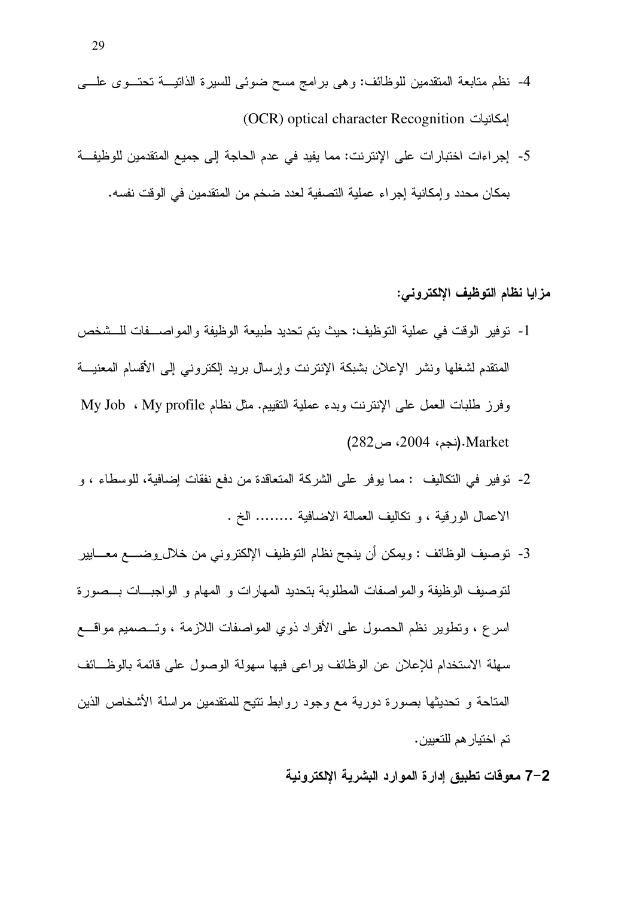4- نظم متابعة المتقدمين للوظائف: وهى برامج مسح ضوئى للسيرة الذاتية تحتوى على إمكانيات (OCR) optical character Recognition

5- إجراءات اختبارات على الإنترنت: مما يفيد في عدم الحاجة إلى جميع المتقدمين للوظيفة بمكان محدد وإمكانية إجراء عملية التصفية لعدد ضخم من المتقدمين في الوقت نفسه.

**مزايا نظام التوظيف الإلكتروني:**

1- توفير الوقت في عملية التوظيف: حيث يتم تحديد طبيعة الوظيفة والمواصفات للشخص المتقدم لشغلها ونشر الإعلان بشبكة الإنترنت وإرسال بريد إلكتروني إلى الأقسام المعنية وفرز طلبات العمل على الإنترنت وبدء عملية التقييم. مثل نظام My profile ، My Job Market.(نجم، 2004، ص282)

2- توفير في التكاليف : مما يوفر على الشركة المتعاقدة من دفع نفقات إضافية، للوسطاء ، و الاعمال الورقية ، و تكاليف العمالة الاضافية ........ الخ .

3- توصيف الوظائف : ويمكن أن ينجح نظام التوظيف الإلكتروني من خلال وضع معايير لتوصيف الوظيفة والمواصفات المطلوبة بتحديد المهارات و المهام و الواجبات بصورة اسرع ، وتطوير نظم الحصول على الأفراد ذوي المواصفات اللازمة ، وتصميم مواقع سهلة الاستخدام للإعلان عن الوظائف يراعى فيها سهولة الوصول على قائمة بالوظائف المتاحة و تحديثها بصورة دورية مع وجود روابط تتيح للمتقدمين مراسلة الأشخاص الذين تم اختيارهم للتعيين.

## 2-7 معوقات تطبيق إدارة الموارد البشرية الإلكترونية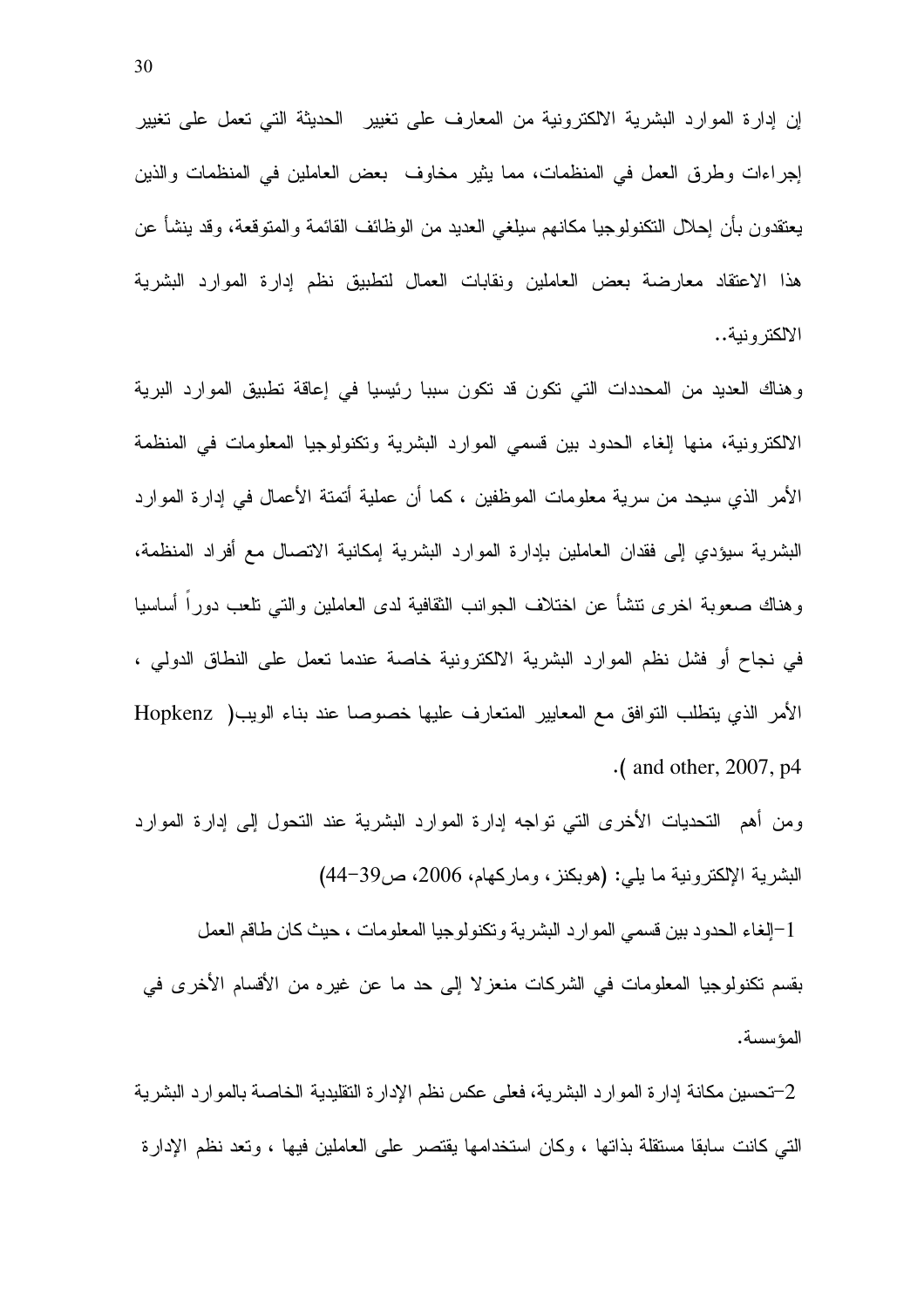إن إدارة الموارد البشرية الالكترونية من المعارف على تغيير الحديثة التي تعمل على تغيير إجراءات وطرق العمل في المنظمات، مما يثير مخاوف بعض العاملين في المنظمات والذين يعتقدون بأن إحلال التكنولوجيا مكانهم سيلغي العديد من الوظائف القائمة والمتوقعة، وقد ينشأ عن هذا الاعتقاد معارضة بعض العاملين ونقابات العمال لتطبيق نظم إدارة الموارد البشرية الالكترونية..

وهناك العديد من المحددات التي تكون قد تكون سببا رئيسيا في إعاقة تطبيق الموارد البرية الالكترونية، منها إلغاء الحدود بين قسمي الموارد البشرية وتكنولوجيا المعلومات في المنظمة الأمر الذي سيحد من سرية معلومات الموظفين ، كما أن عملية أتمتة الأعمال في إدارة الموارد البشرية سيؤدي إلى فقدان العاملين بإدارة الموارد البشرية إمكانية الاتصال مع أفراد المنظمة، وهناك صعوبة اخرى تنشأ عن اختلاف الجوانب الثقافية لدى العاملين والتي تلعب دوراً أساسيا في نجاح أو فشل نظم الموارد البشرية الالكترونية خاصة عندما تعمل على النطاق الدولي ، الأمر الذي يتطلب التوافق مع المعايير المتعارف عليها خصوصا عند بناء الويب( Hopkenz and other, 2007, p4 ).

ومن أهم التحديات الأخرى التي تواجه إدارة الموارد البشرية عند التحول إلى إدارة الموارد البشرية الإلكترونية ما يلي: (هوبكنز، وماركهام، 2006، ص39-44)

1-إلغاء الحدود بين قسمي الموارد البشرية وتكنولوجيا المعلومات ، حيث كان طاقم العمل بقسم تكنولوجيا المعلومات في الشركات منعزلا إلى حد ما عن غيره من الأقسام الأخرى في المؤسسة.

2-تحسين مكانة إدارة الموارد البشرية، فعلى عكس نظم الإدارة التقليدية الخاصة بالموارد البشرية التي كانت سابقا مستقلة بذاتها ، وكان استخدامها يقتصر على العاملين فيها ، وتعد نظم الإدارة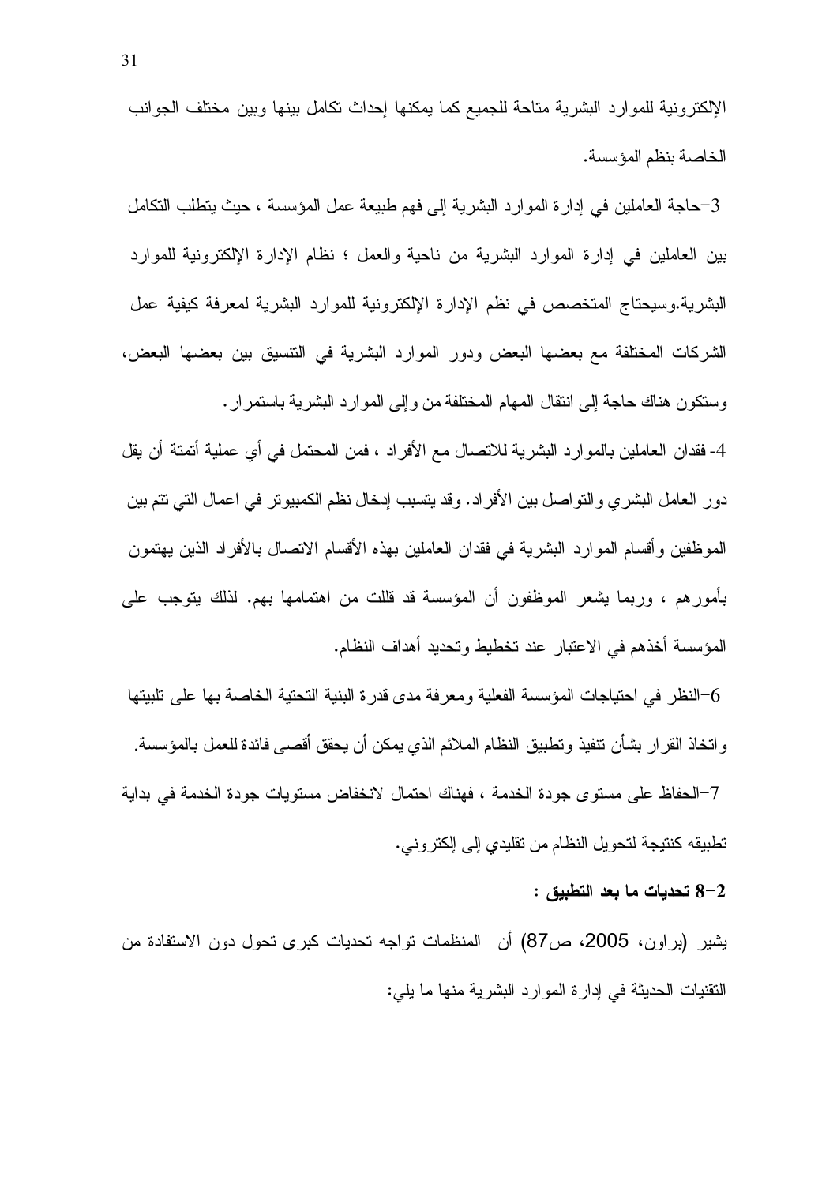الإلكترونية للموارد البشرية متاحة للجميع كما يمكنها إحداث تكامل بينها وبين مختلف الجوانب الخاصة بنظم المؤسسة.

3-حاجة العاملين في إدارة الموارد البشرية إلى فهم طبيعة عمل المؤسسة ، حيث يتطلب التكامل بين العاملين في إدارة الموارد البشرية من ناحية والعمل ؛ نظام الإدارة الإلكترونية للموارد البشرية.وسيحتاج المتخصص في نظم الإدارة الإلكترونية للموارد البشرية لمعرفة كيفية عمل الشركات المختلفة مع بعضها البعض ودور الموارد البشرية في التنسيق بين بعضها البعض، وستكون هناك حاجة إلى انتقال المهام المختلفة من وإلى الموارد البشرية باستمرار.

4- فقدان العاملين بالموارد البشرية للاتصال مع الأفراد ، فمن المحتمل في أي عملية أتمتة أن يقل دور العامل البشري والتواصل بين الأفراد. وقد يتسبب إدخال نظم الكمبيوتر في اعمال التي تتم بين الموظفين وأقسام الموارد البشرية في فقدان العاملين بهذه الأقسام الاتصال بالأفراد الذين يهتمون بأمورهم ، وربما يشعر الموظفون أن المؤسسة قد قللت من اهتمامها بهم. لذلك يتوجب على المؤسسة أخذهم في الاعتبار عند تخطيط وتحديد أهداف النظام.

6-النظر في احتياجات المؤسسة الفعلية ومعرفة مدى قدرة البنية التحتية الخاصة بها على تلبيتها واتخاذ القرار بشأن تنفيذ وتطبيق النظام الملائم الذي يمكن أن يحقق أقصى فائدة للعمل بالمؤسسة.

7-الحفاظ على مستوى جودة الخدمة ، فهناك احتمال لانخفاض مستويات جودة الخدمة في بداية تطبيقه كنتيجة لتحويل النظام من تقليدي إلى إلكتروني.

### 2-8 تحديات ما بعد التطبيق :

يشير (براون، 2005، ص87) أن المنظمات تواجه تحديات كبرى تحول دون الاستفادة من التقنيات الحديثة في إدارة الموارد البشرية منها ما يلي: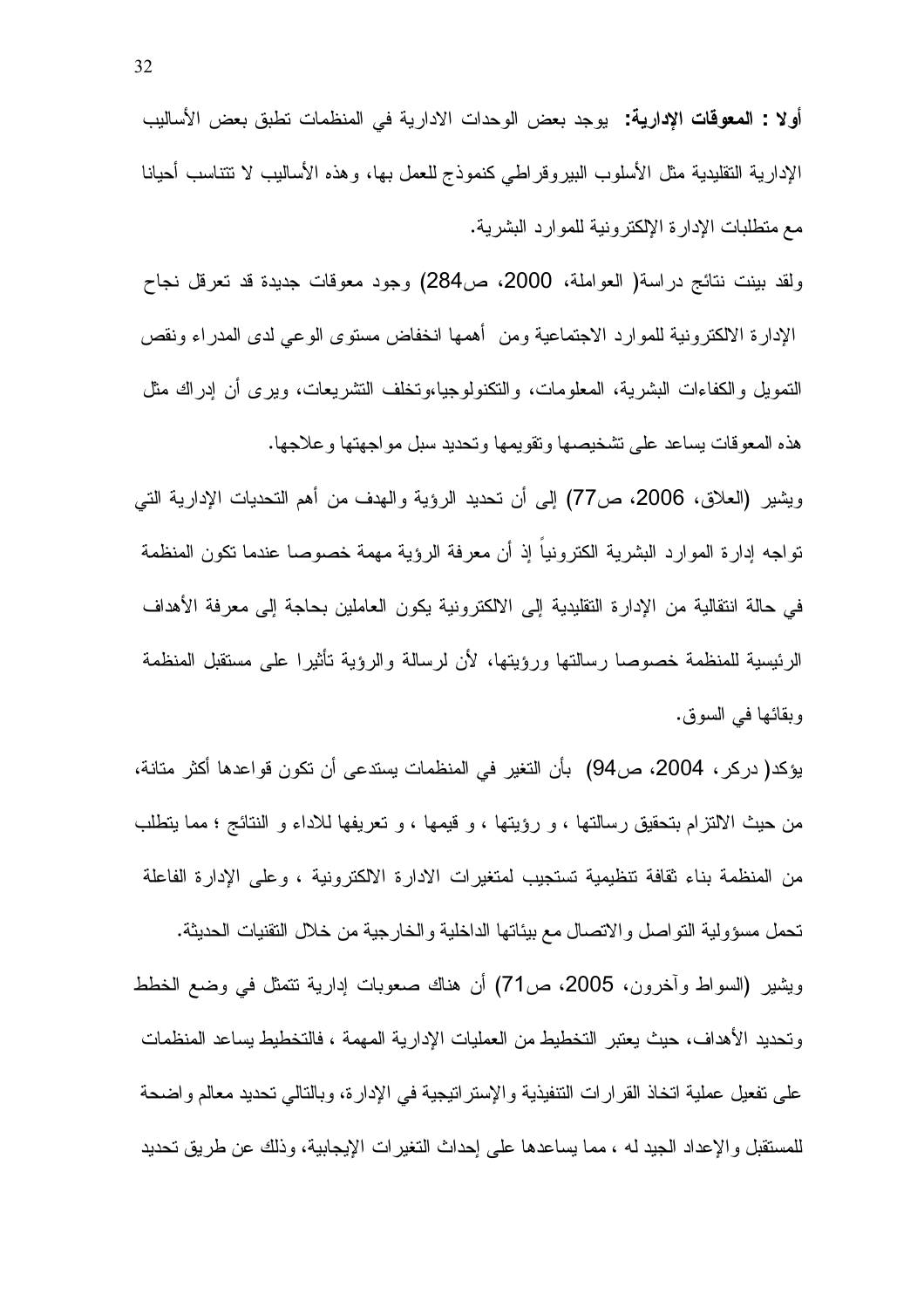**أولا : المعوقات الإدارية:** يوجد بعض الوحدات الادارية في المنظمات تطبق بعض الأساليب الإدارية التقليدية مثل الأسلوب البيروقراطي كنموذج للعمل بها، وهذه الأساليب لا تتناسب أحيانا مع متطلبات الإدارة الإلكترونية للموارد البشرية.

ولقد بينت نتائج دراسة( العواملة، 2000، ص284) وجود معوقات جديدة قد تعرقل نجاح الإدارة الالكترونية للموارد الاجتماعية ومن أهمها انخفاض مستوى الوعي لدى المدراء ونقص التمويل والكفاءات البشرية، المعلومات، والتكنولوجيا،وتخلف التشريعات، ويرى أن إدراك مثل هذه المعوقات يساعد على تشخيصها وتقويمها وتحديد سبل مواجهتها وعلاجها.

ويشير (العلاق، 2006، ص77) إلى أن تحديد الرؤية والهدف من أهم التحديات الإدارية التي تواجه إدارة الموارد البشرية الكترونياً إذ أن معرفة الرؤية مهمة خصوصا عندما تكون المنظمة في حالة انتقالية من الإدارة التقليدية إلى الالكترونية يكون العاملين بحاجة إلى معرفة الأهداف الرئيسية للمنظمة خصوصا رسالتها ورؤيتها، لأن لرسالة والرؤية تأثيرا على مستقبل المنظمة وبقائها في السوق.

يؤكد( دركر، 2004، ص94) بأن التغير في المنظمات يستدعى أن تكون قواعدها أكثر متانة، من حيث الالتزام بتحقيق رسالتها ، و رؤيتها ، و قيمها ، و تعريفها للاداء و النتائج ؛ مما يتطلب من المنظمة بناء ثقافة تنظيمية تستجيب لمتغيرات الادارة الالكترونية ، وعلى الإدارة الفاعلة تحمل مسؤولية التواصل والاتصال مع بيئاتها الداخلية والخارجية من خلال التقنيات الحديثة.

ويشير (السواط وآخرون، 2005، ص71) أن هناك صعوبات إدارية تتمثل في وضع الخطط وتحديد الأهداف، حيث يعتبر التخطيط من العمليات الإدارية المهمة ، فالتخطيط يساعد المنظمات على تفعيل عملية اتخاذ القرارات التنفيذية والإستراتيجية في الإدارة، وبالتالي تحديد معالم واضحة للمستقبل والإعداد الجيد له ، مما يساعدها على إحداث التغيرات الإيجابية، وذلك عن طريق تحديد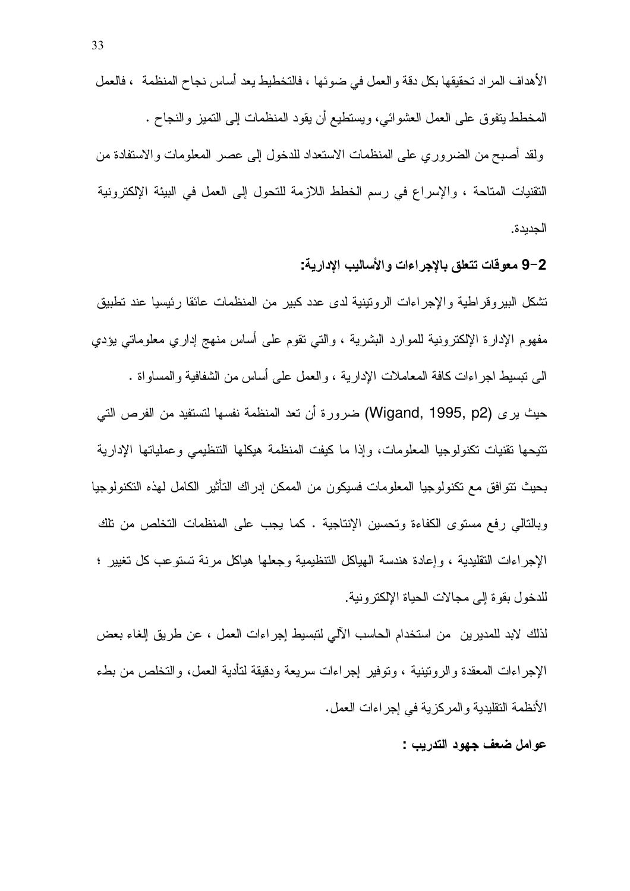الأهداف المراد تحقيقها بكل دقة والعمل في ضوئها ، فالتخطيط يعد أساس نجاح المنظمة ، فالعمل المخطط يتفوق على العمل العشوائي، ويستطيع أن يقود المنظمات إلى التميز والنجاح .

ولقد أصبح من الضروري على المنظمات الاستعداد للدخول إلى عصر المعلومات والاستفادة من التقنيات المتاحة ، والإسراع في رسم الخطط اللازمة للتحول إلى العمل في البيئة الإلكترونية الجديدة.

### 2-9 معوقات تتعلق بالإجراءات والأساليب الإدارية:

تشكل البيروقراطية والإجراءات الروتينية لدى عدد كبير من المنظمات عائقا رئيسيا عند تطبيق مفهوم الإدارة الإلكترونية للموارد البشرية ، والتي تقوم على أساس منهج إداري معلوماتي يؤدي الى تبسيط اجراءات كافة المعاملات الإدارية ، والعمل على أساس من الشفافية والمساواة .

حيث يرى (Wigand, 1995, p2) ضرورة أن تعد المنظمة نفسها لتستفيد من الفرص التي تتيحها تقنيات تكنولوجيا المعلومات، وإذا ما كيفت المنظمة هيكلها التنظيمي وعملياتها الإدارية بحيث تتوافق مع تكنولوجيا المعلومات فسيكون من الممكن إدراك التأثير الكامل لهذه التكنولوجيا وبالتالي رفع مستوى الكفاءة وتحسين الإنتاجية . كما يجب على المنظمات التخلص من تلك الإجراءات التقليدية ، وإعادة هندسة الهياكل التنظيمية وجعلها هياكل مرنة تستوعب كل تغيير ؛ للدخول بقوة إلى مجالات الحياة الإلكترونية.

لذلك لابد للمديرين من استخدام الحاسب الآلي لتبسيط إجراءات العمل ، عن طريق إلغاء بعض الإجراءات المعقدة والروتينية ، وتوفير إجراءات سريعة ودقيقة لتأدية العمل، والتخلص من بطء الأنظمة التقليدية والمركزية في إجراءات العمل.

**عوامل ضعف جهود التدريب :**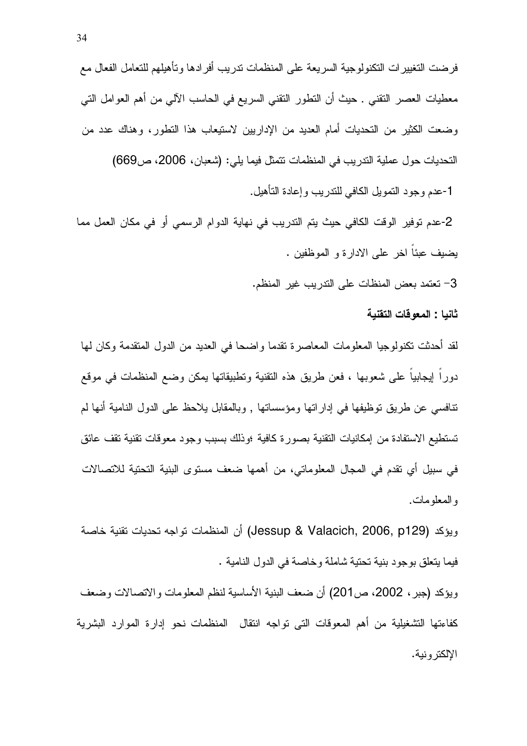فرضت التغييرات التكنولوجية السريعة على المنظمات تدريب أفرادها وتأهيلهم للتعامل الفعال مع معطيات العصر التقني . حيث أن التطور التقني السريع في الحاسب الآلي من أهم العوامل التي وضعت الكثير من التحديات أمام العديد من الإداريين لاستيعاب هذا التطور، وهناك عدد من التحديات حول عملية التدريب في المنظمات تتمثل فيما يلي: (شعبان، 2006، ص669)

1-عدم وجود التمويل الكافي للتدريب وإعادة التأهيل.

2-عدم توفير الوقت الكافي حيث يتم التدريب في نهاية الدوام الرسمي أو في مكان العمل مما يضيف عبئاً اخر على الادارة و الموظفين .

3- تعتمد بعض المنظات على التدريب غير المنظم.

**ثانيا : المعوقات التقنية**

لقد أحدثت تكنولوجيا المعلومات المعاصرة تقدما واضحا في العديد من الدول المتقدمة وكان لها دوراً إيجابياً على شعوبها ، فعن طريق هذه التقنية وتطبيقاتها يمكن وضع المنظمات في موقع تنافسي عن طريق توظيفها في إداراتها ومؤسساتها , وبالمقابل يلاحظ على الدول النامية أنها لم تستطيع الاستفادة من إمكانيات التقنية بصورة كافية ؛وذلك بسبب وجود معوقات تقنية تقف عائق في سبيل أي تقدم في المجال المعلوماتي، من أهمها ضعف مستوى البنية التحتية للاتصالات والمعلومات.

ويؤكد (Jessup & Valacich, 2006, p129) أن المنظمات تواجه تحديات تقنية خاصة فيما يتعلق بوجود بنية تحتية شاملة وخاصة في الدول النامية .

ويؤكد (جبر، 2002، ص201) أن ضعف البنية الأساسية لنظم المعلومات والاتصالات وضعف كفاءتها التشغيلية من أهم المعوقات التى تواجه انتقال المنظمات نحو إدارة الموارد البشرية الإلكترونية.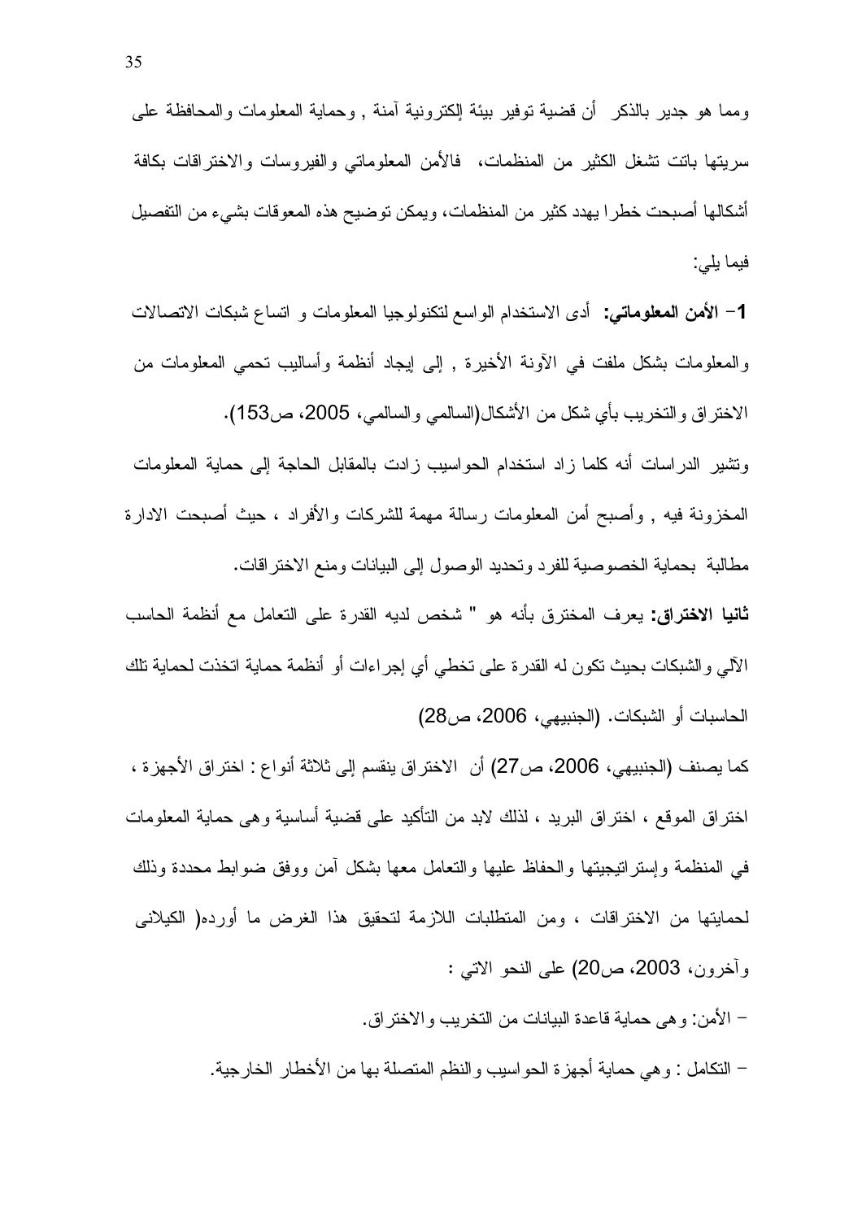ومما هو جدير بالذكر أن قضية توفير بيئة إلكترونية آمنة , وحماية المعلومات والمحافظة على سريتها باتت تشغل الكثير من المنظمات، فالأمن المعلوماتي والفيروسات والاختراقات بكافة أشكالها أصبحت خطرا يهدد كثير من المنظمات، ويمكن توضيح هذه المعوقات بشيء من التفصيل فيما يلي:

**1- الأمن المعلوماتي:** أدى الاستخدام الواسع لتكنولوجيا المعلومات و اتساع شبكات الاتصالات والمعلومات بشكل ملفت في الآونة الأخيرة , إلى إيجاد أنظمة وأساليب تحمي المعلومات من الاختراق والتخريب بأي شكل من الأشكال(السالمي والسالمي، 2005، ص153).

وتشير الدراسات أنه كلما زاد استخدام الحواسيب زادت بالمقابل الحاجة إلى حماية المعلومات المخزونة فيه , وأصبح أمن المعلومات رسالة مهمة للشركات والأفراد ، حيث أصبحت الادارة مطالبة بحماية الخصوصية للفرد وتحديد الوصول إلى البيانات ومنع الاختراقات.

**ثانيا الاختراق:** يعرف المخترق بأنه هو " شخص لديه القدرة على التعامل مع أنظمة الحاسب الآلي والشبكات بحيث تكون له القدرة على تخطي أي إجراءات أو أنظمة حماية اتخذت لحماية تلك الحاسبات أو الشبكات. (الجنبيهي، 2006، ص28)

كما يصنف (الجنبيهي، 2006، ص27) أن الاختراق ينقسم إلى ثلاثة أنواع : اختراق الأجهزة ، اختراق الموقع ، اختراق البريد ، لذلك لابد من التأكيد على قضية أساسية وهى حماية المعلومات في المنظمة وإستراتيجيتها والحفاظ عليها والتعامل معها بشكل آمن ووفق ضوابط محددة وذلك لحمايتها من الاختراقات ، ومن المتطلبات اللازمة لتحقيق هذا الغرض ما أورده( الكيلانى وآخرون، 2003، ص20) على النحو الاتي :

- الأمن: وهى حماية قاعدة البيانات من التخريب والاختراق.
- التكامل : وهي حماية أجهزة الحواسيب والنظم المتصلة بها من الأخطار الخارجية.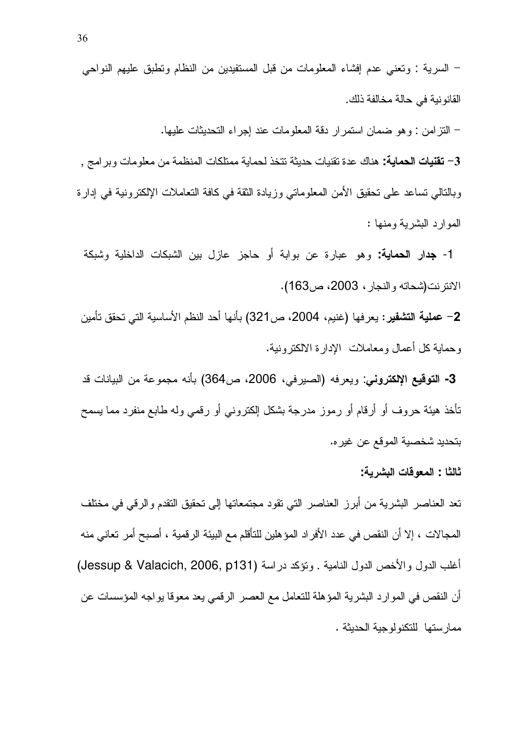- السرية : وتعني عدم إفشاء المعلومات من قبل المستفيدين من النظام وتطبق عليهم النواحي القانونية في حالة مخالفة ذلك.

- التزامن : وهو ضمان استمرار دقة المعلومات عند إجراء التحديثات عليها.

**3- تقنيات الحماية:** هناك عدة تقنيات حديثة تتخذ لحماية ممتلكات المنظمة من معلومات وبرامج , وبالتالي تساعد على تحقيق الأمن المعلوماتي وزيادة الثقة في كافة التعاملات الإلكترونية في إدارة الموارد البشرية ومنها :

1- **جدار الحماية:** وهو عبارة عن بوابة أو حاجز عازل بين الشبكات الداخلية وشبكة الانترنت(شحاته والنجار، 2003، ص163).

2- **عملية التشفير:** يعرفها (غنيم، 2004، ص321) بأنها أحد النظم الأساسية التي تحقق تأمين وحماية كل أعمال ومعاملات الإدارة الالكترونية.

3- **التوقيع الإلكتروني**: ويعرفه (الصيرفي، 2006، ص364) بأنه مجموعة من البيانات قد تأخذ هيئة حروف أو أرقام أو رموز مدرجة بشكل إلكتروني أو رقمي وله طابع منفرد مما يسمح بتحديد شخصية الموقع عن غيره.

**ثالثا : المعوقات البشرية:**

تعد العناصر البشرية من أبرز العناصر التي تقود مجتمعاتها إلى تحقيق التقدم والرقي في مختلف المجالات ، إلا أن النقص في عدد الأفراد المؤهلين للتأقلم مع البيئة الرقمية ، أصبح أمر تعاني منه أغلب الدول والأخص الدول النامية . وتؤكد دراسة (Jessup & Valacich, 2006, p131) أن النقص في الموارد البشرية المؤهلة للتعامل مع العصر الرقمي يعد معوقا يواجه المؤسسات عن ممارستها للتكنولوجية الحديثة .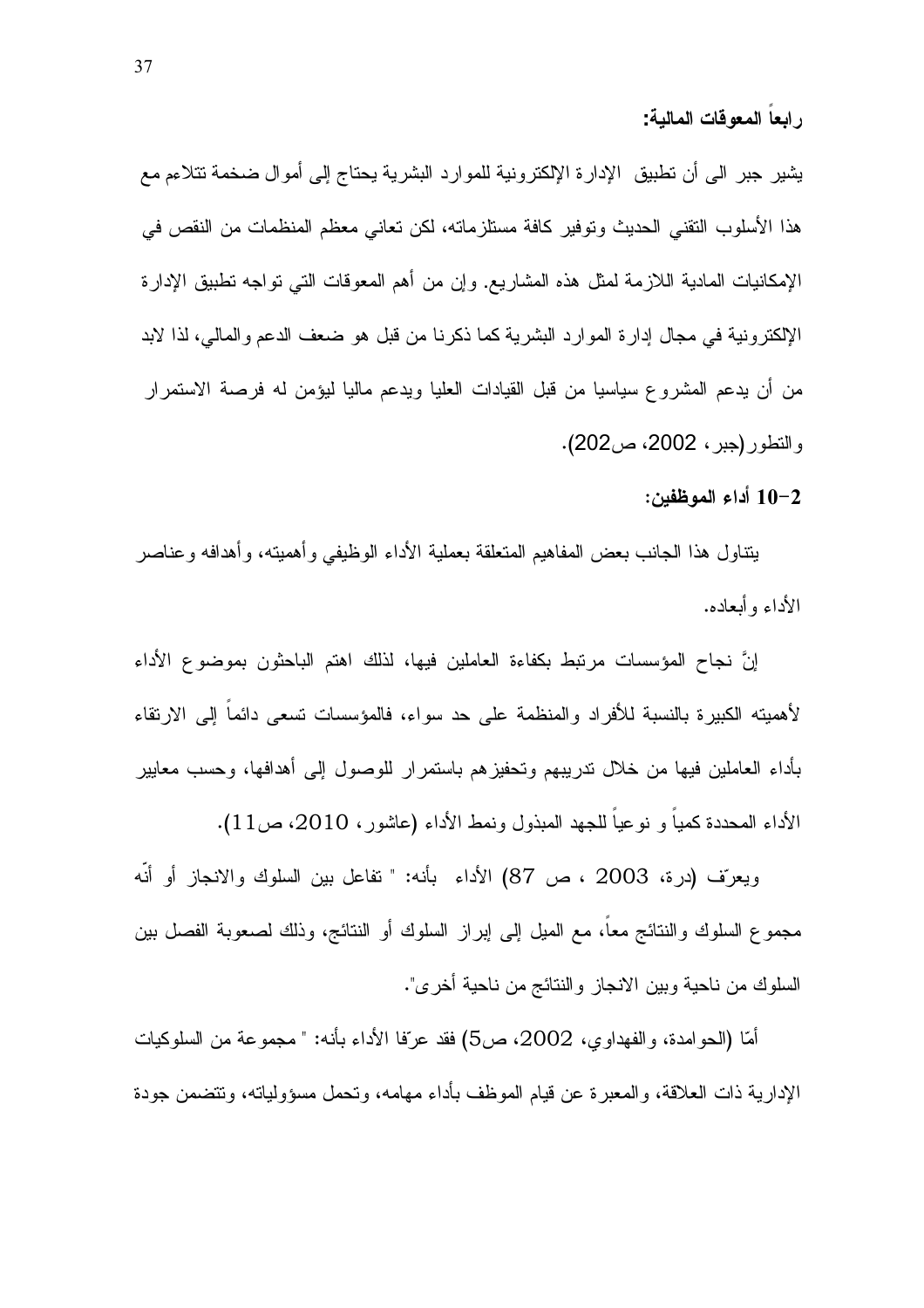**رابعاً المعوقات المالية:**

يشير جبر الى أن تطبيق الإدارة الإلكترونية للموارد البشرية يحتاج إلى أموال ضخمة تتلاءم مع هذا الأسلوب التقني الحديث وتوفير كافة مستلزماته، لكن تعاني معظم المنظمات من النقص في الإمكانيات المادية اللازمة لمثل هذه المشاريع. وإن من أهم المعوقات التي تواجه تطبيق الإدارة الإلكترونية في مجال إدارة الموارد البشرية كما ذكرنا من قبل هو ضعف الدعم والمالي، لذا لابد من أن يدعم المشروع سياسيا من قبل القيادات العليا ويدعم ماليا ليؤمن له فرصة الاستمرار والتطور (جبر، 2002، ص202).

**2-10 أداء الموظفين:**

يتناول هذا الجانب بعض المفاهيم المتعلقة بعملية الأداء الوظيفي وأهميته، وأهدافه وعناصر الأداء وأبعاده.

إنَّ نجاح المؤسسات مرتبط بكفاءة العاملين فيها، لذلك اهتم الباحثون بموضوع الأداء لأهميته الكبيرة بالنسبة للأفراد والمنظمة على حد سواء، فالمؤسسات تسعى دائماً إلى الارتقاء بأداء العاملين فيها من خلال تدريبهم وتحفيزهم باستمرار للوصول إلى أهدافها، وحسب معايير الأداء المحددة كمياً و نوعياً للجهد المبذول ونمط الأداء (عاشور، 2010، ص11).

ويعرّف (درة، 2003 ، ص 87) الأداء بأنه: " تفاعل بين السلوك والانجاز أو أنّه مجموع السلوك والنتائج معاً، مع الميل إلى إبراز السلوك أو النتائج، وذلك لصعوبة الفصل بين السلوك من ناحية وبين الانجاز والنتائج من ناحية أخرى".

أمّا (الحوامدة، والفهداوي، 2002، ص5) فقد عرّفا الأداء بأنه: " مجموعة من السلوكيات الإدارية ذات العلاقة، والمعبرة عن قيام الموظف بأداء مهامه، وتحمل مسؤولياته، وتتضمن جودة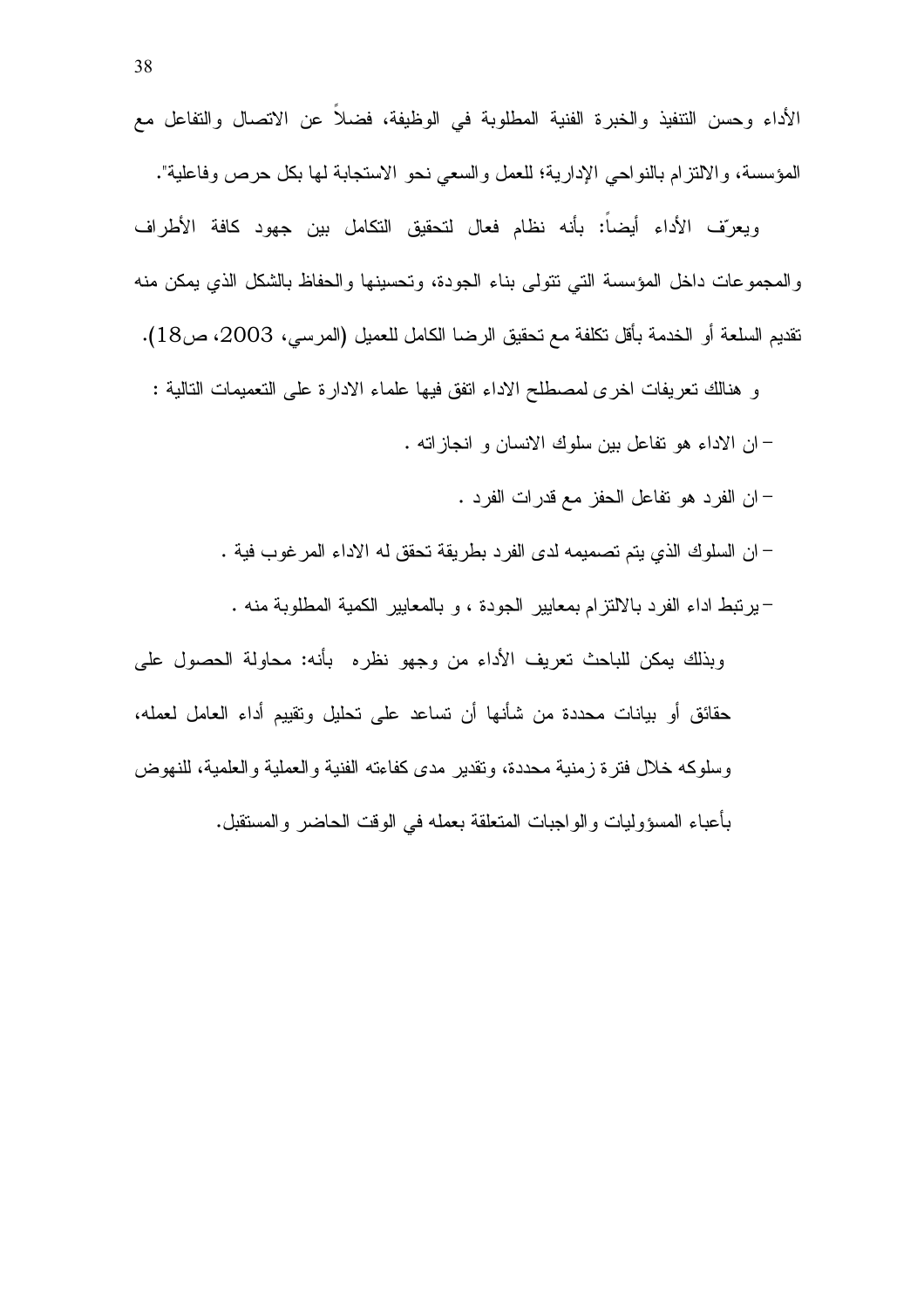الأداء وحسن التنفيذ والخبرة الفنية المطلوبة في الوظيفة، فضلاً عن الاتصال والتفاعل مع المؤسسة، والالتزام بالنواحي الإدارية؛ للعمل والسعي نحو الاستجابة لها بكل حرص وفاعلية".

ويعرّف الأداء أيضاً: بأنه نظام فعال لتحقيق التكامل بين جهود كافة الأطراف والمجموعات داخل المؤسسة التي تتولى بناء الجودة، وتحسينها والحفاظ بالشكل الذي يمكن منه تقديم السلعة أو الخدمة بأقل تكلفة مع تحقيق الرضا الكامل للعميل (المرسي، 2003، ص18).

و هنالك تعريفات اخرى لمصطلح الاداء اتفق فيها علماء الادارة على التعميمات التالية :

- ان الاداء هو تفاعل بين سلوك الانسان و انجازاته .
- ان الفرد هو تفاعل الحفز مع قدرات الفرد .
- ان السلوك الذي يتم تصميمه لدى الفرد بطريقة تحقق له الاداء المرغوب فية .
- يرتبط اداء الفرد بالالتزام بمعايير الجودة ، و بالمعايير الكمية المطلوبة منه .

وبذلك يمكن للباحث تعريف الأداء من وجهو نظره بأنه: محاولة الحصول على حقائق أو بيانات محددة من شأنها أن تساعد على تحليل وتقييم أداء العامل لعمله، وسلوكه خلال فترة زمنية محددة، وتقدير مدى كفاءته الفنية والعملية والعلمية، للنهوض بأعباء المسؤوليات والواجبات المتعلقة بعمله في الوقت الحاضر والمستقبل.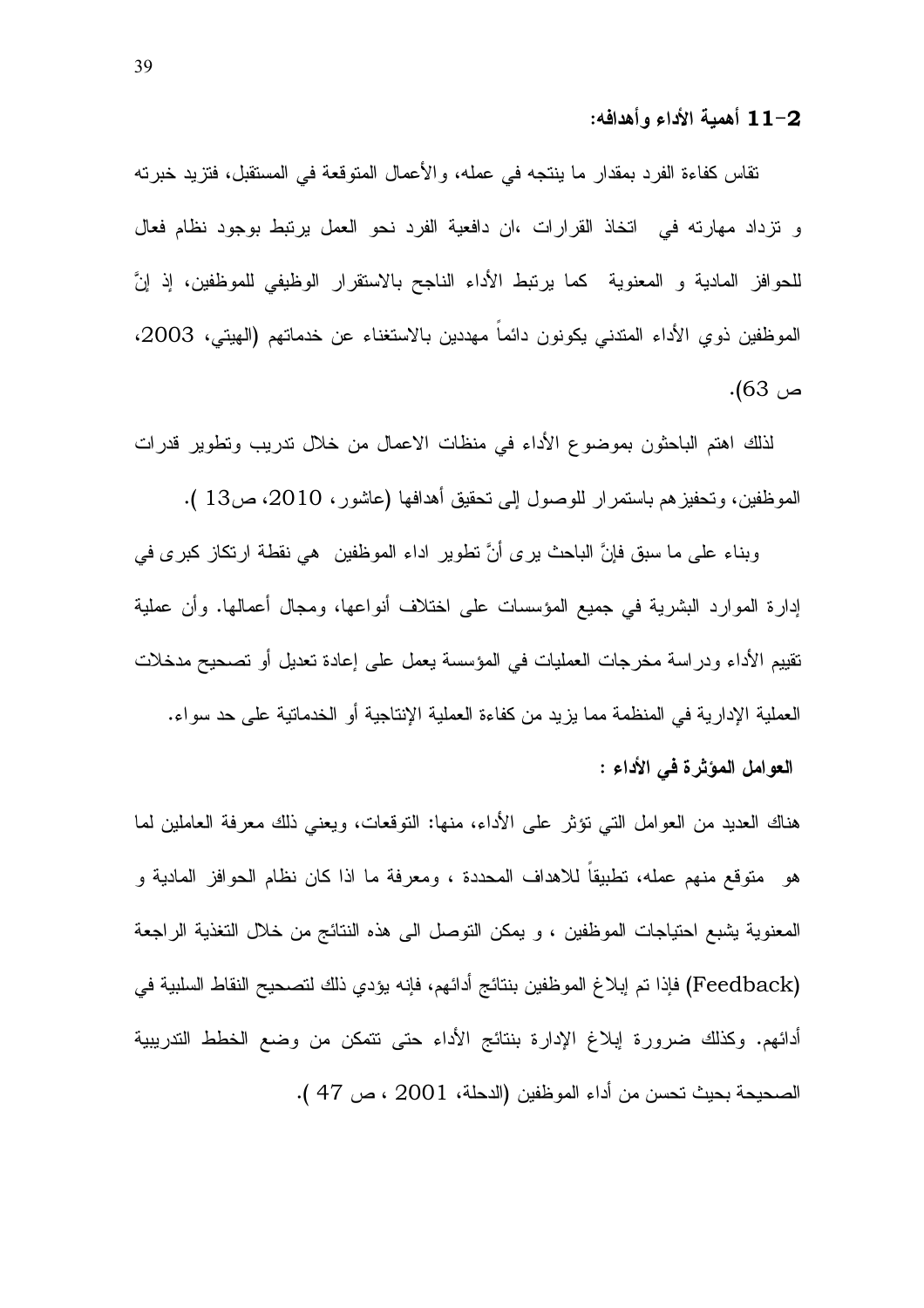### 2-11 أهمية الأداء وأهدافه:

تقاس كفاءة الفرد بمقدار ما ينتجه في عمله، والأعمال المتوقعة في المستقبل، فتزيد خبرته و تزداد مهارته في اتخاذ القرارات ،ان دافعية الفرد نحو العمل يرتبط بوجود نظام فعال للحوافز المادية و المعنوية كما يرتبط الأداء الناجح بالاستقرار الوظيفي للموظفين، إذ إنَّ الموظفين ذوي الأداء المتدني يكونون دائماً مهددين بالاستغناء عن خدماتهم (الهيتي، 2003، ص 63).

لذلك اهتم الباحثون بموضوع الأداء في منظات الاعمال من خلال تدريب وتطوير قدرات الموظفين، وتحفيزهم باستمرار للوصول إلى تحقيق أهدافها (عاشور، 2010، ص13 ).

وبناء على ما سبق فإنَّ الباحث يرى أنَّ تطوير اداء الموظفين هي نقطة ارتكاز كبرى في إدارة الموارد البشرية في جميع المؤسسات على اختلاف أنواعها، ومجال أعمالها. وأن عملية تقييم الأداء ودراسة مخرجات العمليات في المؤسسة يعمل على إعادة تعديل أو تصحيح مدخلات العملية الإدارية في المنظمة مما يزيد من كفاءة العملية الإنتاجية أو الخدماتية على حد سواء.

**العوامل المؤثرة في الأداء :**

هناك العديد من العوامل التي تؤثر على الأداء، منها: التوقعات، ويعني ذلك معرفة العاملين لما هو متوقع منهم عمله، تطبيقاً للاهداف المحددة ، ومعرفة ما اذا كان نظام الحوافز المادية و المعنوية يشبع احتياجات الموظفين ، و يمكن التوصل الى هذه النتائج من خلال التغذية الراجعة (Feedback) فإذا تم إبلاغ الموظفين بنتائج أدائهم، فإنه يؤدي ذلك لتصحيح النقاط السلبية في أدائهم. وكذلك ضرورة إبلاغ الإدارة بنتائج الأداء حتى تتمكن من وضع الخطط التدريبية الصحيحة بحيث تحسن من أداء الموظفين (الدحلة، 2001 ، ص 47 ).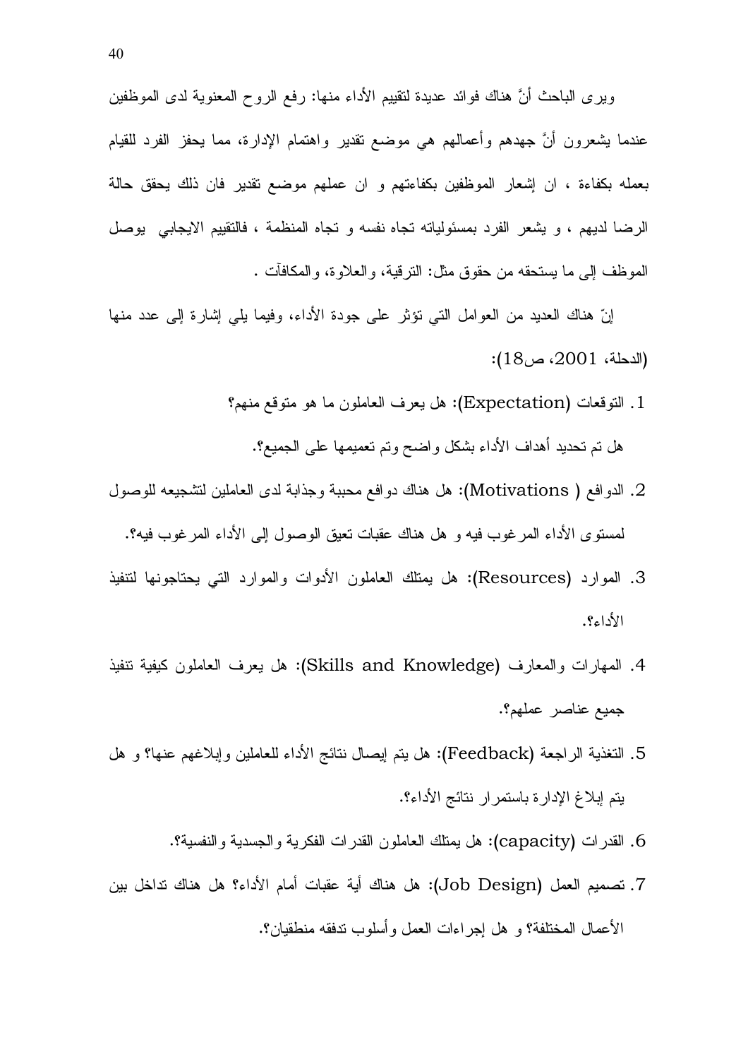ويرى الباحث أنَّ هناك فوائد عديدة لتقييم الأداء منها: رفع الروح المعنوية لدى الموظفين عندما يشعرون أنَّ جهدهم وأعمالهم هي موضع تقدير واهتمام الإدارة، مما يحفز الفرد للقيام بعمله بكفاءة ، ان إشعار الموظفين بكفاءتهم و ان عملهم موضع تقدير فان ذلك يحقق حالة الرضا لديهم ، و يشعر الفرد بمسئولياته تجاه نفسه و تجاه المنظمة ، فالتقييم الايجابي يوصل الموظف إلى ما يستحقه من حقوق مثل: الترقية، والعلاوة، والمكافآت .

إنّ هناك العديد من العوامل التي تؤثر على جودة الأداء، وفيما يلي إشارة إلى عدد منها (الدحلة، 2001، ص18):

1. التوقعات (Expectation): هل يعرف العاملون ما هو متوقع منهم؟

   هل تم تحديد أهداف الأداء بشكل واضح وتم تعميمها على الجميع؟.

2. الدوافع ( Motivations): هل هناك دوافع محببة وجذابة لدى العاملين لتشجيعه للوصول لمستوى الأداء المرغوب فيه و هل هناك عقبات تعيق الوصول إلى الأداء المرغوب فيه؟.

3. الموارد (Resources): هل يمتلك العاملون الأدوات والموارد التي يحتاجونها لتنفيذ الأداء؟.

4. المهارات والمعارف (Skills and Knowledge): هل يعرف العاملون كيفية تنفيذ جميع عناصر عملهم؟.

5. التغذية الراجعة (Feedback): هل يتم إيصال نتائج الأداء للعاملين وإبلاغهم عنها؟ و هل يتم إبلاغ الإدارة باستمرار نتائج الأداء؟.

6. القدرات (capacity): هل يمتلك العاملون القدرات الفكرية والجسدية والنفسية؟.

7. تصميم العمل (Job Design): هل هناك أية عقبات أمام الأداء؟ هل هناك تداخل بين الأعمال المختلفة؟ و هل إجراءات العمل وأسلوب تدفقه منطقيان؟.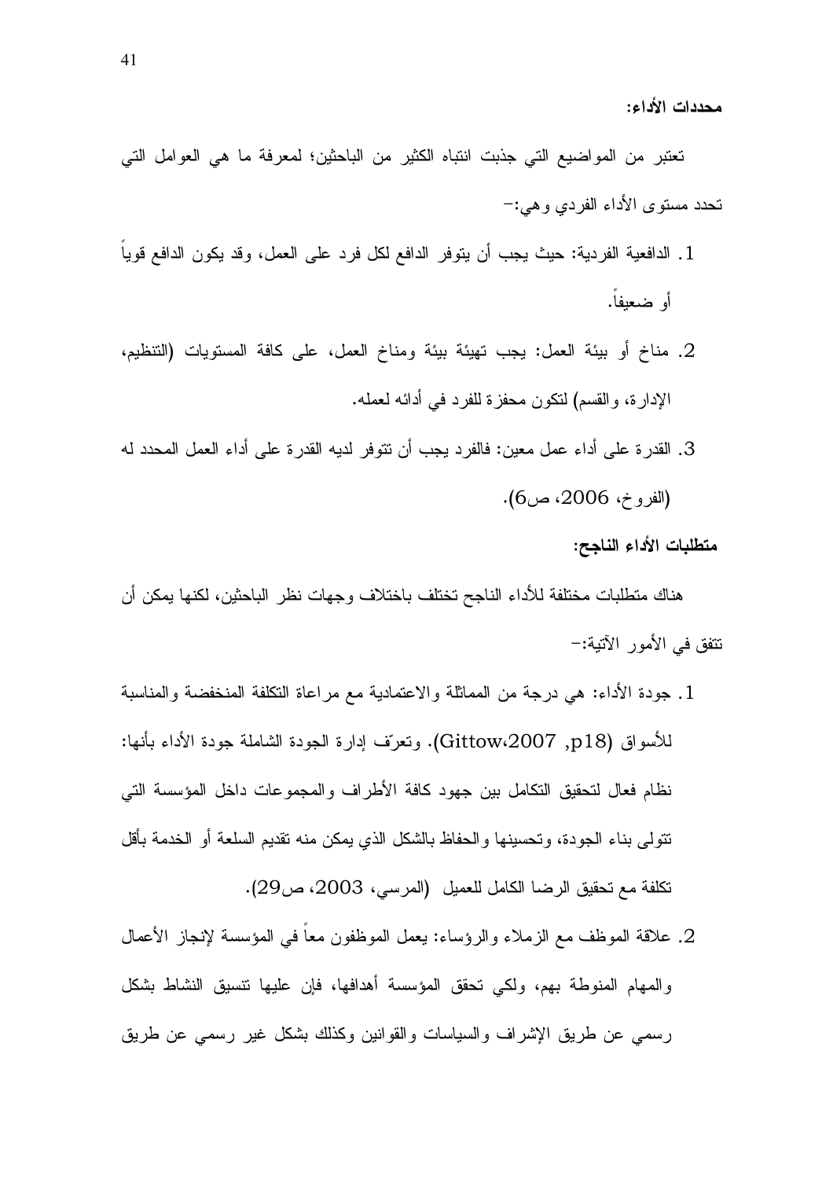**محددات الأداء:**

تعتبر من المواضيع التي جذبت انتباه الكثير من الباحثين؛ لمعرفة ما هي العوامل التي تحدد مستوى الأداء الفردي وهي:-

1. الدافعية الفردية: حيث يجب أن يتوفر الدافع لكل فرد على العمل، وقد يكون الدافع قوياً أو ضعيفاً.
2. مناخ أو بيئة العمل: يجب تهيئة بيئة ومناخ العمل، على كافة المستويات (التنظيم، الإدارة، والقسم) لتكون محفزة للفرد في أدائه لعمله.
3. القدرة على أداء عمل معين: فالفرد يجب أن تتوفر لديه القدرة على أداء العمل المحدد له (الفروخ، 2006، ص6).

**متطلبات الأداء الناجح:**

هناك متطلبات مختلفة للأداء الناجح تختلف باختلاف وجهات نظر الباحثين، لكنها يمكن أن تتفق في الأمور الآتية:-

1. جودة الأداء: هي درجة من المماثلة والاعتمادية مع مراعاة التكلفة المنخفضة والمناسبة للأسواق (Gittow،2007 ,p18). وتعرّف إدارة الجودة الشاملة جودة الأداء بأنها: نظام فعال لتحقيق التكامل بين جهود كافة الأطراف والمجموعات داخل المؤسسة التي تتولى بناء الجودة، وتحسينها والحفاظ بالشكل الذي يمكن منه تقديم السلعة أو الخدمة بأقل تكلفة مع تحقيق الرضا الكامل للعميل (المرسي، 2003، ص29).
2. علاقة الموظف مع الزملاء والرؤساء: يعمل الموظفون معاً في المؤسسة لإنجاز الأعمال والمهام المنوطة بهم، ولكي تحقق المؤسسة أهدافها، فإن عليها تنسيق النشاط بشكل رسمي عن طريق الإشراف والسياسات والقوانين وكذلك بشكل غير رسمي عن طريق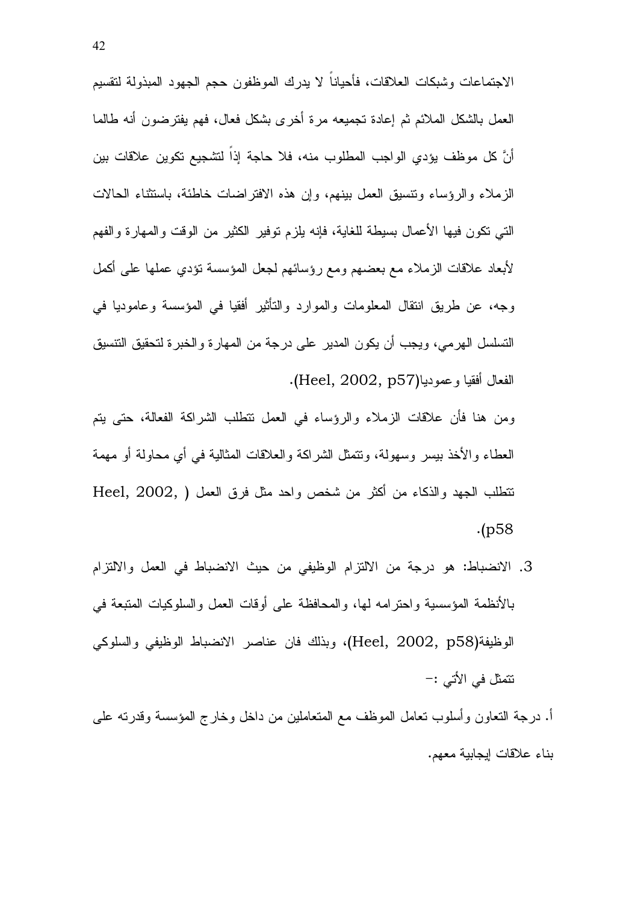الاجتماعات وشبكات العلاقات، فأحياناً لا يدرك الموظفون حجم الجهود المبذولة لتقسيم العمل بالشكل الملائم ثم إعادة تجميعه مرة أخرى بشكل فعال، فهم يفترضون أنه طالما أنَّ كل موظف يؤدي الواجب المطلوب منه، فلا حاجة إذاً لتشجيع تكوين علاقات بين الزملاء والرؤساء وتنسيق العمل بينهم، وإن هذه الافتراضات خاطئة، باستثناء الحالات التي تكون فيها الأعمال بسيطة للغاية، فإنه يلزم توفير الكثير من الوقت والمهارة والفهم لأبعاد علاقات الزملاء مع بعضهم ومع رؤسائهم لجعل المؤسسة تؤدي عملها على أكمل وجه، عن طريق انتقال المعلومات والموارد والتأثير أفقيا في المؤسسة وعاموديا في التسلسل الهرمي، ويجب أن يكون المدير على درجة من المهارة والخبرة لتحقيق التنسيق الفعال أفقيا وعموديا(Heel, 2002, p57).

ومن هنا فأن علاقات الزملاء والرؤساء في العمل تتطلب الشراكة الفعالة، حتى يتم العطاء والأخذ بيسر وسهولة، وتتمثل الشراكة والعلاقات المثالية في أي محاولة أو مهمة تتطلب الجهد والذكاء من أكثر من شخص واحد مثل فرق العمل ( Heel, 2002, p58).

3. الانضباط: هو درجة من الالتزام الوظيفي من حيث الانضباط في العمل والالتزام بالأنظمة المؤسسية واحترامه لها، والمحافظة على أوقات العمل والسلوكيات المتبعة في الوظيفة(Heel, 2002, p58)، وبذلك فان عناصر الانضباط الوظيفي والسلوكي تتمثل في الأتي :-

أ. درجة التعاون وأسلوب تعامل الموظف مع المتعاملين من داخل وخارج المؤسسة وقدرته على بناء علاقات إيجابية معهم.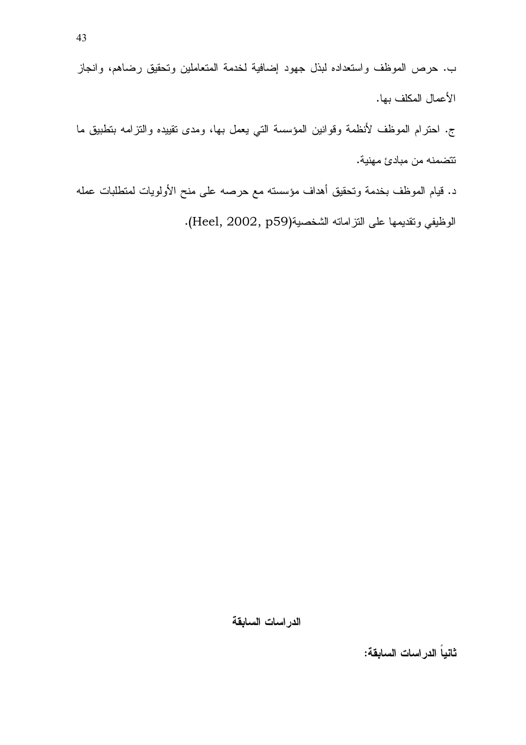ب. حرص الموظف واستعداده لبذل جهود إضافية لخدمة المتعاملين وتحقيق رضاهم، وانجاز الأعمال المكلف بها.

ج. احترام الموظف لأنظمة وقوانين المؤسسة التي يعمل بها، ومدى تقييده والتزامه بتطبيق ما تتضمنه من مبادئ مهنية.

د. قيام الموظف بخدمة وتحقيق أهداف مؤسسته مع حرصه على منح الأولويات لمتطلبات عمله الوظيفي وتقديمها على التزاماته الشخصية(Heel, 2002, p59).

**الدراسات السابقة**

**ثانياً الدراسات السابقة:**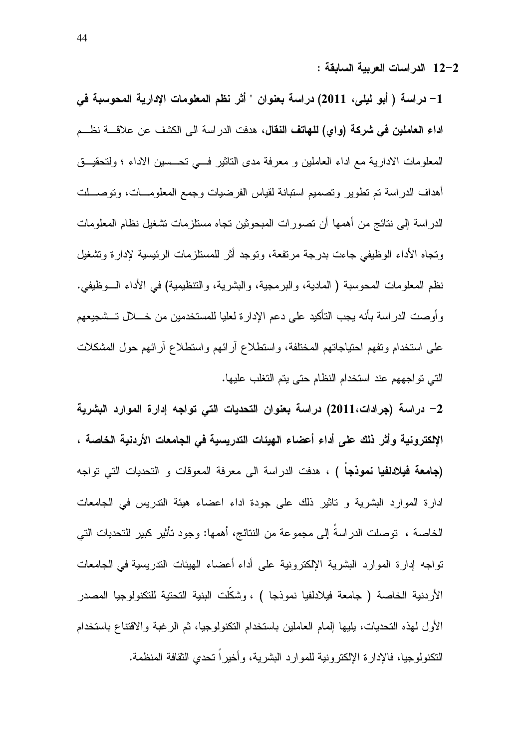**2-12 الدراسات العربية السابقة :**

**1- دراسة ( أبو ليلى، 2011) دراسة بعنوان " أثر نظم المعلومات الإدارية المحوسبة في اداء العاملين في شركة (واي) للهاتف النقال،** هدفت الدراسة الى الكشف عن علاقة نظم المعلومات الادارية مع اداء العاملين و معرفة مدى التاثير في تحسين الاداء ؛ ولتحقيق أهداف الدراسة تم تطوير وتصميم استبانة لقياس الفرضيات وجمع المعلومات، وتوصلت الدراسة إلى نتائج من أهمها أن تصورات المبحوثين تجاه مستلزمات تشغيل نظام المعلومات وتجاه الأداء الوظيفي جاءت بدرجة مرتفعة، وتوجد أثر للمستلزمات الرئيسية لإدارة وتشغيل نظم المعلومات المحوسبة ( المادية، والبرمجية، والبشرية، والتنظيمية) في الأداء الوظيفي. وأوصت الدراسة بأنه يجب التأكيد على دعم الإدارة لعليا للمستخدمين من خلال تشجيعهم على استخدام وتفهم احتياجاتهم المختلفة، واستطلاع آرائهم واستطلاع آرائهم حول المشكلات التي تواجههم عند استخدام النظام حتى يتم التغلب عليها.

**2- دراسة (جرادات،2011) دراسة بعنوان التحديات التي تواجه إدارة الموارد البشرية الإلكترونية وأثر ذلك على أداء أعضاء الهيئات التدريسية في الجامعات الأردنية الخاصة ، (جامعة فيلادلفيا نموذجاً ) ،** هدفت الدراسة الى معرفة المعوقات و التحديات التي تواجه ادارة الموارد البشرية و تاثير ذلك على جودة اداء اعضاء هيئة التدريس في الجامعات الخاصة ، توصلت الدراسةُ إلى مجموعة من النتائج، أهمها: وجود تأثير كبير للتحديات التي تواجه إدارة الموارد البشرية الإلكترونية على أداء أعضاء الهيئات التدريسية في الجامعات الأردنية الخاصة ( جامعة فيلادلفيا نموذجا ) ، وشكّلت البنية التحتية للتكنولوجيا المصدر الأول لهذه التحديات، يليها إلمام العاملين باستخدام التكنولوجيا، ثم الرغبة والاقتناع باستخدام التكنولوجيا، فالإدارة الإلكترونية للموارد البشرية، وأخيراً تحدي الثقافة المنظمة.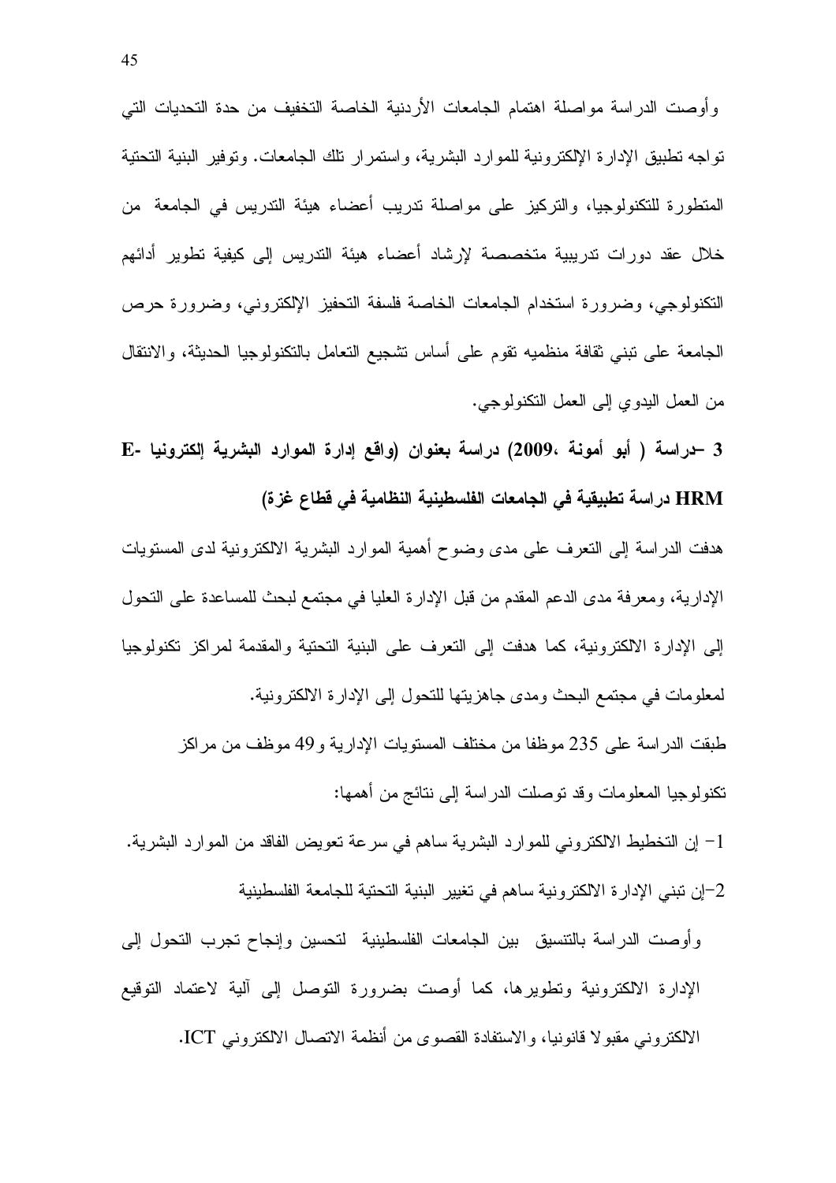وأوصت الدراسة مواصلة اهتمام الجامعات الأردنية الخاصة التخفيف من حدة التحديات التي تواجه تطبيق الإدارة الإلكترونية للموارد البشرية، واستمرار تلك الجامعات. وتوفير البنية التحتية المتطورة للتكنولوجيا، والتركيز على مواصلة تدريب أعضاء هيئة التدريس في الجامعة من خلال عقد دورات تدريبية متخصصة لإرشاد أعضاء هيئة التدريس إلى كيفية تطوير أدائهم التكنولوجي، وضرورة استخدام الجامعات الخاصة فلسفة التحفيز الإلكتروني، وضرورة حرص الجامعة على تبني ثقافة منظميه تقوم على أساس تشجيع التعامل بالتكنولوجيا الحديثة، والانتقال من العمل اليدوي إلى العمل التكنولوجي.

**3 –دراسة ( أبو أمونة ،2009) دراسة بعنوان (واقع إدارة الموارد البشرية إلكترونيا E-HRM دراسة تطبيقية في الجامعات الفلسطينية النظامية في قطاع غزة)**

هدفت الدراسة إلى التعرف على مدى وضوح أهمية الموارد البشرية الالكترونية لدى المستويات الإدارية، ومعرفة مدى الدعم المقدم من قبل الإدارة العليا في مجتمع لبحث للمساعدة على التحول إلى الإدارة الالكترونية، كما هدفت إلى التعرف على البنية التحتية والمقدمة لمراكز تكنولوجيا لمعلومات في مجتمع البحث ومدى جاهزيتها للتحول إلى الإدارة الالكترونية.

طبقت الدراسة على 235 موظفا من مختلف المستويات الإدارية و49 موظف من مراكز تكنولوجيا المعلومات وقد توصلت الدراسة إلى نتائج من أهمها:

1- إن التخطيط الالكتروني للموارد البشرية ساهم في سرعة تعويض الفاقد من الموارد البشرية.

2-إن تبني الإدارة الالكترونية ساهم في تغيير البنية التحتية للجامعة الفلسطينية

وأوصت الدراسة بالتنسيق بين الجامعات الفلسطينية لتحسين وإنجاح تجرب التحول إلى الإدارة الالكترونية وتطويرها، كما أوصت بضرورة التوصل إلى آلية لاعتماد التوقيع الالكتروني مقبولا قانونيا، والاستفادة القصوى من أنظمة الاتصال الالكتروني ICT.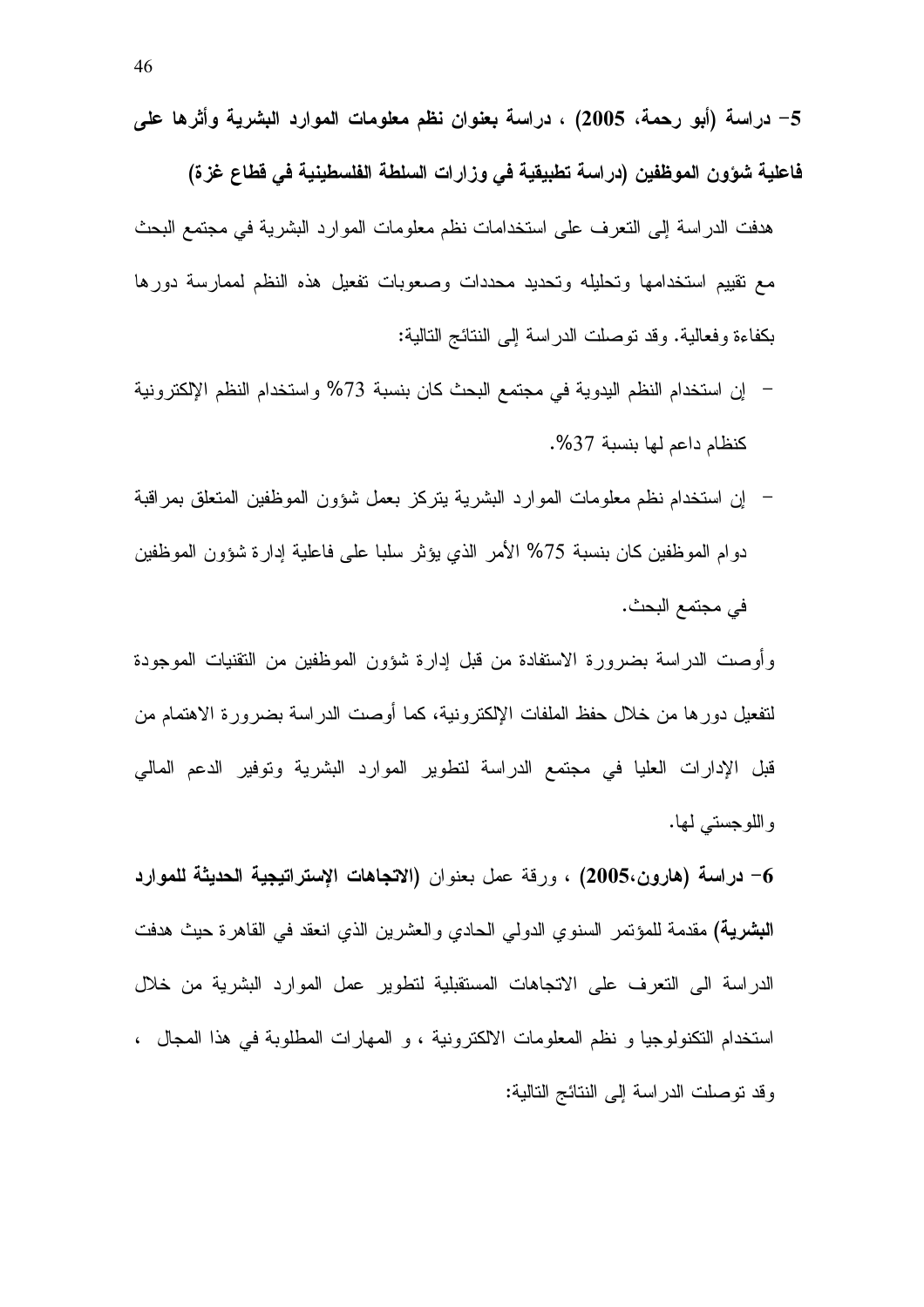**5- دراسة (أبو رحمة، 2005) ، دراسة بعنوان نظم معلومات الموارد البشرية وأثرها على فاعلية شؤون الموظفين (دراسة تطبيقية في وزارات السلطة الفلسطينية في قطاع غزة)**

هدفت الدراسة إلى التعرف على استخدامات نظم معلومات الموارد البشرية في مجتمع البحث مع تقييم استخدامها وتحليله وتحديد محددات وصعوبات تفعيل هذه النظم لممارسة دورها بكفاءة وفعالية. وقد توصلت الدراسة إلى النتائج التالية:

- إن استخدام النظم اليدوية في مجتمع البحث كان بنسبة 73% واستخدام النظم الإلكترونية كنظام داعم لها بنسبة 37%.
- إن استخدام نظم معلومات الموارد البشرية يتركز بعمل شؤون الموظفين المتعلق بمراقبة دوام الموظفين كان بنسبة 75% الأمر الذي يؤثر سلبا على فاعلية إدارة شؤون الموظفين في مجتمع البحث.

وأوصت الدراسة بضرورة الاستفادة من قبل إدارة شؤون الموظفين من التقنيات الموجودة لتفعيل دورها من خلال حفظ الملفات الإلكترونية، كما أوصت الدراسة بضرورة الاهتمام من قبل الإدارات العليا في مجتمع الدراسة لتطوير الموارد البشرية وتوفير الدعم المالي واللوجستي لها.

**6- دراسة (هارون،2005)** ، ورقة عمل بعنوان **(الاتجاهات الإستراتيجية الحديثة للموارد البشرية)** مقدمة للمؤتمر السنوي الدولي الحادي والعشرين الذي انعقد في القاهرة حيث هدفت الدراسة الى التعرف على الاتجاهات المستقبلية لتطوير عمل الموارد البشرية من خلال استخدام التكنولوجيا و نظم المعلومات الالكترونية ، و المهارات المطلوبة في هذا المجال ، وقد توصلت الدراسة إلى النتائج التالية: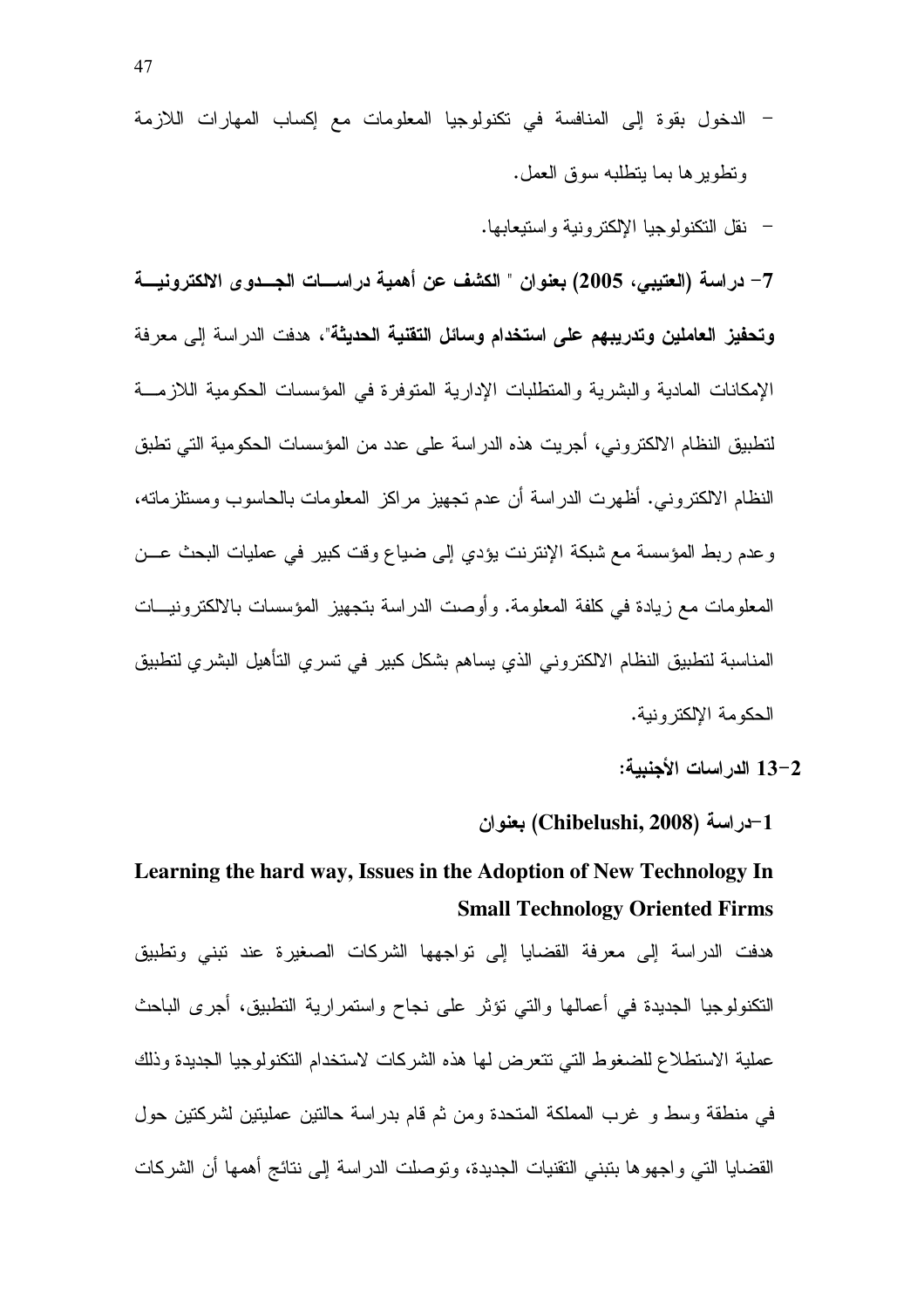- الدخول بقوة إلى المنافسة في تكنولوجيا المعلومات مع إكساب المهارات اللازمة وتطويرها بما يتطلبه سوق العمل.
- نقل التكنولوجيا الإلكترونية واستيعابها.

**7- دراسة (العتيبي، 2005) بعنوان " الكشف عن أهمية دراسات الجدوى الالكترونية وتحفيز العاملين وتدريبهم على استخدام وسائل التقنية الحديثة"**، هدفت الدراسة إلى معرفة الإمكانات المادية والبشرية والمتطلبات الإدارية المتوفرة في المؤسسات الحكومية اللازمة لتطبيق النظام الالكتروني، أجريت هذه الدراسة على عدد من المؤسسات الحكومية التي تطبق النظام الالكتروني. أظهرت الدراسة أن عدم تجهيز مراكز المعلومات بالحاسوب ومستلزماته، وعدم ربط المؤسسة مع شبكة الإنترنت يؤدي إلى ضياع وقت كبير في عمليات البحث عن المعلومات مع زيادة في كلفة المعلومة. وأوصت الدراسة بتجهيز المؤسسات بالالكترونيات المناسبة لتطبيق النظام الالكتروني الذي يساهم بشكل كبير في تسري التأهيل البشري لتطبيق الحكومة الإلكترونية.

**2-13 الدراسات الأجنبية:**

**1-دراسة (Chibelushi, 2008) بعنوان**

**Learning the hard way, Issues in the Adoption of New Technology In Small Technology Oriented Firms**

هدفت الدراسة إلى معرفة القضايا إلى تواجهها الشركات الصغيرة عند تبني وتطبيق التكنولوجيا الجديدة في أعمالها والتي تؤثر على نجاح واستمرارية التطبيق، أجرى الباحث عملية الاستطلاع للضغوط التي تتعرض لها هذه الشركات لاستخدام التكنولوجيا الجديدة وذلك في منطقة وسط و غرب المملكة المتحدة ومن ثم قام بدراسة حالتين عمليتين لشركتين حول القضايا التي واجهوها بتبني التقنيات الجديدة، وتوصلت الدراسة إلى نتائج أهمها أن الشركات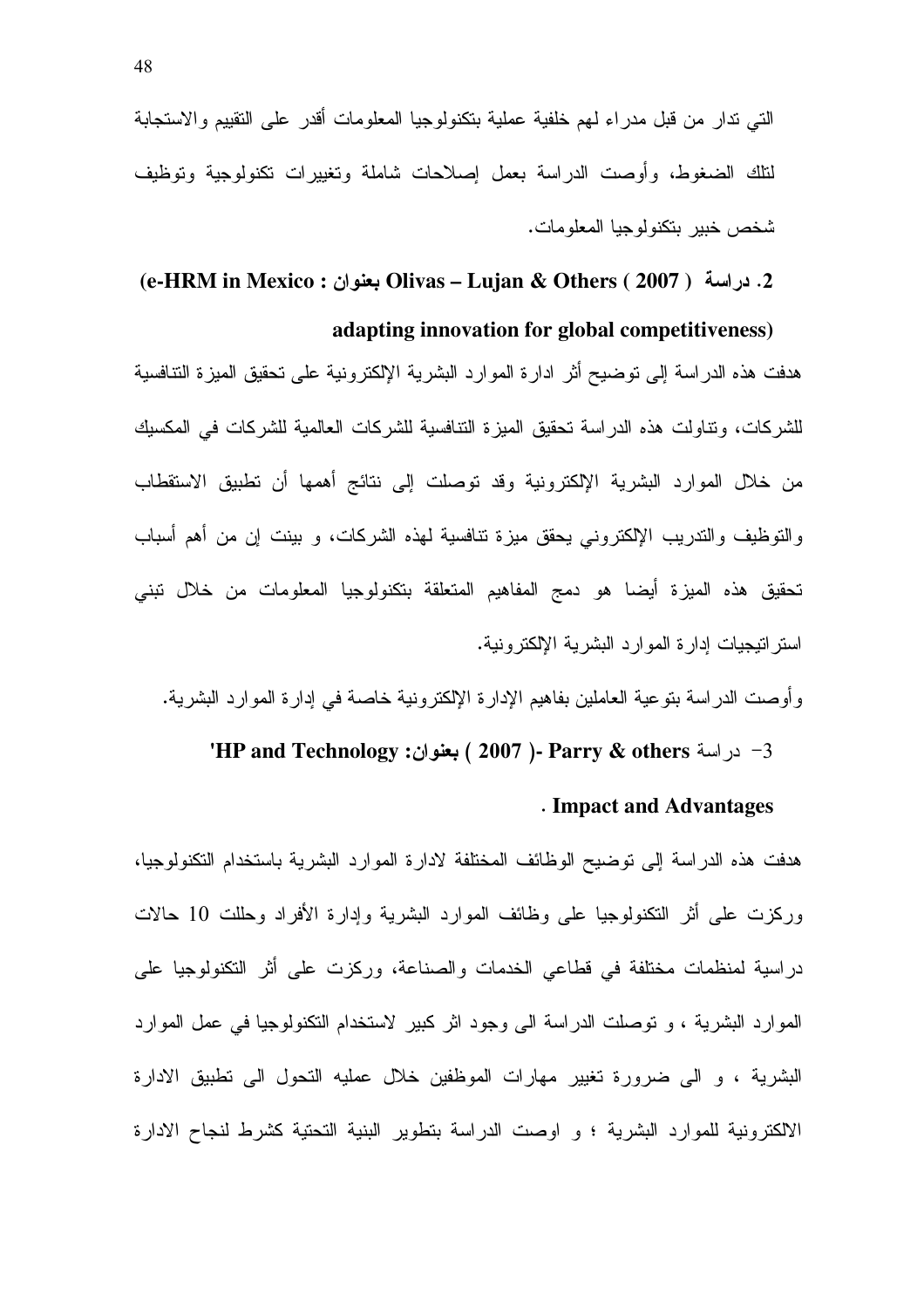التي تدار من قبل مدراء لهم خلفية عملية بتكنولوجيا المعلومات أقدر على التقييم والاستجابة لتلك الضغوط، وأوصت الدراسة بعمل إصلاحات شاملة وتغييرات تكنولوجية وتوظيف شخص خبير بتكنولوجيا المعلومات.

**2. دراسة ( 2007 ) Olivas – Lujan & Others بعنوان : e-HRM in Mexico : adapting innovation for global competitiveness)**

هدفت هذه الدراسة إلى توضيح أثر ادارة الموارد البشرية الإلكترونية على تحقيق الميزة التنافسية للشركات، وتناولت هذه الدراسة تحقيق الميزة التنافسية للشركات العالمية للشركات في المكسيك من خلال الموارد البشرية الإلكترونية وقد توصلت إلى نتائج أهمها أن تطبيق الاستقطاب والتوظيف والتدريب الإلكتروني يحقق ميزة تنافسية لهذه الشركات، و بينت إن من أهم أسباب تحقيق هذه الميزة أيضا هو دمج المفاهيم المتعلقة بتكنولوجيا المعلومات من خلال تبني استراتيجيات إدارة الموارد البشرية الإلكترونية.

وأوصت الدراسة بتوعية العاملين بفاهيم الإدارة الإلكترونية خاصة في إدارة الموارد البشرية.

**3- دراسة Parry & others -( 2007 ) بعنوان: 'HP and Technology . Impact and Advantages**

هدفت هذه الدراسة إلى توضيح الوظائف المختلفة لادارة الموارد البشرية باستخدام التكنولوجيا، وركزت على أثر التكنولوجيا على وظائف الموارد البشرية وإدارة الأفراد وحللت 10 حالات دراسية لمنظمات مختلفة في قطاعي الخدمات والصناعة، وركزت على أثر التكنولوجيا على الموارد البشرية ، و توصلت الدراسة الى وجود اثر كبير لاستخدام التكنولوجيا في عمل الموارد البشرية ، و الى ضرورة تغيير مهارات الموظفين خلال عمليه التحول الى تطبيق الادارة الالكترونية للموارد البشرية ؛ و اوصت الدراسة بتطوير البنية التحتية كشرط لنجاح الادارة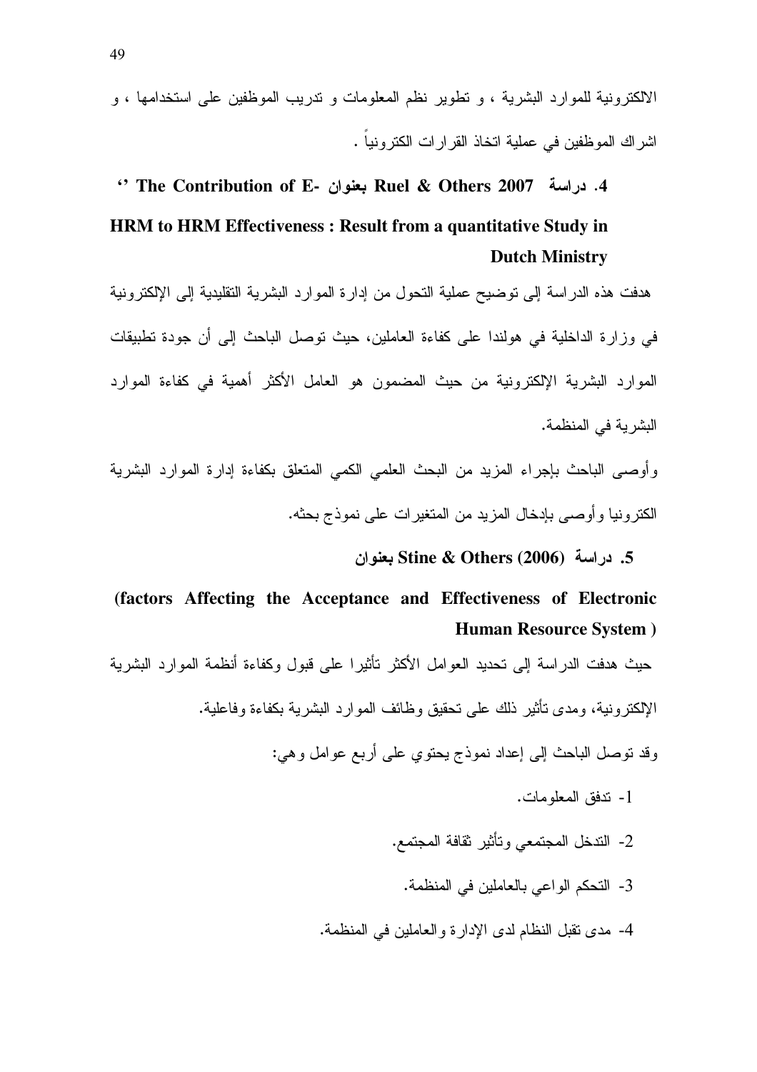الالكترونية للموارد البشرية ، و تطوير نظم المعلومات و تدريب الموظفين على استخدامها ، و اشراك الموظفين في عملية اتخاذ القرارات الكترونياً .

**4. دراسة Ruel & Others 2007 بعنوان ''The Contribution of E-HRM to HRM Effectiveness : Result from a quantitative Study in Dutch Ministry**

هدفت هذه الدراسة إلى توضيح عملية التحول من إدارة الموارد البشرية التقليدية إلى الإلكترونية في وزارة الداخلية في هولندا على كفاءة العاملين، حيث توصل الباحث إلى أن جودة تطبيقات الموارد البشرية الإلكترونية من حيث المضمون هو العامل الأكثر أهمية في كفاءة الموارد البشرية في المنظمة.

وأوصى الباحث بإجراء المزيد من البحث العلمي الكمي المتعلق بكفاءة إدارة الموارد البشرية الكترونيا وأوصى بإدخال المزيد من المتغيرات على نموذج بحثه.

**5. دراسة Stine & Others (2006) بعنوان**

**(factors Affecting the Acceptance and Effectiveness of Electronic Human Resource System )**

حيث هدفت الدراسة إلى تحديد العوامل الأكثر تأثيرا على قبول وكفاءة أنظمة الموارد البشرية الإلكترونية، ومدى تأثير ذلك على تحقيق وظائف الموارد البشرية بكفاءة وفاعلية.

وقد توصل الباحث إلى إعداد نموذج يحتوي على أربع عوامل وهي:

1- تدفق المعلومات.
2- التدخل المجتمعي وتأثير ثقافة المجتمع.
3- التحكم الواعي بالعاملين في المنظمة.
4- مدى تقبل النظام لدى الإدارة والعاملين في المنظمة.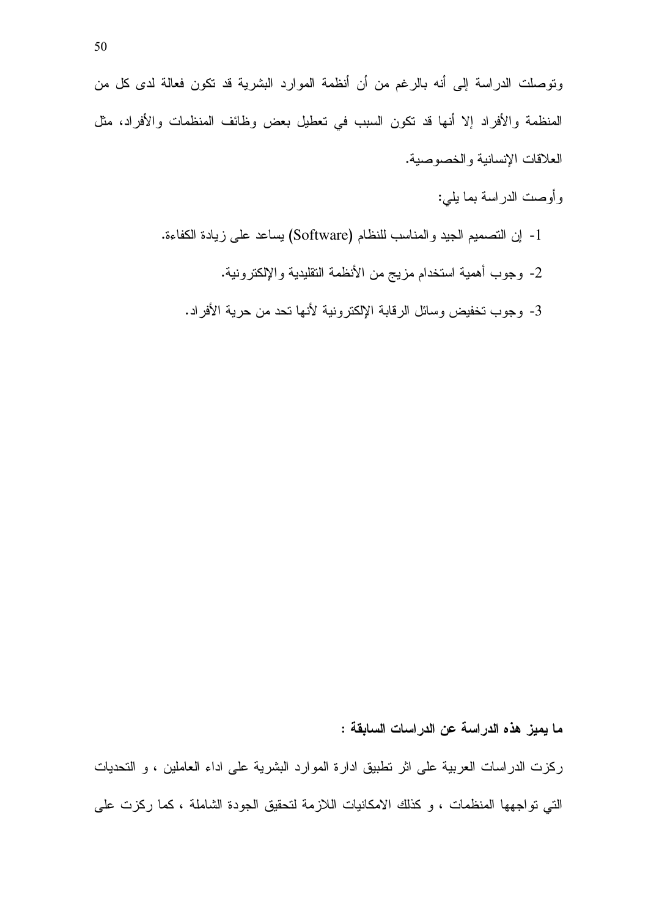وتوصلت الدراسة إلى أنه بالرغم من أن أنظمة الموارد البشرية قد تكون فعالة لدى كل من المنظمة والأفراد إلا أنها قد تكون السبب في تعطيل بعض وظائف المنظمات والأفراد، مثل العلاقات الإنسانية والخصوصية.

وأوصت الدراسة بما يلي:

1- إن التصميم الجيد والمناسب للنظام (Software) يساعد على زيادة الكفاءة.

2- وجوب أهمية استخدام مزيج من الأنظمة التقليدية والإلكترونية.

3- وجوب تخفيض وسائل الرقابة الإلكترونية لأنها تحد من حرية الأفراد.

**ما يميز هذه الدراسة عن الدراسات السابقة :**

ركزت الدراسات العربية على اثر تطبيق ادارة الموارد البشرية على اداء العاملين ، و التحديات التي تواجهها المنظمات ، و كذلك الامكانيات اللازمة لتحقيق الجودة الشاملة ، كما ركزت على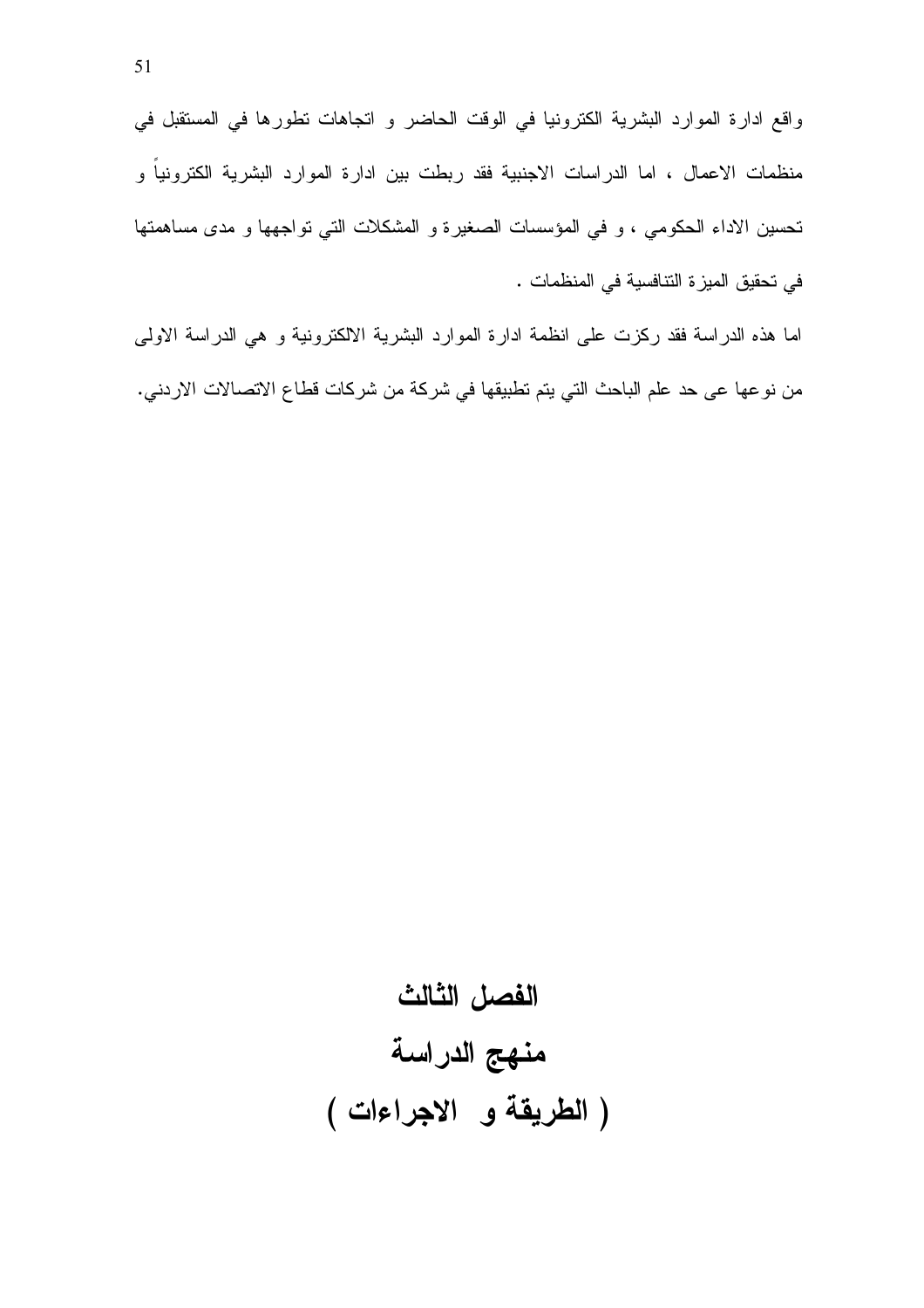واقع ادارة الموارد البشرية الكترونيا في الوقت الحاضر و اتجاهات تطورها في المستقبل في منظمات الاعمال ، اما الدراسات الاجنبية فقد ربطت بين ادارة الموارد البشرية الكترونياً و تحسين الاداء الحكومي ، و في المؤسسات الصغيرة و المشكلات التي تواجهها و مدى مساهمتها في تحقيق الميزة التنافسية في المنظمات .

اما هذه الدراسة فقد ركزت على انظمة ادارة الموارد البشرية الالكترونية و هي الدراسة الاولى من نوعها عى حد علم الباحث التي يتم تطبيقها في شركة من شركات قطاع الاتصالات الاردني.

# الفصل الثالث

## منـهج الدراسة

## ( الطريقة و الاجراءات )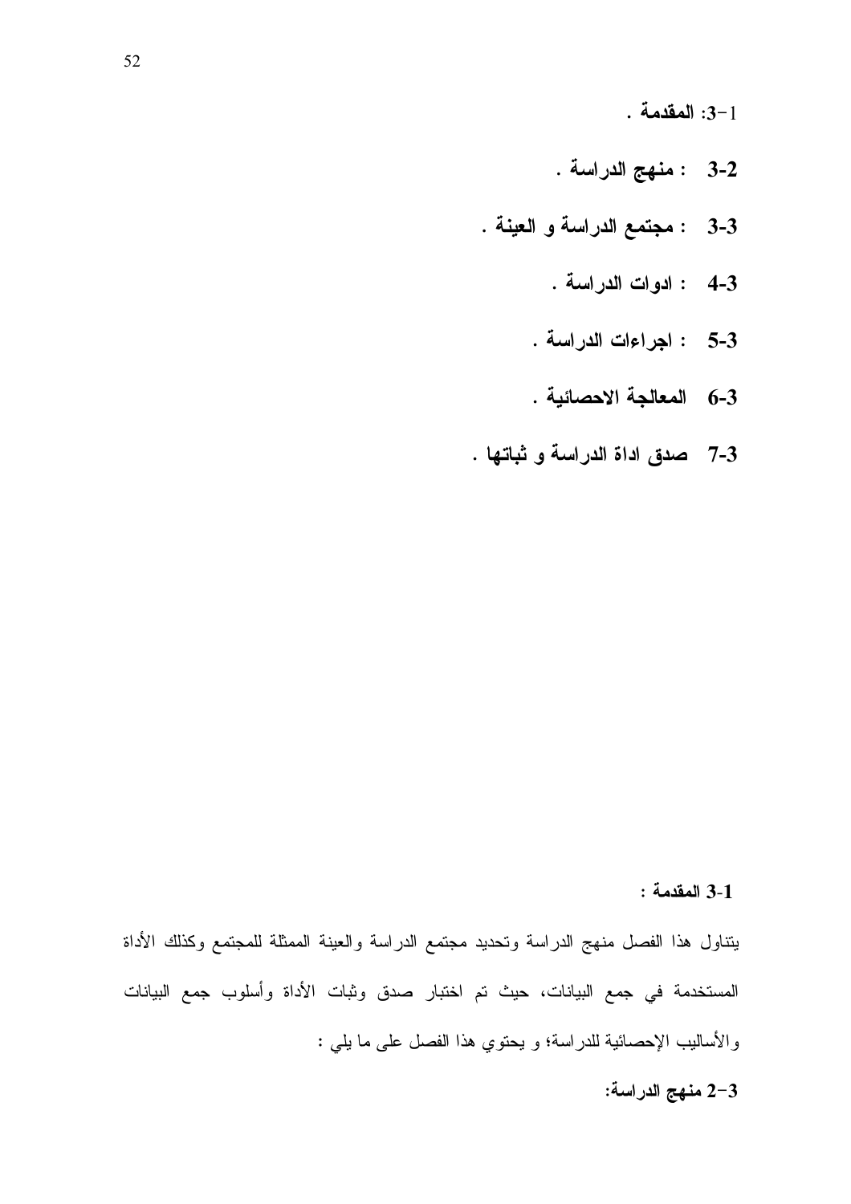1-3: **المقدمة .**

**3-2 : منهج الدراسة .**

**3-3 : مجتمع الدراسة و العينة .**

**4-3 : ادوات الدراسة .**

**5-3 : اجراءات الدراسة .**

**6-3 المعالجة الاحصائية .**

**7-3 صدق اداة الدراسة و ثباتها .**

**3-1 المقدمة :**

يتناول هذا الفصل منهج الدراسة وتحديد مجتمع الدراسة والعينة الممثلة للمجتمع وكذلك الأداة المستخدمة في جمع البيانات، حيث تم اختبار صدق وثبات الأداة وأسلوب جمع البيانات والأساليب الإحصائية للدراسة؛ و يحتوي هذا الفصل على ما يلي :

**2-3 منهج الدراسة:**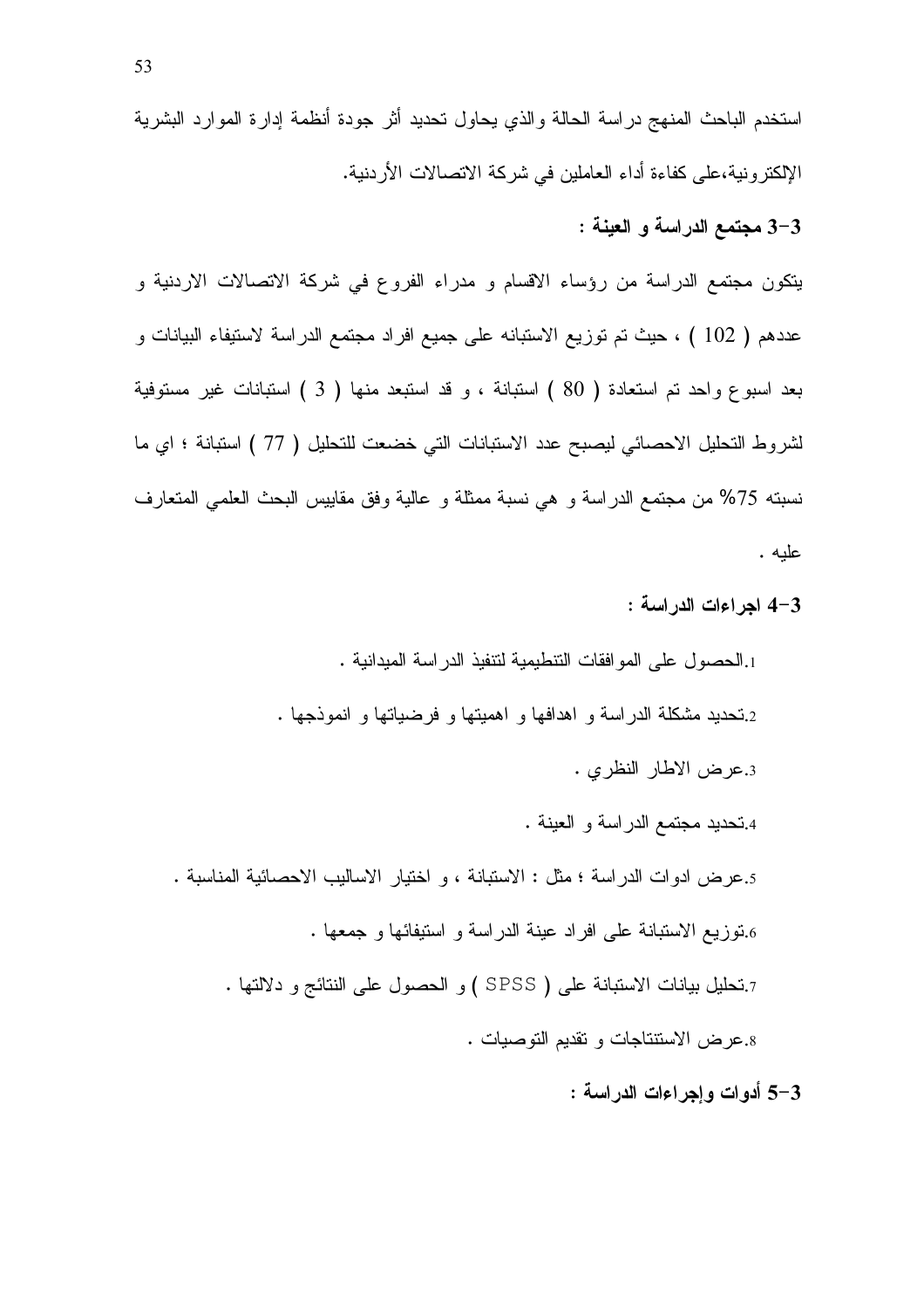استخدم الباحث المنهج دراسة الحالة والذي يحاول تحديد أثر جودة أنظمة إدارة الموارد البشرية الإلكترونية،على كفاءة أداء العاملين في شركة الاتصالات الأردنية.

### 3-3 مجتمع الدراسة و العينة :

يتكون مجتمع الدراسة من رؤساء الاقسام و مدراء الفروع في شركة الاتصالات الاردنية و عددهم ( 102 ) ، حيث تم توزيع الاستبانه على جميع افراد مجتمع الدراسة لاستيفاء البيانات و بعد اسبوع واحد تم استعادة ( 80 ) استبانة ، و قد استبعد منها ( 3 ) استبانات غير مستوفية لشروط التحليل الاحصائي ليصبح عدد الاستبانات التي خضعت للتحليل ( 77 ) استبانة ؛ اي ما نسبته 75% من مجتمع الدراسة و هي نسبة ممثلة و عالية وفق مقاييس البحث العلمي المتعارف عليه .

### 3-4 اجراءات الدراسة :

1. الحصول على الموافقات التنظيمية لتنفيذ الدراسة الميدانية .
2. تحديد مشكلة الدراسة و اهدافها و اهميتها و فرضياتها و انموذجها .
3. عرض الاطار النظري .
4. تحديد مجتمع الدراسة و العينة .
5. عرض ادوات الدراسة ؛ مثل : الاستبانة ، و اختيار الاساليب الاحصائية المناسبة .
6. توزيع الاستبانة على افراد عينة الدراسة و استيفائها و جمعها .
7. تحليل بيانات الاستبانة على ( SPSS ) و الحصول على النتائج و دلالتها .
8. عرض الاستنتاجات و تقديم التوصيات .

### 3-5 أدوات وإجراءات الدراسة :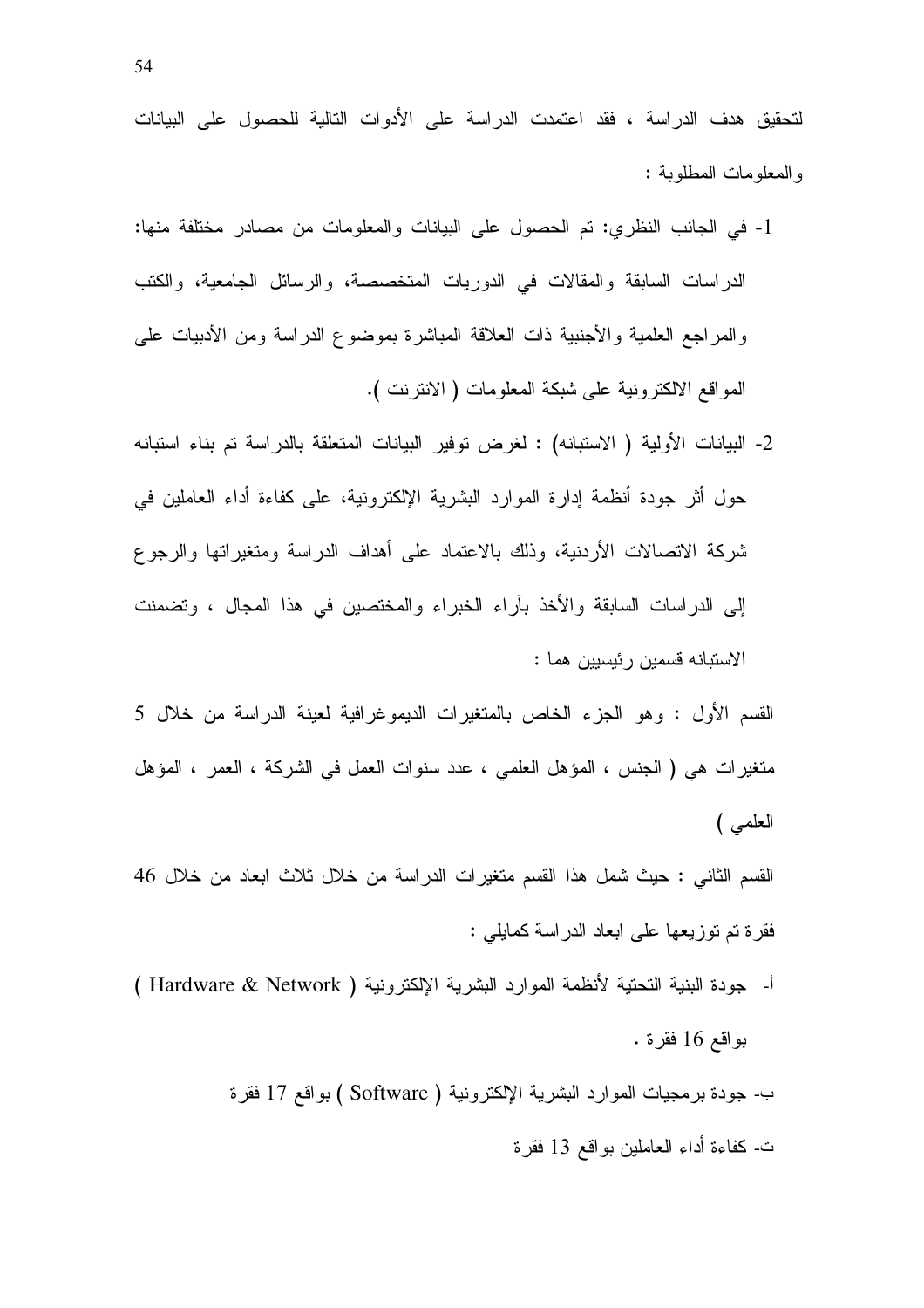لتحقيق هدف الدراسة ، فقد اعتمدت الدراسة على الأدوات التالية للحصول على البيانات والمعلومات المطلوبة :

1- في الجانب النظري: تم الحصول على البيانات والمعلومات من مصادر مختلفة منها: الدراسات السابقة والمقالات في الدوريات المتخصصة، والرسائل الجامعية، والكتب والمراجع العلمية والأجنبية ذات العلاقة المباشرة بموضوع الدراسة ومن الأدبيات على المواقع الالكترونية على شبكة المعلومات ( الانترنت ).

2- البيانات الأولية ( الاستبانه) : لغرض توفير البيانات المتعلقة بالدراسة تم بناء استبانه حول أثر جودة أنظمة إدارة الموارد البشرية الإلكترونية، على كفاءة أداء العاملين في شركة الاتصالات الأردنية، وذلك بالاعتماد على أهداف الدراسة ومتغيراتها والرجوع إلى الدراسات السابقة والأخذ بآراء الخبراء والمختصين في هذا المجال ، وتضمنت الاستبانه قسمين رئيسيين هما :

القسم الأول : وهو الجزء الخاص بالمتغيرات الديموغرافية لعينة الدراسة من خلال 5 متغيرات هي ( الجنس ، المؤهل العلمي ، عدد سنوات العمل في الشركة ، العمر ، المؤهل العلمي )

القسم الثاني : حيث شمل هذا القسم متغيرات الدراسة من خلال ثلاث ابعاد من خلال 46 فقرة تم توزيعها على ابعاد الدراسة كمايلي :

أ- جودة البنية التحتية لأنظمة الموارد البشرية الإلكترونية ( Hardware & Network ) بواقع 16 فقرة .

ب- جودة برمجيات الموارد البشرية الإلكترونية ( Software ) بواقع 17 فقرة

ت- كفاءة أداء العاملين بواقع 13 فقرة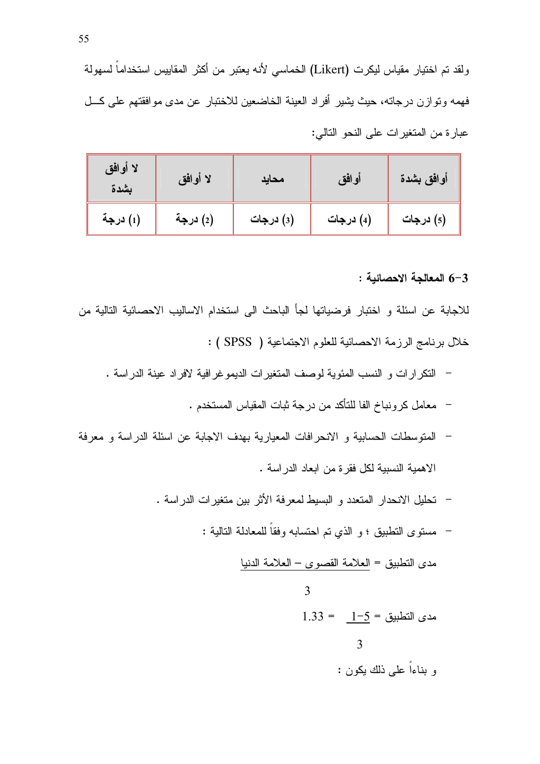ولقد تم اختيار مقياس ليكرت (Likert) الخماسي لأنه يعتبر من أكثر المقاييس استخداماً لسهولة فهمه وتوازن درجاته، حيث يشير أفراد العينة الخاضعين للاختبار عن مدى موافقتهم على كـل عبارة من المتغيرات على النحو التالي:

| أوافق بشدة | أوافق | محايد | لا أوافق | لا أوافق بشدة |
|---|---|---|---|---|
| (5) درجات | (4) درجات | (3) درجات | (2) درجة | (1) درجة |

**3-6 المعالجة الاحصائية :**

للاجابة عن اسئلة و اختبار فرضياتها لجأ الباحث الى استخدام الاساليب الاحصائية التالية من خلال برنامج الرزمة الاحصائية للعلوم الاجتماعية ( SPSS ) :

- التكرارات و النسب المئوية لوصف المتغيرات الديموغرافية لافراد عينة الدراسة .
- معامل كرونباخ الفا للتأكد من درجة ثبات المقياس المستخدم .
- المتوسطات الحسابية و الانحرافات المعيارية بهدف الاجابة عن اسئلة الدراسة و معرفة الاهمية النسبية لكل فقرة من ابعاد الدراسة .
- تحليل الانحدار المتعدد و البسيط لمعرفة الأثر بين متغيرات الدراسة .
- مستوى التطبيق ؛ و الذي تم احتسابه وفقاً للمعادلة التالية :

$$\text{مدى التطبيق} = \frac{\text{العلامة القصوى} - \text{العلامة الدنيا}}{3}$$

$$\text{مدى التطبيق} = \frac{5-1}{3} = 1.33$$

و بناءاً على ذلك يكون :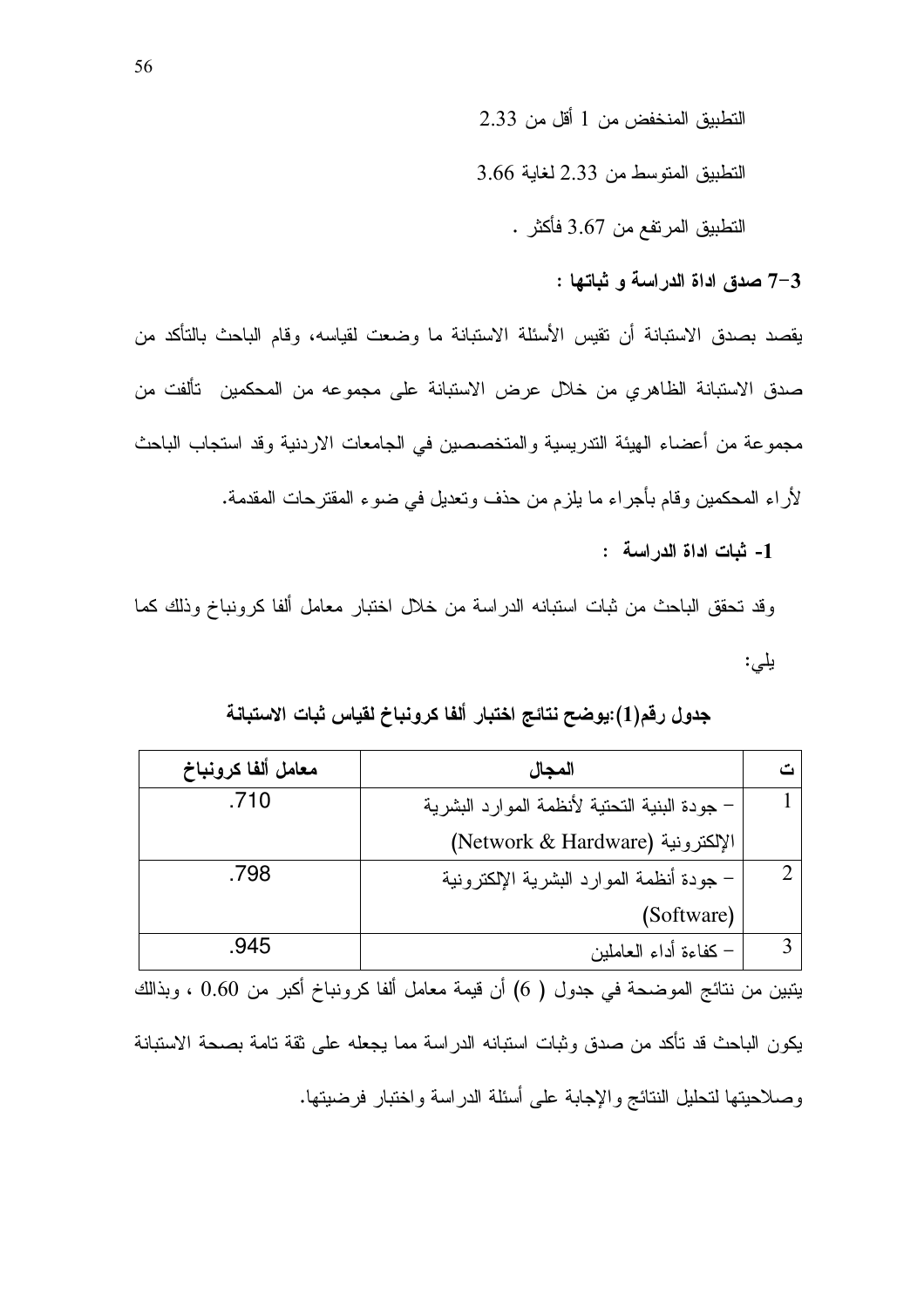التطبيق المنخفض من 1 أقل من 2.33

التطبيق المتوسط من 2.33 لغاية 3.66

التطبيق المرتفع من 3.67 فأكثر .

**3-7 صدق اداة الدراسة و ثباتها :**

يقصد بصدق الاستبانة أن تقيس الأسئلة الاستبانة ما وضعت لقياسه، وقام الباحث بالتأكد من صدق الاستبانة الظاهري من خلال عرض الاستبانة على مجموعه من المحكمين تألفت من مجموعة من أعضاء الهيئة التدريسية والمتخصصين في الجامعات الاردنية وقد استجاب الباحث لأراء المحكمين وقام بأجراء ما يلزم من حذف وتعديل في ضوء المقترحات المقدمة.

**1- ثبات اداة الدراسة :**

وقد تحقق الباحث من ثبات استبانه الدراسة من خلال اختبار معامل ألفا كرونباخ وذلك كما يلي:

**جدول رقم(1):يوضح نتائج اختبار ألفا كرونباخ لقياس ثبات الاستبانة**

| ت | المجال | معامل ألفا كرونباخ |
|---|---|---|
| 1 | – جودة البنية التحتية لأنظمة الموارد البشرية الإلكترونية (Network & Hardware) | .710 |
| 2 | – جودة أنظمة الموارد البشرية الإلكترونية (Software) | .798 |
| 3 | – كفاءة أداء العاملين | .945 |

يتبين من نتائج الموضحة في جدول ( 6) أن قيمة معامل ألفا كرونباخ أكبر من 0.60 ، وبذالك يكون الباحث قد تأكد من صدق وثبات استبانه الدراسة مما يجعله على ثقة تامة بصحة الاستبانة وصلاحيتها لتحليل النتائج والإجابة على أسئلة الدراسة واختبار فرضيتها.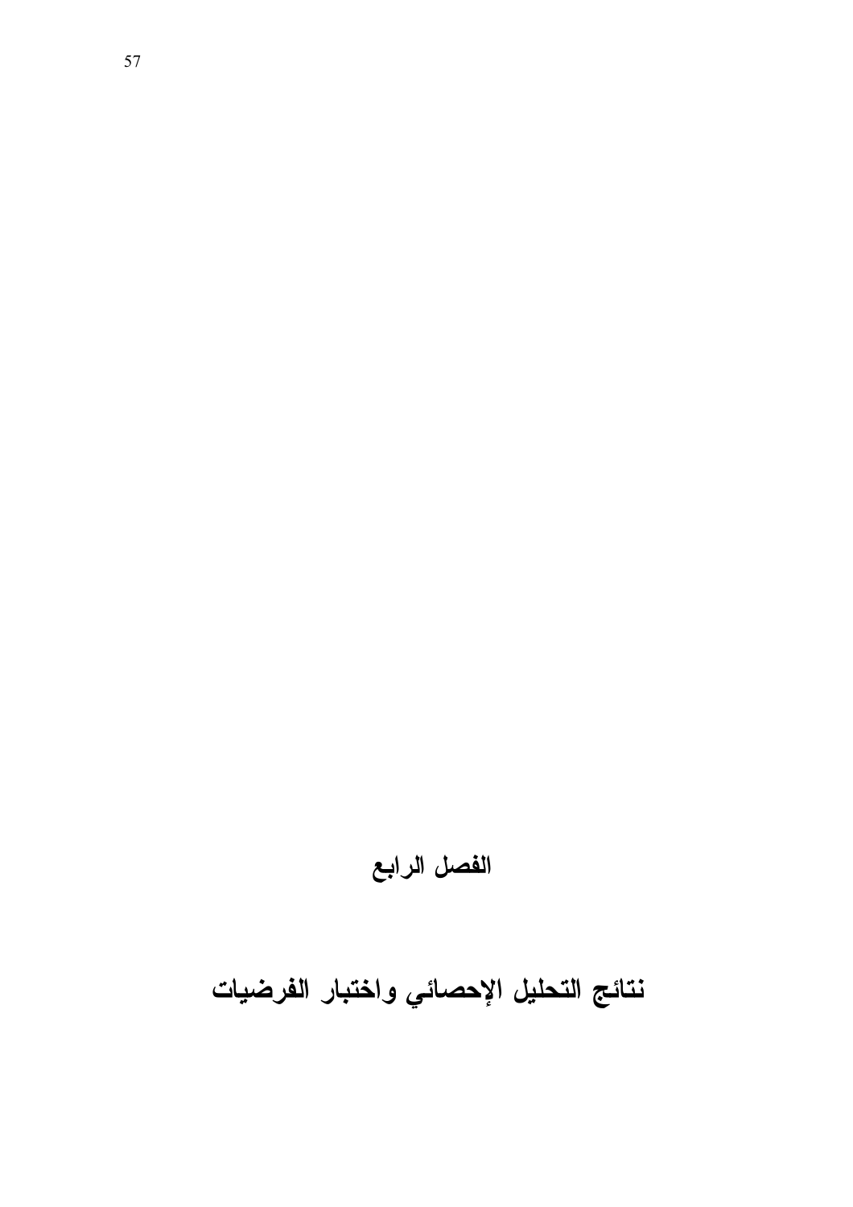# الفصل الرابع

# نتائج التحليل الإحصائي واختبار الفرضيات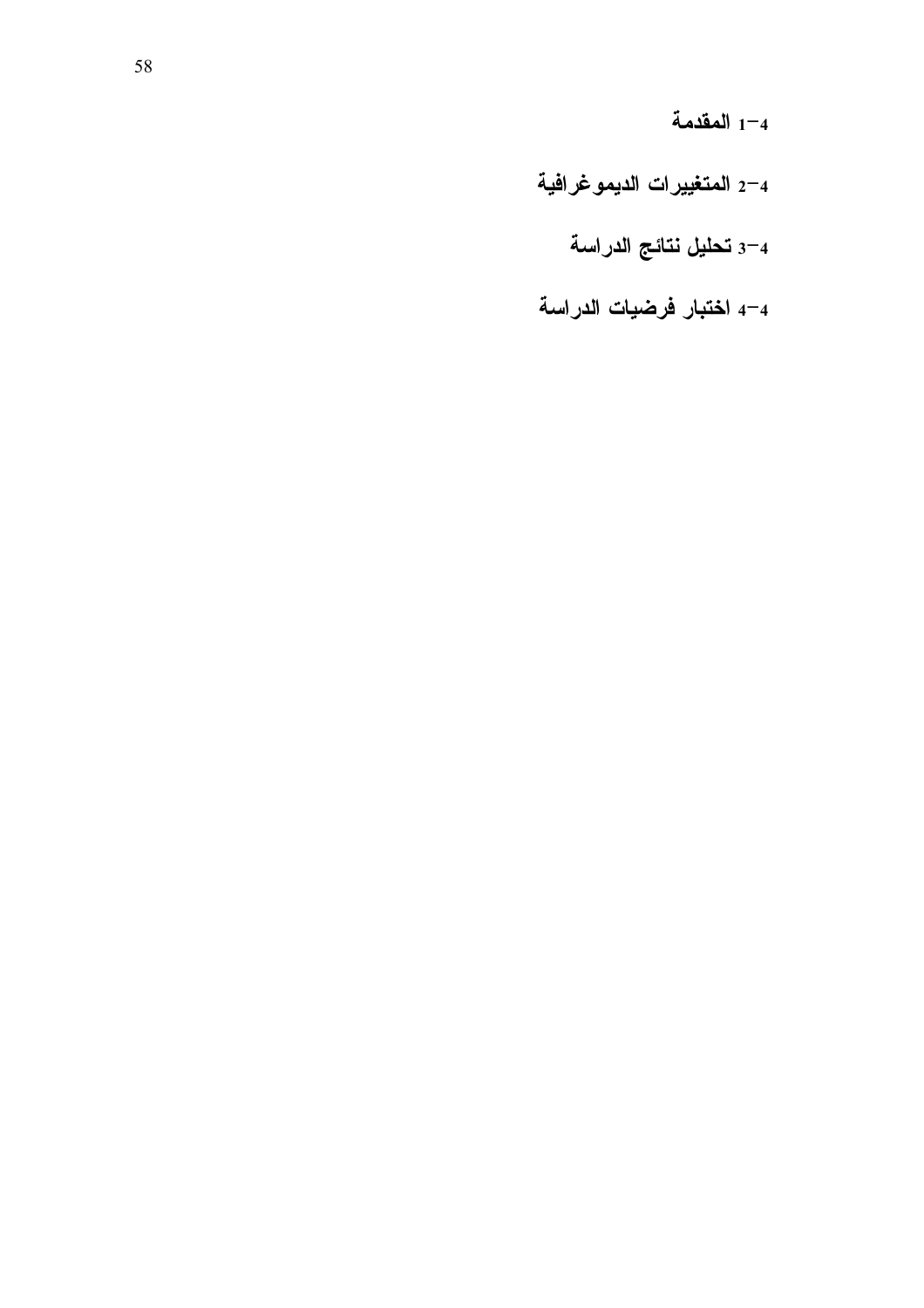**4-1 المقدمة**

**4-2 المتغييرات الديموغرافية**

**4-3 تحليل نتائج الدراسة**

**4-4 اختبار فرضيات الدراسة**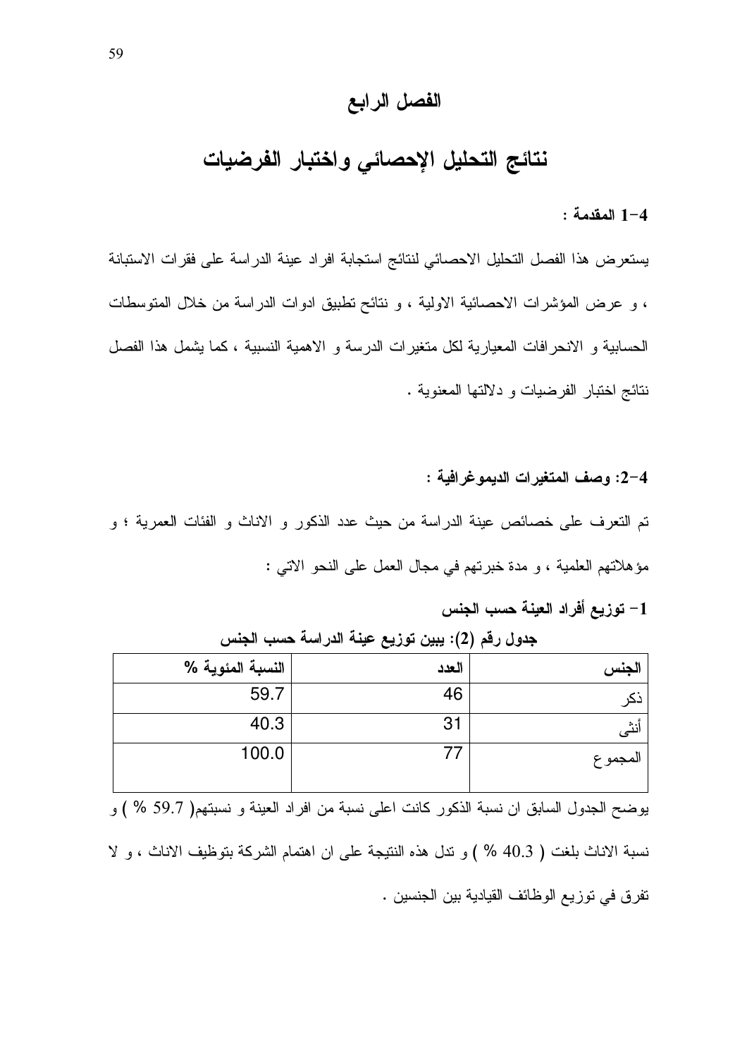# الفصل الرابع

# نتائج التحليل الإحصائي واختبار الفرضيات

**4-1 المقدمة :**

يستعرض هذا الفصل التحليل الاحصائي لنتائج استجابة افراد عينة الدراسة على فقرات الاستبانة ، و عرض المؤشرات الاحصائية الاولية ، و نتائج تطبيق ادوات الدراسة من خلال المتوسطات الحسابية و الانحرافات المعيارية لكل متغيرات الدرسة و الاهمية النسبية ، كما يشمل هذا الفصل نتائج اختبار الفرضيات و دلالتها المعنوية .

**4-2: وصف المتغيرات الديموغرافية :**

تم التعرف على خصائص عينة الدراسة من حيث عدد الذكور و الاناث و الفئات العمرية ؛ و مؤهلاتهم العلمية ، و مدة خبرتهم في مجال العمل على النحو الاتي :

**1- توزيع أفراد العينة حسب الجنس**

**جدول رقم (2): يبين توزيع عينة الدراسة حسب الجنس**

| الجنس | العدد | النسبة المئوية % |
|---|---|---|
| ذكر | 46 | 59.7 |
| أنثى | 31 | 40.3 |
| المجموع | 77 | 100.0 |

يوضح الجدول السابق ان نسبة الذكور كانت اعلى نسبة من افراد العينة و نسبتهم( 59.7 % ) و نسبة الاناث بلغت ( 40.3 % ) و تدل هذه النتيجة على ان اهتمام الشركة بتوظيف الاناث ، و لا تفرق في توزيع الوظائف القيادية بين الجنسين .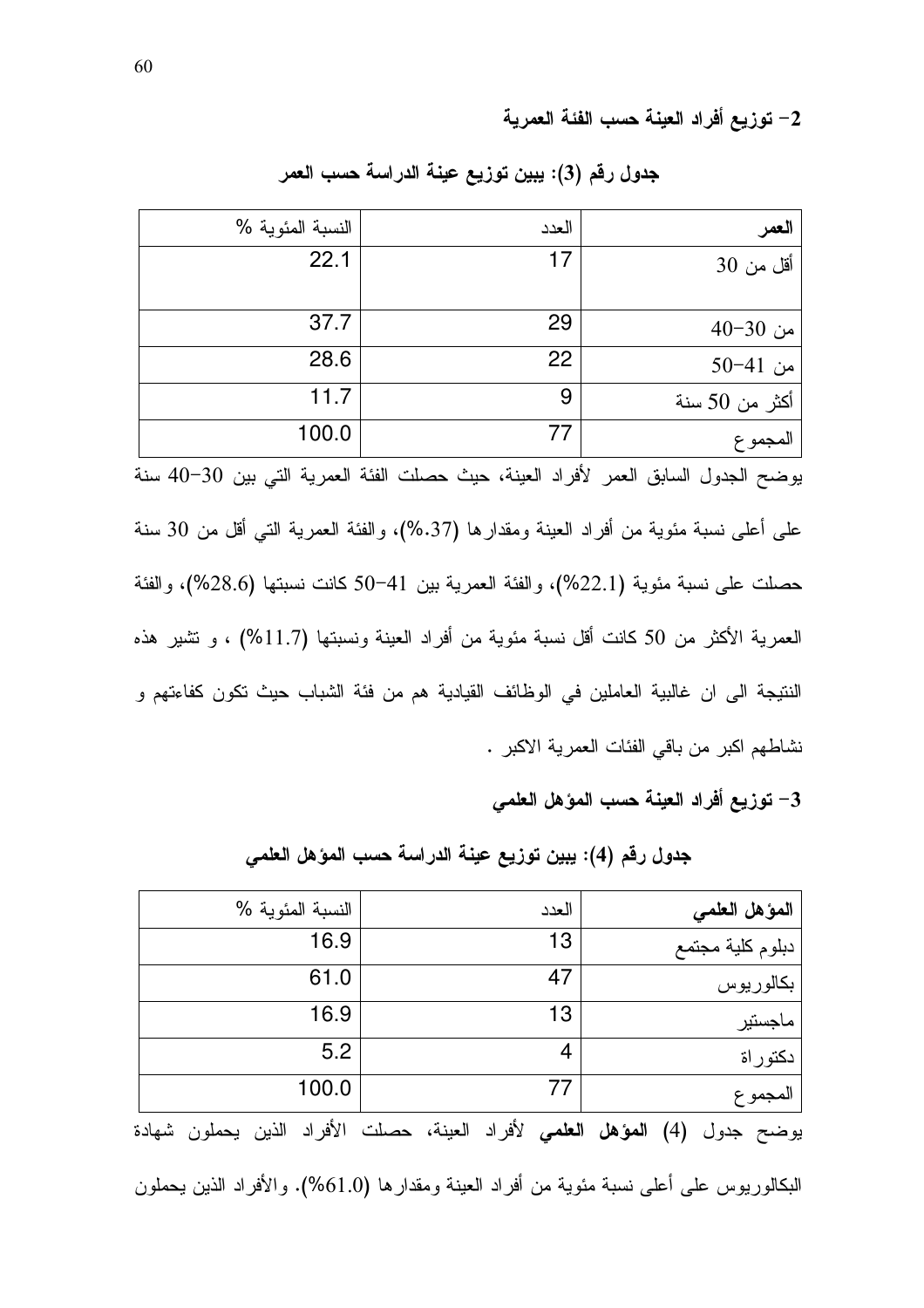## 2- توزيع أفراد العينة حسب الفئة العمرية

**جدول رقم (3): يبين توزيع عينة الدراسة حسب العمر**

| العمر | العدد | النسبة المئوية % |
|---|---|---|
| أقل من 30 | 17 | 22.1 |
| من 30-40 | 29 | 37.7 |
| من 41-50 | 22 | 28.6 |
| أكثر من 50 سنة | 9 | 11.7 |
| المجموع | 77 | 100.0 |

يوضح الجدول السابق العمر لأفراد العينة، حيث حصلت الفئة العمرية التي بين 30-40 سنة على أعلى نسبة مئوية من أفراد العينة ومقدارها (37.%)، والفئة العمرية التي أقل من 30 سنة حصلت على نسبة مئوية (22.1%)، والفئة العمرية بين 41-50 كانت نسبتها (28.6%)، والفئة العمرية الأكثر من 50 كانت أقل نسبة مئوية من أفراد العينة ونسبتها (11.7%) ، و تشير هذه النتيجة الى ان غالبية العاملين في الوظائف القيادية هم من فئة الشباب حيث تكون كفاءتهم و نشاطهم اكبر من باقي الفئات العمرية الاكبر .

## 3- توزيع أفراد العينة حسب المؤهل العلمي

**جدول رقم (4): يبين توزيع عينة الدراسة حسب المؤهل العلمي**

| المؤهل العلمي | العدد | النسبة المئوية % |
|---|---|---|
| دبلوم كلية مجتمع | 13 | 16.9 |
| بكالوريوس | 47 | 61.0 |
| ماجستير | 13 | 16.9 |
| دكتوراة | 4 | 5.2 |
| المجموع | 77 | 100.0 |

يوضح جدول (4) **المؤهل العلمي** لأفراد العينة، حصلت الأفراد الذين يحملون شهادة البكالوريوس على أعلى نسبة مئوية من أفراد العينة ومقدارها (61.0%). والأفراد الذين يحملون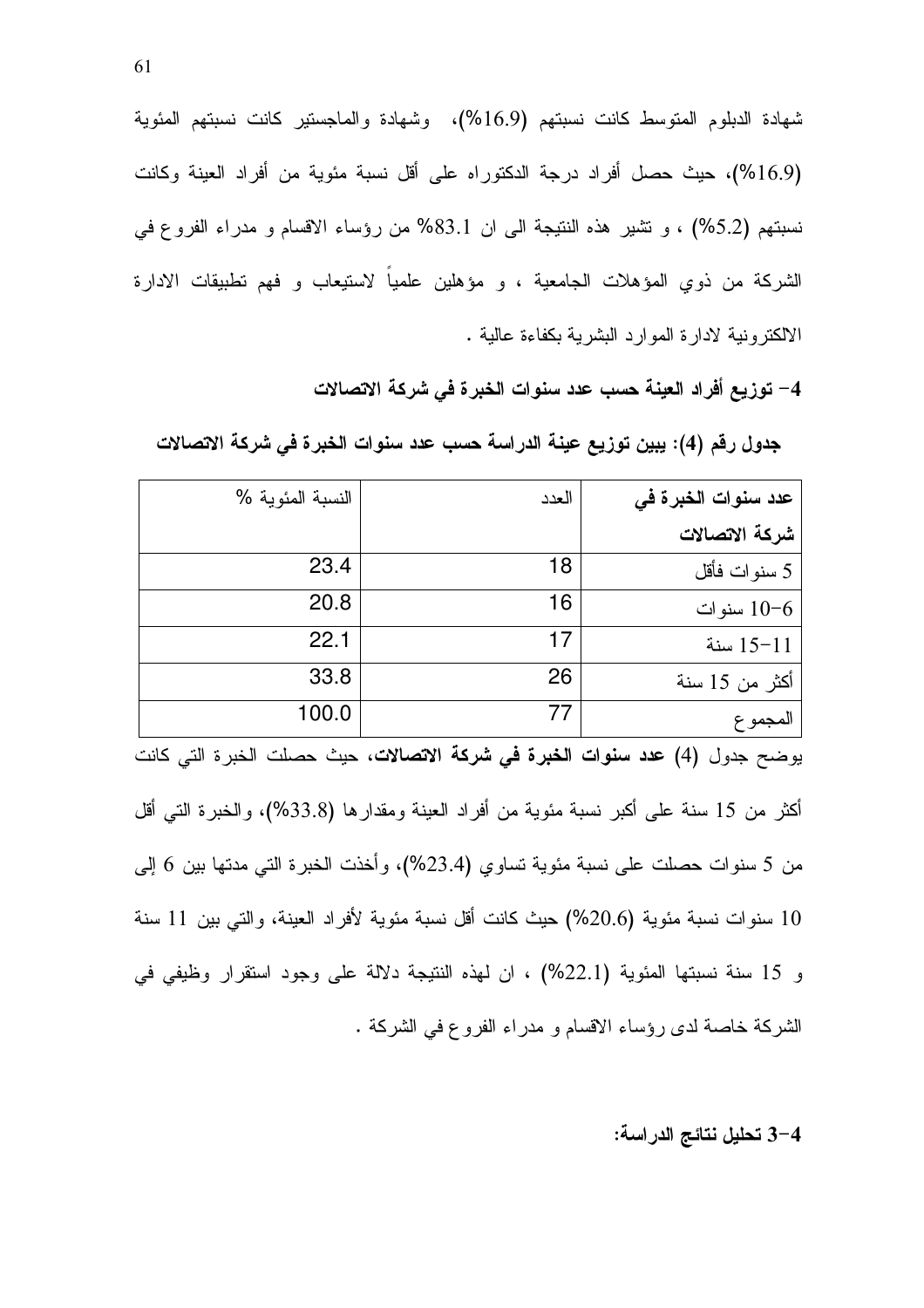شهادة الدبلوم المتوسط كانت نسبتهم (16.9%)، وشهادة والماجستير كانت نسبتهم المئوية (16.9%)، حيث حصل أفراد درجة الدكتوراه على أقل نسبة مئوية من أفراد العينة وكانت نسبتهم (5.2%) ، و تشير هذه النتيجة الى ان 83.1% من رؤساء الاقسام و مدراء الفروع في الشركة من ذوي المؤهلات الجامعية ، و مؤهلين علمياً لاستيعاب و فهم تطبيقات الادارة الالكترونية لادارة الموارد البشرية بكفاءة عالية .

**4- توزيع أفراد العينة حسب عدد سنوات الخبرة في شركة الاتصالات**

**جدول رقم (4): يبين توزيع عينة الدراسة حسب عدد سنوات الخبرة في شركة الاتصالات**

| **عدد سنوات الخبرة في شركة الاتصالات** | العدد | النسبة المئوية % |
|---|---|---|
| 5 سنوات فأقل | 18 | 23.4 |
| 6-10 سنوات | 16 | 20.8 |
| 11-15 سنة | 17 | 22.1 |
| أكثر من 15 سنة | 26 | 33.8 |
| المجموع | 77 | 100.0 |

يوضح جدول (4) **عدد سنوات الخبرة في شركة الاتصالات**، حيث حصلت الخبرة التي كانت أكثر من 15 سنة على أكبر نسبة مئوية من أفراد العينة ومقدارها (33.8%)، والخبرة التي أقل من 5 سنوات حصلت على نسبة مئوية تساوي (23.4%)، وأخذت الخبرة التي مدتها بين 6 إلى 10 سنوات نسبة مئوية (20.6%) حيث كانت أقل نسبة مئوية لأفراد العينة، والتي بين 11 سنة و 15 سنة نسبتها المئوية (22.1%) ، ان لهذه النتيجة دلالة على وجود استقرار وظيفي في الشركة خاصة لدى رؤساء الاقسام و مدراء الفروع في الشركة .

**4-3 تحليل نتائج الدراسة:**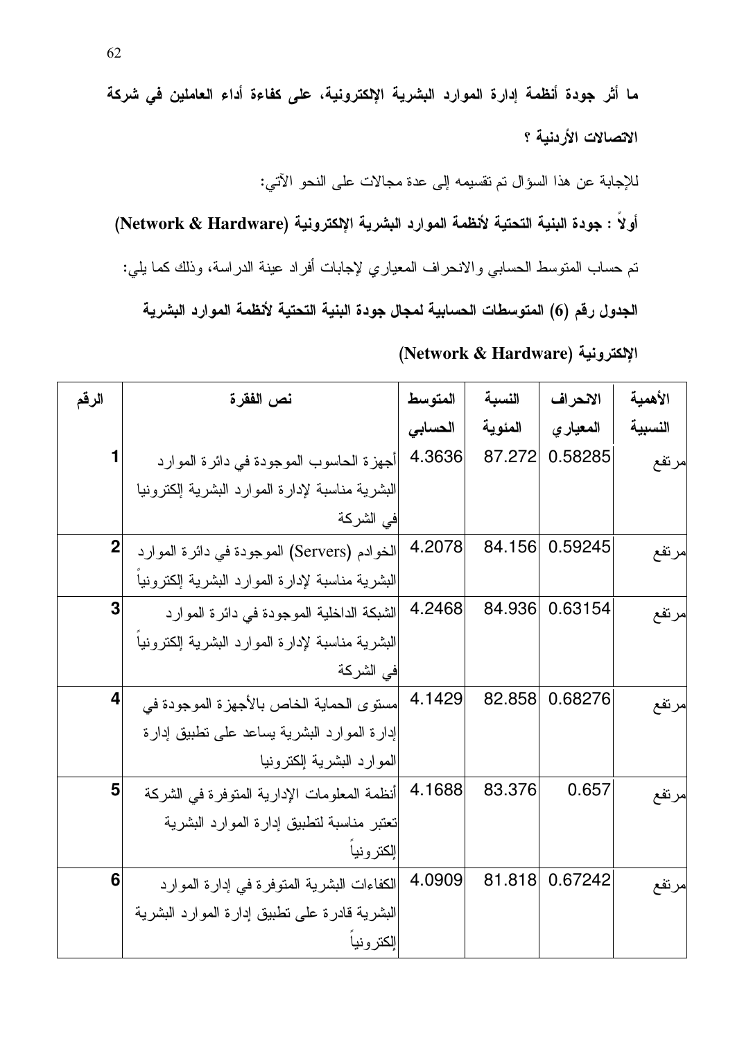**ما أثر جودة أنظمة إدارة الموارد البشرية الإلكترونية، على كفاءة أداء العاملين في شركة الاتصالات الأردنية ؟**

للإجابة عن هذا السؤال تم تقسيمه إلى عدة مجالات على النحو الآتي:

**أولاً : جودة البنية التحتية لأنظمة الموارد البشرية الإلكترونية (Network & Hardware)**

تم حساب المتوسط الحسابي والانحراف المعياري لإجابات أفراد عينة الدراسة، وذلك كما يلي:

**الجدول رقم (6) المتوسطات الحسابية لمجال جودة البنية التحتية لأنظمة الموارد البشرية الإلكترونية (Network & Hardware)**

| الرقم | نص الفقرة | المتوسط الحسابي | النسبة المئوية | الانحراف المعياري | الأهمية النسبية |
|---|---|---|---|---|---|
| 1 | أجهزة الحاسوب الموجودة في دائرة الموارد البشرية مناسبة لإدارة الموارد البشرية إلكترونيا في الشركة | 4.3636 | 87.272 | 0.58285 | مرتفع |
| 2 | الخوادم (Servers) الموجودة في دائرة الموارد البشرية مناسبة لإدارة الموارد البشرية إلكترونياً | 4.2078 | 84.156 | 0.59245 | مرتفع |
| 3 | الشبكة الداخلية الموجودة في دائرة الموارد البشرية مناسبة لإدارة الموارد البشرية إلكترونياً في الشركة | 4.2468 | 84.936 | 0.63154 | مرتفع |
| 4 | مستوى الحماية الخاص بالأجهزة الموجودة في إدارة الموارد البشرية يساعد على تطبيق إدارة الموارد البشرية إلكترونيا | 4.1429 | 82.858 | 0.68276 | مرتفع |
| 5 | أنظمة المعلومات الإدارية المتوفرة في الشركة تعتبر مناسبة لتطبيق إدارة الموارد البشرية إلكترونياً | 4.1688 | 83.376 | 0.657 | مرتفع |
| 6 | الكفاءات البشرية المتوفرة في إدارة الموارد البشرية قادرة على تطبيق إدارة الموارد البشرية إلكترونياً | 4.0909 | 81.818 | 0.67242 | مرتفع |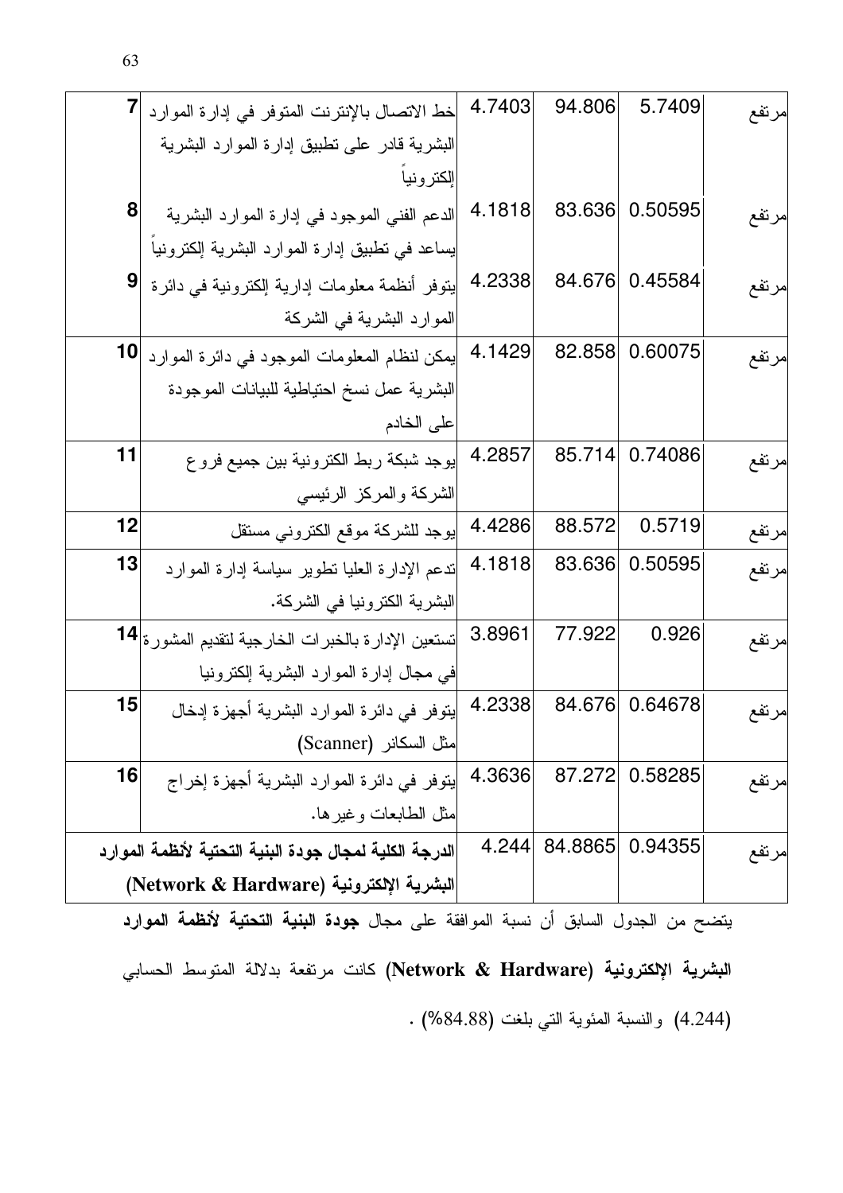| 7 | خط الاتصال بالإنترنت المتوفر في إدارة الموارد البشرية قادر على تطبيق إدارة الموارد البشرية إلكترونياً | 4.7403 | 94.806 | 5.7409 | مرتفع |
|---|---|---|---|---|---|
| 8 | الدعم الفني الموجود في إدارة الموارد البشرية يساعد في تطبيق إدارة الموارد البشرية إلكترونياً | 4.1818 | 83.636 | 0.50595 | مرتفع |
| 9 | يتوفر أنظمة معلومات إدارية إلكترونية في دائرة الموارد البشرية في الشركة | 4.2338 | 84.676 | 0.45584 | مرتفع |
| 10 | يمكن لنظام المعلومات الموجود في دائرة الموارد البشرية عمل نسخ احتياطية للبيانات الموجودة على الخادم | 4.1429 | 82.858 | 0.60075 | مرتفع |
| 11 | يوجد شبكة ربط الكترونية بين جميع فروع الشركة والمركز الرئيسي | 4.2857 | 85.714 | 0.74086 | مرتفع |
| 12 | يوجد للشركة موقع الكتروني مستقل | 4.4286 | 88.572 | 0.5719 | مرتفع |
| 13 | تدعم الإدارة العليا تطوير سياسة إدارة الموارد البشرية الكترونيا في الشركة. | 4.1818 | 83.636 | 0.50595 | مرتفع |
| 14 | تستعين الإدارة بالخبرات الخارجية لتقديم المشورة في مجال إدارة الموارد البشرية إلكترونيا | 3.8961 | 77.922 | 0.926 | مرتفع |
| 15 | يتوفر في دائرة الموارد البشرية أجهزة إدخال مثل السكانر (Scanner) | 4.2338 | 84.676 | 0.64678 | مرتفع |
| 16 | يتوفر في دائرة الموارد البشرية أجهزة إخراج مثل الطابعات وغيرها. | 4.3636 | 87.272 | 0.58285 | مرتفع |
| | **الدرجة الكلية لمجال جودة البنية التحتية لأنظمة الموارد البشرية الإلكترونية (Network & Hardware)** | 4.244 | 84.8865 | 0.94355 | مرتفع |

يتضح من الجدول السابق أن نسبة الموافقة على مجال **جودة البنية التحتية لأنظمة الموارد البشرية الإلكترونية (Network & Hardware)** كانت مرتفعة بدلالة المتوسط الحسابي (4.244) والنسبة المئوية التي بلغت (84.88%) .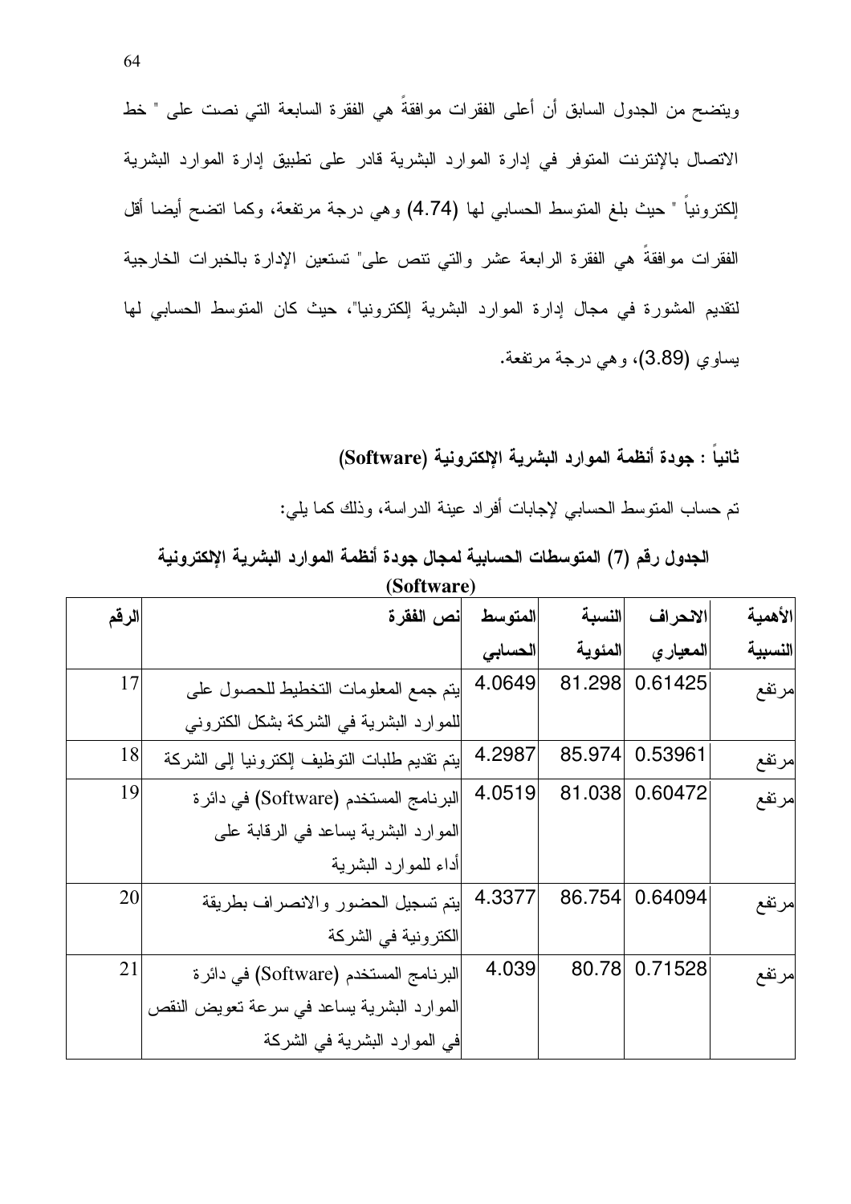ويتضح من الجدول السابق أن أعلى الفقرات موافقةً هي الفقرة السابعة التي نصت على " خط الاتصال بالإنترنت المتوفر في إدارة الموارد البشرية قادر على تطبيق إدارة الموارد البشرية إلكترونياً " حيث بلغ المتوسط الحسابي لها (4.74) وهي درجة مرتفعة، وكما اتضح أيضا أقل الفقرات موافقةً هي الفقرة الرابعة عشر والتي تنص على" تستعين الإدارة بالخبرات الخارجية لتقديم المشورة في مجال إدارة الموارد البشرية إلكترونيا"، حيث كان المتوسط الحسابي لها يساوي (3.89)، وهي درجة مرتفعة.

### ثانياً : جودة أنظمة الموارد البشرية الإلكترونية (Software)

تم حساب المتوسط الحسابي لإجابات أفراد عينة الدراسة، وذلك كما يلي:

**الجدول رقم (7) المتوسطات الحسابية لمجال جودة أنظمة الموارد البشرية الإلكترونية (Software)**

| الرقم | نص الفقرة | المتوسط الحسابي | النسبة المئوية | الانحراف المعياري | الأهمية النسبية |
|---|---|---|---|---|---|
| 17 | يتم جمع المعلومات التخطيط للحصول على للموارد البشرية في الشركة بشكل الكتروني | 4.0649 | 81.298 | 0.61425 | مرتفع |
| 18 | يتم تقديم طلبات التوظيف إلكترونيا إلى الشركة | 4.2987 | 85.974 | 0.53961 | مرتفع |
| 19 | البرنامج المستخدم (Software) في دائرة الموارد البشرية يساعد في الرقابة على أداء للموارد البشرية | 4.0519 | 81.038 | 0.60472 | مرتفع |
| 20 | يتم تسجيل الحضور والانصراف بطريقة الكترونية في الشركة | 4.3377 | 86.754 | 0.64094 | مرتفع |
| 21 | البرنامج المستخدم (Software) في دائرة الموارد البشرية يساعد في سرعة تعويض النقص في الموارد البشرية في الشركة | 4.039 | 80.78 | 0.71528 | مرتفع |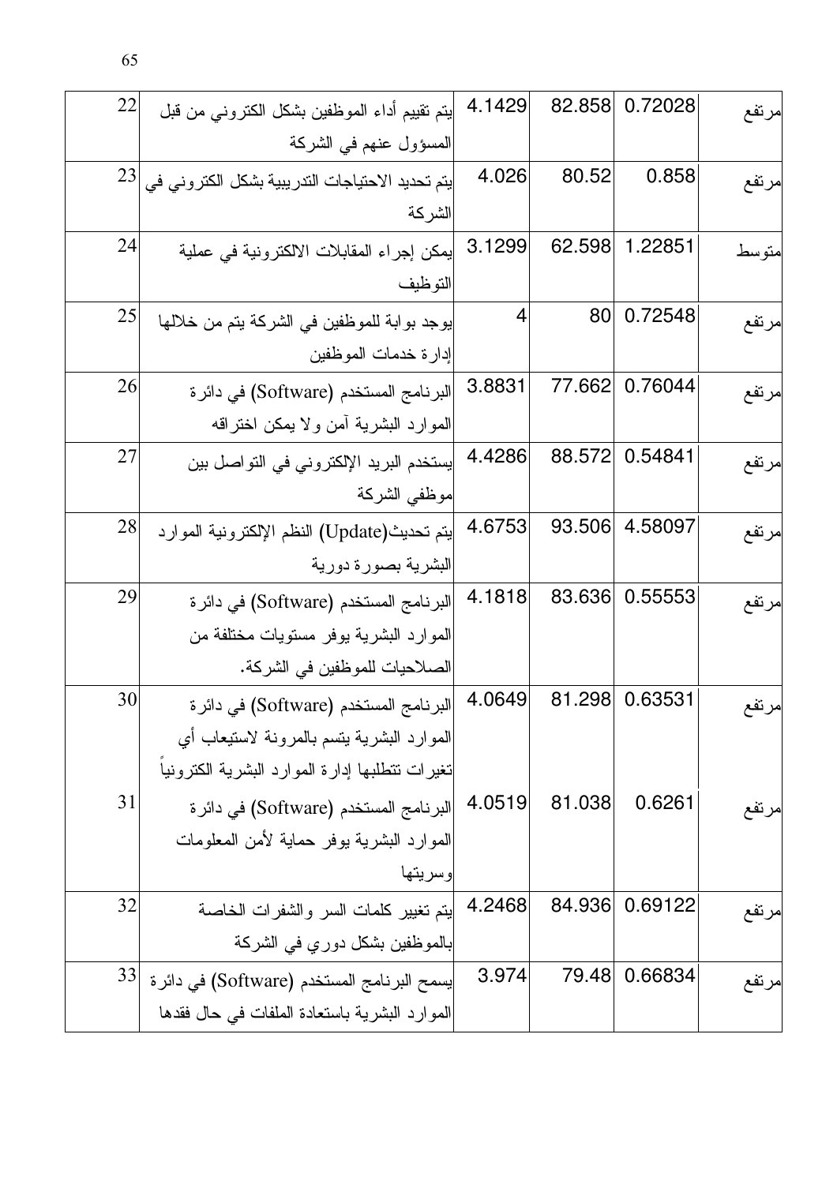| 22 | يتم تقييم أداء الموظفين بشكل الكتروني من قبل المسؤول عنهم في الشركة | 4.1429 | 82.858 | 0.72028 | مرتفع |
|---|---|---|---|---|---|
| 23 | يتم تحديد الاحتياجات التدريبية بشكل الكتروني في الشركة | 4.026 | 80.52 | 0.858 | مرتفع |
| 24 | يمكن إجراء المقابلات الالكترونية في عملية التوظيف | 3.1299 | 62.598 | 1.22851 | متوسط |
| 25 | يوجد بوابة للموظفين في الشركة يتم من خلالها إدارة خدمات الموظفين | 4 | 80 | 0.72548 | مرتفع |
| 26 | البرنامج المستخدم (Software) في دائرة الموارد البشرية آمن ولا يمكن اختراقه | 3.8831 | 77.662 | 0.76044 | مرتفع |
| 27 | يستخدم البريد الإلكتروني في التواصل بين موظفي الشركة | 4.4286 | 88.572 | 0.54841 | مرتفع |
| 28 | يتم تحديث(Update) النظم الإلكترونية الموارد البشرية بصورة دورية | 4.6753 | 93.506 | 4.58097 | مرتفع |
| 29 | البرنامج المستخدم (Software) في دائرة الموارد البشرية يوفر مستويات مختلفة من الصلاحيات للموظفين في الشركة. | 4.1818 | 83.636 | 0.55553 | مرتفع |
| 30 | البرنامج المستخدم (Software) في دائرة الموارد البشرية يتسم بالمرونة لاستيعاب أي تغيرات تتطلبها إدارة الموارد البشرية الكترونياً | 4.0649 | 81.298 | 0.63531 | مرتفع |
| 31 | البرنامج المستخدم (Software) في دائرة الموارد البشرية يوفر حماية لأمن المعلومات وسريتها | 4.0519 | 81.038 | 0.6261 | مرتفع |
| 32 | يتم تغيير كلمات السر والشفرات الخاصة بالموظفين بشكل دوري في الشركة | 4.2468 | 84.936 | 0.69122 | مرتفع |
| 33 | يسمح البرنامج المستخدم (Software) في دائرة الموارد البشرية باستعادة الملفات في حال فقدها | 3.974 | 79.48 | 0.66834 | مرتفع |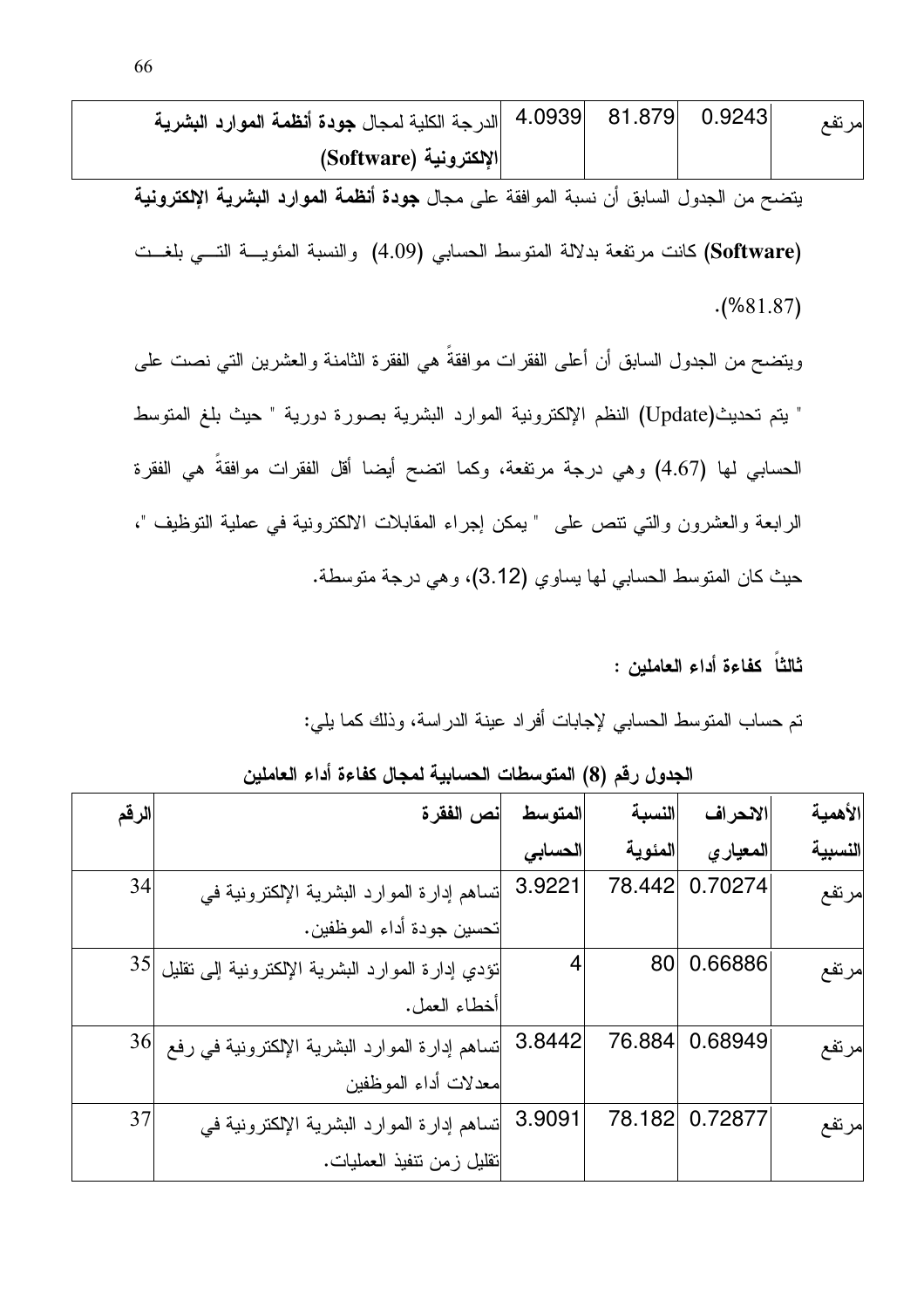| | الدرجة الكلية لمجال **جودة أنظمة الموارد البشرية الإلكترونية (Software)** | 4.0939 | 81.879 | 0.9243 | مرتفع |
|---|---|---|---|---|---|

يتضح من الجدول السابق أن نسبة الموافقة على مجال **جودة أنظمة الموارد البشرية الإلكترونية (Software)** كانت مرتفعة بدلالة المتوسط الحسابي (4.09) والنسبة المئوية التي بلغت (%81.87).

ويتضح من الجدول السابق أن أعلى الفقرات موافقةً هي الفقرة الثامنة والعشرين التي نصت على " يتم تحديث(Update) النظم الإلكترونية الموارد البشرية بصورة دورية " حيث بلغ المتوسط الحسابي لها (4.67) وهي درجة مرتفعة، وكما اتضح أيضا أقل الفقرات موافقةً هي الفقرة الرابعة والعشرون والتي تنص على " يمكن إجراء المقابلات الالكترونية في عملية التوظيف "، حيث كان المتوسط الحسابي لها يساوي (3.12)، وهي درجة متوسطة.

**ثالثاً كفاءة أداء العاملين :**

تم حساب المتوسط الحسابي لإجابات أفراد عينة الدراسة، وذلك كما يلي:

**الجدول رقم (8) المتوسطات الحسابية لمجال كفاءة أداء العاملين**

| الرقم | نص الفقرة | المتوسط الحسابي | النسبة المئوية | الانحراف المعياري | الأهمية النسبية |
|---|---|---|---|---|---|
| 34 | تساهم إدارة الموارد البشرية الإلكترونية في تحسين جودة أداء الموظفين. | 3.9221 | 78.442 | 0.70274 | مرتفع |
| 35 | تؤدي إدارة الموارد البشرية الإلكترونية إلى تقليل أخطاء العمل. | 4 | 80 | 0.66886 | مرتفع |
| 36 | تساهم إدارة الموارد البشرية الإلكترونية في رفع معدلات أداء الموظفين | 3.8442 | 76.884 | 0.68949 | مرتفع |
| 37 | تساهم إدارة الموارد البشرية الإلكترونية في تقليل زمن تنفيذ العمليات. | 3.9091 | 78.182 | 0.72877 | مرتفع |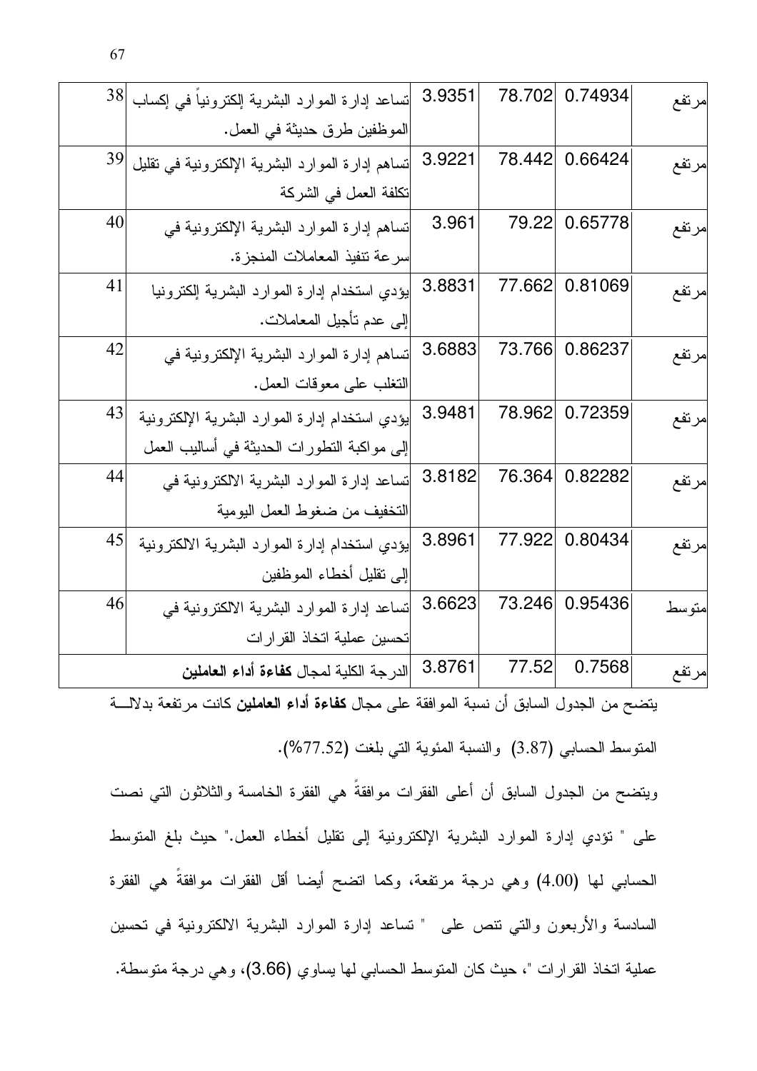| 38 | تساعد إدارة الموارد البشرية إلكترونياً في إكساب الموظفين طرق حديثة في العمل. | 3.9351 | 78.702 | 0.74934 | مرتفع |
|---|---|---|---|---|---|
| 39 | تساهم إدارة الموارد البشرية الإلكترونية في تقليل تكلفة العمل في الشركة | 3.9221 | 78.442 | 0.66424 | مرتفع |
| 40 | تساهم إدارة الموارد البشرية الإلكترونية في سرعة تنفيذ المعاملات المنجزة. | 3.961 | 79.22 | 0.65778 | مرتفع |
| 41 | يؤدي استخدام إدارة الموارد البشرية إلكترونيا إلى عدم تأجيل المعاملات. | 3.8831 | 77.662 | 0.81069 | مرتفع |
| 42 | تساهم إدارة الموارد البشرية الإلكترونية في التغلب على معوقات العمل. | 3.6883 | 73.766 | 0.86237 | مرتفع |
| 43 | يؤدي استخدام إدارة الموارد البشرية الإلكترونية إلى مواكبة التطورات الحديثة في أساليب العمل | 3.9481 | 78.962 | 0.72359 | مرتفع |
| 44 | تساعد إدارة الموارد البشرية الالكترونية في التخفيف من ضغوط العمل اليومية | 3.8182 | 76.364 | 0.82282 | مرتفع |
| 45 | يؤدي استخدام إدارة الموارد البشرية الالكترونية إلى تقليل أخطاء الموظفين | 3.8961 | 77.922 | 0.80434 | مرتفع |
| 46 | تساعد إدارة الموارد البشرية الالكترونية في تحسين عملية اتخاذ القرارات | 3.6623 | 73.246 | 0.95436 | متوسط |
| | الدرجة الكلية لمجال **كفاءة أداء العاملين** | 3.8761 | 77.52 | 0.7568 | مرتفع |

يتضح من الجدول السابق أن نسبة الموافقة على مجال **كفاءة أداء العاملين** كانت مرتفعة بدلالة المتوسط الحسابي (3.87) والنسبة المئوية التي بلغت (77.52%).

ويتضح من الجدول السابق أن أعلى الفقرات موافقةً هي الفقرة الخامسة والثلاثون التي نصت على " تؤدي إدارة الموارد البشرية الإلكترونية إلى تقليل أخطاء العمل." حيث بلغ المتوسط الحسابي لها (4.00) وهي درجة مرتفعة، وكما اتضح أيضا أقل الفقرات موافقةً هي الفقرة السادسة والأربعون والتي تنص على " تساعد إدارة الموارد البشرية الالكترونية في تحسين عملية اتخاذ القرارات "، حيث كان المتوسط الحسابي لها يساوي (3.66)، وهي درجة متوسطة.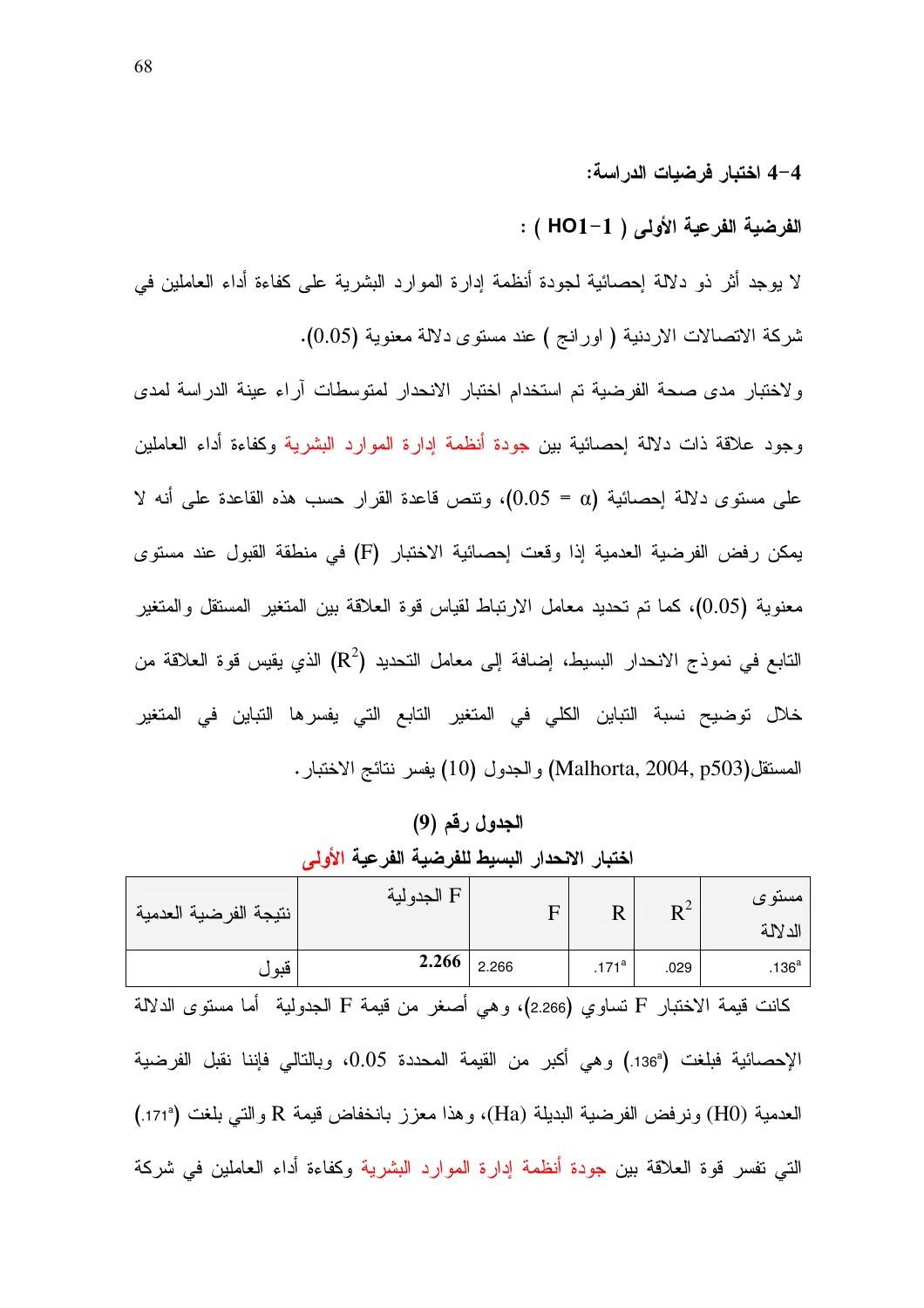## 4-4 اختبار فرضيات الدراسة:

### الفرضية الفرعية الأولى ( HO1-1 ) :

لا يوجد أثر ذو دلالة إحصائية لجودة أنظمة إدارة الموارد البشرية على كفاءة أداء العاملين في شركة الاتصالات الاردنية ( اورانج ) عند مستوى دلالة معنوية (0.05).

ولاختبار مدى صحة الفرضية تم استخدام اختبار الانحدار لمتوسطات آراء عينة الدراسة لمدى وجود علاقة ذات دلالة إحصائية بين جودة أنظمة إدارة الموارد البشرية وكفاءة أداء العاملين على مستوى دلالة إحصائية ($\alpha = 0.05$)، وتنص قاعدة القرار حسب هذه القاعدة على أنه لا يمكن رفض الفرضية العدمية إذا وقعت إحصائية الاختبار (F) في منطقة القبول عند مستوى معنوية (0.05)، كما تم تحديد معامل الارتباط لقياس قوة العلاقة بين المتغير المستقل والمتغير التابع في نموذج الانحدار البسيط، إضافة إلى معامل التحديد ($R^2$) الذي يقيس قوة العلاقة من خلال توضيح نسبة التباين الكلي في المتغير التابع التي يفسرها التباين في المتغير المستقل(Malhorta, 2004, p503) والجدول (10) يفسر نتائج الاختبار.

**الجدول رقم (9)**

**اختبار الانحدار البسيط للفرضية الفرعية الأولى**

| مستوى الدلالة | $R^2$ | R | F | F الجدولية | نتيجة الفرضية العدمية |
|---|---|---|---|---|---|
| .136[a] | .029 | .171[a] | 2.266 | **2.266** | قبول |

كانت قيمة الاختبار F تساوي (2.266)، وهي أصغر من قيمة F الجدولية أما مستوى الدلالة الإحصائية فبلغت (.136[a]) وهي أكبر من القيمة المحددة 0.05، وبالتالي فإننا نقبل الفرضية العدمية (H0) ونرفض الفرضية البديلة (Ha)، وهذا معزز بانخفاض قيمة R والتي بلغت (.171[a]) التي تفسر قوة العلاقة بين جودة أنظمة إدارة الموارد البشرية وكفاءة أداء العاملين في شركة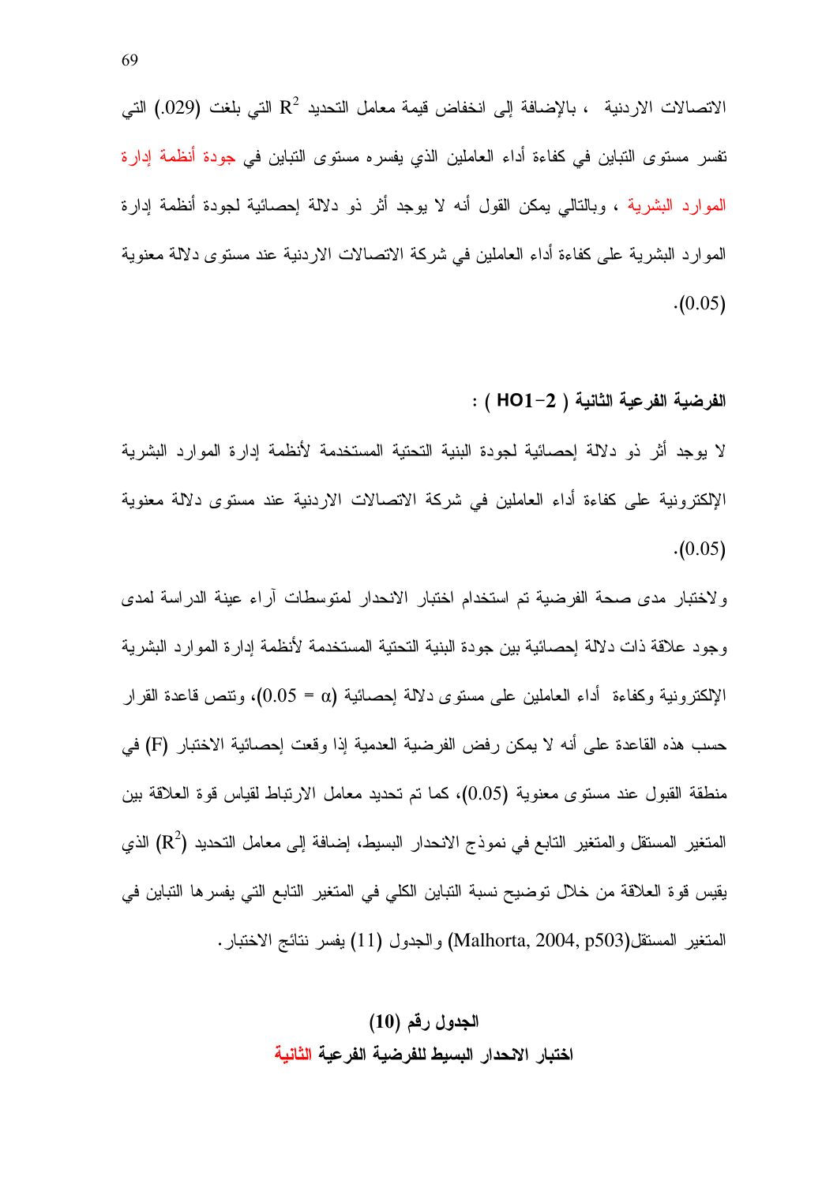الاتصالات الاردنية ، بالإضافة إلى انخفاض قيمة معامل التحديد $R^2$ التي بلغت (.029) التي تفسر مستوى التباين في كفاءة أداء العاملين الذي يفسره مستوى التباين في جودة أنظمة إدارة الموارد البشرية ، وبالتالي يمكن القول أنه لا يوجد أثر ذو دلالة إحصائية لجودة أنظمة إدارة الموارد البشرية على كفاءة أداء العاملين في شركة الاتصالات الاردنية عند مستوى دلالة معنوية (0.05).

**الفرضية الفرعية الثانية ( HO1-2 ) :**

لا يوجد أثر ذو دلالة إحصائية لجودة البنية التحتية المستخدمة لأنظمة إدارة الموارد البشرية الإلكترونية على كفاءة أداء العاملين في شركة الاتصالات الاردنية عند مستوى دلالة معنوية (0.05).

ولاختبار مدى صحة الفرضية تم استخدام اختبار الانحدار لمتوسطات آراء عينة الدراسة لمدى وجود علاقة ذات دلالة إحصائية بين جودة البنية التحتية المستخدمة لأنظمة إدارة الموارد البشرية الإلكترونية وكفاءة أداء العاملين على مستوى دلالة إحصائية ($\alpha = 0.05$)، وتنص قاعدة القرار حسب هذه القاعدة على أنه لا يمكن رفض الفرضية العدمية إذا وقعت إحصائية الاختبار (F) في منطقة القبول عند مستوى معنوية (0.05)، كما تم تحديد معامل الارتباط لقياس قوة العلاقة بين المتغير المستقل والمتغير التابع في نموذج الانحدار البسيط، إضافة إلى معامل التحديد ($R^2$) الذي يقيس قوة العلاقة من خلال توضيح نسبة التباين الكلي في المتغير التابع التي يفسرها التباين في المتغير المستقل(Malhorta, 2004, p503) والجدول (11) يفسر نتائج الاختبار.

**الجدول رقم (10)**

**اختبار الانحدار البسيط للفرضية الفرعية الثانية**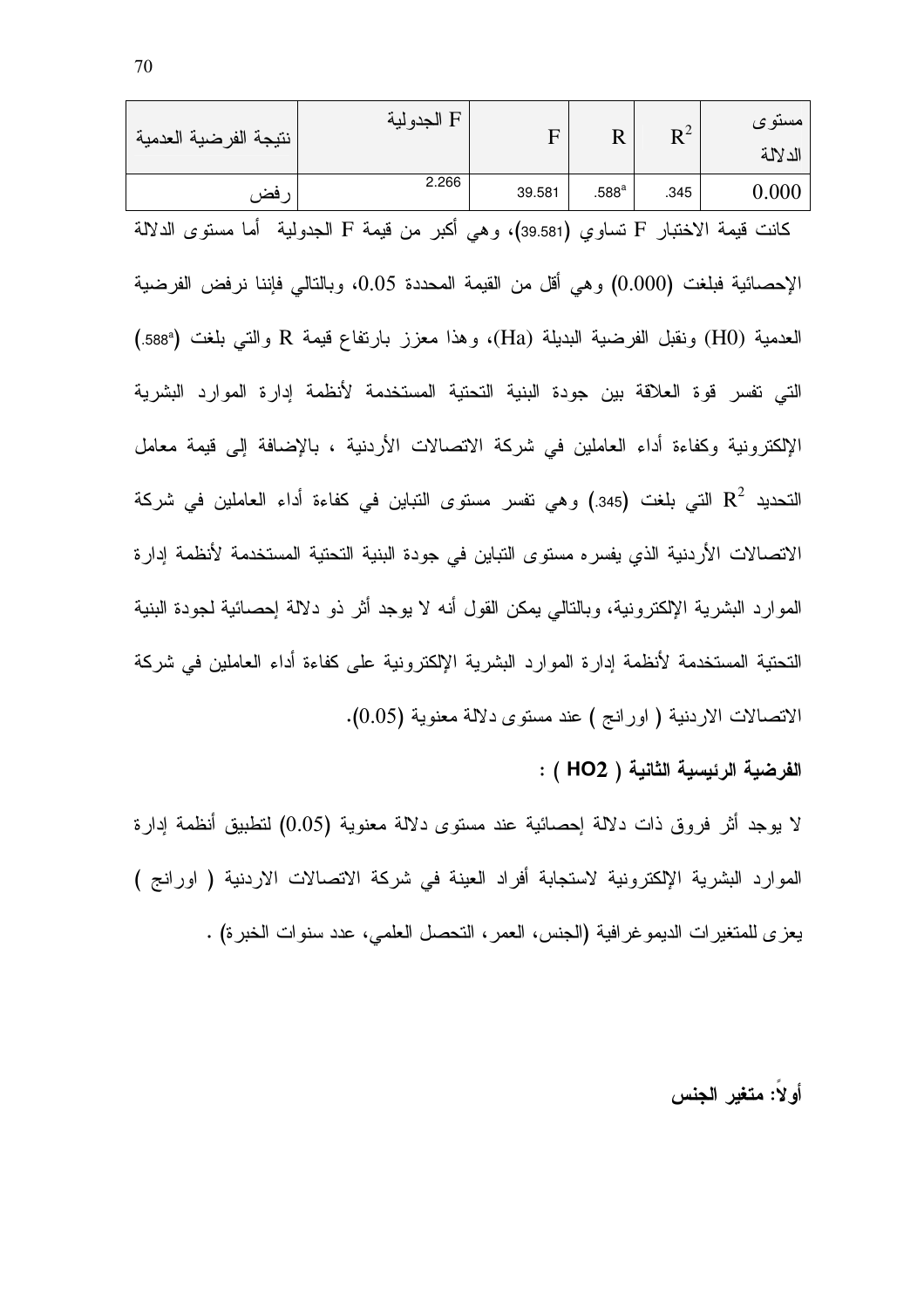| نتيجة الفرضية العدمية | F الجدولية | F | R | $R^2$ | مستوى الدلالة |
|---|---|---|---|---|---|
| رفض | 2.266 | 39.581 | .588[a] | .345 | 0.000 |

كانت قيمة الاختبار F تساوي (39.581)، وهي أكبر من قيمة F الجدولية أما مستوى الدلالة الإحصائية فبلغت (0.000) وهي أقل من القيمة المحددة 0.05، وبالتالي فإننا نرفض الفرضية العدمية (H0) ونقبل الفرضية البديلة (Ha)، وهذا معزز بارتفاع قيمة R والتي بلغت (.588[a]) التي تفسر قوة العلاقة بين جودة البنية التحتية المستخدمة لأنظمة إدارة الموارد البشرية الإلكترونية وكفاءة أداء العاملين في شركة الاتصالات الأردنية ، بالإضافة إلى قيمة معامل التحديد $R^2$ التي بلغت (.345) وهي تفسر مستوى التباين في كفاءة أداء العاملين في شركة الاتصالات الأردنية الذي يفسره مستوى التباين في جودة البنية التحتية المستخدمة لأنظمة إدارة الموارد البشرية الإلكترونية، وبالتالي يمكن القول أنه لا يوجد أثر ذو دلالة إحصائية لجودة البنية التحتية المستخدمة لأنظمة إدارة الموارد البشرية الإلكترونية على كفاءة أداء العاملين في شركة الاتصالات الاردنية ( اورانج ) عند مستوى دلالة معنوية (0.05).

**الفرضية الرئيسية الثانية ( HO2 ) :**

لا يوجد أثر فروق ذات دلالة إحصائية عند مستوى دلالة معنوية (0.05) لتطبيق أنظمة إدارة الموارد البشرية الإلكترونية لاستجابة أفراد العينة في شركة الاتصالات الاردنية ( اورانج ) يعزى للمتغيرات الديموغرافية (الجنس، العمر، التحصل العلمي، عدد سنوات الخبرة) .

**أولاً: متغير الجنس**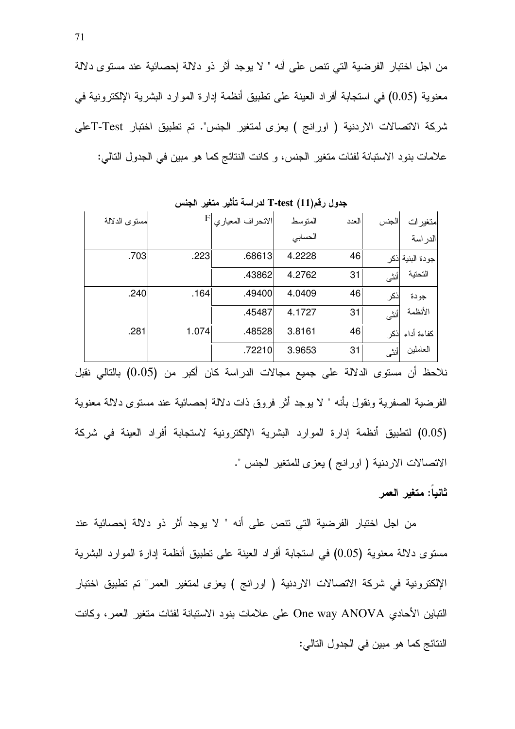من اجل اختبار الفرضية التي تنص على أنه " لا يوجد أثر ذو دلالة إحصائية عند مستوى دلالة معنوية (0.05) في استجابة أفراد العينة على تطبيق أنظمة إدارة الموارد البشرية الإلكترونية في شركة الاتصالات الاردنية ( اورانج ) يعزى لمتغير الجنس". تم تطبيق اختبار T-Testعلى علامات بنود الاستبانة لفئات متغير الجنس، و كانت النتائج كما هو مبين في الجدول التالي:

**جدول رقم(11) T-test لدراسة تأثير متغير الجنس**

| متغيرات الدراسة | الجنس | العدد | المتوسط الحسابي | الانحراف المعياري | F | مستوى الدلالة |
|---|---|---|---|---|---|---|
| جودة البنية التحتية | ذكر | 46 | 4.2228 | .68613 | .223 | .703 |
| | أنثى | 31 | 4.2762 | .43862 | | |
| جودة الأنظمة | ذكر | 46 | 4.0409 | .49400 | .164 | .240 |
| | أنثى | 31 | 4.1727 | .45487 | | |
| كفاءة أداء العاملين | ذكر | 46 | 3.8161 | .48528 | 1.074 | .281 |
| | أنثى | 31 | 3.9653 | .72210 | | |

نلاحظ أن مستوى الدلالة على جميع مجالات الدراسة كان أكبر من (0.05) بالتالي نقبل الفرضية الصفرية ونقول بأنه " لا يوجد أثر فروق ذات دلالة إحصائية عند مستوى دلالة معنوية (0.05) لتطبيق أنظمة إدارة الموارد البشرية الإلكترونية لاستجابة أفراد العينة في شركة الاتصالات الاردنية ( اورانج ) يعزى للمتغير الجنس ".

**ثانياً: متغير العمر**

من اجل اختبار الفرضية التي تنص على أنه " لا يوجد أثر ذو دلالة إحصائية عند مستوى دلالة معنوية (0.05) في استجابة أفراد العينة على تطبيق أنظمة إدارة الموارد البشرية الإلكترونية في شركة الاتصالات الاردنية ( اورانج ) يعزى لمتغير العمر" تم تطبيق اختبار التباين الأحادي One way ANOVA على علامات بنود الاستبانة لفئات متغير العمر، وكانت النتائج كما هو مبين في الجدول التالي: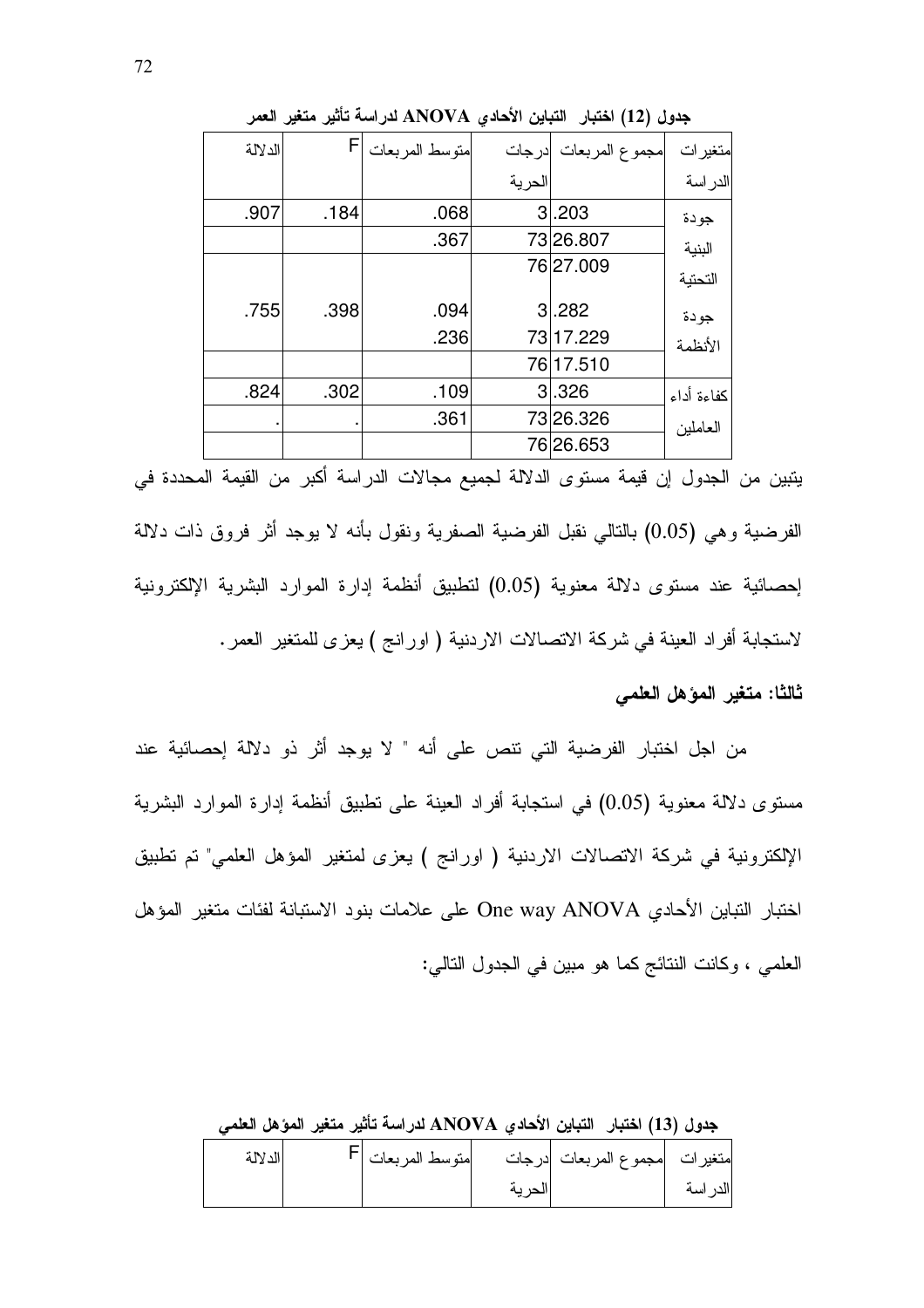جدول (12) اختبار التباين الأحادي ANOVA لدراسة تأثير متغير العمر

| متغيرات الدراسة | مجموع المربعات | درجات الحرية | متوسط المربعات | F | الدلالة |
|---|---|---|---|---|---|
| جودة البنية التحتية | .203 | 3 | .068 | .184 | .907 |
| | 26.807 | 73 | .367 | | |
| | 27.009 | 76 | | | |
| جودة الأنظمة | .282 | 3 | .094 | .398 | .755 |
| | 17.229 | 73 | .236 | | |
| | 17.510 | 76 | | | |
| كفاءة أداء العاملين | .326 | 3 | .109 | .302 | .824 |
| | 26.326 | 73 | .361 | . | . |
| | 26.653 | 76 | | | |

يتبين من الجدول إن قيمة مستوى الدلالة لجميع مجالات الدراسة أكبر من القيمة المحددة في الفرضية وهي (0.05) بالتالي نقبل الفرضية الصفرية ونقول بأنه لا يوجد أثر فروق ذات دلالة إحصائية عند مستوى دلالة معنوية (0.05) لتطبيق أنظمة إدارة الموارد البشرية الإلكترونية لاستجابة أفراد العينة في شركة الاتصالات الاردنية ( اورانج ) يعزى للمتغير العمر.

**ثالثا: متغير المؤهل العلمي**

من اجل اختبار الفرضية التي تنص على أنه " لا يوجد أثر ذو دلالة إحصائية عند مستوى دلالة معنوية (0.05) في استجابة أفراد العينة على تطبيق أنظمة إدارة الموارد البشرية الإلكترونية في شركة الاتصالات الاردنية ( اورانج ) يعزى لمتغير المؤهل العلمي" تم تطبيق اختبار التباين الأحادي One way ANOVA على علامات بنود الاستبانة لفئات متغير المؤهل العلمي ، وكانت النتائج كما هو مبين في الجدول التالي:

جدول (13) اختبار التباين الأحادي ANOVA لدراسة تأثير متغير المؤهل العلمي

| متغيرات الدراسة | مجموع المربعات | درجات الحرية | متوسط المربعات | F | الدلالة |
|---|---|---|---|---|---|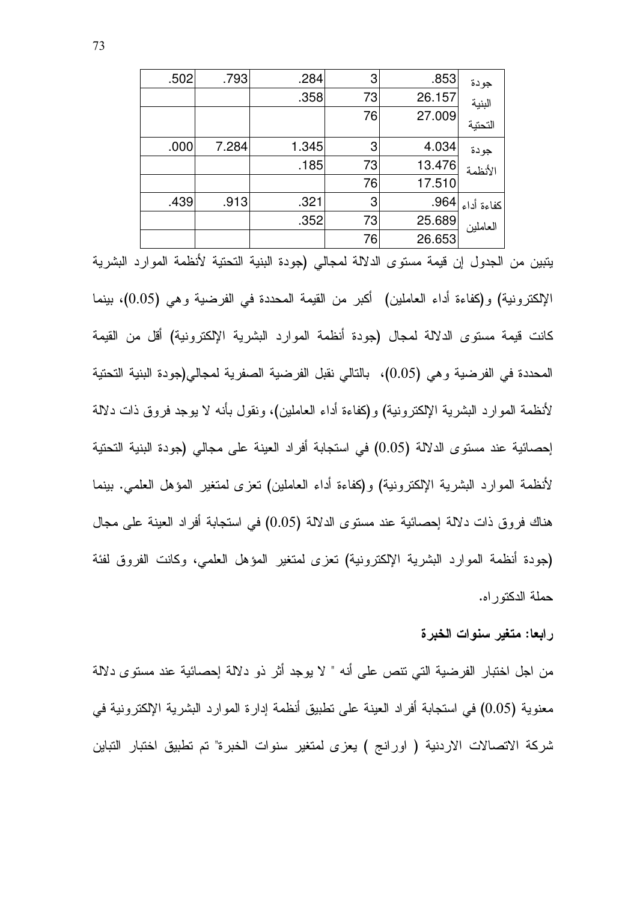| | | | | | |
|---|---|---|---|---|---|
| جودة البنية التحتية | .853 | 3 | .284 | .793 | .502 |
| | 26.157 | 73 | .358 | | |
| | 27.009 | 76 | | | |
| جودة الأنظمة | 4.034 | 3 | 1.345 | 7.284 | .000 |
| | 13.476 | 73 | .185 | | |
| | 17.510 | 76 | | | |
| كفاءة أداء العاملين | .964 | 3 | .321 | .913 | .439 |
| | 25.689 | 73 | .352 | | |
| | 26.653 | 76 | | | |

يتبين من الجدول إن قيمة مستوى الدلالة لمجالي (جودة البنية التحتية لأنظمة الموارد البشرية الإلكترونية) و(كفاءة أداء العاملين) أكبر من القيمة المحددة في الفرضية وهي (0.05)، بينما كانت قيمة مستوى الدلالة لمجال (جودة أنظمة الموارد البشرية الإلكترونية) أقل من القيمة المحددة في الفرضية وهي (0.05)، بالتالي نقبل الفرضية الصفرية لمجالي(جودة البنية التحتية لأنظمة الموارد البشرية الإلكترونية) و(كفاءة أداء العاملين)، ونقول بأنه لا يوجد فروق ذات دلالة إحصائية عند مستوى الدلالة (0.05) في استجابة أفراد العينة على مجالي (جودة البنية التحتية لأنظمة الموارد البشرية الإلكترونية) و(كفاءة أداء العاملين) تعزى لمتغير المؤهل العلمي. بينما هناك فروق ذات دلالة إحصائية عند مستوى الدلالة (0.05) في استجابة أفراد العينة على مجال (جودة أنظمة الموارد البشرية الإلكترونية) تعزى لمتغير المؤهل العلمي، وكانت الفروق لفئة حملة الدكتوراه.

**رابعا: متغير سنوات الخبرة**

من اجل اختبار الفرضية التي تنص على أنه " لا يوجد أثر ذو دلالة إحصائية عند مستوى دلالة معنوية (0.05) في استجابة أفراد العينة على تطبيق أنظمة إدارة الموارد البشرية الإلكترونية في شركة الاتصالات الاردنية ( اورانج ) يعزى لمتغير سنوات الخبرة" تم تطبيق اختبار التباين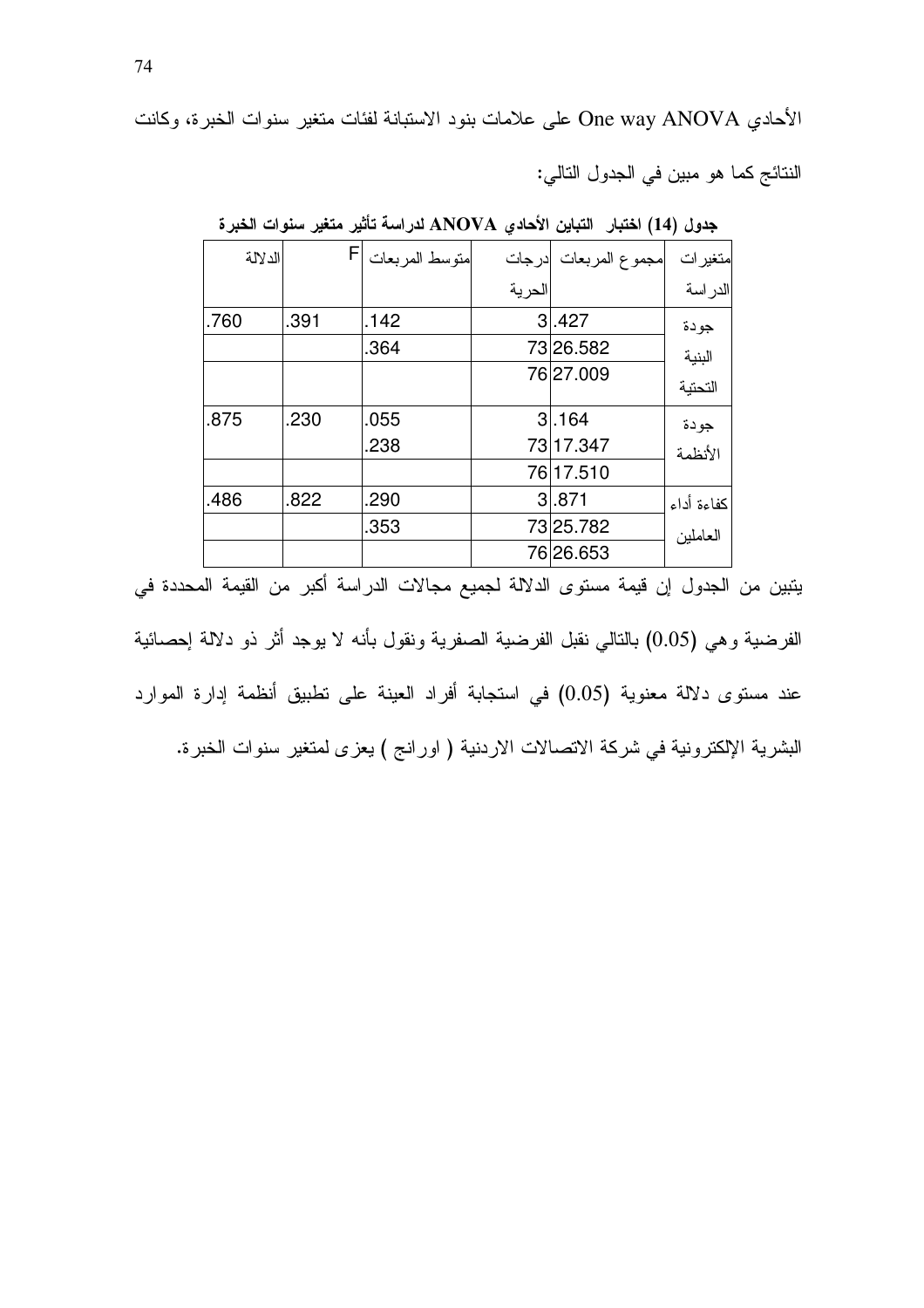الأحادي One way ANOVA على علامات بنود الاستبانة لفئات متغير سنوات الخبرة، وكانت النتائج كما هو مبين في الجدول التالي:

**جدول (14) اختبار التباين الأحادي ANOVA لدراسة تأثير متغير سنوات الخبرة**

| متغيرات الدراسة | مجموع المربعات | درجات الحرية | متوسط المربعات | F | الدلالة |
|---|---|---|---|---|---|
| جودة البنية التحتية | .427 | 3 | .142 | .391 | .760 |
| | 26.582 | 73 | .364 | | |
| | 27.009 | 76 | | | |
| جودة الأنظمة | .164 | 3 | .055 | .230 | .875 |
| | 17.347 | 73 | .238 | | |
| | 17.510 | 76 | | | |
| كفاءة أداء العاملين | .871 | 3 | .290 | .822 | .486 |
| | 25.782 | 73 | .353 | | |
| | 26.653 | 76 | | | |

يتبين من الجدول إن قيمة مستوى الدلالة لجميع مجالات الدراسة أكبر من القيمة المحددة في الفرضية وهي (0.05) بالتالي نقبل الفرضية الصفرية ونقول بأنه لا يوجد أثر ذو دلالة إحصائية عند مستوى دلالة معنوية (0.05) في استجابة أفراد العينة على تطبيق أنظمة إدارة الموارد البشرية الإلكترونية في شركة الاتصالات الاردنية ( اورانج ) يعزى لمتغير سنوات الخبرة.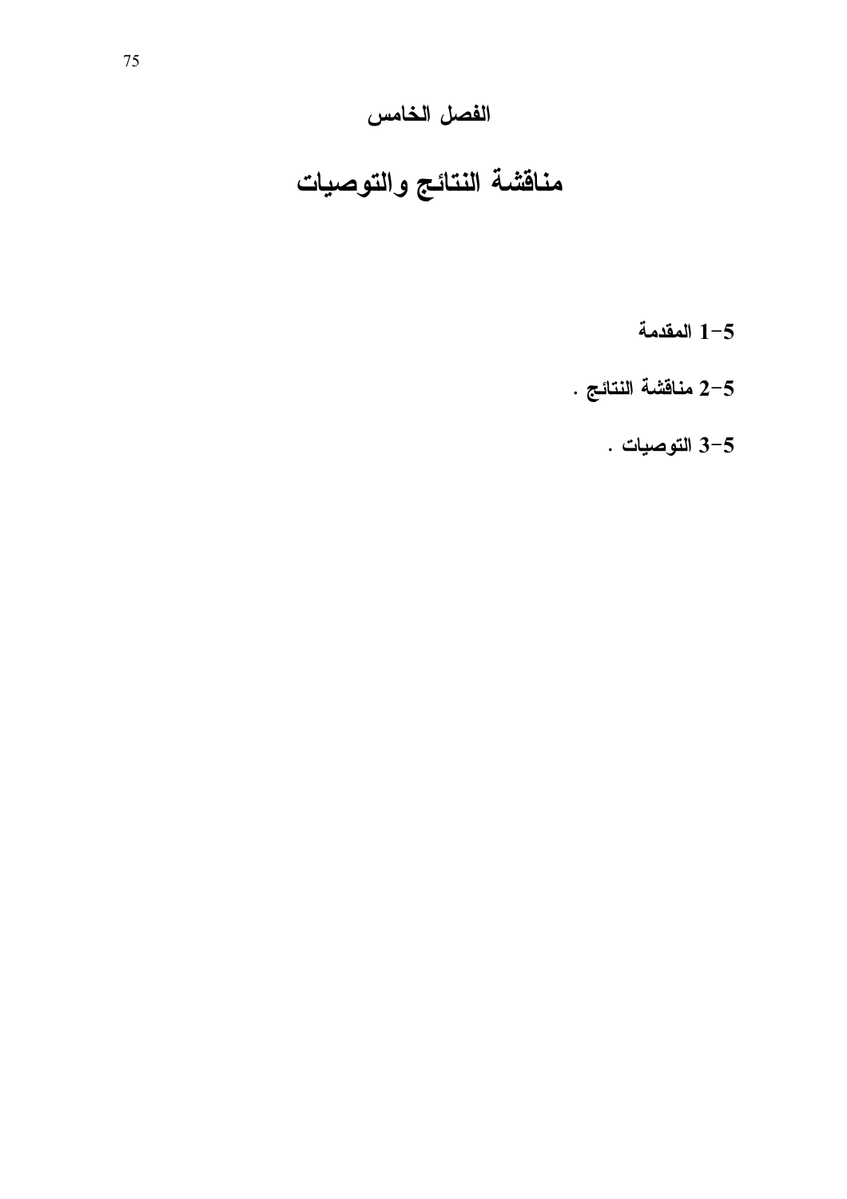# الفصل الخامس

# مناقشة النتائج والتوصيات

**5-1 المقدمة**

**5-2 مناقشة النتائج .**

**5-3 التوصيات .**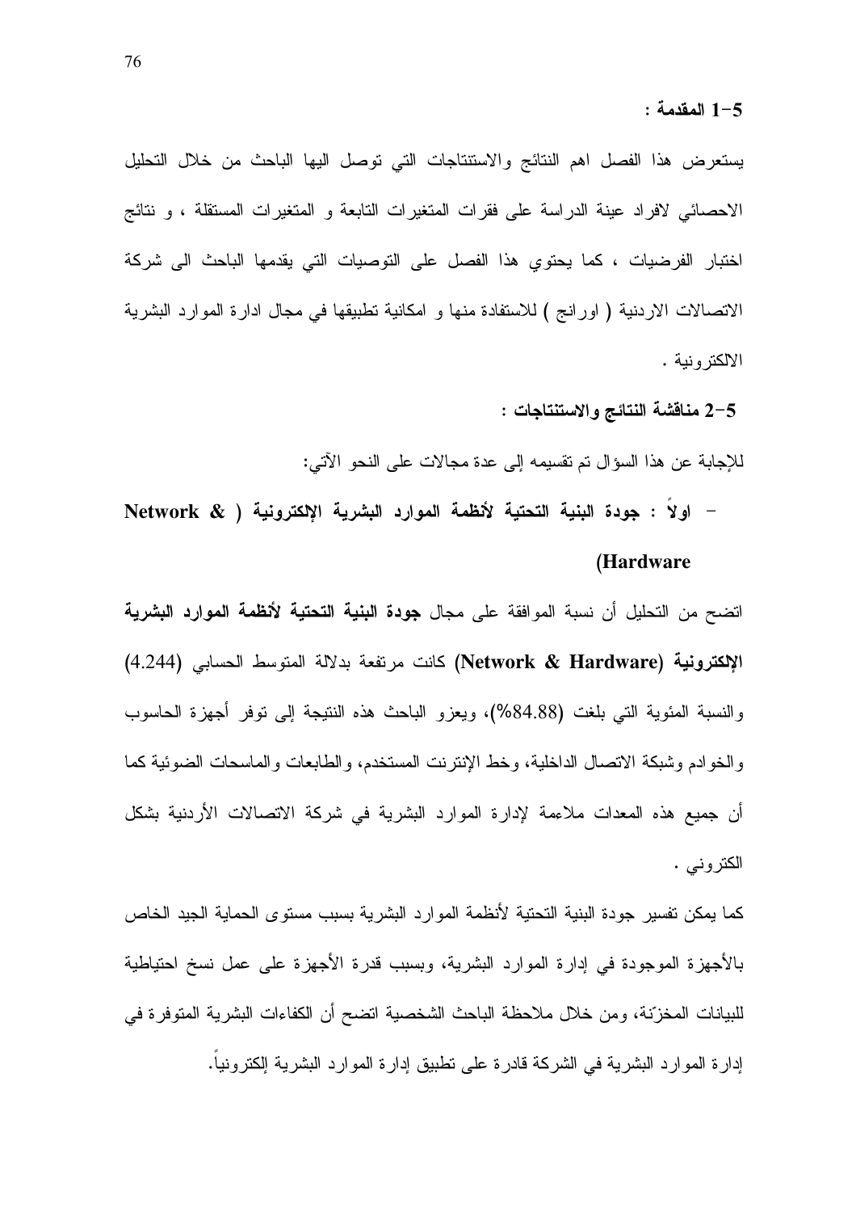### 5-1 المقدمة :

يستعرض هذا الفصل اهم النتائج والاستنتاجات التي توصل اليها الباحث من خلال التحليل الاحصائي لافراد عينة الدراسة على فقرات المتغيرات التابعة و المتغيرات المستقلة ، و نتائج اختبار الفرضيات ، كما يحتوي هذا الفصل على التوصيات التي يقدمها الباحث الى شركة الاتصالات الاردنية ( اورانج ) للاستفادة منها و امكانية تطبيقها في مجال ادارة الموارد البشرية الالكترونية .

### 5-2 مناقشة النتائج والاستنتاجات :

للإجابة عن هذا السؤال تم تقسيمه إلى عدة مجالات على النحو الآتي:

- **اولاً : جودة البنية التحتية لأنظمة الموارد البشرية الإلكترونية ( Network & Hardware)**

اتضح من التحليل أن نسبة الموافقة على مجال **جودة البنية التحتية لأنظمة الموارد البشرية الإلكترونية (Network & Hardware)** كانت مرتفعة بدلالة المتوسط الحسابي (4.244) والنسبة المئوية التي بلغت (84.88%)، ويعزو الباحث هذه النتيجة إلى توفر أجهزة الحاسوب والخوادم وشبكة الاتصال الداخلية، وخط الإنترنت المستخدم، والطابعات والماسحات الضوئية كما أن جميع هذه المعدات ملاءمة لإدارة الموارد البشرية في شركة الاتصالات الأردنية بشكل الكتروني .

كما يمكن تفسير جودة البنية التحتية لأنظمة الموارد البشرية بسبب مستوى الحماية الجيد الخاص بالأجهزة الموجودة في إدارة الموارد البشرية، وبسبب قدرة الأجهزة على عمل نسخ احتياطية للبيانات المخزّنة، ومن خلال ملاحظة الباحث الشخصية اتضح أن الكفاءات البشرية المتوفرة في إدارة الموارد البشرية في الشركة قادرة على تطبيق إدارة الموارد البشرية إلكترونياً.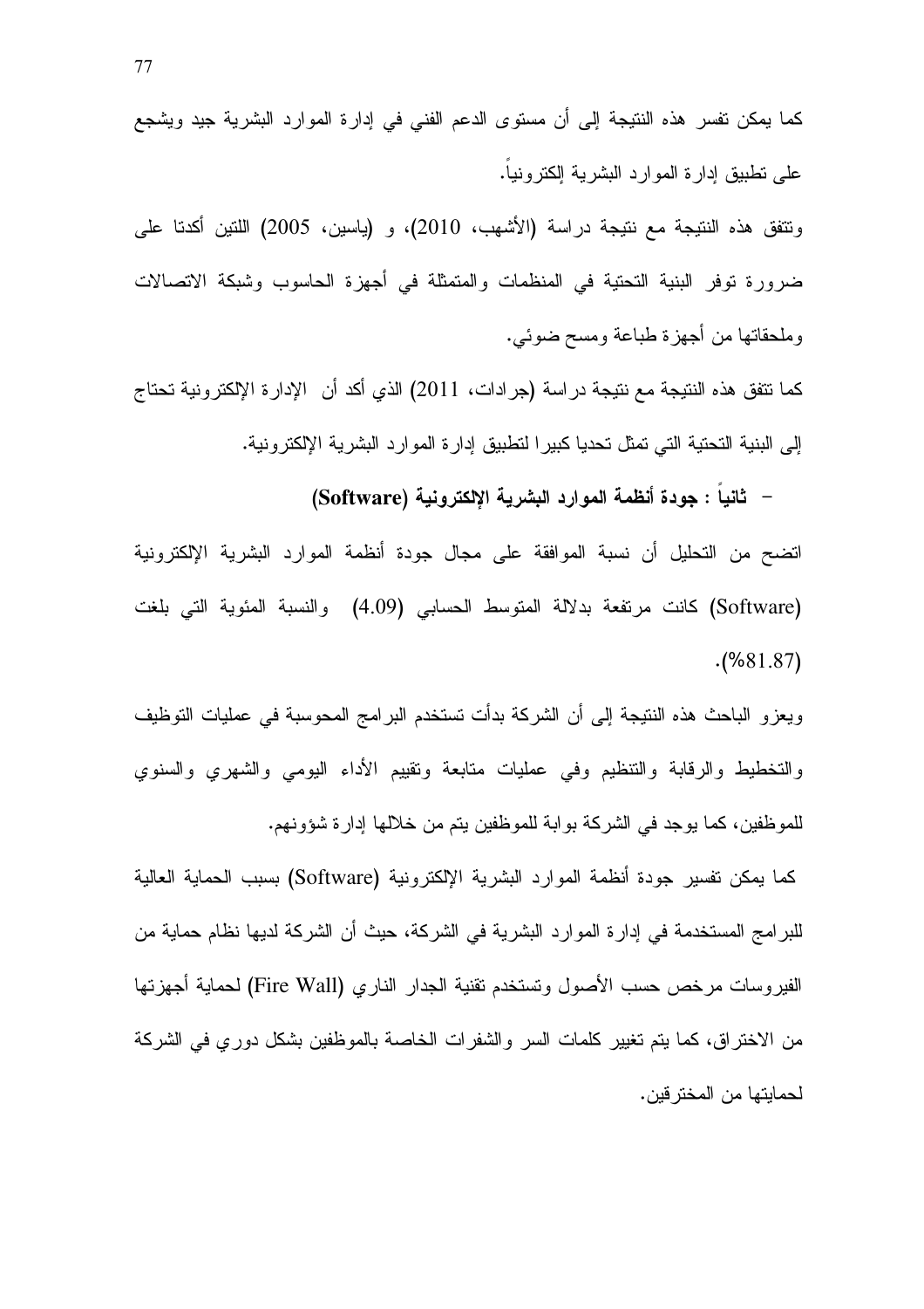كما يمكن تفسر هذه النتيجة إلى أن مستوى الدعم الفني في إدارة الموارد البشرية جيد ويشجع على تطبيق إدارة الموارد البشرية إلكترونياً.

وتتفق هذه النتيجة مع نتيجة دراسة (الأشهب، 2010)، و (ياسين، 2005) اللتين أكدتا على ضرورة توفر البنية التحتية في المنظمات والمتمثلة في أجهزة الحاسوب وشبكة الاتصالات وملحقاتها من أجهزة طباعة ومسح ضوئي.

كما تتفق هذه النتيجة مع نتيجة دراسة (جرادات، 2011) الذي أكد أن الإدارة الإلكترونية تحتاج إلى البنية التحتية التي تمثل تحديا كبيرا لتطبيق إدارة الموارد البشرية الإلكترونية.

- **ثانياً : جودة أنظمة الموارد البشرية الإلكترونية (Software)**

اتضح من التحليل أن نسبة الموافقة على مجال جودة أنظمة الموارد البشرية الإلكترونية (Software) كانت مرتفعة بدلالة المتوسط الحسابي (4.09) والنسبة المئوية التي بلغت (%81.87).

ويعزو الباحث هذه النتيجة إلى أن الشركة بدأت تستخدم البرامج المحوسبة في عمليات التوظيف والتخطيط والرقابة والتنظيم وفي عمليات متابعة وتقييم الأداء اليومي والشهري والسنوي للموظفين، كما يوجد في الشركة بوابة للموظفين يتم من خلالها إدارة شؤونهم.

كما يمكن تفسير جودة أنظمة الموارد البشرية الإلكترونية (Software) بسبب الحماية العالية للبرامج المستخدمة في إدارة الموارد البشرية في الشركة، حيث أن الشركة لديها نظام حماية من الفيروسات مرخص حسب الأصول وتستخدم تقنية الجدار الناري (Fire Wall) لحماية أجهزتها من الاختراق، كما يتم تغيير كلمات السر والشفرات الخاصة بالموظفين بشكل دوري في الشركة لحمايتها من المخترقين.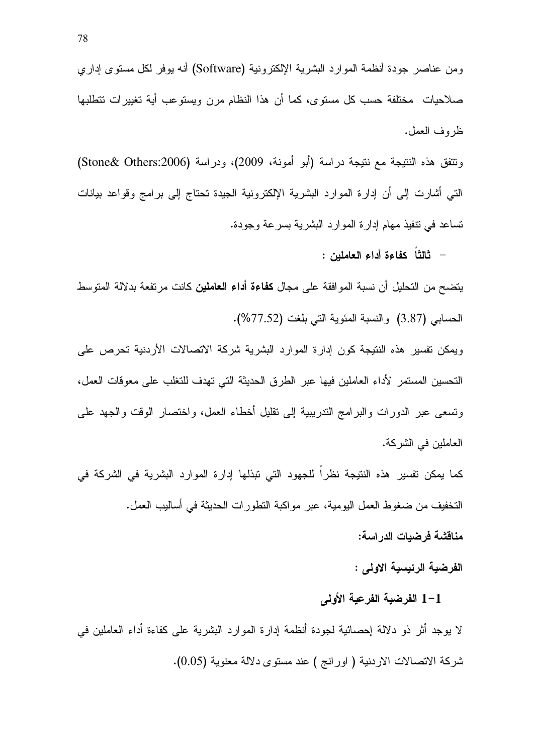ومن عناصر جودة أنظمة الموارد البشرية الإلكترونية (Software) أنه يوفر لكل مستوى إداري صلاحيات مختلفة حسب كل مستوى، كما أن هذا النظام مرن ويستوعب أية تغييرات تتطلبها ظروف العمل.

وتتفق هذه النتيجة مع نتيجة دراسة (أبو أمونة، 2009)، ودراسة (Stone& Others:2006) التي أشارت إلى أن إدارة الموارد البشرية الإلكترونية الجيدة تحتاج إلى برامج وقواعد بيانات تساعد في تنفيذ مهام إدارة الموارد البشرية بسرعة وجودة.

- **ثالثاً كفاءة أداء العاملين :**

يتضح من التحليل أن نسبة الموافقة على مجال **كفاءة أداء العاملين** كانت مرتفعة بدلالة المتوسط الحسابي (3.87) والنسبة المئوية التي بلغت (77.52%).

ويمكن تفسير هذه النتيجة كون إدارة الموارد البشرية شركة الاتصالات الأردنية تحرص على التحسين المستمر لأداء العاملين فيها عبر الطرق الحديثة التي تهدف للتغلب على معوقات العمل، وتسعى عبر الدورات والبرامج التدريبية إلى تقليل أخطاء العمل، واختصار الوقت والجهد على العاملين في الشركة.

كما يمكن تفسير هذه النتيجة نظراً للجهود التي تبذلها إدارة الموارد البشرية في الشركة في التخفيف من ضغوط العمل اليومية، عبر مواكبة التطورات الحديثة في أساليب العمل.

**مناقشة فرضيات الدراسة:**

**الفرضية الرئيسية الاولى :**

**1-1 الفرضية الفرعية الأولى**

لا يوجد أثر ذو دلالة إحصائية لجودة أنظمة إدارة الموارد البشرية على كفاءة أداء العاملين في شركة الاتصالات الاردنية ( اورانج ) عند مستوى دلالة معنوية (0.05).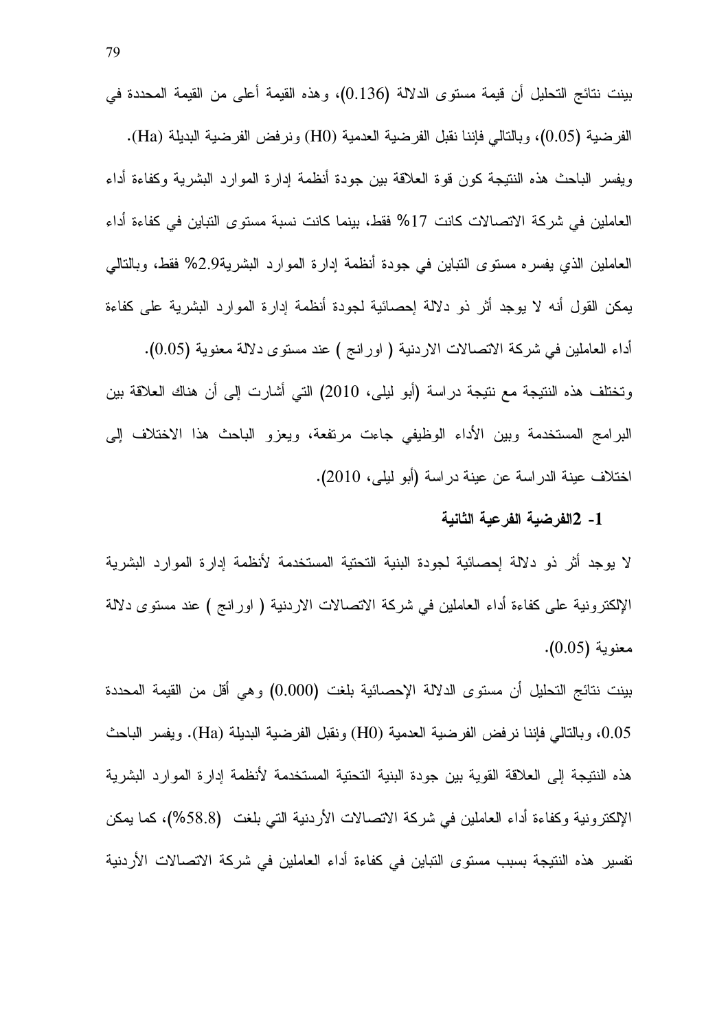بينت نتائج التحليل أن قيمة مستوى الدلالة (0.136)، وهذه القيمة أعلى من القيمة المحددة في الفرضية (0.05)، وبالتالي فإننا نقبل الفرضية العدمية (H0) ونرفض الفرضية البديلة (Ha). ويفسر الباحث هذه النتيجة كون قوة العلاقة بين جودة أنظمة إدارة الموارد البشرية وكفاءة أداء العاملين في شركة الاتصالات كانت 17% فقط، بينما كانت نسبة مستوى التباين في كفاءة أداء العاملين الذي يفسره مستوى التباين في جودة أنظمة إدارة الموارد البشرية2.9% فقط، وبالتالي يمكن القول أنه لا يوجد أثر ذو دلالة إحصائية لجودة أنظمة إدارة الموارد البشرية على كفاءة أداء العاملين في شركة الاتصالات الاردنية ( اورانج ) عند مستوى دلالة معنوية (0.05).

وتختلف هذه النتيجة مع نتيجة دراسة (أبو ليلى، 2010) التي أشارت إلى أن هناك العلاقة بين البرامج المستخدمة وبين الأداء الوظيفي جاءت مرتفعة، ويعزو الباحث هذا الاختلاف إلى اختلاف عينة الدراسة عن عينة دراسة (أبو ليلى، 2010).

**1- 2الفرضية الفرعية الثانية**

لا يوجد أثر ذو دلالة إحصائية لجودة البنية التحتية المستخدمة لأنظمة إدارة الموارد البشرية الإلكترونية على كفاءة أداء العاملين في شركة الاتصالات الاردنية ( اورانج ) عند مستوى دلالة معنوية (0.05).

بينت نتائج التحليل أن مستوى الدلالة الإحصائية بلغت (0.000) وهي أقل من القيمة المحددة 0.05، وبالتالي فإننا نرفض الفرضية العدمية (H0) ونقبل الفرضية البديلة (Ha). ويفسر الباحث هذه النتيجة إلى العلاقة القوية بين جودة البنية التحتية المستخدمة لأنظمة إدارة الموارد البشرية الإلكترونية وكفاءة أداء العاملين في شركة الاتصالات الأردنية التي بلغت (58.8%)، كما يمكن تفسير هذه النتيجة بسبب مستوى التباين في كفاءة أداء العاملين في شركة الاتصالات الأردنية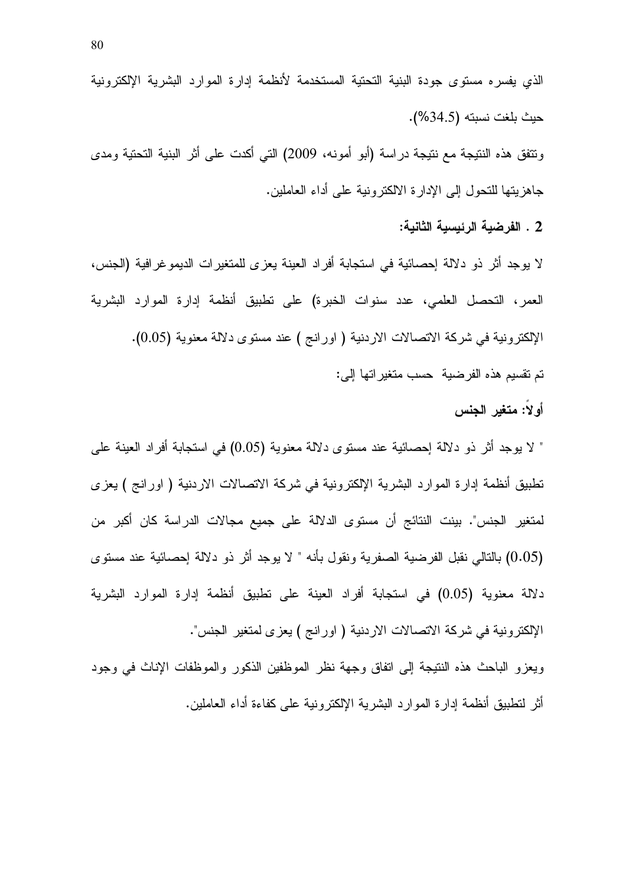الذي يفسره مستوى جودة البنية التحتية المستخدمة لأنظمة إدارة الموارد البشرية الإلكترونية حيث بلغت نسبته (34.5%).

وتتفق هذه النتيجة مع نتيجة دراسة (أبو أمونه، 2009) التي أكدت على أثر البنية التحتية ومدى جاهزيتها للتحول إلى الإدارة الالكترونية على أداء العاملين.

**2 . الفرضية الرئيسية الثانية:**

لا يوجد أثر ذو دلالة إحصائية في استجابة أفراد العينة يعزى للمتغيرات الديموغرافية (الجنس، العمر، التحصل العلمي، عدد سنوات الخبرة) على تطبيق أنظمة إدارة الموارد البشرية الإلكترونية في شركة الاتصالات الاردنية ( اورانج ) عند مستوى دلالة معنوية (0.05).

تم تقسيم هذه الفرضية حسب متغيراتها إلى:

**أولاً: متغير الجنس**

" لا يوجد أثر ذو دلالة إحصائية عند مستوى دلالة معنوية (0.05) في استجابة أفراد العينة على تطبيق أنظمة إدارة الموارد البشرية الإلكترونية في شركة الاتصالات الاردنية ( اورانج ) يعزى لمتغير الجنس". بينت النتائج أن مستوى الدلالة على جميع مجالات الدراسة كان أكبر من (0.05) بالتالي نقبل الفرضية الصفرية ونقول بأنه " لا يوجد أثر ذو دلالة إحصائية عند مستوى دلالة معنوية (0.05) في استجابة أفراد العينة على تطبيق أنظمة إدارة الموارد البشرية الإلكترونية في شركة الاتصالات الاردنية ( اورانج ) يعزى لمتغير الجنس".

ويعزو الباحث هذه النتيجة إلى اتفاق وجهة نظر الموظفين الذكور والموظفات الإناث في وجود أثر لتطبيق أنظمة إدارة الموارد البشرية الإلكترونية على كفاءة أداء العاملين.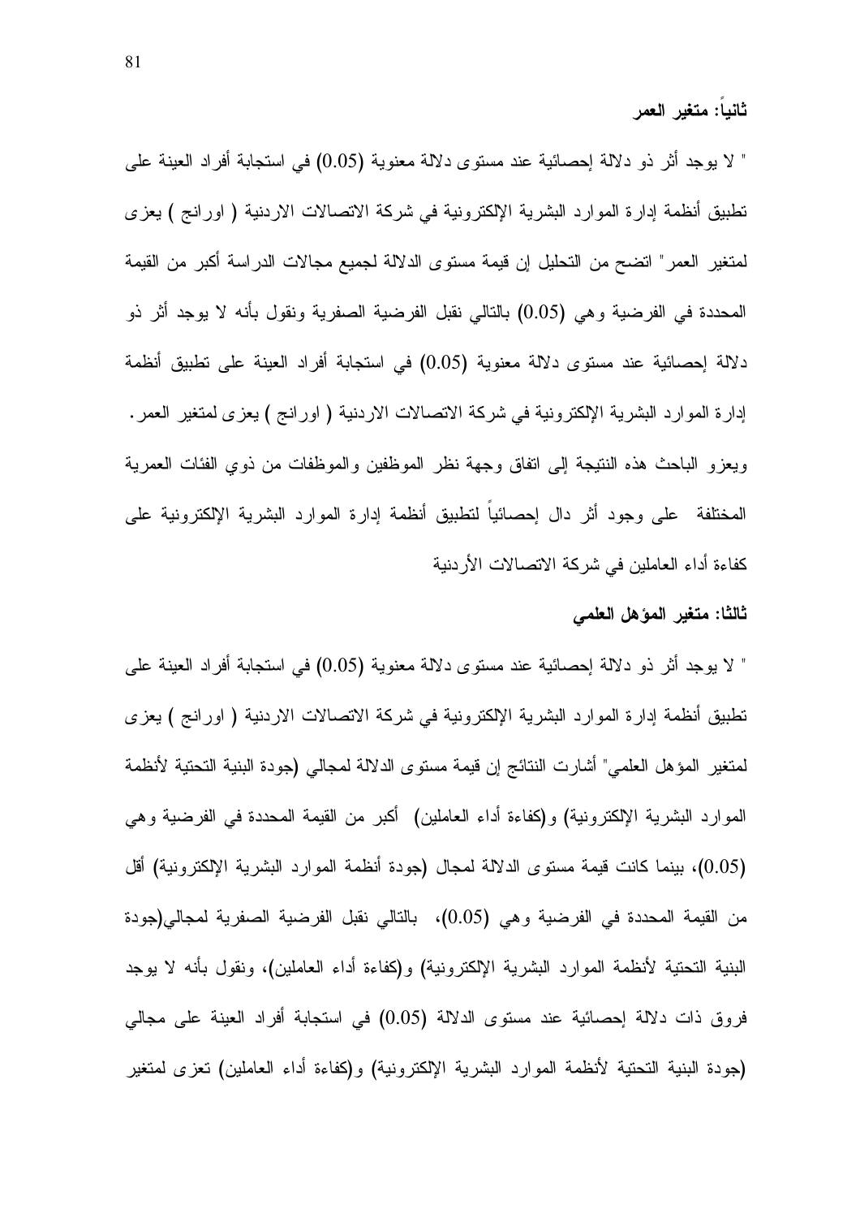**ثانياً: متغير العمر**

" لا يوجد أثر ذو دلالة إحصائية عند مستوى دلالة معنوية (0.05) في استجابة أفراد العينة على تطبيق أنظمة إدارة الموارد البشرية الإلكترونية في شركة الاتصالات الاردنية ( اورانج ) يعزى لمتغير العمر" اتضح من التحليل إن قيمة مستوى الدلالة لجميع مجالات الدراسة أكبر من القيمة المحددة في الفرضية وهي (0.05) بالتالي نقبل الفرضية الصفرية ونقول بأنه لا يوجد أثر ذو دلالة إحصائية عند مستوى دلالة معنوية (0.05) في استجابة أفراد العينة على تطبيق أنظمة إدارة الموارد البشرية الإلكترونية في شركة الاتصالات الاردنية ( اورانج ) يعزى لمتغير العمر. ويعزو الباحث هذه النتيجة إلى اتفاق وجهة نظر الموظفين والموظفات من ذوي الفئات العمرية المختلفة على وجود أثر دال إحصائياً لتطبيق أنظمة إدارة الموارد البشرية الإلكترونية على كفاءة أداء العاملين في شركة الاتصالات الأردنية

**ثالثا: متغير المؤهل العلمي**

" لا يوجد أثر ذو دلالة إحصائية عند مستوى دلالة معنوية (0.05) في استجابة أفراد العينة على تطبيق أنظمة إدارة الموارد البشرية الإلكترونية في شركة الاتصالات الاردنية ( اورانج ) يعزى لمتغير المؤهل العلمي" أشارت النتائج إن قيمة مستوى الدلالة لمجالي (جودة البنية التحتية لأنظمة الموارد البشرية الإلكترونية) و(كفاءة أداء العاملين) أكبر من القيمة المحددة في الفرضية وهي (0.05)، بينما كانت قيمة مستوى الدلالة لمجال (جودة أنظمة الموارد البشرية الإلكترونية) أقل من القيمة المحددة في الفرضية وهي (0.05)، بالتالي نقبل الفرضية الصفرية لمجالي(جودة البنية التحتية لأنظمة الموارد البشرية الإلكترونية) و(كفاءة أداء العاملين)، ونقول بأنه لا يوجد فروق ذات دلالة إحصائية عند مستوى الدلالة (0.05) في استجابة أفراد العينة على مجالي (جودة البنية التحتية لأنظمة الموارد البشرية الإلكترونية) و(كفاءة أداء العاملين) تعزى لمتغير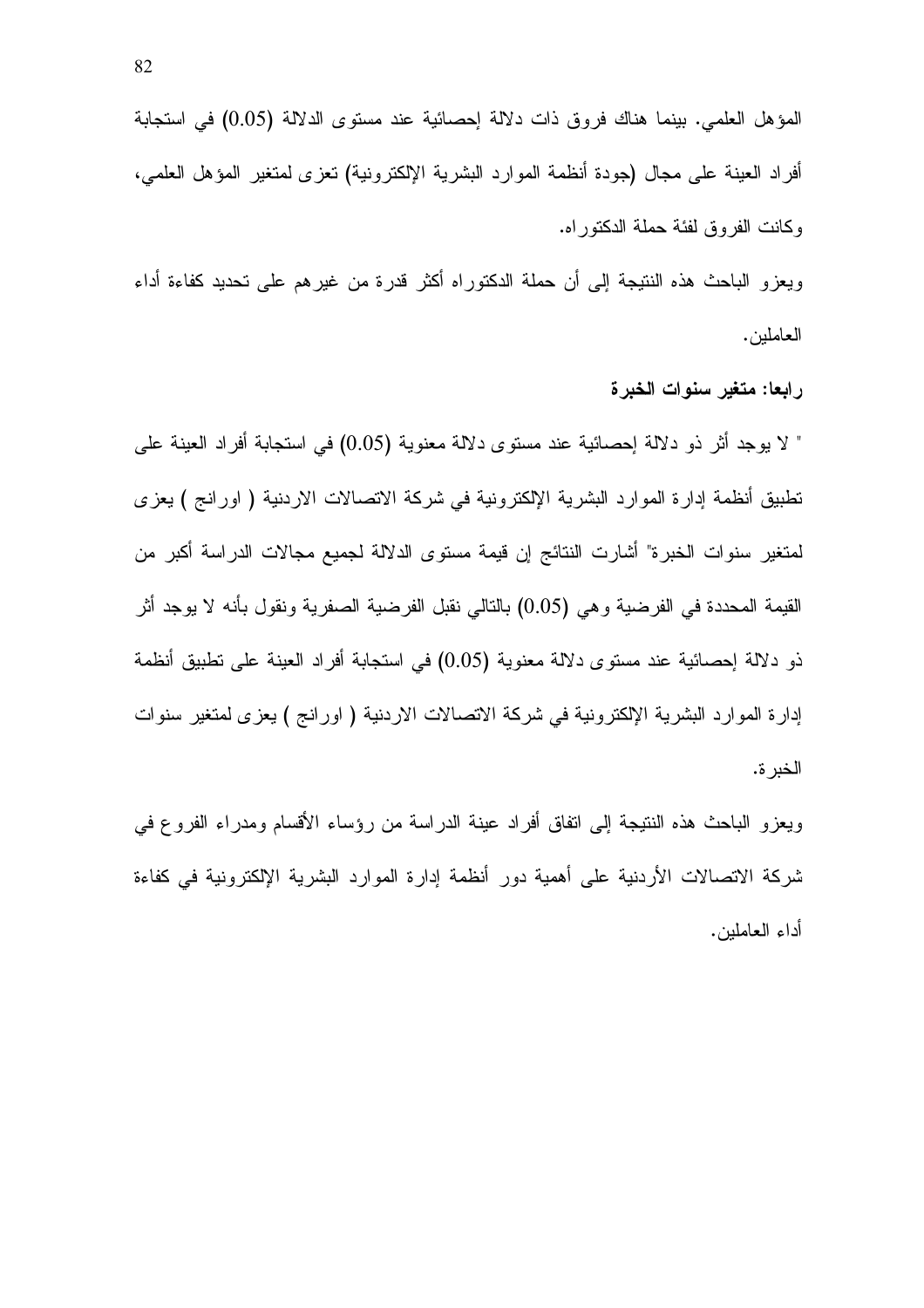المؤهل العلمي. بينما هناك فروق ذات دلالة إحصائية عند مستوى الدلالة (0.05) في استجابة أفراد العينة على مجال (جودة أنظمة الموارد البشرية الإلكترونية) تعزى لمتغير المؤهل العلمي، وكانت الفروق لفئة حملة الدكتوراه.

ويعزو الباحث هذه النتيجة إلى أن حملة الدكتوراه أكثر قدرة من غيرهم على تحديد كفاءة أداء العاملين.

**رابعا: متغير سنوات الخبرة**

" لا يوجد أثر ذو دلالة إحصائية عند مستوى دلالة معنوية (0.05) في استجابة أفراد العينة على تطبيق أنظمة إدارة الموارد البشرية الإلكترونية في شركة الاتصالات الاردنية ( اورانج ) يعزى لمتغير سنوات الخبرة" أشارت النتائج إن قيمة مستوى الدلالة لجميع مجالات الدراسة أكبر من القيمة المحددة في الفرضية وهي (0.05) بالتالي نقبل الفرضية الصفرية ونقول بأنه لا يوجد أثر ذو دلالة إحصائية عند مستوى دلالة معنوية (0.05) في استجابة أفراد العينة على تطبيق أنظمة إدارة الموارد البشرية الإلكترونية في شركة الاتصالات الاردنية ( اورانج ) يعزى لمتغير سنوات الخبرة.

ويعزو الباحث هذه النتيجة إلى اتفاق أفراد عينة الدراسة من رؤساء الأقسام ومدراء الفروع في شركة الاتصالات الأردنية على أهمية دور أنظمة إدارة الموارد البشرية الإلكترونية في كفاءة أداء العاملين.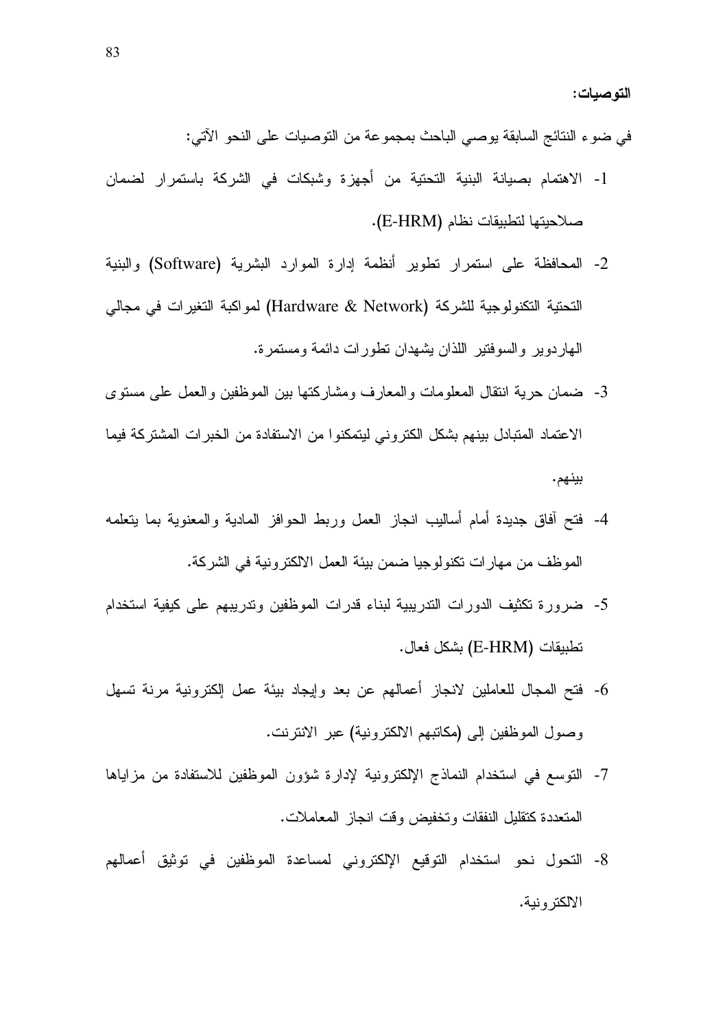**التوصيات:**

في ضوء النتائج السابقة يوصي الباحث بمجموعة من التوصيات على النحو الآتي:

1- الاهتمام بصيانة البنية التحتية من أجهزة وشبكات في الشركة باستمرار لضمان صلاحيتها لتطبيقات نظام (E-HRM).

2- المحافظة على استمرار تطوير أنظمة إدارة الموارد البشرية (Software) والبنية التحتية التكنولوجية للشركة (Hardware & Network) لمواكبة التغيرات في مجالي الهاردوير والسوفتير اللذان يشهدان تطورات دائمة ومستمرة.

3- ضمان حرية انتقال المعلومات والمعارف ومشاركتها بين الموظفين والعمل على مستوى الاعتماد المتبادل بينهم بشكل الكتروني ليتمكنوا من الاستفادة من الخبرات المشتركة فيما بينهم.

4- فتح آفاق جديدة أمام أساليب انجاز العمل وربط الحوافز المادية والمعنوية بما يتعلمه الموظف من مهارات تكنولوجيا ضمن بيئة العمل الالكترونية في الشركة.

5- ضرورة تكثيف الدورات التدريبية لبناء قدرات الموظفين وتدريبهم على كيفية استخدام تطبيقات (E-HRM) بشكل فعال.

6- فتح المجال للعاملين لانجاز أعمالهم عن بعد وإيجاد بيئة عمل إلكترونية مرنة تسهل وصول الموظفين إلى (مكاتبهم الالكترونية) عبر الانترنت.

7- التوسع في استخدام النماذج الإلكترونية لإدارة شؤون الموظفين للاستفادة من مزاياها المتعددة كتقليل النفقات وتخفيض وقت انجاز المعاملات.

8- التحول نحو استخدام التوقيع الإلكتروني لمساعدة الموظفين في توثيق أعمالهم الالكترونية.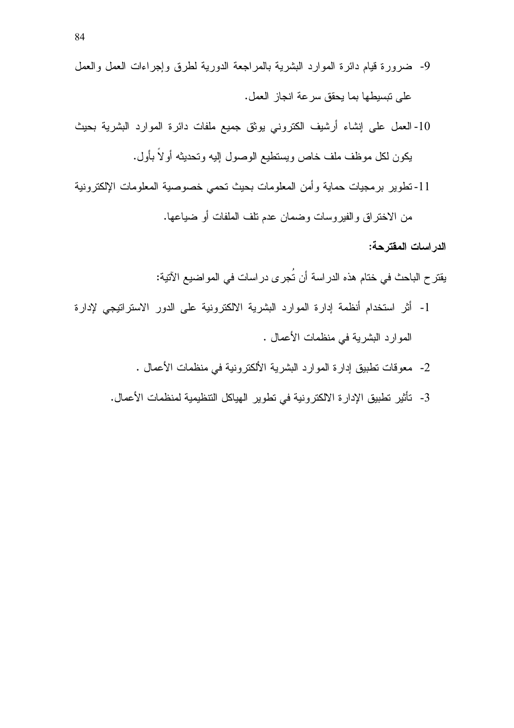9- ضرورة قيام دائرة الموارد البشرية بالمراجعة الدورية لطرق وإجراءات العمل والعمل على تبسيطها بما يحقق سرعة انجاز العمل.

10- العمل على إنشاء أرشيف الكتروني يوثق جميع ملفات دائرة الموارد البشرية بحيث يكون لكل موظف ملف خاص ويستطيع الوصول إليه وتحديثه أولاً بأول.

11- تطوير برمجيات حماية وأمن المعلومات بحيث تحمي خصوصية المعلومات الإلكترونية من الاختراق والفيروسات وضمان عدم تلف الملفات أو ضياعها.

**الدراسات المقترحة:**

يقترح الباحث في ختام هذه الدراسة أن تُجرى دراسات في المواضيع الآتية:

1- أثر استخدام أنظمة إدارة الموارد البشرية الالكترونية على الدور الاستراتيجي لإدارة الموارد البشرية في منظمات الأعمال .

2- معوقات تطبيق إدارة الموارد البشرية الألكترونية في منظمات الأعمال .

3- تأثير تطبيق الإدارة الالكترونية في تطوير الهياكل التنظيمية لمنظمات الأعمال.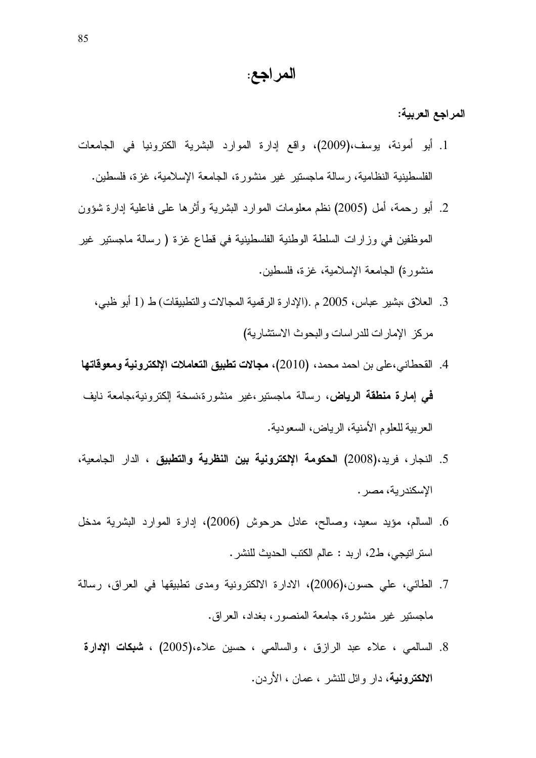# المراجع:

**المراجع العربية:**

1. أبو أمونة، يوسف،(2009)، واقع إدارة الموارد البشرية الكترونيا في الجامعات الفلسطينية النظامية، رسالة ماجستير غير منشورة، الجامعة الإسلامية، غزة، فلسطين.
2. أبو رحمة، أمل (2005) نظم معلومات الموارد البشرية وأثرها على فاعلية إدارة شؤون الموظفين في وزارات السلطة الوطنية الفلسطينية في قطاع غزة ( رسالة ماجستير غير منشورة) الجامعة الإسلامية، غزة، فلسطين.
3. العلاق ،بشير عباس، 2005 م .(الإدارة الرقمية المجالات والتطبيقات) ط (1 أبو ظبي، مركز الإمارات للدراسات والبحوث الاستشارية)
4. القحطاني،على بن احمد محمد، (2010)، **مجالات تطبيق التعاملات الإلكترونية ومعوقاتها في إمارة منطقة الرياض**، رسالة ماجستير،غير منشورة،نسخة إلكترونية،جامعة نايف العربية للعلوم الأمنية، الرياض، السعودية.
5. النجار، فريد،(2008) **الحكومة الإلكترونية بين النظرية والتطبيق** ، الدار الجامعية، الإسكندرية، مصر.
6. السالم، مؤيد سعيد، وصالح، عادل حرحوش (2006)، إدارة الموارد البشرية مدخل استراتيجي، ط2، اربد : عالم الكتب الحديث للنشر.
7. الطائي، علي حسون،(2006)، الادارة الالكترونية ومدى تطبيقها في العراق، رسالة ماجستير غير منشورة، جامعة المنصور، بغداد، العراق.
8. السالمي ، علاء عبد الرازق ، والسالمي ، حسين علاء،(2005) ، **شبكات الإدارة الالكترونية**، دار وائل للنشر ، عمان ، الأردن.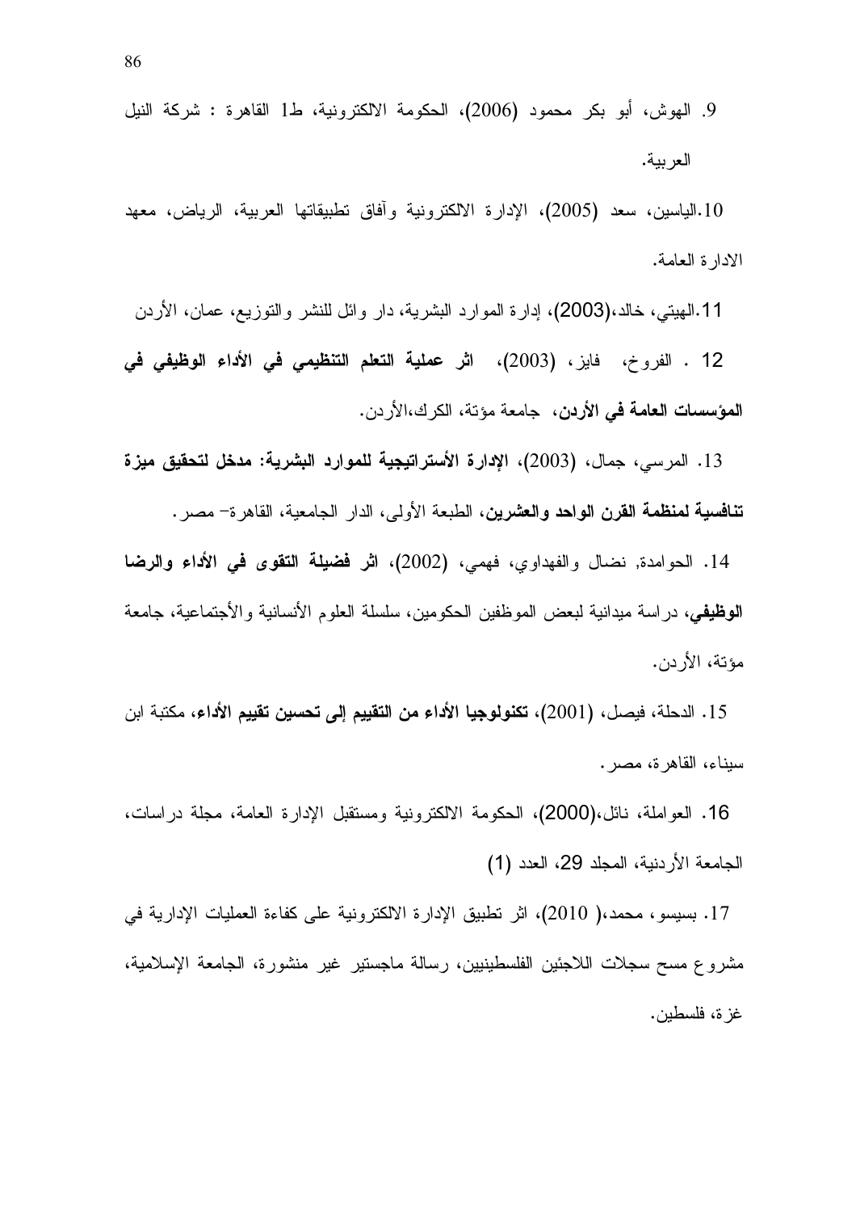9. الهوش، أبو بكر محمود (2006)، الحكومة الالكترونية، ط1 القاهرة : شركة النيل العربية.

10.الياسين، سعد (2005)، الإدارة الالكترونية وآفاق تطبيقاتها العربية، الرياض، معهد الادارة العامة.

11.الهيتي، خالد،(2003)، إدارة الموارد البشرية، دار وائل للنشر والتوزيع، عمان، الأردن

12 . الفروخ، فايز، (2003)، **اثر عملية التعلم التنظيمي في الأداء الوظيفي في المؤسسات العامة في الأردن**، جامعة مؤتة، الكرك،الأردن.

13. المرسي، جمال، (2003)، **الإدارة الأستراتيجية للموارد البشرية: مدخل لتحقيق ميزة تنافسية لمنظمة القرن الواحد والعشرين**، الطبعة الأولى، الدار الجامعية، القاهرة- مصر.

14. الحوامدة, نضال والفهداوي، فهمي، (2002)، **اثر فضيلة التقوى في الأداء والرضا الوظيفي**، دراسة ميدانية لبعض الموظفين الحكومين، سلسلة العلوم الأنسانية والأجتماعية، جامعة مؤتة، الأردن.

15. الدحلة، فيصل، (2001)، **تكنولوجيا الأداء من التقييم إلى تحسين تقييم الأداء**، مكتبة ابن سيناء، القاهرة، مصر.

16. العواملة، نائل،(2000)، الحكومة الالكترونية ومستقبل الإدارة العامة، مجلة دراسات، الجامعة الأردنية، المجلد 29، العدد (1)

17. بسيسو، محمد،( 2010)، اثر تطبيق الإدارة الالكترونية على كفاءة العمليات الإدارية في مشروع مسح سجلات اللاجئين الفلسطينيين، رسالة ماجستير غير منشورة، الجامعة الإسلامية، غزة، فلسطين.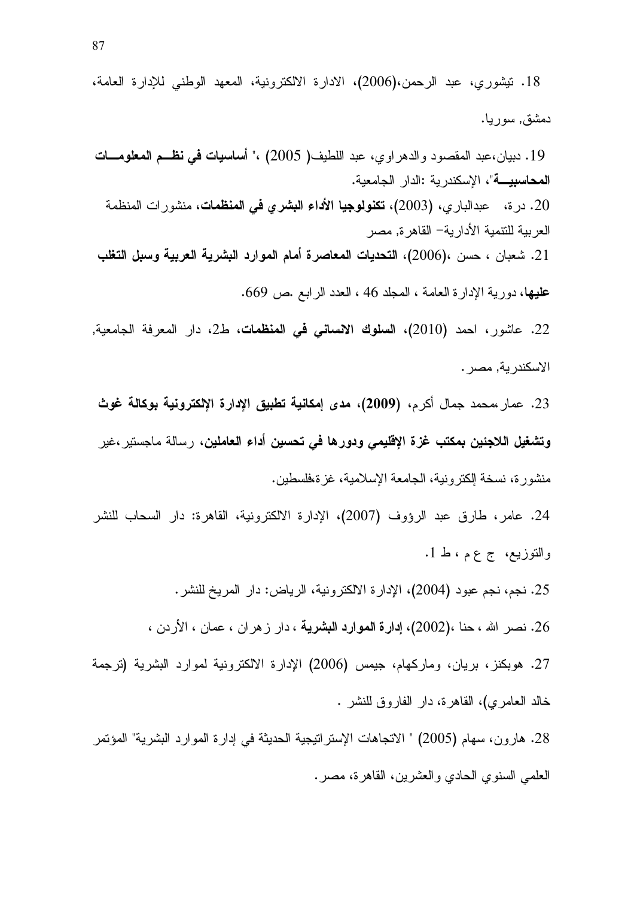18. تيشوري، عبد الرحمن،(2006)، الادارة الالكترونية، المعهد الوطني للإدارة العامة، دمشق, سوريا.

19. دبيان،عبد المقصود والدهراوي، عبد اللطيف( 2005) ،" **أساسيات في نظـم المعلومـات المحاسبيـة**"، الإسكندرية :الدار الجامعية.

20. درة، عبدالباري، (2003)، **تكنولوجيا الأداء البشري في المنظمات**، منشورات المنظمة العربية للتنمية الأدارية- القاهرة, مصر

21. شعبان ، حسن ،(2006)، **التحديات المعاصرة أمام الموارد البشرية العربية وسبل التغلب عليها**، دورية الإدارة العامة ، المجلد 46 ، العدد الرابع .ص 669.

22. عاشور، احمد (2010)، **السلوك الانساني في المنظمات**، ط2، دار المعرفة الجامعية, الاسكندرية, مصر.

23. عمار،محمد جمال أكرم، **(2009)، مدى إمكانية تطبيق الإدارة الإلكترونية بوكالة غوث وتشغيل اللاجئين بمكتب غزة الإقليمي ودورها في تحسين أداء العاملين**، رسالة ماجستير،غير منشورة، نسخة إلكترونية، الجامعة الإسلامية، غزة،فلسطين.

24. عامر، طارق عبد الرؤوف (2007)، الإدارة الالكترونية، القاهرة: دار السحاب للنشر والتوزيع، ج ع م ، ط 1.

25. نجم، نجم عبود (2004)، الإدارة الالكترونية، الرياض: دار المريخ للنشر.

26. نصر الله ، حنا ،(2002)، **إدارة الموارد البشرية** ، دار زهران ، عمان ، الأردن ،

27. هوبكنز، بريان، وماركهام، جيمس (2006) الإدارة الالكترونية لموارد البشرية (ترجمة خالد العامري)، القاهرة، دار الفاروق للنشر .

28. هارون، سهام (2005) " الاتجاهات الإستراتيجية الحديثة في إدارة الموارد البشرية" المؤتمر العلمي السنوي الحادي والعشرين، القاهرة، مصر.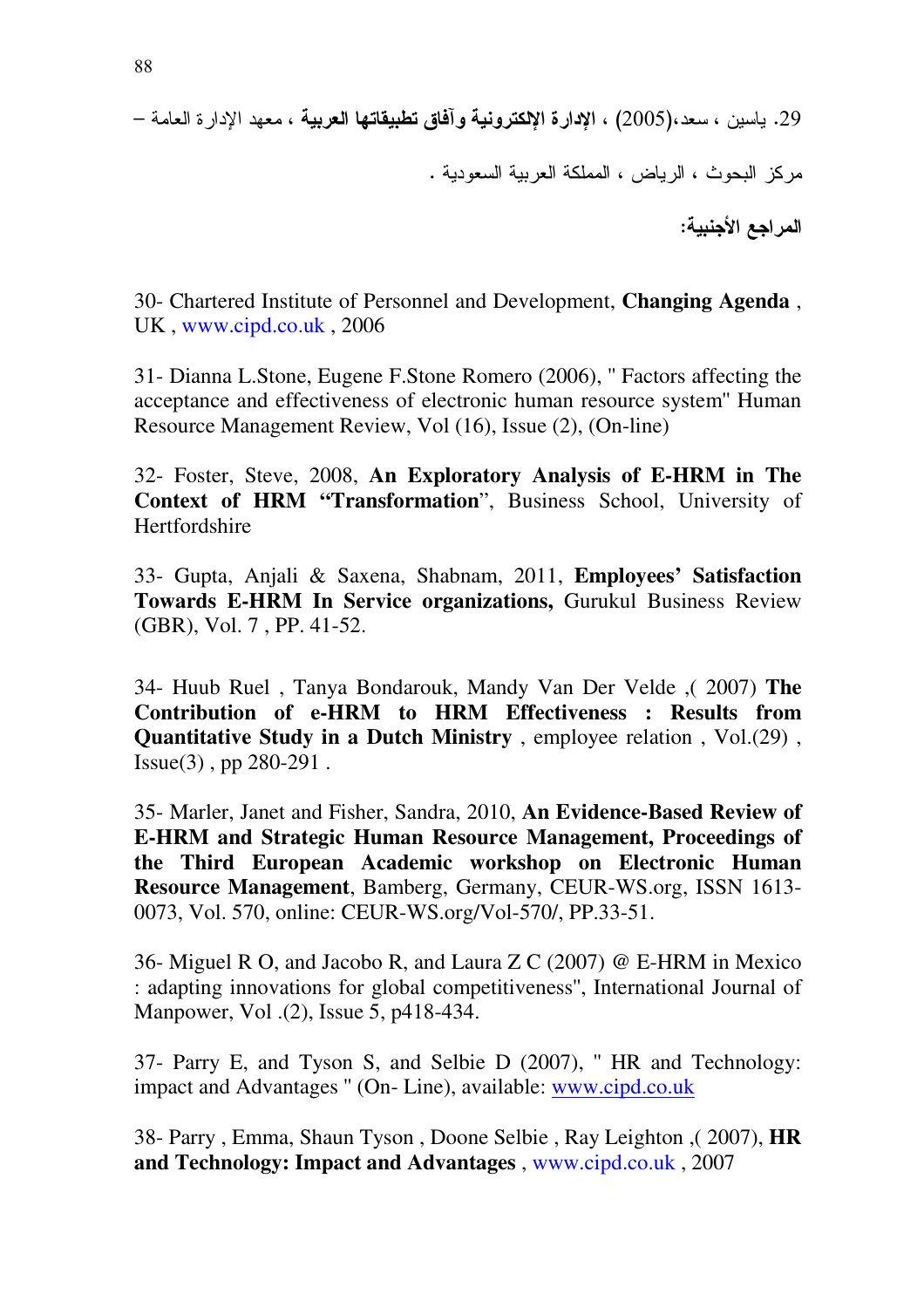29. ياسين ، سعد،(2005) ، **الإدارة الإلكترونية وآفاق تطبيقاتها العربية** ، معهد الإدارة العامة – مركز البحوث ، الرياض ، المملكة العربية السعودية .

**المراجع الأجنبية:**

30- Chartered Institute of Personnel and Development, **Changing Agenda** , UK , www.cipd.co.uk , 2006

31- Dianna L.Stone, Eugene F.Stone Romero (2006), " Factors affecting the acceptance and effectiveness of electronic human resource system" Human Resource Management Review, Vol (16), Issue (2), (On-line)

32- Foster, Steve, 2008, **An Exploratory Analysis of E-HRM in The Context of HRM "Transformation**", Business School, University of Hertfordshire

33- Gupta, Anjali & Saxena, Shabnam, 2011, **Employees' Satisfaction Towards E-HRM In Service organizations,** Gurukul Business Review (GBR), Vol. 7 , PP. 41-52.

34- Huub Ruel , Tanya Bondarouk, Mandy Van Der Velde ,( 2007) **The Contribution of e-HRM to HRM Effectiveness : Results from Quantitative Study in a Dutch Ministry** , employee relation , Vol.(29) , Issue(3) , pp 280-291 .

35- Marler, Janet and Fisher, Sandra, 2010, **An Evidence-Based Review of E-HRM and Strategic Human Resource Management, Proceedings of the Third European Academic workshop on Electronic Human Resource Management**, Bamberg, Germany, CEUR-WS.org, ISSN 1613-0073, Vol. 570, online: CEUR-WS.org/Vol-570/, PP.33-51.

36- Miguel R O, and Jacobo R, and Laura Z C (2007) @ E-HRM in Mexico : adapting innovations for global competitiveness", International Journal of Manpower, Vol .(2), Issue 5, p418-434.

37- Parry E, and Tyson S, and Selbie D (2007), " HR and Technology: impact and Advantages " (On- Line), available: www.cipd.co.uk

38- Parry , Emma, Shaun Tyson , Doone Selbie , Ray Leighton ,( 2007), **HR and Technology: Impact and Advantages** , www.cipd.co.uk , 2007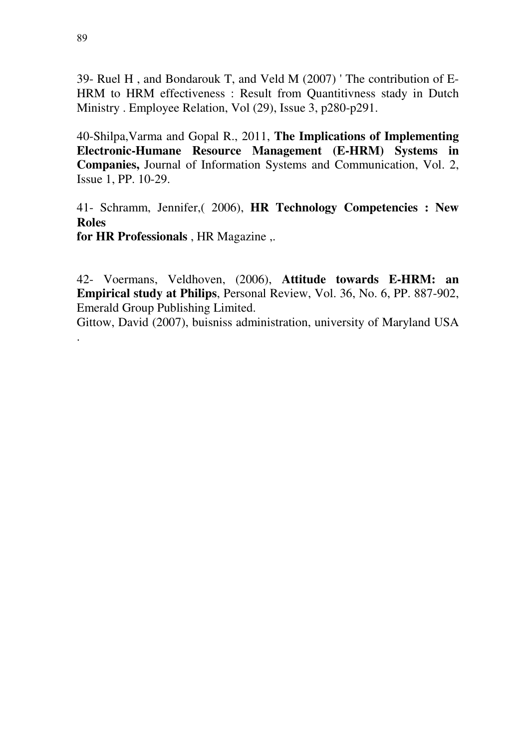39- Ruel H , and Bondarouk T, and Veld M (2007) ' The contribution of E-HRM to HRM effectiveness : Result from Quantitivness stady in Dutch Ministry . Employee Relation, Vol (29), Issue 3, p280-p291.

40-Shilpa,Varma and Gopal R., 2011, **The Implications of Implementing Electronic-Humane Resource Management (E-HRM) Systems in Companies,** Journal of Information Systems and Communication, Vol. 2, Issue 1, PP. 10-29.

41- Schramm, Jennifer,( 2006), **HR Technology Competencies : New Roles for HR Professionals** , HR Magazine ,.

42- Voermans, Veldhoven, (2006), **Attitude towards E-HRM: an Empirical study at Philips**, Personal Review, Vol. 36, No. 6, PP. 887-902, Emerald Group Publishing Limited.

Gittow, David (2007), buisniss administration, university of Maryland USA .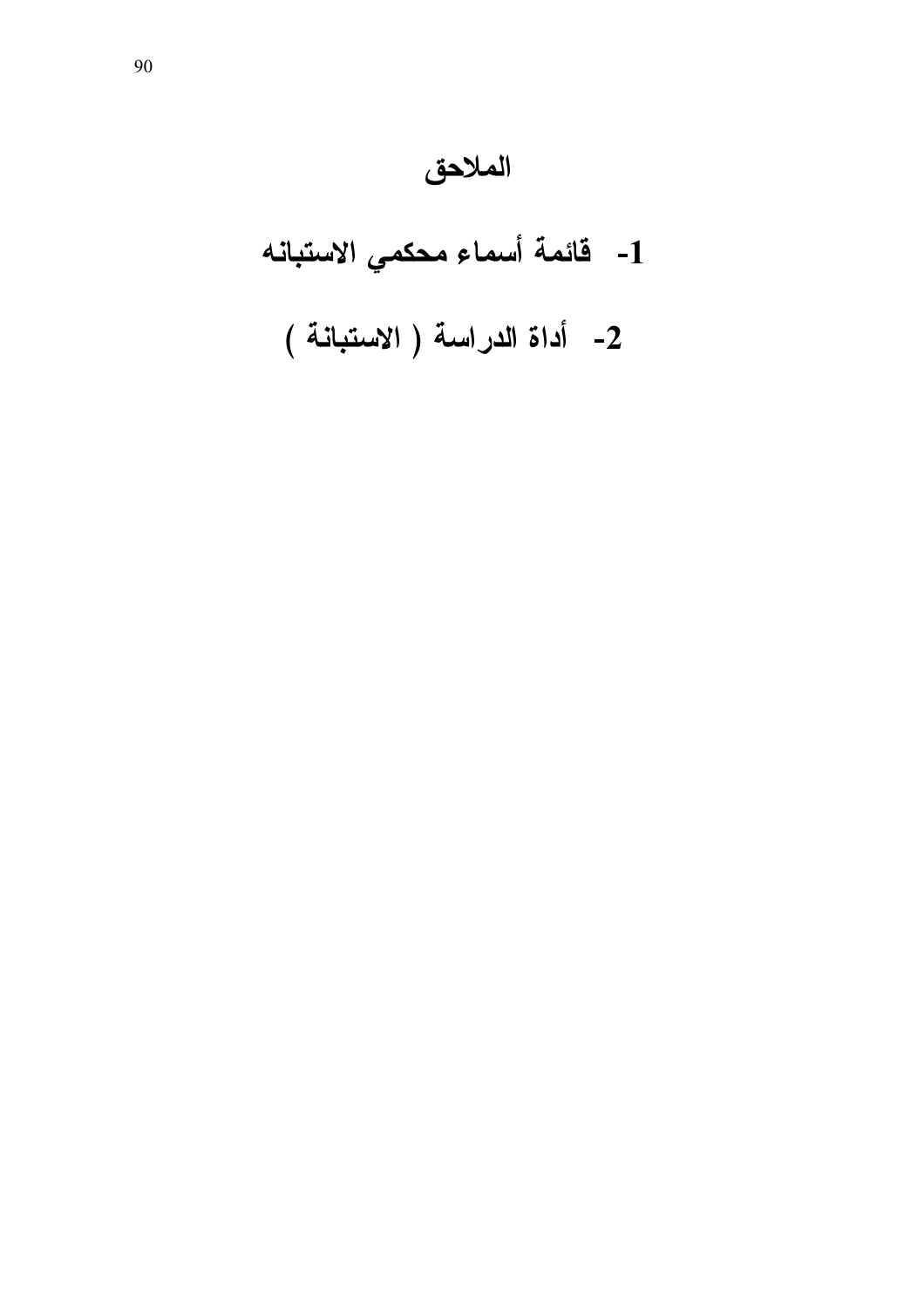# الملاحق

## 1- قائمة أسماء محكمي الاستبانه

## 2- أداة الدراسة ( الاستبانة )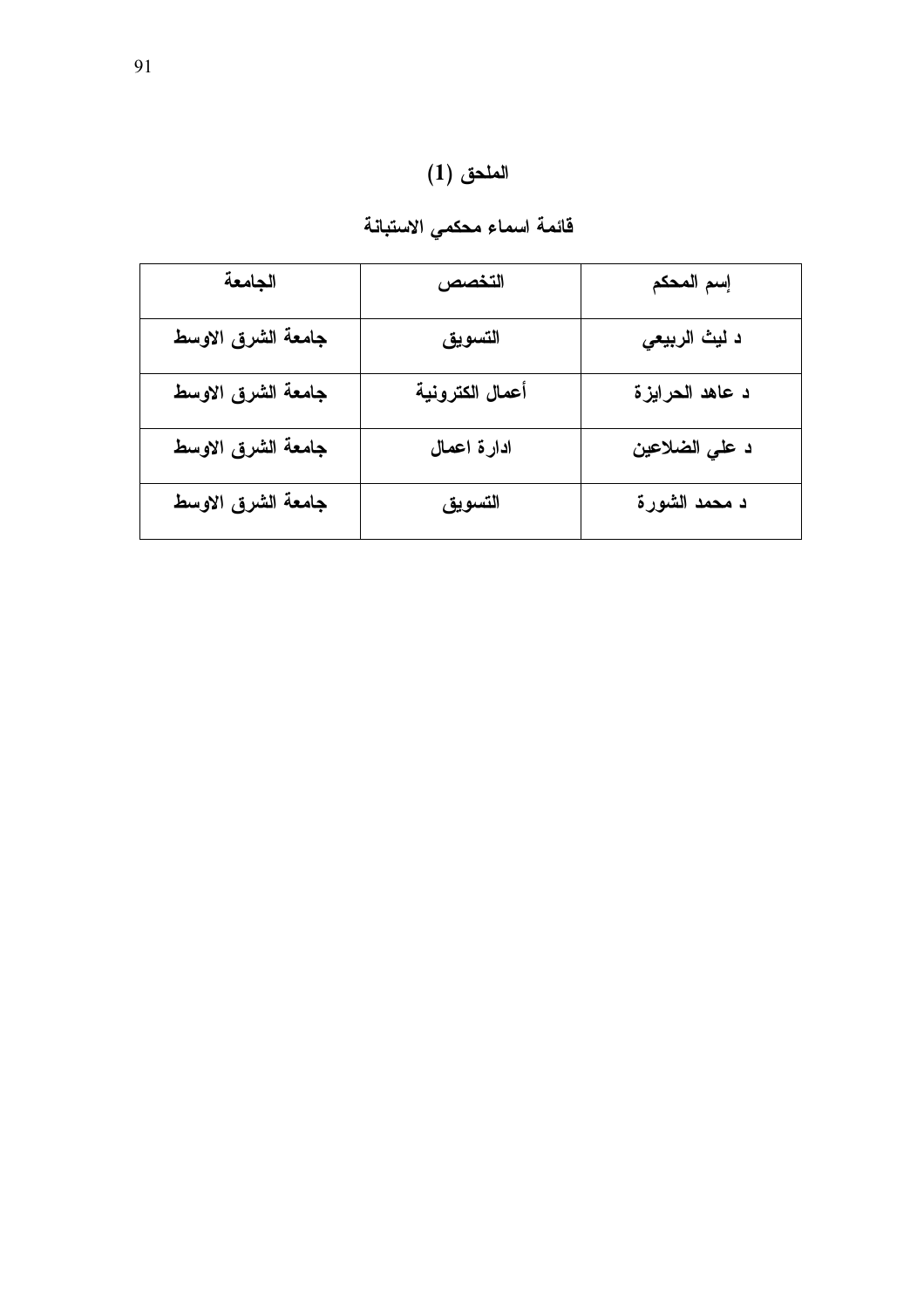# الملحق (1)

## قائمة اسماء محكمي الاستبانة

| إسم المحكم | التخصص | الجامعة |
| --- | --- | --- |
| د ليث الربيعي | التسويق | جامعة الشرق الاوسط |
| د عاهد الحرايزة | أعمال الكترونية | جامعة الشرق الاوسط |
| د علي الضلاعين | ادارة اعمال | جامعة الشرق الاوسط |
| د محمد الشورة | التسويق | جامعة الشرق الاوسط |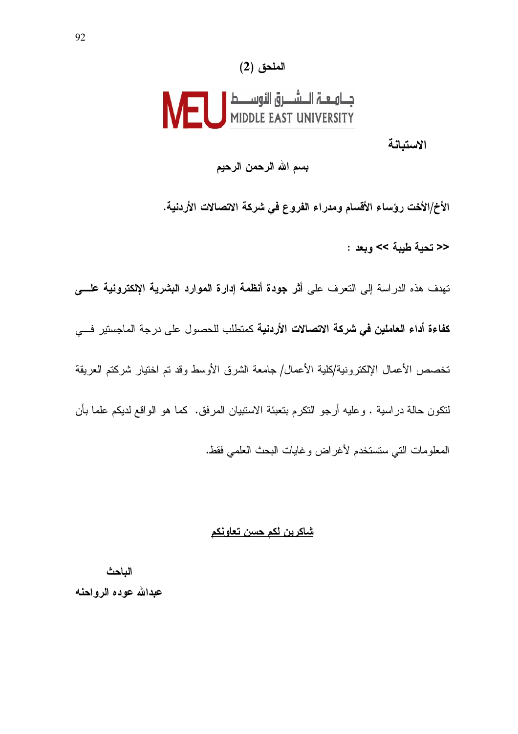## الملحق (2)

جـامعـة الـشـرق الأوسـط
MIDDLE EAST UNIVERSITY

**الاستبانة**

**بسم الله الرحمن الرحيم**

**الأخ/الأخت رؤساء الأقسام ومدراء الفروع في شركة الاتصالات الأردنية.**

**<< تحية طيبة >> وبعد :**

تهدف هذه الدراسة إلى التعرف على **أثر جودة أنظمة إدارة الموارد البشرية الإلكترونية على كفاءة أداء العاملين في شركة الاتصالات الأردنية** كمتطلب للحصول على درجة الماجستير في تخصص الأعمال الإلكترونية/كلية الأعمال/ جامعة الشرق الأوسط وقد تم اختيار شركتم العريقة لتكون حالة دراسية . وعليه أرجو التكرم بتعبئة الاستبيان المرفق. كما هو الواقع لديكم علما بأن المعلومات التي ستستخدم لأغراض وغايات البحث العلمي فقط.

**شاكرين لكم حسن تعاونكم**

**الباحث**

**عبدالله عوده الرواحنه**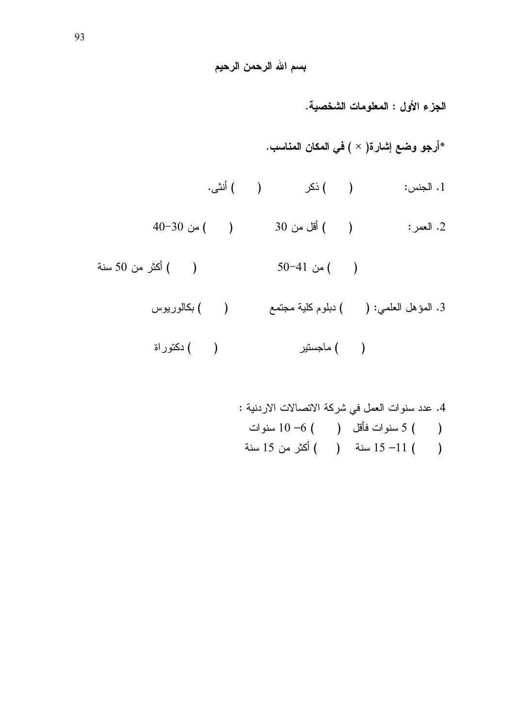**بسم الله الرحمن الرحيم**

**الجزء الأول : المعلومات الشخصية.**

***أرجو وضع إشارة( × ) في المكان المناسب.**

1. الجنس: ( ) ذكر ( ) أنثى.

2. العمر: ( ) أقل من 30 ( ) من 30-40

( ) من 41-50 ( ) أكثر من 50 سنة

3. المؤهل العلمي: ( ) دبلوم كلية مجتمع ( ) بكالوريوس

( ) ماجستير ( ) دكتوراة

4. عدد سنوات العمل في شركة الاتصالات الاردنية :

( ) 5 سنوات فأقل ( ) 6- 10 سنوات

( ) 11- 15 سنة ( ) أكثر من 15 سنة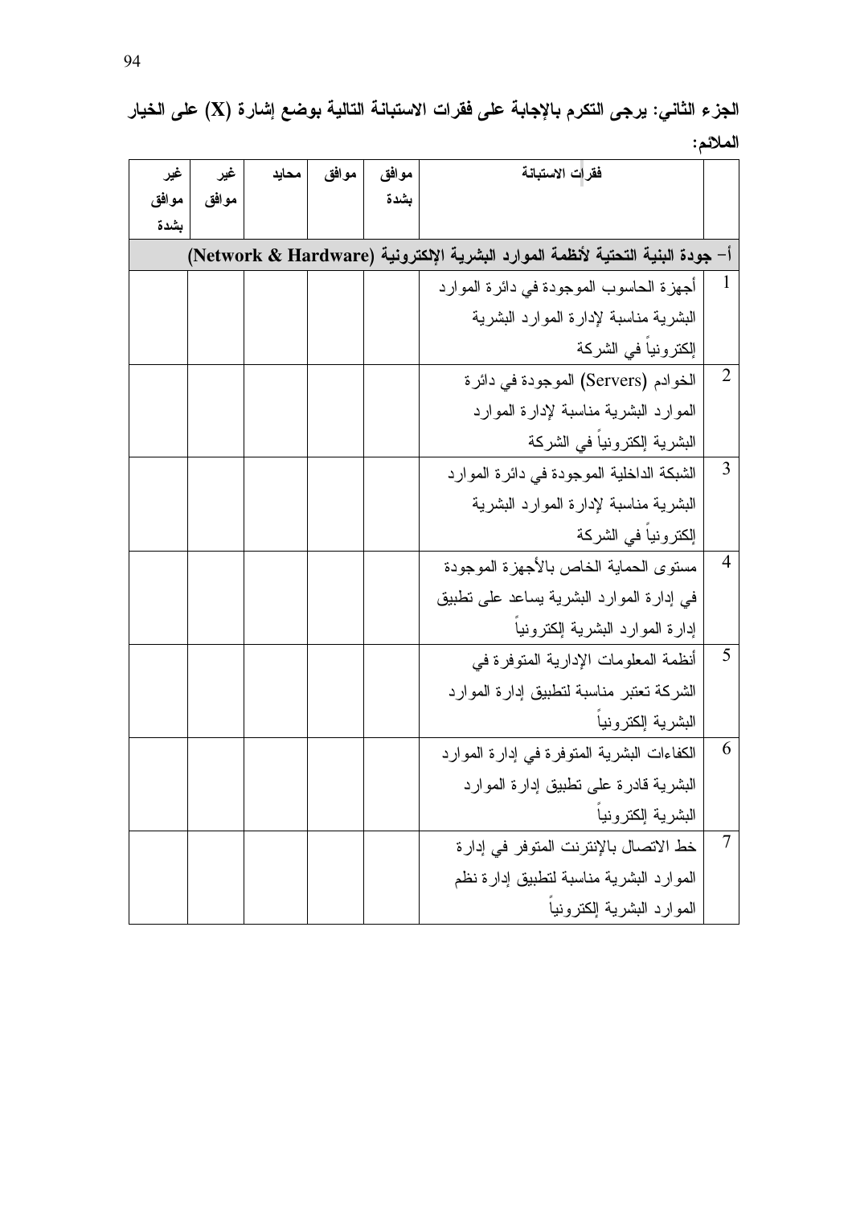**الجزء الثاني: يرجى التكرم بالإجابة على فقرات الاستبانة التالية بوضع إشارة (X) على الخيار الملائم:**

| | فقرات الاستبانة | موافق بشدة | موافق | محايد | غير موافق | غير موافق بشدة |
|---|---|---|---|---|---|---|
| **أ- جودة البنية التحتية لأنظمة الموارد البشرية الإلكترونية (Network & Hardware)** | | | | | | |
| 1 | أجهزة الحاسوب الموجودة في دائرة الموارد البشرية مناسبة لإدارة الموارد البشرية إلكترونياً في الشركة | | | | | |
| 2 | الخوادم (Servers) الموجودة في دائرة الموارد البشرية مناسبة لإدارة الموارد البشرية إلكترونياً في الشركة | | | | | |
| 3 | الشبكة الداخلية الموجودة في دائرة الموارد البشرية مناسبة لإدارة الموارد البشرية إلكترونياً في الشركة | | | | | |
| 4 | مستوى الحماية الخاص بالأجهزة الموجودة في إدارة الموارد البشرية يساعد على تطبيق إدارة الموارد البشرية إلكترونياً | | | | | |
| 5 | أنظمة المعلومات الإدارية المتوفرة في الشركة تعتبر مناسبة لتطبيق إدارة الموارد البشرية إلكترونياً | | | | | |
| 6 | الكفاءات البشرية المتوفرة في إدارة الموارد البشرية قادرة على تطبيق إدارة الموارد البشرية إلكترونياً | | | | | |
| 7 | خط الاتصال بالإنترنت المتوفر في إدارة الموارد البشرية مناسبة لتطبيق إدارة نظم الموارد البشرية إلكترونياً | | | | | |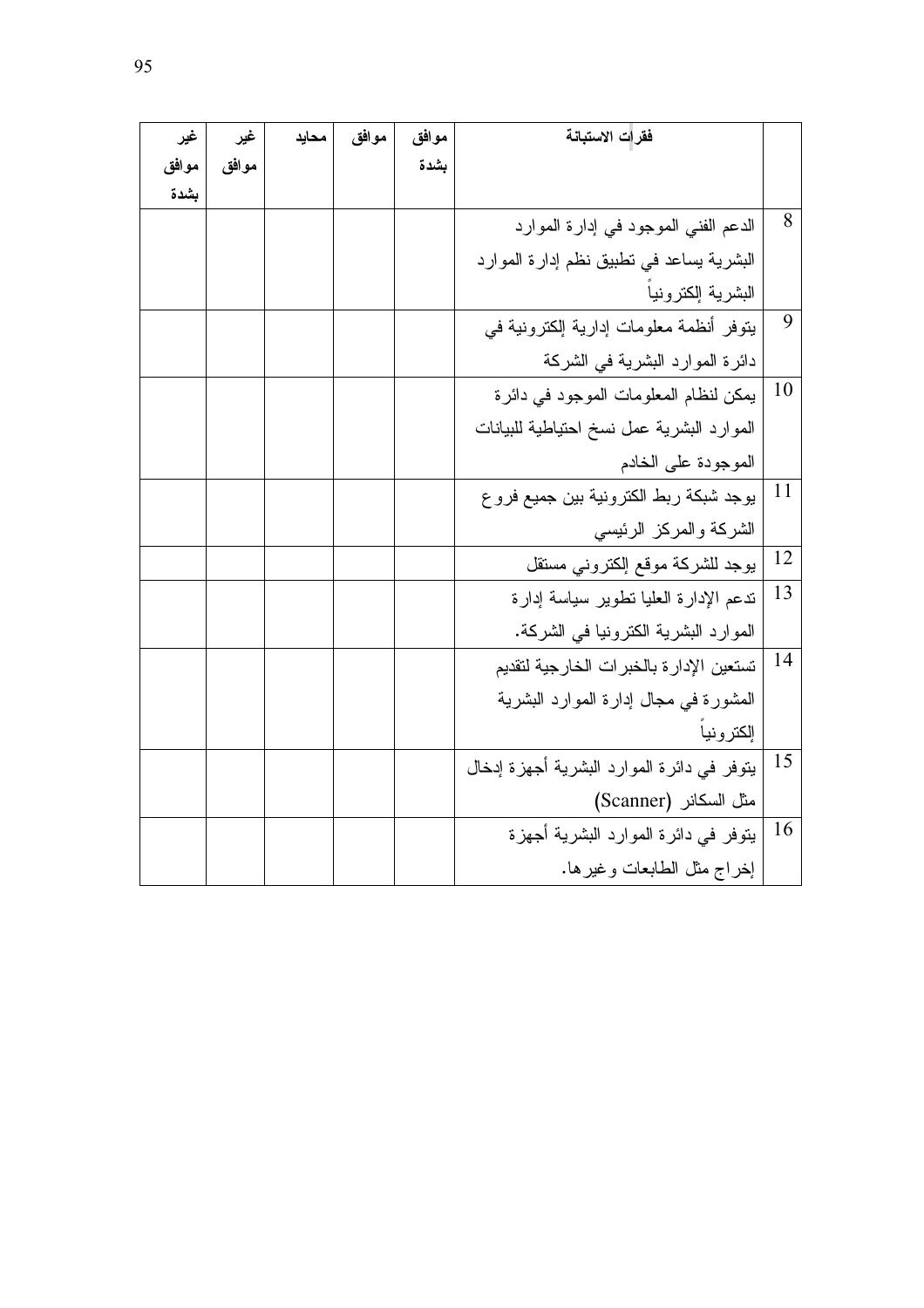| | فقرات الاستبانة | موافق بشدة | موافق | محايد | غير موافق | غير موافق بشدة |
|---|---|---|---|---|---|---|
| 8 | الدعم الفني الموجود في إدارة الموارد البشرية يساعد في تطبيق نظم إدارة الموارد البشرية إلكترونياً | | | | | |
| 9 | يتوفر أنظمة معلومات إدارية إلكترونية في دائرة الموارد البشرية في الشركة | | | | | |
| 10 | يمكن لنظام المعلومات الموجود في دائرة الموارد البشرية عمل نسخ احتياطية للبيانات الموجودة على الخادم | | | | | |
| 11 | يوجد شبكة ربط الكترونية بين جميع فروع الشركة والمركز الرئيسي | | | | | |
| 12 | يوجد للشركة موقع إلكتروني مستقل | | | | | |
| 13 | تدعم الإدارة العليا تطوير سياسة إدارة الموارد البشرية الكترونيا في الشركة. | | | | | |
| 14 | تستعين الإدارة بالخبرات الخارجية لتقديم المشورة في مجال إدارة الموارد البشرية إلكترونياً | | | | | |
| 15 | يتوفر في دائرة الموارد البشرية أجهزة إدخال مثل السكانر (Scanner) | | | | | |
| 16 | يتوفر في دائرة الموارد البشرية أجهزة إخراج مثل الطابعات وغيرها. | | | | | |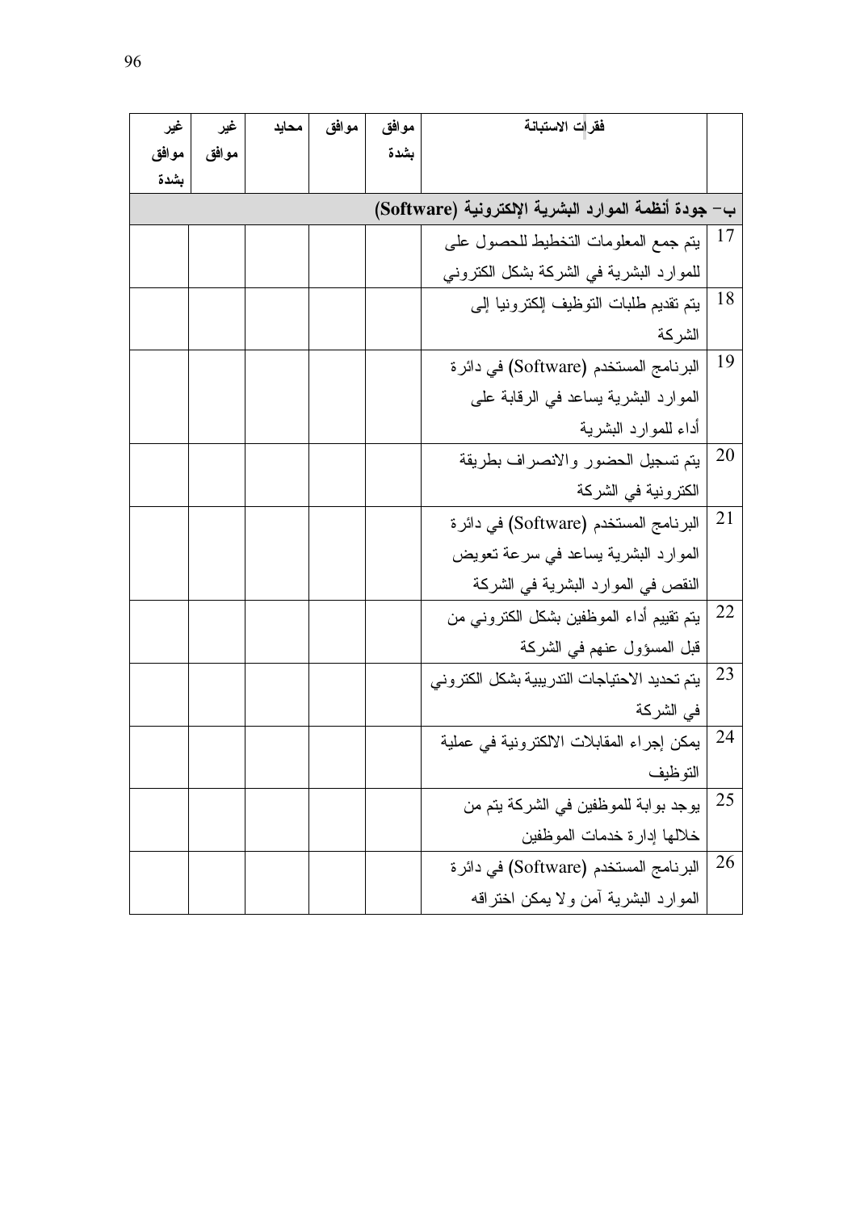| | فقرات الاستبانة | موافق بشدة | موافق | محايد | غير موافق | غير موافق بشدة |
|---|---|---|---|---|---|---|
| **ب- جودة أنظمة الموارد البشرية الإلكترونية (Software)** | | | | | | |
| 17 | يتم جمع المعلومات التخطيط للحصول على للموارد البشرية في الشركة بشكل الكتروني | | | | | |
| 18 | يتم تقديم طلبات التوظيف إلكترونيا إلى الشركة | | | | | |
| 19 | البرنامج المستخدم (Software) في دائرة الموارد البشرية يساعد في الرقابة على أداء للموارد البشرية | | | | | |
| 20 | يتم تسجيل الحضور والانصراف بطريقة الكترونية في الشركة | | | | | |
| 21 | البرنامج المستخدم (Software) في دائرة الموارد البشرية يساعد في سرعة تعويض النقص في الموارد البشرية في الشركة | | | | | |
| 22 | يتم تقييم أداء الموظفين بشكل الكتروني من قبل المسؤول عنهم في الشركة | | | | | |
| 23 | يتم تحديد الاحتياجات التدريبية بشكل الكتروني في الشركة | | | | | |
| 24 | يمكن إجراء المقابلات الالكترونية في عملية التوظيف | | | | | |
| 25 | يوجد بوابة للموظفين في الشركة يتم من خلالها إدارة خدمات الموظفين | | | | | |
| 26 | البرنامج المستخدم (Software) في دائرة الموارد البشرية آمن ولا يمكن اختراقه | | | | | |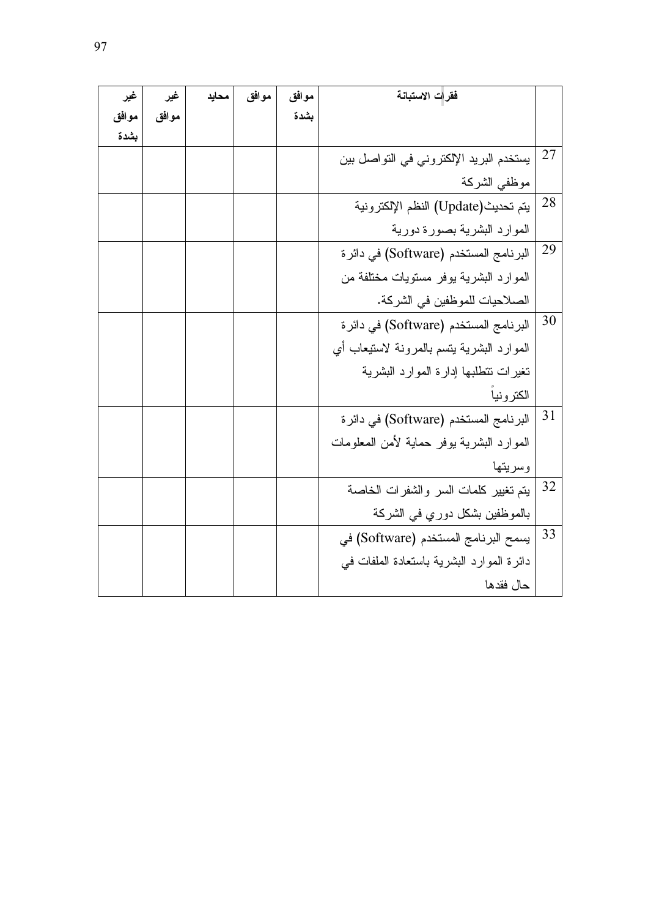| | فقرات الاستبانة | موافق بشدة | موافق | محايد | غير موافق | غير موافق بشدة |
|---|---|---|---|---|---|---|
| 27 | يستخدم البريد الإلكتروني في التواصل بين موظفي الشركة | | | | | |
| 28 | يتم تحديث(Update) النظم الإلكترونية الموارد البشرية بصورة دورية | | | | | |
| 29 | البرنامج المستخدم (Software) في دائرة الموارد البشرية يوفر مستويات مختلفة من الصلاحيات للموظفين في الشركة. | | | | | |
| 30 | البرنامج المستخدم (Software) في دائرة الموارد البشرية يتسم بالمرونة لاستيعاب أي تغيرات تتطلبها إدارة الموارد البشرية الكترونياً | | | | | |
| 31 | البرنامج المستخدم (Software) في دائرة الموارد البشرية يوفر حماية لأمن المعلومات وسريتها | | | | | |
| 32 | يتم تغيير كلمات السر والشفرات الخاصة بالموظفين بشكل دوري في الشركة | | | | | |
| 33 | يسمح البرنامج المستخدم (Software) في دائرة الموارد البشرية باستعادة الملفات في حال فقدها | | | | | |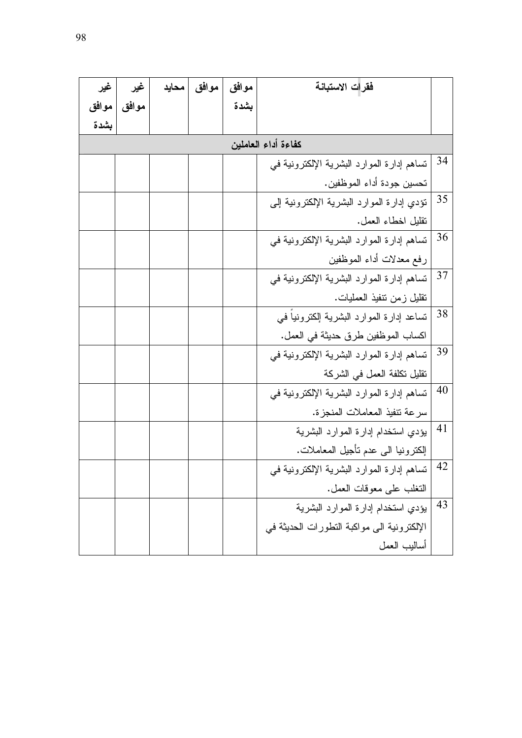| | فقرات الاستبانة | موافق بشدة | موافق | محايد | غير موافق | غير موافق بشدة |
|---|---|---|---|---|---|---|
| | **كفاءة أداء العاملين** | | | | | |
| 34 | تساهم إدارة الموارد البشرية الإلكترونية في تحسين جودة أداء الموظفين. | | | | | |
| 35 | تؤدي إدارة الموارد البشرية الإلكترونية إلى تقليل اخطاء العمل. | | | | | |
| 36 | تساهم إدارة الموارد البشرية الإلكترونية في رفع معدلات أداء الموظفين | | | | | |
| 37 | تساهم إدارة الموارد البشرية الإلكترونية في تقليل زمن تنفيذ العمليات. | | | | | |
| 38 | تساعد إدارة الموارد البشرية إلكترونياً في اكساب الموظفين طرق حديثة في العمل. | | | | | |
| 39 | تساهم إدارة الموارد البشرية الإلكترونية في تقليل تكلفة العمل في الشركة | | | | | |
| 40 | تساهم إدارة الموارد البشرية الإلكترونية في سرعة تنفيذ المعاملات المنجزة. | | | | | |
| 41 | يؤدي استخدام إدارة الموارد البشرية إلكترونيا الى عدم تأجيل المعاملات. | | | | | |
| 42 | تساهم إدارة الموارد البشرية الإلكترونية في التغلب على معوقات العمل. | | | | | |
| 43 | يؤدي استخدام إدارة الموارد البشرية الإلكترونية الى مواكبة التطورات الحديثة في أساليب العمل | | | | | |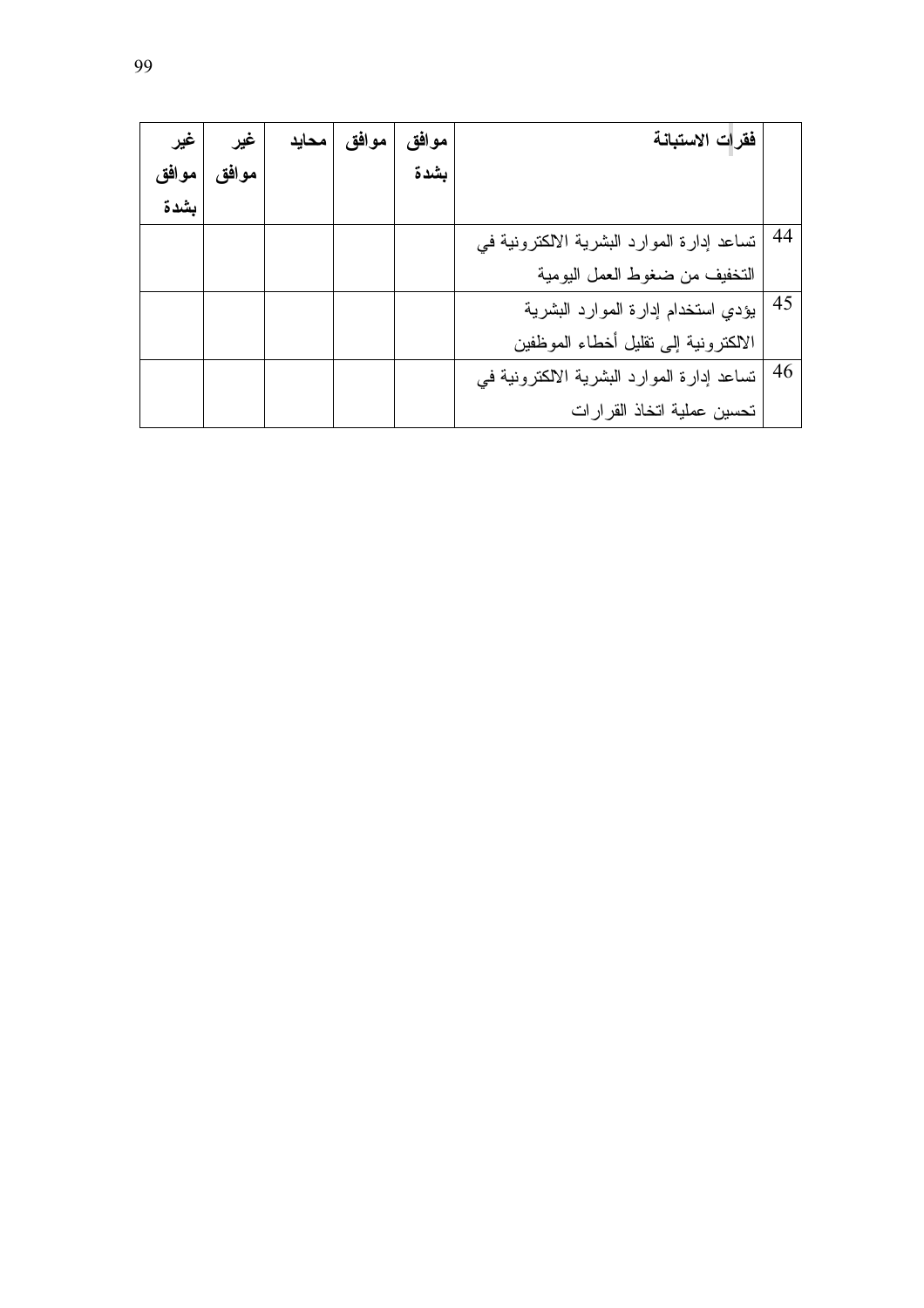| | فقرات الاستبانة | موافق بشدة | موافق | محايد | غير موافق | غير موافق بشدة |
|---|---|---|---|---|---|---|
| 44 | تساعد إدارة الموارد البشرية الالكترونية في التخفيف من ضغوط العمل اليومية | | | | | |
| 45 | يؤدي استخدام إدارة الموارد البشرية الالكترونية إلى تقليل أخطاء الموظفين | | | | | |
| 46 | تساعد إدارة الموارد البشرية الالكترونية في تحسين عملية اتخاذ القرارات | | | | | |